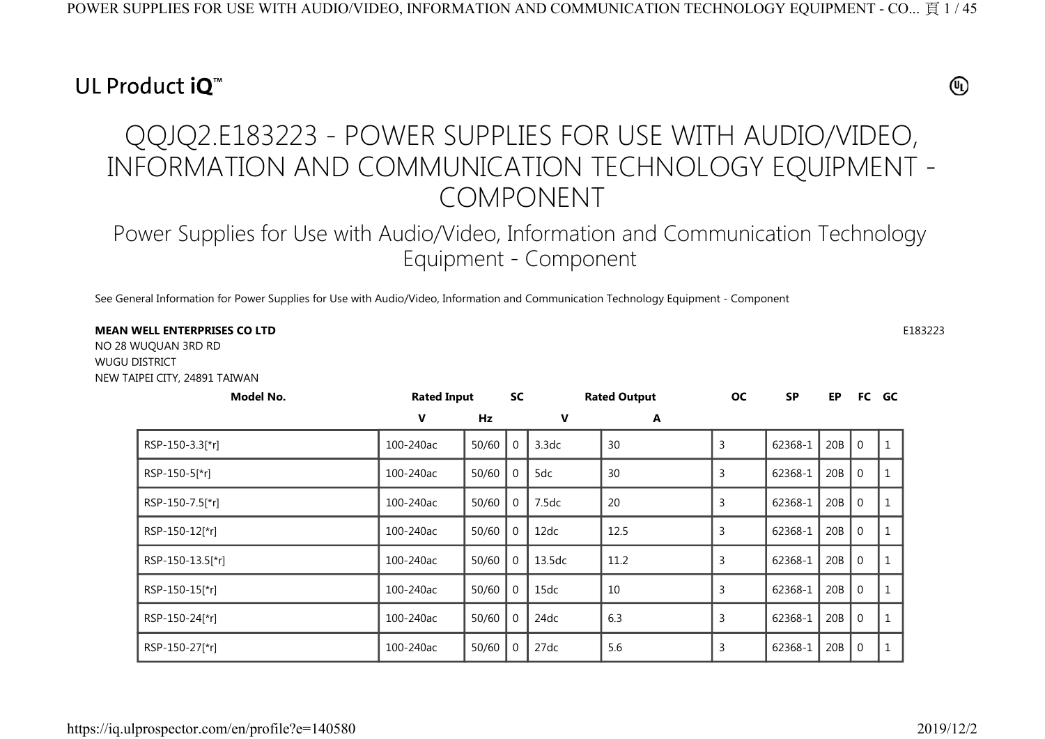UL Product iQ™

# QQJQ2.E183223 - POWER SUPPLIES FOR USE WITH AUDIO/VIDEO, INFORMATION AND COMMUNICATION TECHNOLOGY EQUIPMENT - COMPONENT

## Power Supplies for Use with Audio/Video, Information and Communication Technology Equipment - Component

See General Information for Power Supplies for Use with Audio/Video, Information and Communication Technology Equipment - Component

**MEAN WELL ENTERPRISES CO LTD** E183223
NO 28 WUQUAN 3RD RD
WUGU DISTRICT
NEW TAIPEI CITY, 24891 TAIWAN

| Model No. | Rated Input | | SC | Rated Output | | OC | SP | EP | FC | GC |
|---|---|---|---|---|---|---|---|---|---|---|
| | V | Hz | | V | A | | | | | |
| RSP-150-3.3[*r] | 100-240ac | 50/60 | 0 | 3.3dc | 30 | 3 | 62368-1 | 20B | 0 | 1 |
| RSP-150-5[*r] | 100-240ac | 50/60 | 0 | 5dc | 30 | 3 | 62368-1 | 20B | 0 | 1 |
| RSP-150-7.5[*r] | 100-240ac | 50/60 | 0 | 7.5dc | 20 | 3 | 62368-1 | 20B | 0 | 1 |
| RSP-150-12[*r] | 100-240ac | 50/60 | 0 | 12dc | 12.5 | 3 | 62368-1 | 20B | 0 | 1 |
| RSP-150-13.5[*r] | 100-240ac | 50/60 | 0 | 13.5dc | 11.2 | 3 | 62368-1 | 20B | 0 | 1 |
| RSP-150-15[*r] | 100-240ac | 50/60 | 0 | 15dc | 10 | 3 | 62368-1 | 20B | 0 | 1 |
| RSP-150-24[*r] | 100-240ac | 50/60 | 0 | 24dc | 6.3 | 3 | 62368-1 | 20B | 0 | 1 |
| RSP-150-27[*r] | 100-240ac | 50/60 | 0 | 27dc | 5.6 | 3 | 62368-1 | 20B | 0 | 1 |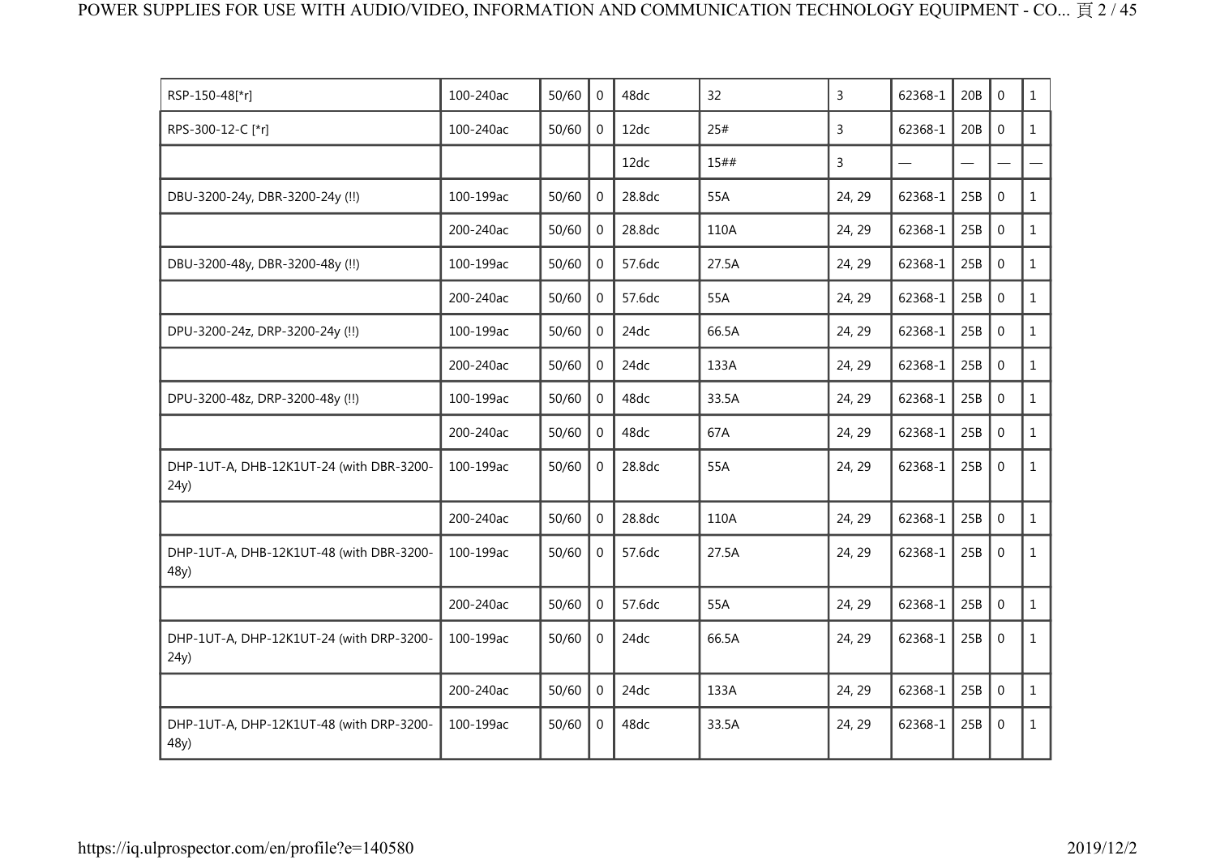| | | | | | | | | | | |
|---|---|---|---|---|---|---|---|---|---|---|
| RSP-150-48[*r] | 100-240ac | 50/60 | 0 | 48dc | 32 | 3 | 62368-1 | 20B | 0 | 1 |
| RPS-300-12-C [*r] | 100-240ac | 50/60 | 0 | 12dc | 25# | 3 | 62368-1 | 20B | 0 | 1 |
| | | | | 12dc | 15## | 3 | — | — | — | — |
| DBU-3200-24y, DBR-3200-24y (!!) | 100-199ac | 50/60 | 0 | 28.8dc | 55A | 24, 29 | 62368-1 | 25B | 0 | 1 |
| | 200-240ac | 50/60 | 0 | 28.8dc | 110A | 24, 29 | 62368-1 | 25B | 0 | 1 |
| DBU-3200-48y, DBR-3200-48y (!!) | 100-199ac | 50/60 | 0 | 57.6dc | 27.5A | 24, 29 | 62368-1 | 25B | 0 | 1 |
| | 200-240ac | 50/60 | 0 | 57.6dc | 55A | 24, 29 | 62368-1 | 25B | 0 | 1 |
| DPU-3200-24z, DRP-3200-24y (!!) | 100-199ac | 50/60 | 0 | 24dc | 66.5A | 24, 29 | 62368-1 | 25B | 0 | 1 |
| | 200-240ac | 50/60 | 0 | 24dc | 133A | 24, 29 | 62368-1 | 25B | 0 | 1 |
| DPU-3200-48z, DRP-3200-48y (!!) | 100-199ac | 50/60 | 0 | 48dc | 33.5A | 24, 29 | 62368-1 | 25B | 0 | 1 |
| | 200-240ac | 50/60 | 0 | 48dc | 67A | 24, 29 | 62368-1 | 25B | 0 | 1 |
| DHP-1UT-A, DHB-12K1UT-24 (with DBR-3200-24y) | 100-199ac | 50/60 | 0 | 28.8dc | 55A | 24, 29 | 62368-1 | 25B | 0 | 1 |
| | 200-240ac | 50/60 | 0 | 28.8dc | 110A | 24, 29 | 62368-1 | 25B | 0 | 1 |
| DHP-1UT-A, DHB-12K1UT-48 (with DBR-3200-48y) | 100-199ac | 50/60 | 0 | 57.6dc | 27.5A | 24, 29 | 62368-1 | 25B | 0 | 1 |
| | 200-240ac | 50/60 | 0 | 57.6dc | 55A | 24, 29 | 62368-1 | 25B | 0 | 1 |
| DHP-1UT-A, DHP-12K1UT-24 (with DRP-3200-24y) | 100-199ac | 50/60 | 0 | 24dc | 66.5A | 24, 29 | 62368-1 | 25B | 0 | 1 |
| | 200-240ac | 50/60 | 0 | 24dc | 133A | 24, 29 | 62368-1 | 25B | 0 | 1 |
| DHP-1UT-A, DHP-12K1UT-48 (with DRP-3200-48y) | 100-199ac | 50/60 | 0 | 48dc | 33.5A | 24, 29 | 62368-1 | 25B | 0 | 1 |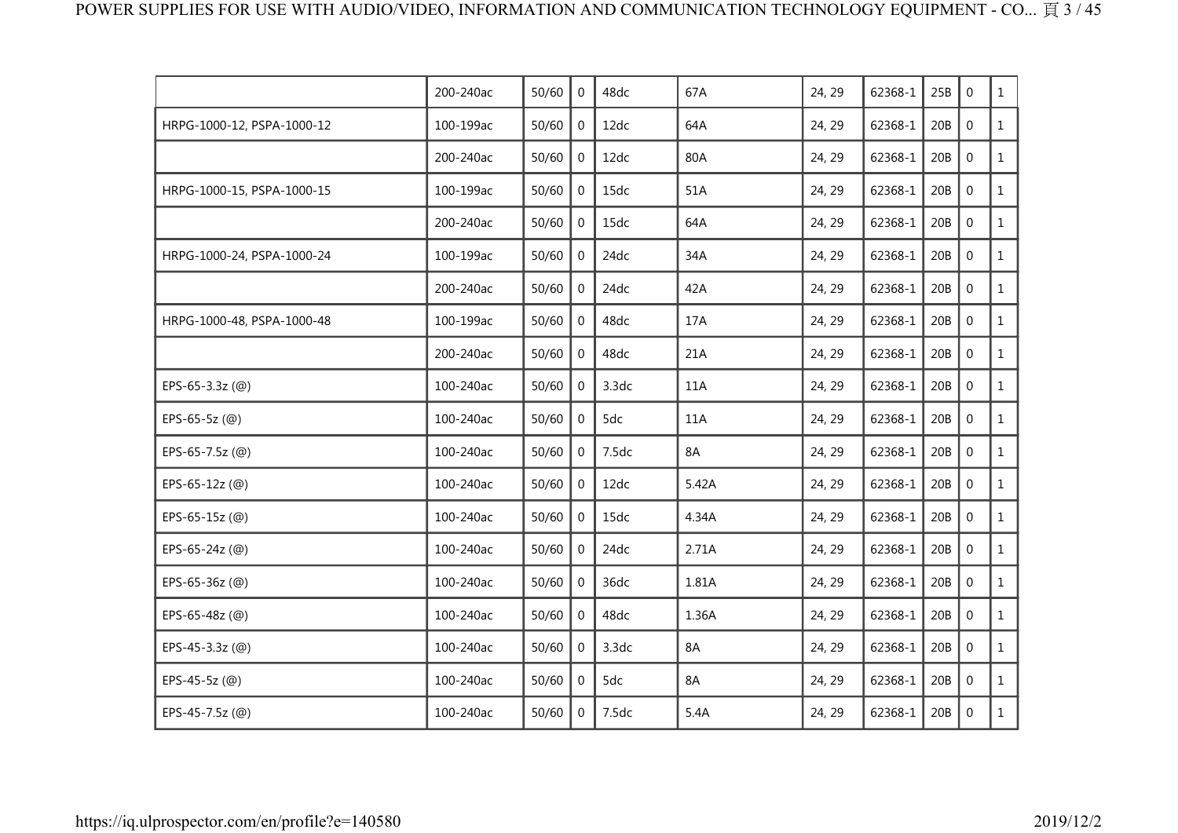| | | | | | | | | | | |
|---|---|---|---|---|---|---|---|---|---|---|
| | 200-240ac | 50/60 | 0 | 48dc | 67A | 24, 29 | 62368-1 | 25B | 0 | 1 |
| HRPG-1000-12, PSPA-1000-12 | 100-199ac | 50/60 | 0 | 12dc | 64A | 24, 29 | 62368-1 | 20B | 0 | 1 |
| | 200-240ac | 50/60 | 0 | 12dc | 80A | 24, 29 | 62368-1 | 20B | 0 | 1 |
| HRPG-1000-15, PSPA-1000-15 | 100-199ac | 50/60 | 0 | 15dc | 51A | 24, 29 | 62368-1 | 20B | 0 | 1 |
| | 200-240ac | 50/60 | 0 | 15dc | 64A | 24, 29 | 62368-1 | 20B | 0 | 1 |
| HRPG-1000-24, PSPA-1000-24 | 100-199ac | 50/60 | 0 | 24dc | 34A | 24, 29 | 62368-1 | 20B | 0 | 1 |
| | 200-240ac | 50/60 | 0 | 24dc | 42A | 24, 29 | 62368-1 | 20B | 0 | 1 |
| HRPG-1000-48, PSPA-1000-48 | 100-199ac | 50/60 | 0 | 48dc | 17A | 24, 29 | 62368-1 | 20B | 0 | 1 |
| | 200-240ac | 50/60 | 0 | 48dc | 21A | 24, 29 | 62368-1 | 20B | 0 | 1 |
| EPS-65-3.3z (@) | 100-240ac | 50/60 | 0 | 3.3dc | 11A | 24, 29 | 62368-1 | 20B | 0 | 1 |
| EPS-65-5z (@) | 100-240ac | 50/60 | 0 | 5dc | 11A | 24, 29 | 62368-1 | 20B | 0 | 1 |
| EPS-65-7.5z (@) | 100-240ac | 50/60 | 0 | 7.5dc | 8A | 24, 29 | 62368-1 | 20B | 0 | 1 |
| EPS-65-12z (@) | 100-240ac | 50/60 | 0 | 12dc | 5.42A | 24, 29 | 62368-1 | 20B | 0 | 1 |
| EPS-65-15z (@) | 100-240ac | 50/60 | 0 | 15dc | 4.34A | 24, 29 | 62368-1 | 20B | 0 | 1 |
| EPS-65-24z (@) | 100-240ac | 50/60 | 0 | 24dc | 2.71A | 24, 29 | 62368-1 | 20B | 0 | 1 |
| EPS-65-36z (@) | 100-240ac | 50/60 | 0 | 36dc | 1.81A | 24, 29 | 62368-1 | 20B | 0 | 1 |
| EPS-65-48z (@) | 100-240ac | 50/60 | 0 | 48dc | 1.36A | 24, 29 | 62368-1 | 20B | 0 | 1 |
| EPS-45-3.3z (@) | 100-240ac | 50/60 | 0 | 3.3dc | 8A | 24, 29 | 62368-1 | 20B | 0 | 1 |
| EPS-45-5z (@) | 100-240ac | 50/60 | 0 | 5dc | 8A | 24, 29 | 62368-1 | 20B | 0 | 1 |
| EPS-45-7.5z (@) | 100-240ac | 50/60 | 0 | 7.5dc | 5.4A | 24, 29 | 62368-1 | 20B | 0 | 1 |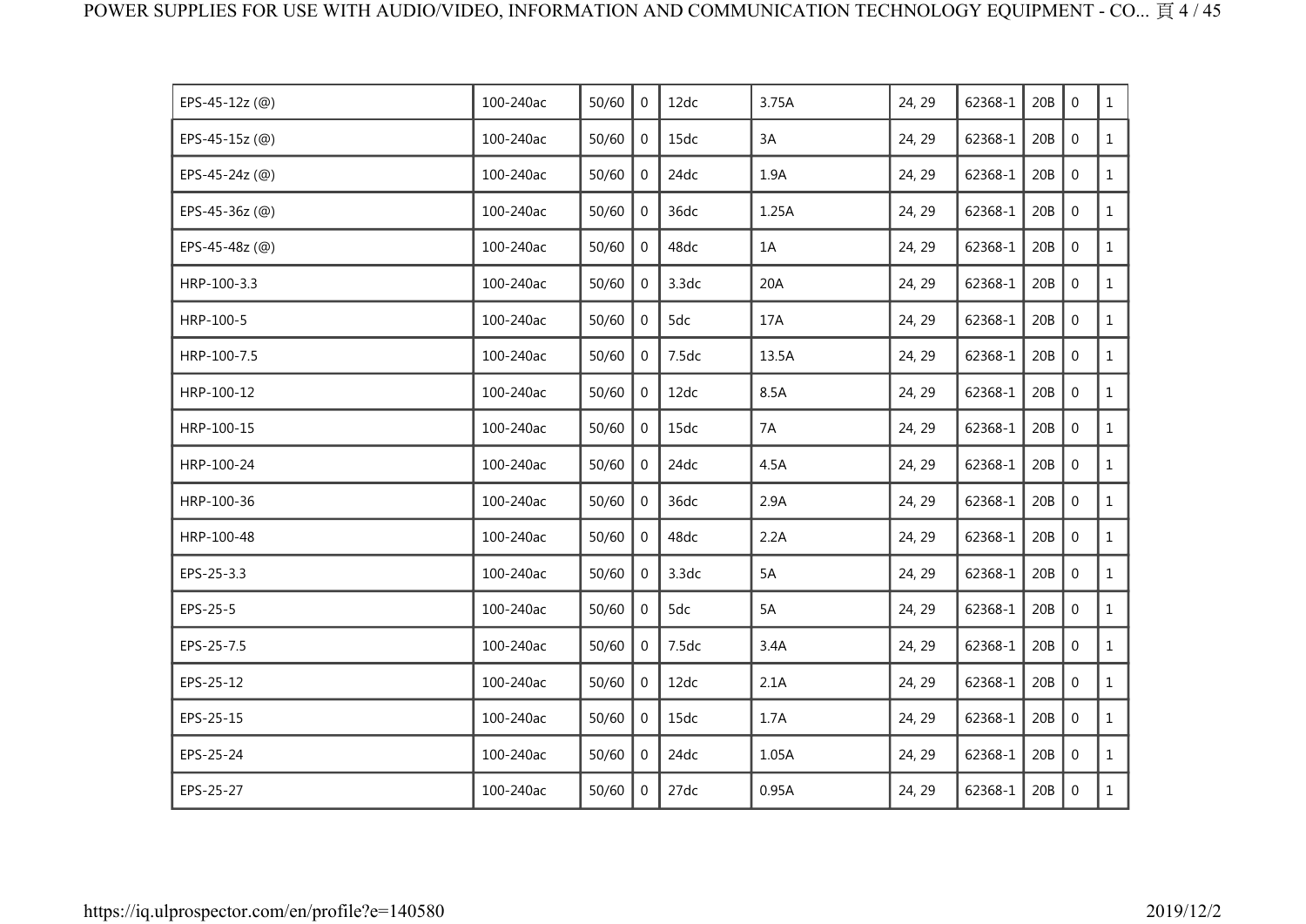| | | | | | | | | | | |
|---|---|---|---|---|---|---|---|---|---|---|
| EPS-45-12z (@) | 100-240ac | 50/60 | 0 | 12dc | 3.75A | 24, 29 | 62368-1 | 20B | 0 | 1 |
| EPS-45-15z (@) | 100-240ac | 50/60 | 0 | 15dc | 3A | 24, 29 | 62368-1 | 20B | 0 | 1 |
| EPS-45-24z (@) | 100-240ac | 50/60 | 0 | 24dc | 1.9A | 24, 29 | 62368-1 | 20B | 0 | 1 |
| EPS-45-36z (@) | 100-240ac | 50/60 | 0 | 36dc | 1.25A | 24, 29 | 62368-1 | 20B | 0 | 1 |
| EPS-45-48z (@) | 100-240ac | 50/60 | 0 | 48dc | 1A | 24, 29 | 62368-1 | 20B | 0 | 1 |
| HRP-100-3.3 | 100-240ac | 50/60 | 0 | 3.3dc | 20A | 24, 29 | 62368-1 | 20B | 0 | 1 |
| HRP-100-5 | 100-240ac | 50/60 | 0 | 5dc | 17A | 24, 29 | 62368-1 | 20B | 0 | 1 |
| HRP-100-7.5 | 100-240ac | 50/60 | 0 | 7.5dc | 13.5A | 24, 29 | 62368-1 | 20B | 0 | 1 |
| HRP-100-12 | 100-240ac | 50/60 | 0 | 12dc | 8.5A | 24, 29 | 62368-1 | 20B | 0 | 1 |
| HRP-100-15 | 100-240ac | 50/60 | 0 | 15dc | 7A | 24, 29 | 62368-1 | 20B | 0 | 1 |
| HRP-100-24 | 100-240ac | 50/60 | 0 | 24dc | 4.5A | 24, 29 | 62368-1 | 20B | 0 | 1 |
| HRP-100-36 | 100-240ac | 50/60 | 0 | 36dc | 2.9A | 24, 29 | 62368-1 | 20B | 0 | 1 |
| HRP-100-48 | 100-240ac | 50/60 | 0 | 48dc | 2.2A | 24, 29 | 62368-1 | 20B | 0 | 1 |
| EPS-25-3.3 | 100-240ac | 50/60 | 0 | 3.3dc | 5A | 24, 29 | 62368-1 | 20B | 0 | 1 |
| EPS-25-5 | 100-240ac | 50/60 | 0 | 5dc | 5A | 24, 29 | 62368-1 | 20B | 0 | 1 |
| EPS-25-7.5 | 100-240ac | 50/60 | 0 | 7.5dc | 3.4A | 24, 29 | 62368-1 | 20B | 0 | 1 |
| EPS-25-12 | 100-240ac | 50/60 | 0 | 12dc | 2.1A | 24, 29 | 62368-1 | 20B | 0 | 1 |
| EPS-25-15 | 100-240ac | 50/60 | 0 | 15dc | 1.7A | 24, 29 | 62368-1 | 20B | 0 | 1 |
| EPS-25-24 | 100-240ac | 50/60 | 0 | 24dc | 1.05A | 24, 29 | 62368-1 | 20B | 0 | 1 |
| EPS-25-27 | 100-240ac | 50/60 | 0 | 27dc | 0.95A | 24, 29 | 62368-1 | 20B | 0 | 1 |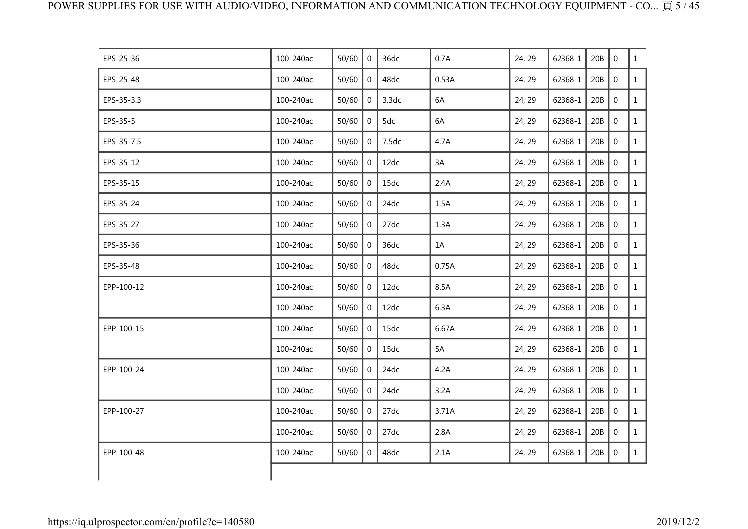| | | | | | | | | | | |
|---|---|---|---|---|---|---|---|---|---|---|
| EPS-25-36 | 100-240ac | 50/60 | 0 | 36dc | 0.7A | 24, 29 | 62368-1 | 20B | 0 | 1 |
| EPS-25-48 | 100-240ac | 50/60 | 0 | 48dc | 0.53A | 24, 29 | 62368-1 | 20B | 0 | 1 |
| EPS-35-3.3 | 100-240ac | 50/60 | 0 | 3.3dc | 6A | 24, 29 | 62368-1 | 20B | 0 | 1 |
| EPS-35-5 | 100-240ac | 50/60 | 0 | 5dc | 6A | 24, 29 | 62368-1 | 20B | 0 | 1 |
| EPS-35-7.5 | 100-240ac | 50/60 | 0 | 7.5dc | 4.7A | 24, 29 | 62368-1 | 20B | 0 | 1 |
| EPS-35-12 | 100-240ac | 50/60 | 0 | 12dc | 3A | 24, 29 | 62368-1 | 20B | 0 | 1 |
| EPS-35-15 | 100-240ac | 50/60 | 0 | 15dc | 2.4A | 24, 29 | 62368-1 | 20B | 0 | 1 |
| EPS-35-24 | 100-240ac | 50/60 | 0 | 24dc | 1.5A | 24, 29 | 62368-1 | 20B | 0 | 1 |
| EPS-35-27 | 100-240ac | 50/60 | 0 | 27dc | 1.3A | 24, 29 | 62368-1 | 20B | 0 | 1 |
| EPS-35-36 | 100-240ac | 50/60 | 0 | 36dc | 1A | 24, 29 | 62368-1 | 20B | 0 | 1 |
| EPS-35-48 | 100-240ac | 50/60 | 0 | 48dc | 0.75A | 24, 29 | 62368-1 | 20B | 0 | 1 |
| EPP-100-12 | 100-240ac | 50/60 | 0 | 12dc | 8.5A | 24, 29 | 62368-1 | 20B | 0 | 1 |
| | 100-240ac | 50/60 | 0 | 12dc | 6.3A | 24, 29 | 62368-1 | 20B | 0 | 1 |
| EPP-100-15 | 100-240ac | 50/60 | 0 | 15dc | 6.67A | 24, 29 | 62368-1 | 20B | 0 | 1 |
| | 100-240ac | 50/60 | 0 | 15dc | 5A | 24, 29 | 62368-1 | 20B | 0 | 1 |
| EPP-100-24 | 100-240ac | 50/60 | 0 | 24dc | 4.2A | 24, 29 | 62368-1 | 20B | 0 | 1 |
| | 100-240ac | 50/60 | 0 | 24dc | 3.2A | 24, 29 | 62368-1 | 20B | 0 | 1 |
| EPP-100-27 | 100-240ac | 50/60 | 0 | 27dc | 3.71A | 24, 29 | 62368-1 | 20B | 0 | 1 |
| | 100-240ac | 50/60 | 0 | 27dc | 2.8A | 24, 29 | 62368-1 | 20B | 0 | 1 |
| EPP-100-48 | 100-240ac | 50/60 | 0 | 48dc | 2.1A | 24, 29 | 62368-1 | 20B | 0 | 1 |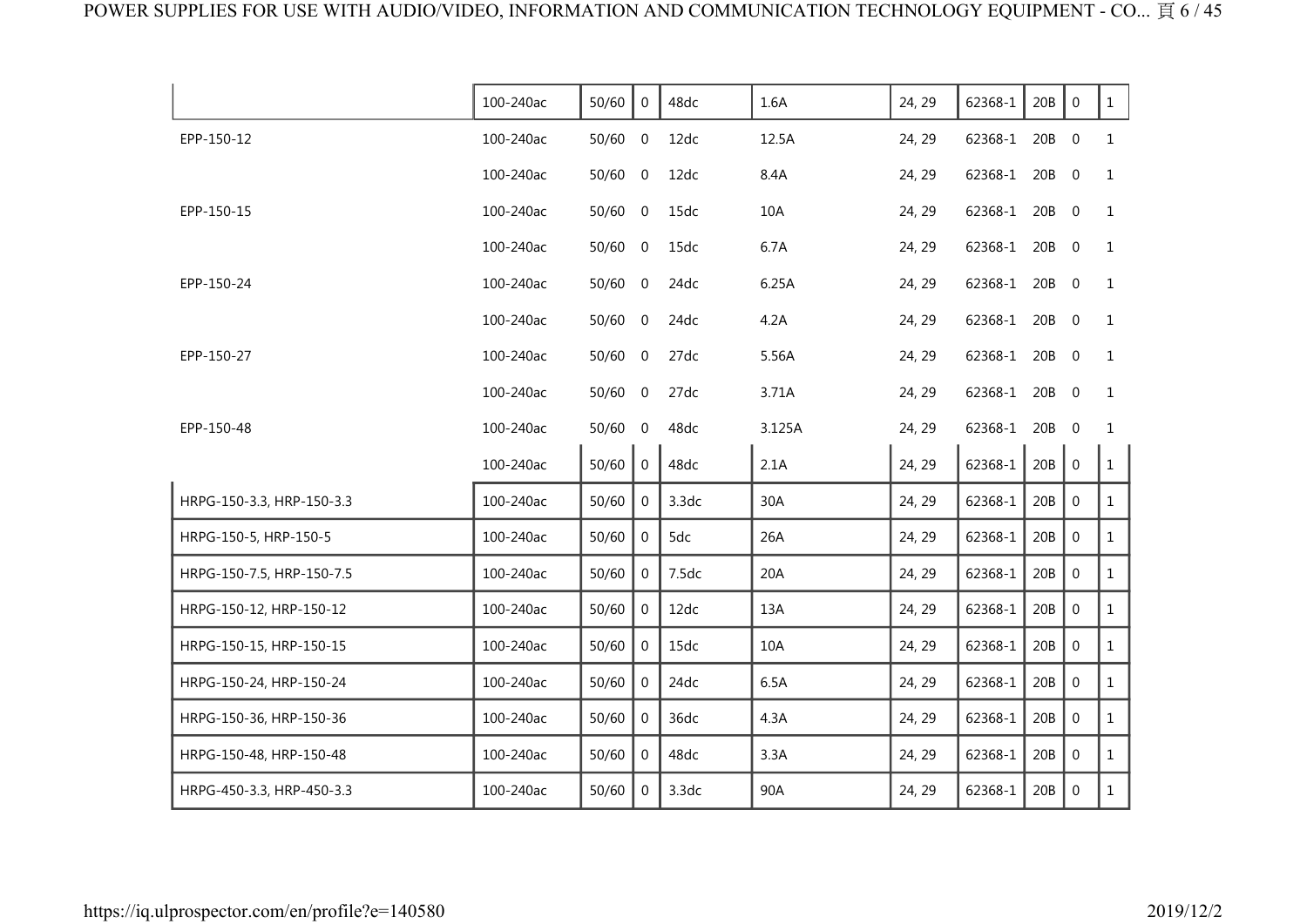| | | | | | | | | | |
|---|---|---|---|---|---|---|---|---|---|
| | 100-240ac | 50/60 | 0 | 48dc | 1.6A | 24, 29 | 62368-1 | 20B | 0 | 1 |
| EPP-150-12 | 100-240ac | 50/60 | 0 | 12dc | 12.5A | 24, 29 | 62368-1 | 20B | 0 | 1 |
| | 100-240ac | 50/60 | 0 | 12dc | 8.4A | 24, 29 | 62368-1 | 20B | 0 | 1 |
| EPP-150-15 | 100-240ac | 50/60 | 0 | 15dc | 10A | 24, 29 | 62368-1 | 20B | 0 | 1 |
| | 100-240ac | 50/60 | 0 | 15dc | 6.7A | 24, 29 | 62368-1 | 20B | 0 | 1 |
| EPP-150-24 | 100-240ac | 50/60 | 0 | 24dc | 6.25A | 24, 29 | 62368-1 | 20B | 0 | 1 |
| | 100-240ac | 50/60 | 0 | 24dc | 4.2A | 24, 29 | 62368-1 | 20B | 0 | 1 |
| EPP-150-27 | 100-240ac | 50/60 | 0 | 27dc | 5.56A | 24, 29 | 62368-1 | 20B | 0 | 1 |
| | 100-240ac | 50/60 | 0 | 27dc | 3.71A | 24, 29 | 62368-1 | 20B | 0 | 1 |
| EPP-150-48 | 100-240ac | 50/60 | 0 | 48dc | 3.125A | 24, 29 | 62368-1 | 20B | 0 | 1 |
| | 100-240ac | 50/60 | 0 | 48dc | 2.1A | 24, 29 | 62368-1 | 20B | 0 | 1 |
| HRPG-150-3.3, HRP-150-3.3 | 100-240ac | 50/60 | 0 | 3.3dc | 30A | 24, 29 | 62368-1 | 20B | 0 | 1 |
| HRPG-150-5, HRP-150-5 | 100-240ac | 50/60 | 0 | 5dc | 26A | 24, 29 | 62368-1 | 20B | 0 | 1 |
| HRPG-150-7.5, HRP-150-7.5 | 100-240ac | 50/60 | 0 | 7.5dc | 20A | 24, 29 | 62368-1 | 20B | 0 | 1 |
| HRPG-150-12, HRP-150-12 | 100-240ac | 50/60 | 0 | 12dc | 13A | 24, 29 | 62368-1 | 20B | 0 | 1 |
| HRPG-150-15, HRP-150-15 | 100-240ac | 50/60 | 0 | 15dc | 10A | 24, 29 | 62368-1 | 20B | 0 | 1 |
| HRPG-150-24, HRP-150-24 | 100-240ac | 50/60 | 0 | 24dc | 6.5A | 24, 29 | 62368-1 | 20B | 0 | 1 |
| HRPG-150-36, HRP-150-36 | 100-240ac | 50/60 | 0 | 36dc | 4.3A | 24, 29 | 62368-1 | 20B | 0 | 1 |
| HRPG-150-48, HRP-150-48 | 100-240ac | 50/60 | 0 | 48dc | 3.3A | 24, 29 | 62368-1 | 20B | 0 | 1 |
| HRPG-450-3.3, HRP-450-3.3 | 100-240ac | 50/60 | 0 | 3.3dc | 90A | 24, 29 | 62368-1 | 20B | 0 | 1 |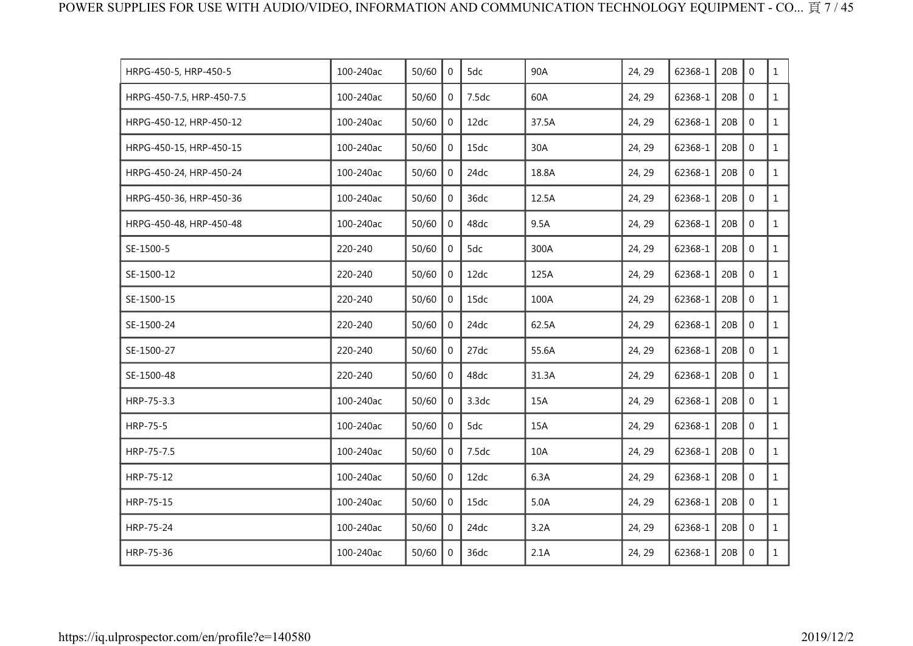| | | | | | | | | | | |
|---|---|---|---|---|---|---|---|---|---|---|
| HRPG-450-5, HRP-450-5 | 100-240ac | 50/60 | 0 | 5dc | 90A | 24, 29 | 62368-1 | 20B | 0 | 1 |
| HRPG-450-7.5, HRP-450-7.5 | 100-240ac | 50/60 | 0 | 7.5dc | 60A | 24, 29 | 62368-1 | 20B | 0 | 1 |
| HRPG-450-12, HRP-450-12 | 100-240ac | 50/60 | 0 | 12dc | 37.5A | 24, 29 | 62368-1 | 20B | 0 | 1 |
| HRPG-450-15, HRP-450-15 | 100-240ac | 50/60 | 0 | 15dc | 30A | 24, 29 | 62368-1 | 20B | 0 | 1 |
| HRPG-450-24, HRP-450-24 | 100-240ac | 50/60 | 0 | 24dc | 18.8A | 24, 29 | 62368-1 | 20B | 0 | 1 |
| HRPG-450-36, HRP-450-36 | 100-240ac | 50/60 | 0 | 36dc | 12.5A | 24, 29 | 62368-1 | 20B | 0 | 1 |
| HRPG-450-48, HRP-450-48 | 100-240ac | 50/60 | 0 | 48dc | 9.5A | 24, 29 | 62368-1 | 20B | 0 | 1 |
| SE-1500-5 | 220-240 | 50/60 | 0 | 5dc | 300A | 24, 29 | 62368-1 | 20B | 0 | 1 |
| SE-1500-12 | 220-240 | 50/60 | 0 | 12dc | 125A | 24, 29 | 62368-1 | 20B | 0 | 1 |
| SE-1500-15 | 220-240 | 50/60 | 0 | 15dc | 100A | 24, 29 | 62368-1 | 20B | 0 | 1 |
| SE-1500-24 | 220-240 | 50/60 | 0 | 24dc | 62.5A | 24, 29 | 62368-1 | 20B | 0 | 1 |
| SE-1500-27 | 220-240 | 50/60 | 0 | 27dc | 55.6A | 24, 29 | 62368-1 | 20B | 0 | 1 |
| SE-1500-48 | 220-240 | 50/60 | 0 | 48dc | 31.3A | 24, 29 | 62368-1 | 20B | 0 | 1 |
| HRP-75-3.3 | 100-240ac | 50/60 | 0 | 3.3dc | 15A | 24, 29 | 62368-1 | 20B | 0 | 1 |
| HRP-75-5 | 100-240ac | 50/60 | 0 | 5dc | 15A | 24, 29 | 62368-1 | 20B | 0 | 1 |
| HRP-75-7.5 | 100-240ac | 50/60 | 0 | 7.5dc | 10A | 24, 29 | 62368-1 | 20B | 0 | 1 |
| HRP-75-12 | 100-240ac | 50/60 | 0 | 12dc | 6.3A | 24, 29 | 62368-1 | 20B | 0 | 1 |
| HRP-75-15 | 100-240ac | 50/60 | 0 | 15dc | 5.0A | 24, 29 | 62368-1 | 20B | 0 | 1 |
| HRP-75-24 | 100-240ac | 50/60 | 0 | 24dc | 3.2A | 24, 29 | 62368-1 | 20B | 0 | 1 |
| HRP-75-36 | 100-240ac | 50/60 | 0 | 36dc | 2.1A | 24, 29 | 62368-1 | 20B | 0 | 1 |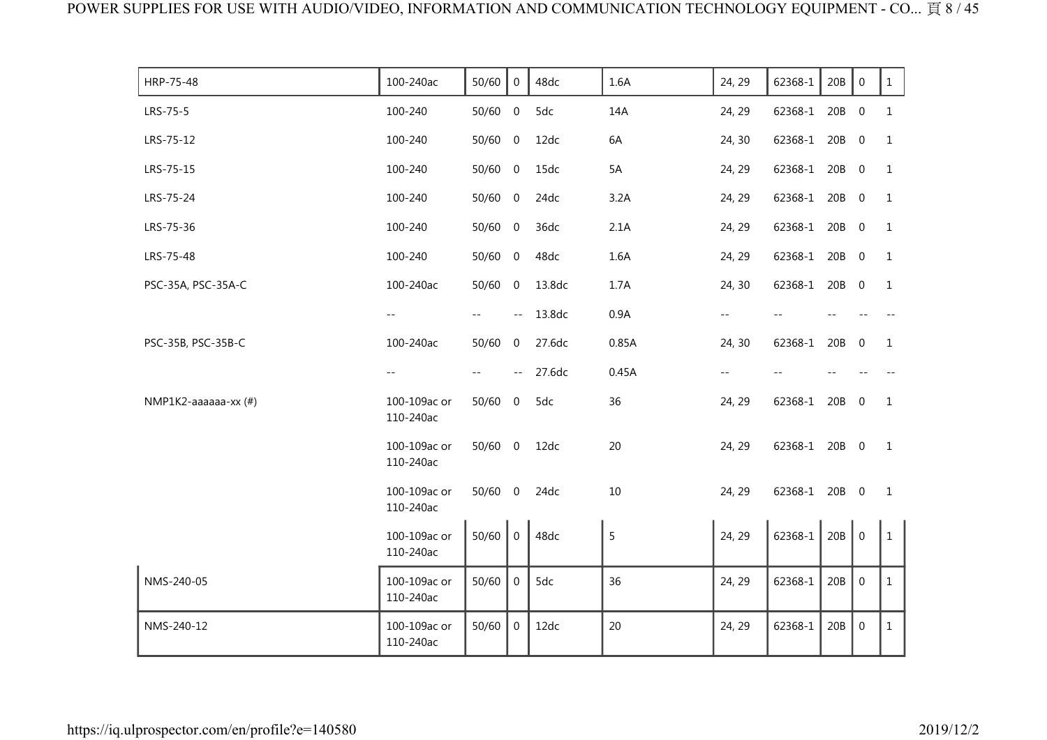| | | | | | | | | | | | |
|---|---|---|---|---|---|---|---|---|---|---|---|
| HRP-75-48 | 100-240ac | 50/60 | 0 | 48dc | 1.6A | 24, 29 | 62368-1 | 20B | 0 | 1 |
| LRS-75-5 | 100-240 | 50/60 | 0 | 5dc | 14A | 24, 29 | 62368-1 | 20B | 0 | 1 |
| LRS-75-12 | 100-240 | 50/60 | 0 | 12dc | 6A | 24, 30 | 62368-1 | 20B | 0 | 1 |
| LRS-75-15 | 100-240 | 50/60 | 0 | 15dc | 5A | 24, 29 | 62368-1 | 20B | 0 | 1 |
| LRS-75-24 | 100-240 | 50/60 | 0 | 24dc | 3.2A | 24, 29 | 62368-1 | 20B | 0 | 1 |
| LRS-75-36 | 100-240 | 50/60 | 0 | 36dc | 2.1A | 24, 29 | 62368-1 | 20B | 0 | 1 |
| LRS-75-48 | 100-240 | 50/60 | 0 | 48dc | 1.6A | 24, 29 | 62368-1 | 20B | 0 | 1 |
| PSC-35A, PSC-35A-C | 100-240ac | 50/60 | 0 | 13.8dc | 1.7A | 24, 30 | 62368-1 | 20B | 0 | 1 |
| | -- | -- | -- | 13.8dc | 0.9A | -- | -- | -- | -- | -- |
| PSC-35B, PSC-35B-C | 100-240ac | 50/60 | 0 | 27.6dc | 0.85A | 24, 30 | 62368-1 | 20B | 0 | 1 |
| | -- | -- | -- | 27.6dc | 0.45A | -- | -- | -- | -- | -- |
| NMP1K2-aaaaaa-xx (#) | 100-109ac or 110-240ac | 50/60 | 0 | 5dc | 36 | 24, 29 | 62368-1 | 20B | 0 | 1 |
| | 100-109ac or 110-240ac | 50/60 | 0 | 12dc | 20 | 24, 29 | 62368-1 | 20B | 0 | 1 |
| | 100-109ac or 110-240ac | 50/60 | 0 | 24dc | 10 | 24, 29 | 62368-1 | 20B | 0 | 1 |
| | 100-109ac or 110-240ac | 50/60 | 0 | 48dc | 5 | 24, 29 | 62368-1 | 20B | 0 | 1 |
| NMS-240-05 | 100-109ac or 110-240ac | 50/60 | 0 | 5dc | 36 | 24, 29 | 62368-1 | 20B | 0 | 1 |
| NMS-240-12 | 100-109ac or 110-240ac | 50/60 | 0 | 12dc | 20 | 24, 29 | 62368-1 | 20B | 0 | 1 |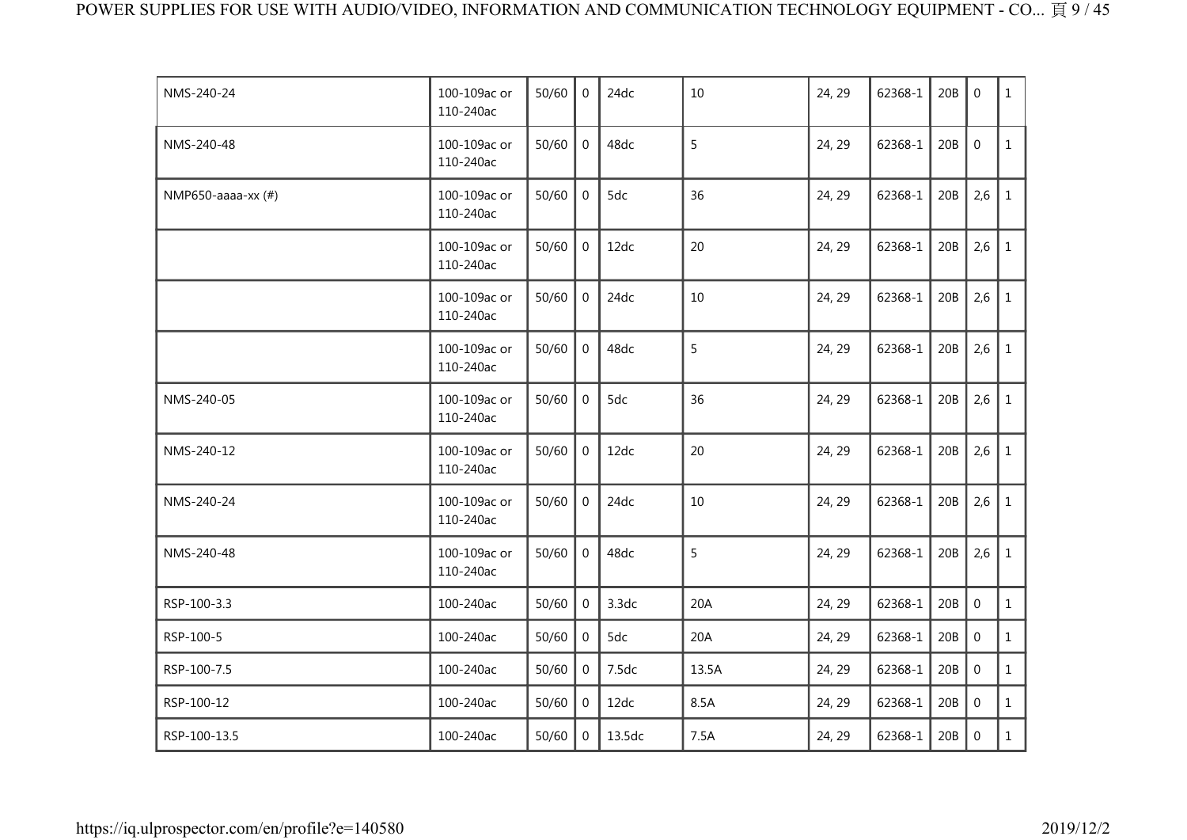| | | | | | | | | | | |
|---|---|---|---|---|---|---|---|---|---|---|
| NMS-240-24 | 100-109ac or 110-240ac | 50/60 | 0 | 24dc | 10 | 24, 29 | 62368-1 | 20B | 0 | 1 |
| NMS-240-48 | 100-109ac or 110-240ac | 50/60 | 0 | 48dc | 5 | 24, 29 | 62368-1 | 20B | 0 | 1 |
| NMP650-aaaa-xx (#) | 100-109ac or 110-240ac | 50/60 | 0 | 5dc | 36 | 24, 29 | 62368-1 | 20B | 2,6 | 1 |
| | 100-109ac or 110-240ac | 50/60 | 0 | 12dc | 20 | 24, 29 | 62368-1 | 20B | 2,6 | 1 |
| | 100-109ac or 110-240ac | 50/60 | 0 | 24dc | 10 | 24, 29 | 62368-1 | 20B | 2,6 | 1 |
| | 100-109ac or 110-240ac | 50/60 | 0 | 48dc | 5 | 24, 29 | 62368-1 | 20B | 2,6 | 1 |
| NMS-240-05 | 100-109ac or 110-240ac | 50/60 | 0 | 5dc | 36 | 24, 29 | 62368-1 | 20B | 2,6 | 1 |
| NMS-240-12 | 100-109ac or 110-240ac | 50/60 | 0 | 12dc | 20 | 24, 29 | 62368-1 | 20B | 2,6 | 1 |
| NMS-240-24 | 100-109ac or 110-240ac | 50/60 | 0 | 24dc | 10 | 24, 29 | 62368-1 | 20B | 2,6 | 1 |
| NMS-240-48 | 100-109ac or 110-240ac | 50/60 | 0 | 48dc | 5 | 24, 29 | 62368-1 | 20B | 2,6 | 1 |
| RSP-100-3.3 | 100-240ac | 50/60 | 0 | 3.3dc | 20A | 24, 29 | 62368-1 | 20B | 0 | 1 |
| RSP-100-5 | 100-240ac | 50/60 | 0 | 5dc | 20A | 24, 29 | 62368-1 | 20B | 0 | 1 |
| RSP-100-7.5 | 100-240ac | 50/60 | 0 | 7.5dc | 13.5A | 24, 29 | 62368-1 | 20B | 0 | 1 |
| RSP-100-12 | 100-240ac | 50/60 | 0 | 12dc | 8.5A | 24, 29 | 62368-1 | 20B | 0 | 1 |
| RSP-100-13.5 | 100-240ac | 50/60 | 0 | 13.5dc | 7.5A | 24, 29 | 62368-1 | 20B | 0 | 1 |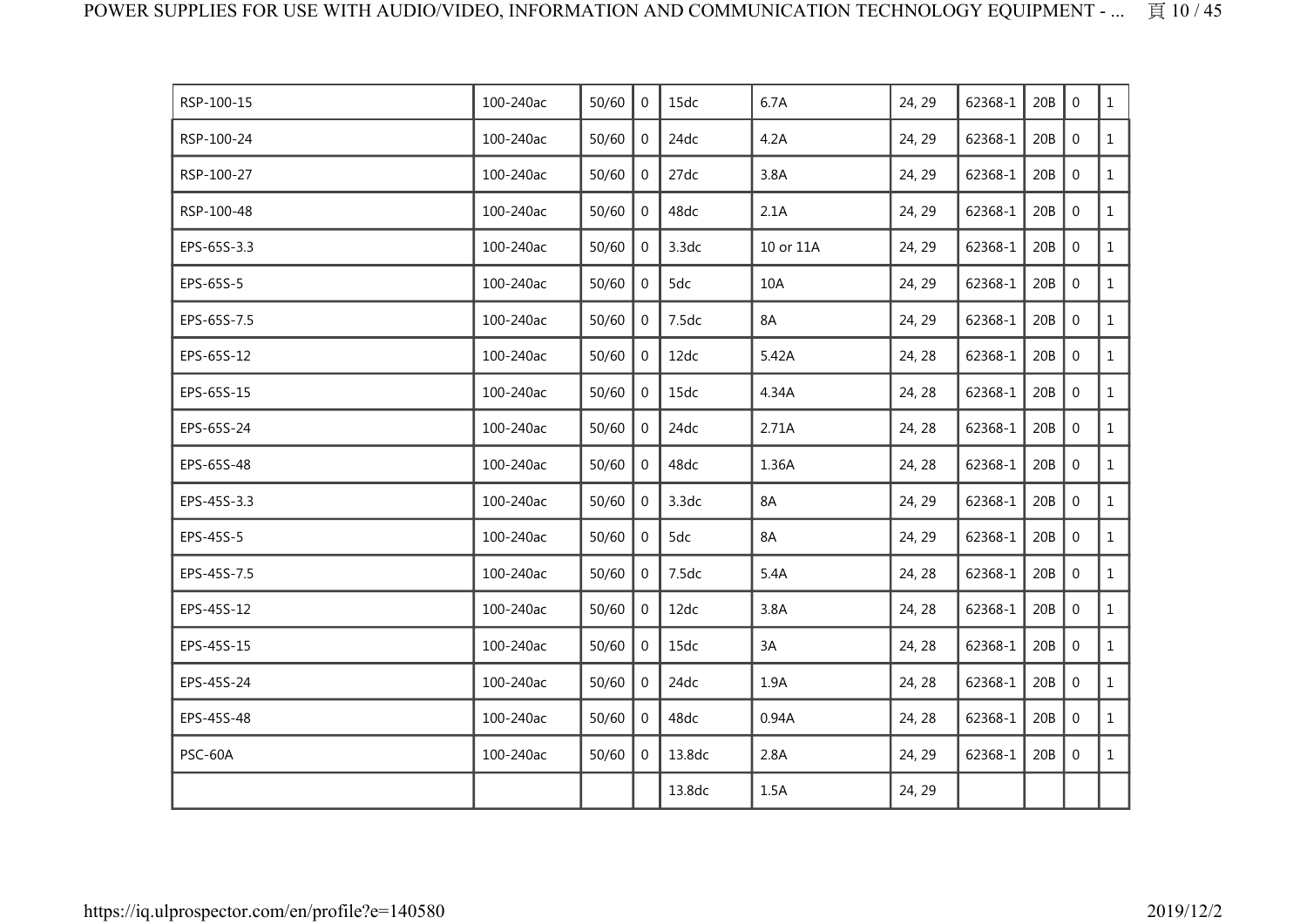| RSP-100-15 | 100-240ac | 50/60 | 0 | 15dc | 6.7A | 24, 29 | 62368-1 | 20B | 0 | 1 |
|---|---|---|---|---|---|---|---|---|---|---|
| RSP-100-24 | 100-240ac | 50/60 | 0 | 24dc | 4.2A | 24, 29 | 62368-1 | 20B | 0 | 1 |
| RSP-100-27 | 100-240ac | 50/60 | 0 | 27dc | 3.8A | 24, 29 | 62368-1 | 20B | 0 | 1 |
| RSP-100-48 | 100-240ac | 50/60 | 0 | 48dc | 2.1A | 24, 29 | 62368-1 | 20B | 0 | 1 |
| EPS-65S-3.3 | 100-240ac | 50/60 | 0 | 3.3dc | 10 or 11A | 24, 29 | 62368-1 | 20B | 0 | 1 |
| EPS-65S-5 | 100-240ac | 50/60 | 0 | 5dc | 10A | 24, 29 | 62368-1 | 20B | 0 | 1 |
| EPS-65S-7.5 | 100-240ac | 50/60 | 0 | 7.5dc | 8A | 24, 29 | 62368-1 | 20B | 0 | 1 |
| EPS-65S-12 | 100-240ac | 50/60 | 0 | 12dc | 5.42A | 24, 28 | 62368-1 | 20B | 0 | 1 |
| EPS-65S-15 | 100-240ac | 50/60 | 0 | 15dc | 4.34A | 24, 28 | 62368-1 | 20B | 0 | 1 |
| EPS-65S-24 | 100-240ac | 50/60 | 0 | 24dc | 2.71A | 24, 28 | 62368-1 | 20B | 0 | 1 |
| EPS-65S-48 | 100-240ac | 50/60 | 0 | 48dc | 1.36A | 24, 28 | 62368-1 | 20B | 0 | 1 |
| EPS-45S-3.3 | 100-240ac | 50/60 | 0 | 3.3dc | 8A | 24, 29 | 62368-1 | 20B | 0 | 1 |
| EPS-45S-5 | 100-240ac | 50/60 | 0 | 5dc | 8A | 24, 29 | 62368-1 | 20B | 0 | 1 |
| EPS-45S-7.5 | 100-240ac | 50/60 | 0 | 7.5dc | 5.4A | 24, 28 | 62368-1 | 20B | 0 | 1 |
| EPS-45S-12 | 100-240ac | 50/60 | 0 | 12dc | 3.8A | 24, 28 | 62368-1 | 20B | 0 | 1 |
| EPS-45S-15 | 100-240ac | 50/60 | 0 | 15dc | 3A | 24, 28 | 62368-1 | 20B | 0 | 1 |
| EPS-45S-24 | 100-240ac | 50/60 | 0 | 24dc | 1.9A | 24, 28 | 62368-1 | 20B | 0 | 1 |
| EPS-45S-48 | 100-240ac | 50/60 | 0 | 48dc | 0.94A | 24, 28 | 62368-1 | 20B | 0 | 1 |
| PSC-60A | 100-240ac | 50/60 | 0 | 13.8dc | 2.8A | 24, 29 | 62368-1 | 20B | 0 | 1 |
| | | | | 13.8dc | 1.5A | 24, 29 | | | | |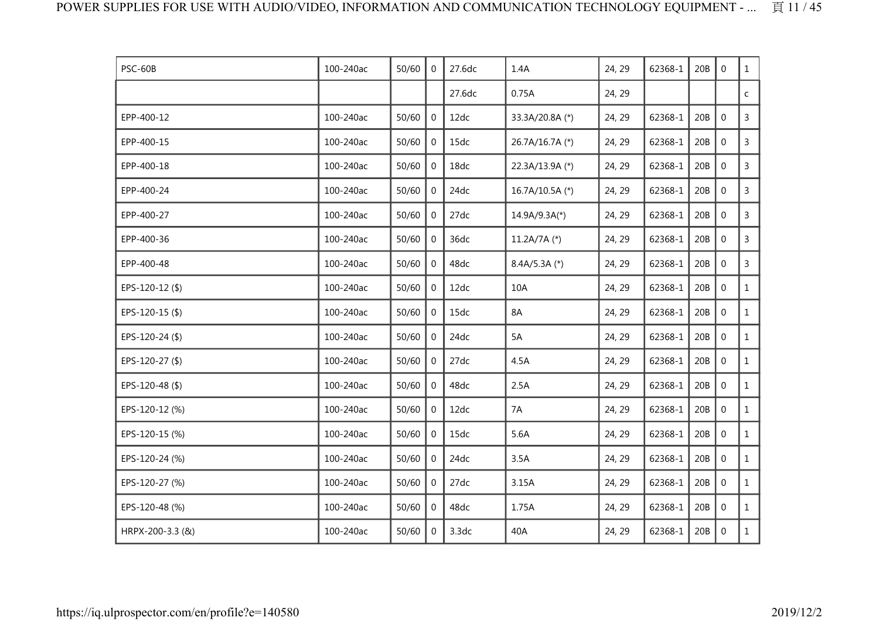| | | | | | | | | | | |
|---|---|---|---|---|---|---|---|---|---|---|
| PSC-60B | 100-240ac | 50/60 | 0 | 27.6dc | 1.4A | 24, 29 | 62368-1 | 20B | 0 | 1 |
| | | | | 27.6dc | 0.75A | 24, 29 | | | | c |
| EPP-400-12 | 100-240ac | 50/60 | 0 | 12dc | 33.3A/20.8A (*) | 24, 29 | 62368-1 | 20B | 0 | 3 |
| EPP-400-15 | 100-240ac | 50/60 | 0 | 15dc | 26.7A/16.7A (*) | 24, 29 | 62368-1 | 20B | 0 | 3 |
| EPP-400-18 | 100-240ac | 50/60 | 0 | 18dc | 22.3A/13.9A (*) | 24, 29 | 62368-1 | 20B | 0 | 3 |
| EPP-400-24 | 100-240ac | 50/60 | 0 | 24dc | 16.7A/10.5A (*) | 24, 29 | 62368-1 | 20B | 0 | 3 |
| EPP-400-27 | 100-240ac | 50/60 | 0 | 27dc | 14.9A/9.3A(*) | 24, 29 | 62368-1 | 20B | 0 | 3 |
| EPP-400-36 | 100-240ac | 50/60 | 0 | 36dc | 11.2A/7A (*) | 24, 29 | 62368-1 | 20B | 0 | 3 |
| EPP-400-48 | 100-240ac | 50/60 | 0 | 48dc | 8.4A/5.3A (*) | 24, 29 | 62368-1 | 20B | 0 | 3 |
| EPS-120-12 ($) | 100-240ac | 50/60 | 0 | 12dc | 10A | 24, 29 | 62368-1 | 20B | 0 | 1 |
| EPS-120-15 ($) | 100-240ac | 50/60 | 0 | 15dc | 8A | 24, 29 | 62368-1 | 20B | 0 | 1 |
| EPS-120-24 ($) | 100-240ac | 50/60 | 0 | 24dc | 5A | 24, 29 | 62368-1 | 20B | 0 | 1 |
| EPS-120-27 ($) | 100-240ac | 50/60 | 0 | 27dc | 4.5A | 24, 29 | 62368-1 | 20B | 0 | 1 |
| EPS-120-48 ($) | 100-240ac | 50/60 | 0 | 48dc | 2.5A | 24, 29 | 62368-1 | 20B | 0 | 1 |
| EPS-120-12 (%) | 100-240ac | 50/60 | 0 | 12dc | 7A | 24, 29 | 62368-1 | 20B | 0 | 1 |
| EPS-120-15 (%) | 100-240ac | 50/60 | 0 | 15dc | 5.6A | 24, 29 | 62368-1 | 20B | 0 | 1 |
| EPS-120-24 (%) | 100-240ac | 50/60 | 0 | 24dc | 3.5A | 24, 29 | 62368-1 | 20B | 0 | 1 |
| EPS-120-27 (%) | 100-240ac | 50/60 | 0 | 27dc | 3.15A | 24, 29 | 62368-1 | 20B | 0 | 1 |
| EPS-120-48 (%) | 100-240ac | 50/60 | 0 | 48dc | 1.75A | 24, 29 | 62368-1 | 20B | 0 | 1 |
| HRPX-200-3.3 (&) | 100-240ac | 50/60 | 0 | 3.3dc | 40A | 24, 29 | 62368-1 | 20B | 0 | 1 |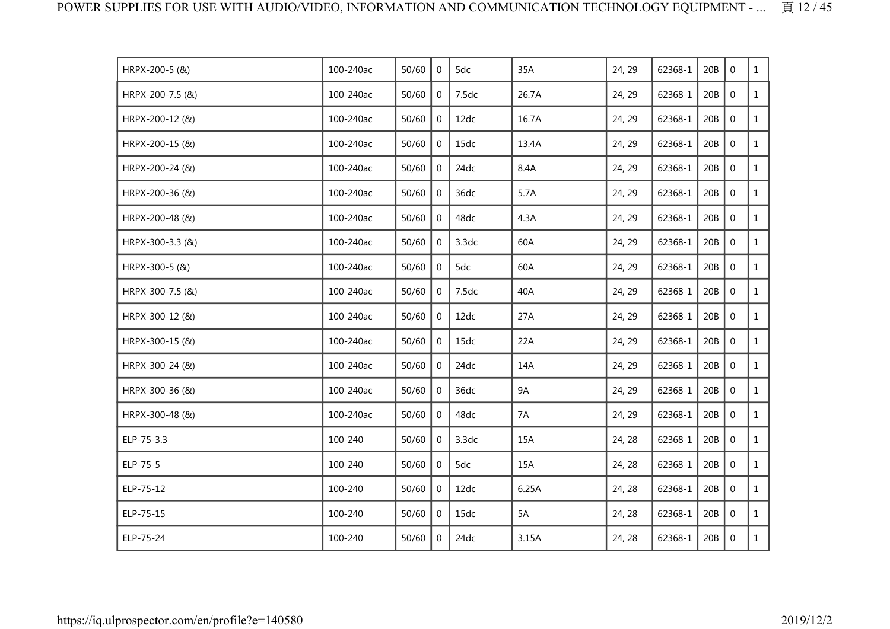| | | | | | | | | | | |
|---|---|---|---|---|---|---|---|---|---|---|
| HRPX-200-5 (&) | 100-240ac | 50/60 | 0 | 5dc | 35A | 24, 29 | 62368-1 | 20B | 0 | 1 |
| HRPX-200-7.5 (&) | 100-240ac | 50/60 | 0 | 7.5dc | 26.7A | 24, 29 | 62368-1 | 20B | 0 | 1 |
| HRPX-200-12 (&) | 100-240ac | 50/60 | 0 | 12dc | 16.7A | 24, 29 | 62368-1 | 20B | 0 | 1 |
| HRPX-200-15 (&) | 100-240ac | 50/60 | 0 | 15dc | 13.4A | 24, 29 | 62368-1 | 20B | 0 | 1 |
| HRPX-200-24 (&) | 100-240ac | 50/60 | 0 | 24dc | 8.4A | 24, 29 | 62368-1 | 20B | 0 | 1 |
| HRPX-200-36 (&) | 100-240ac | 50/60 | 0 | 36dc | 5.7A | 24, 29 | 62368-1 | 20B | 0 | 1 |
| HRPX-200-48 (&) | 100-240ac | 50/60 | 0 | 48dc | 4.3A | 24, 29 | 62368-1 | 20B | 0 | 1 |
| HRPX-300-3.3 (&) | 100-240ac | 50/60 | 0 | 3.3dc | 60A | 24, 29 | 62368-1 | 20B | 0 | 1 |
| HRPX-300-5 (&) | 100-240ac | 50/60 | 0 | 5dc | 60A | 24, 29 | 62368-1 | 20B | 0 | 1 |
| HRPX-300-7.5 (&) | 100-240ac | 50/60 | 0 | 7.5dc | 40A | 24, 29 | 62368-1 | 20B | 0 | 1 |
| HRPX-300-12 (&) | 100-240ac | 50/60 | 0 | 12dc | 27A | 24, 29 | 62368-1 | 20B | 0 | 1 |
| HRPX-300-15 (&) | 100-240ac | 50/60 | 0 | 15dc | 22A | 24, 29 | 62368-1 | 20B | 0 | 1 |
| HRPX-300-24 (&) | 100-240ac | 50/60 | 0 | 24dc | 14A | 24, 29 | 62368-1 | 20B | 0 | 1 |
| HRPX-300-36 (&) | 100-240ac | 50/60 | 0 | 36dc | 9A | 24, 29 | 62368-1 | 20B | 0 | 1 |
| HRPX-300-48 (&) | 100-240ac | 50/60 | 0 | 48dc | 7A | 24, 29 | 62368-1 | 20B | 0 | 1 |
| ELP-75-3.3 | 100-240 | 50/60 | 0 | 3.3dc | 15A | 24, 28 | 62368-1 | 20B | 0 | 1 |
| ELP-75-5 | 100-240 | 50/60 | 0 | 5dc | 15A | 24, 28 | 62368-1 | 20B | 0 | 1 |
| ELP-75-12 | 100-240 | 50/60 | 0 | 12dc | 6.25A | 24, 28 | 62368-1 | 20B | 0 | 1 |
| ELP-75-15 | 100-240 | 50/60 | 0 | 15dc | 5A | 24, 28 | 62368-1 | 20B | 0 | 1 |
| ELP-75-24 | 100-240 | 50/60 | 0 | 24dc | 3.15A | 24, 28 | 62368-1 | 20B | 0 | 1 |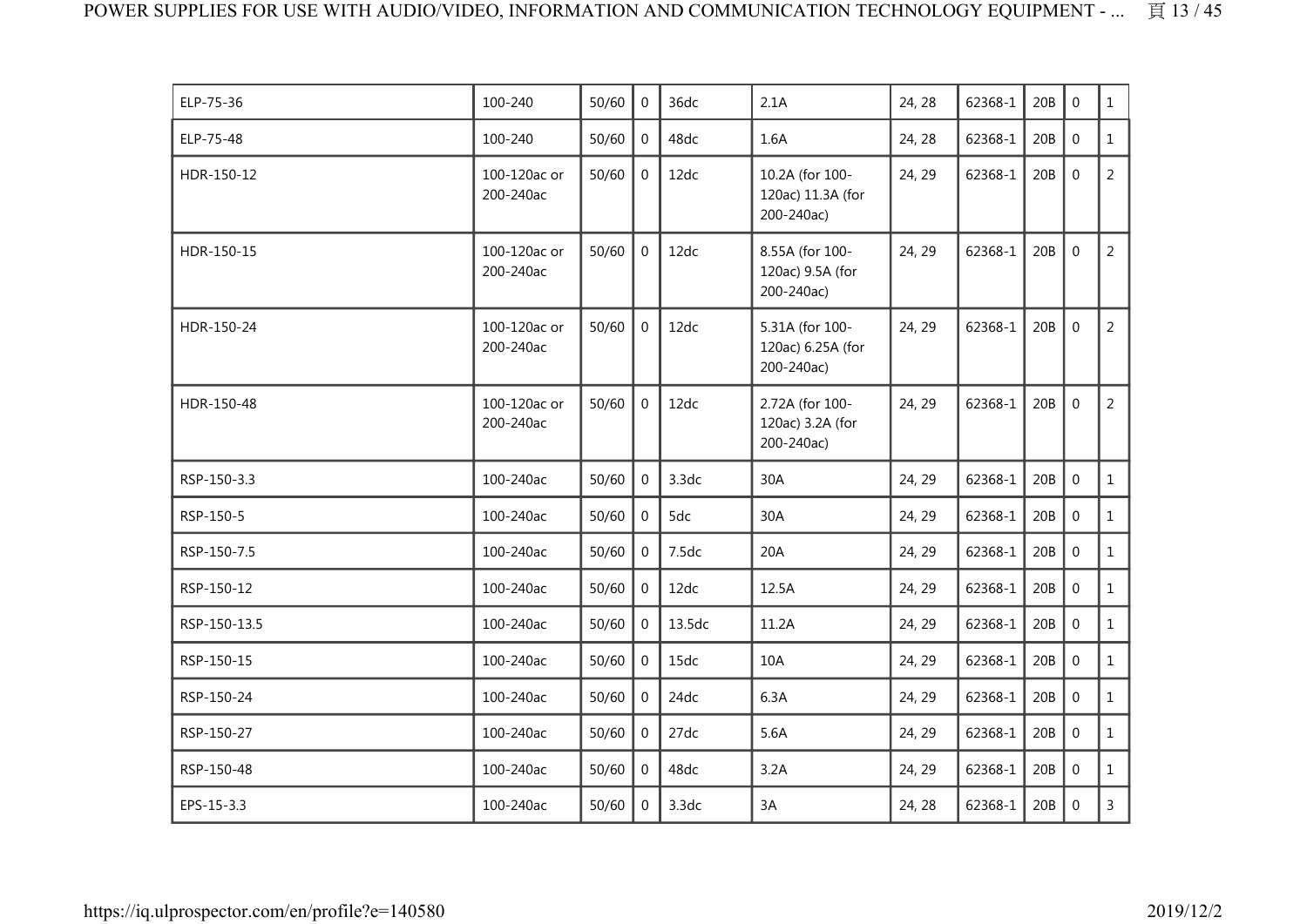| | | | | | | | | | | |
|---|---|---|---|---|---|---|---|---|---|---|
| ELP-75-36 | 100-240 | 50/60 | 0 | 36dc | 2.1A | 24, 28 | 62368-1 | 20B | 0 | 1 |
| ELP-75-48 | 100-240 | 50/60 | 0 | 48dc | 1.6A | 24, 28 | 62368-1 | 20B | 0 | 1 |
| HDR-150-12 | 100-120ac or 200-240ac | 50/60 | 0 | 12dc | 10.2A (for 100-120ac) 11.3A (for 200-240ac) | 24, 29 | 62368-1 | 20B | 0 | 2 |
| HDR-150-15 | 100-120ac or 200-240ac | 50/60 | 0 | 12dc | 8.55A (for 100-120ac) 9.5A (for 200-240ac) | 24, 29 | 62368-1 | 20B | 0 | 2 |
| HDR-150-24 | 100-120ac or 200-240ac | 50/60 | 0 | 12dc | 5.31A (for 100-120ac) 6.25A (for 200-240ac) | 24, 29 | 62368-1 | 20B | 0 | 2 |
| HDR-150-48 | 100-120ac or 200-240ac | 50/60 | 0 | 12dc | 2.72A (for 100-120ac) 3.2A (for 200-240ac) | 24, 29 | 62368-1 | 20B | 0 | 2 |
| RSP-150-3.3 | 100-240ac | 50/60 | 0 | 3.3dc | 30A | 24, 29 | 62368-1 | 20B | 0 | 1 |
| RSP-150-5 | 100-240ac | 50/60 | 0 | 5dc | 30A | 24, 29 | 62368-1 | 20B | 0 | 1 |
| RSP-150-7.5 | 100-240ac | 50/60 | 0 | 7.5dc | 20A | 24, 29 | 62368-1 | 20B | 0 | 1 |
| RSP-150-12 | 100-240ac | 50/60 | 0 | 12dc | 12.5A | 24, 29 | 62368-1 | 20B | 0 | 1 |
| RSP-150-13.5 | 100-240ac | 50/60 | 0 | 13.5dc | 11.2A | 24, 29 | 62368-1 | 20B | 0 | 1 |
| RSP-150-15 | 100-240ac | 50/60 | 0 | 15dc | 10A | 24, 29 | 62368-1 | 20B | 0 | 1 |
| RSP-150-24 | 100-240ac | 50/60 | 0 | 24dc | 6.3A | 24, 29 | 62368-1 | 20B | 0 | 1 |
| RSP-150-27 | 100-240ac | 50/60 | 0 | 27dc | 5.6A | 24, 29 | 62368-1 | 20B | 0 | 1 |
| RSP-150-48 | 100-240ac | 50/60 | 0 | 48dc | 3.2A | 24, 29 | 62368-1 | 20B | 0 | 1 |
| EPS-15-3.3 | 100-240ac | 50/60 | 0 | 3.3dc | 3A | 24, 28 | 62368-1 | 20B | 0 | 3 |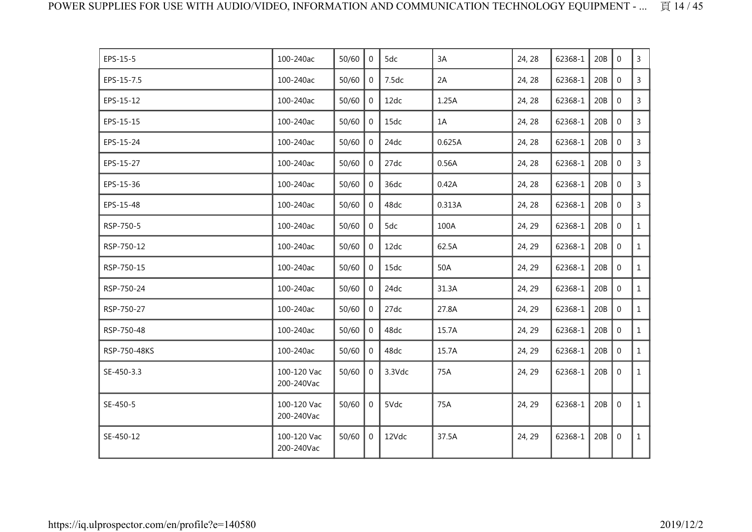| | | | | | | | | | | |
|---|---|---|---|---|---|---|---|---|---|---|
| EPS-15-5 | 100-240ac | 50/60 | 0 | 5dc | 3A | 24, 28 | 62368-1 | 20B | 0 | 3 |
| EPS-15-7.5 | 100-240ac | 50/60 | 0 | 7.5dc | 2A | 24, 28 | 62368-1 | 20B | 0 | 3 |
| EPS-15-12 | 100-240ac | 50/60 | 0 | 12dc | 1.25A | 24, 28 | 62368-1 | 20B | 0 | 3 |
| EPS-15-15 | 100-240ac | 50/60 | 0 | 15dc | 1A | 24, 28 | 62368-1 | 20B | 0 | 3 |
| EPS-15-24 | 100-240ac | 50/60 | 0 | 24dc | 0.625A | 24, 28 | 62368-1 | 20B | 0 | 3 |
| EPS-15-27 | 100-240ac | 50/60 | 0 | 27dc | 0.56A | 24, 28 | 62368-1 | 20B | 0 | 3 |
| EPS-15-36 | 100-240ac | 50/60 | 0 | 36dc | 0.42A | 24, 28 | 62368-1 | 20B | 0 | 3 |
| EPS-15-48 | 100-240ac | 50/60 | 0 | 48dc | 0.313A | 24, 28 | 62368-1 | 20B | 0 | 3 |
| RSP-750-5 | 100-240ac | 50/60 | 0 | 5dc | 100A | 24, 29 | 62368-1 | 20B | 0 | 1 |
| RSP-750-12 | 100-240ac | 50/60 | 0 | 12dc | 62.5A | 24, 29 | 62368-1 | 20B | 0 | 1 |
| RSP-750-15 | 100-240ac | 50/60 | 0 | 15dc | 50A | 24, 29 | 62368-1 | 20B | 0 | 1 |
| RSP-750-24 | 100-240ac | 50/60 | 0 | 24dc | 31.3A | 24, 29 | 62368-1 | 20B | 0 | 1 |
| RSP-750-27 | 100-240ac | 50/60 | 0 | 27dc | 27.8A | 24, 29 | 62368-1 | 20B | 0 | 1 |
| RSP-750-48 | 100-240ac | 50/60 | 0 | 48dc | 15.7A | 24, 29 | 62368-1 | 20B | 0 | 1 |
| RSP-750-48KS | 100-240ac | 50/60 | 0 | 48dc | 15.7A | 24, 29 | 62368-1 | 20B | 0 | 1 |
| SE-450-3.3 | 100-120 Vac 200-240Vac | 50/60 | 0 | 3.3Vdc | 75A | 24, 29 | 62368-1 | 20B | 0 | 1 |
| SE-450-5 | 100-120 Vac 200-240Vac | 50/60 | 0 | 5Vdc | 75A | 24, 29 | 62368-1 | 20B | 0 | 1 |
| SE-450-12 | 100-120 Vac 200-240Vac | 50/60 | 0 | 12Vdc | 37.5A | 24, 29 | 62368-1 | 20B | 0 | 1 |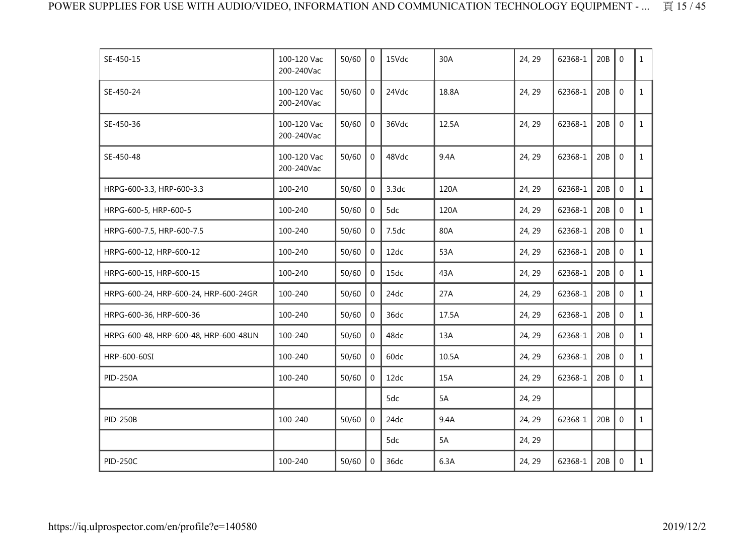| | | | | | | | | | | |
|---|---|---|---|---|---|---|---|---|---|---|
| SE-450-15 | 100-120 Vac 200-240Vac | 50/60 | 0 | 15Vdc | 30A | 24, 29 | 62368-1 | 20B | 0 | 1 |
| SE-450-24 | 100-120 Vac 200-240Vac | 50/60 | 0 | 24Vdc | 18.8A | 24, 29 | 62368-1 | 20B | 0 | 1 |
| SE-450-36 | 100-120 Vac 200-240Vac | 50/60 | 0 | 36Vdc | 12.5A | 24, 29 | 62368-1 | 20B | 0 | 1 |
| SE-450-48 | 100-120 Vac 200-240Vac | 50/60 | 0 | 48Vdc | 9.4A | 24, 29 | 62368-1 | 20B | 0 | 1 |
| HRPG-600-3.3, HRP-600-3.3 | 100-240 | 50/60 | 0 | 3.3dc | 120A | 24, 29 | 62368-1 | 20B | 0 | 1 |
| HRPG-600-5, HRP-600-5 | 100-240 | 50/60 | 0 | 5dc | 120A | 24, 29 | 62368-1 | 20B | 0 | 1 |
| HRPG-600-7.5, HRP-600-7.5 | 100-240 | 50/60 | 0 | 7.5dc | 80A | 24, 29 | 62368-1 | 20B | 0 | 1 |
| HRPG-600-12, HRP-600-12 | 100-240 | 50/60 | 0 | 12dc | 53A | 24, 29 | 62368-1 | 20B | 0 | 1 |
| HRPG-600-15, HRP-600-15 | 100-240 | 50/60 | 0 | 15dc | 43A | 24, 29 | 62368-1 | 20B | 0 | 1 |
| HRPG-600-24, HRP-600-24, HRP-600-24GR | 100-240 | 50/60 | 0 | 24dc | 27A | 24, 29 | 62368-1 | 20B | 0 | 1 |
| HRPG-600-36, HRP-600-36 | 100-240 | 50/60 | 0 | 36dc | 17.5A | 24, 29 | 62368-1 | 20B | 0 | 1 |
| HRPG-600-48, HRP-600-48, HRP-600-48UN | 100-240 | 50/60 | 0 | 48dc | 13A | 24, 29 | 62368-1 | 20B | 0 | 1 |
| HRP-600-60SI | 100-240 | 50/60 | 0 | 60dc | 10.5A | 24, 29 | 62368-1 | 20B | 0 | 1 |
| PID-250A | 100-240 | 50/60 | 0 | 12dc | 15A | 24, 29 | 62368-1 | 20B | 0 | 1 |
| | | | | 5dc | 5A | 24, 29 | | | | |
| PID-250B | 100-240 | 50/60 | 0 | 24dc | 9.4A | 24, 29 | 62368-1 | 20B | 0 | 1 |
| | | | | 5dc | 5A | 24, 29 | | | | |
| PID-250C | 100-240 | 50/60 | 0 | 36dc | 6.3A | 24, 29 | 62368-1 | 20B | 0 | 1 |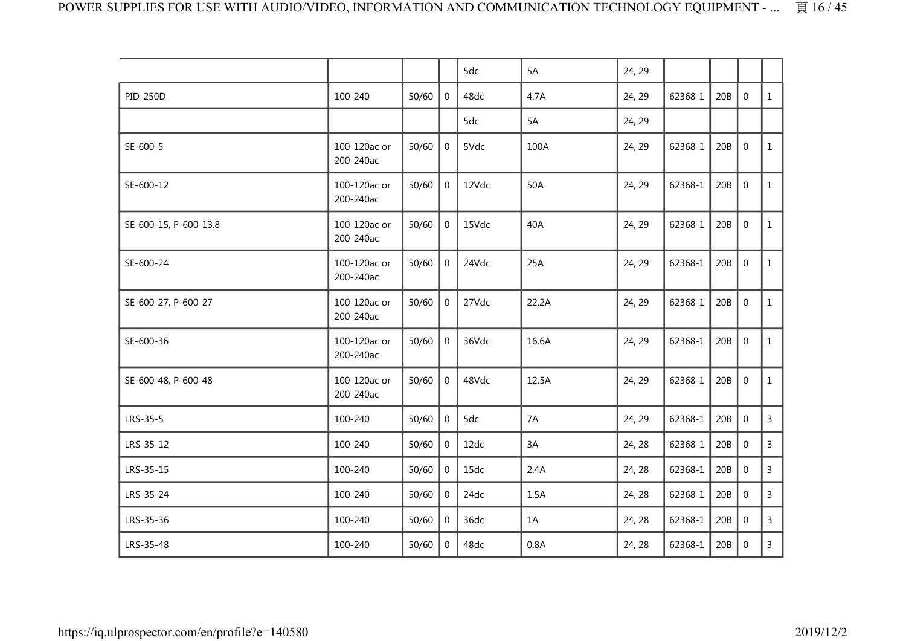| | | | | | | | | | | |
|---|---|---|---|---|---|---|---|---|---|---|
| | | | | 5dc | 5A | 24, 29 | | | | |
| PID-250D | 100-240 | 50/60 | 0 | 48dc | 4.7A | 24, 29 | 62368-1 | 20B | 0 | 1 |
| | | | | 5dc | 5A | 24, 29 | | | | |
| SE-600-5 | 100-120ac or 200-240ac | 50/60 | 0 | 5Vdc | 100A | 24, 29 | 62368-1 | 20B | 0 | 1 |
| SE-600-12 | 100-120ac or 200-240ac | 50/60 | 0 | 12Vdc | 50A | 24, 29 | 62368-1 | 20B | 0 | 1 |
| SE-600-15, P-600-13.8 | 100-120ac or 200-240ac | 50/60 | 0 | 15Vdc | 40A | 24, 29 | 62368-1 | 20B | 0 | 1 |
| SE-600-24 | 100-120ac or 200-240ac | 50/60 | 0 | 24Vdc | 25A | 24, 29 | 62368-1 | 20B | 0 | 1 |
| SE-600-27, P-600-27 | 100-120ac or 200-240ac | 50/60 | 0 | 27Vdc | 22.2A | 24, 29 | 62368-1 | 20B | 0 | 1 |
| SE-600-36 | 100-120ac or 200-240ac | 50/60 | 0 | 36Vdc | 16.6A | 24, 29 | 62368-1 | 20B | 0 | 1 |
| SE-600-48, P-600-48 | 100-120ac or 200-240ac | 50/60 | 0 | 48Vdc | 12.5A | 24, 29 | 62368-1 | 20B | 0 | 1 |
| LRS-35-5 | 100-240 | 50/60 | 0 | 5dc | 7A | 24, 29 | 62368-1 | 20B | 0 | 3 |
| LRS-35-12 | 100-240 | 50/60 | 0 | 12dc | 3A | 24, 28 | 62368-1 | 20B | 0 | 3 |
| LRS-35-15 | 100-240 | 50/60 | 0 | 15dc | 2.4A | 24, 28 | 62368-1 | 20B | 0 | 3 |
| LRS-35-24 | 100-240 | 50/60 | 0 | 24dc | 1.5A | 24, 28 | 62368-1 | 20B | 0 | 3 |
| LRS-35-36 | 100-240 | 50/60 | 0 | 36dc | 1A | 24, 28 | 62368-1 | 20B | 0 | 3 |
| LRS-35-48 | 100-240 | 50/60 | 0 | 48dc | 0.8A | 24, 28 | 62368-1 | 20B | 0 | 3 |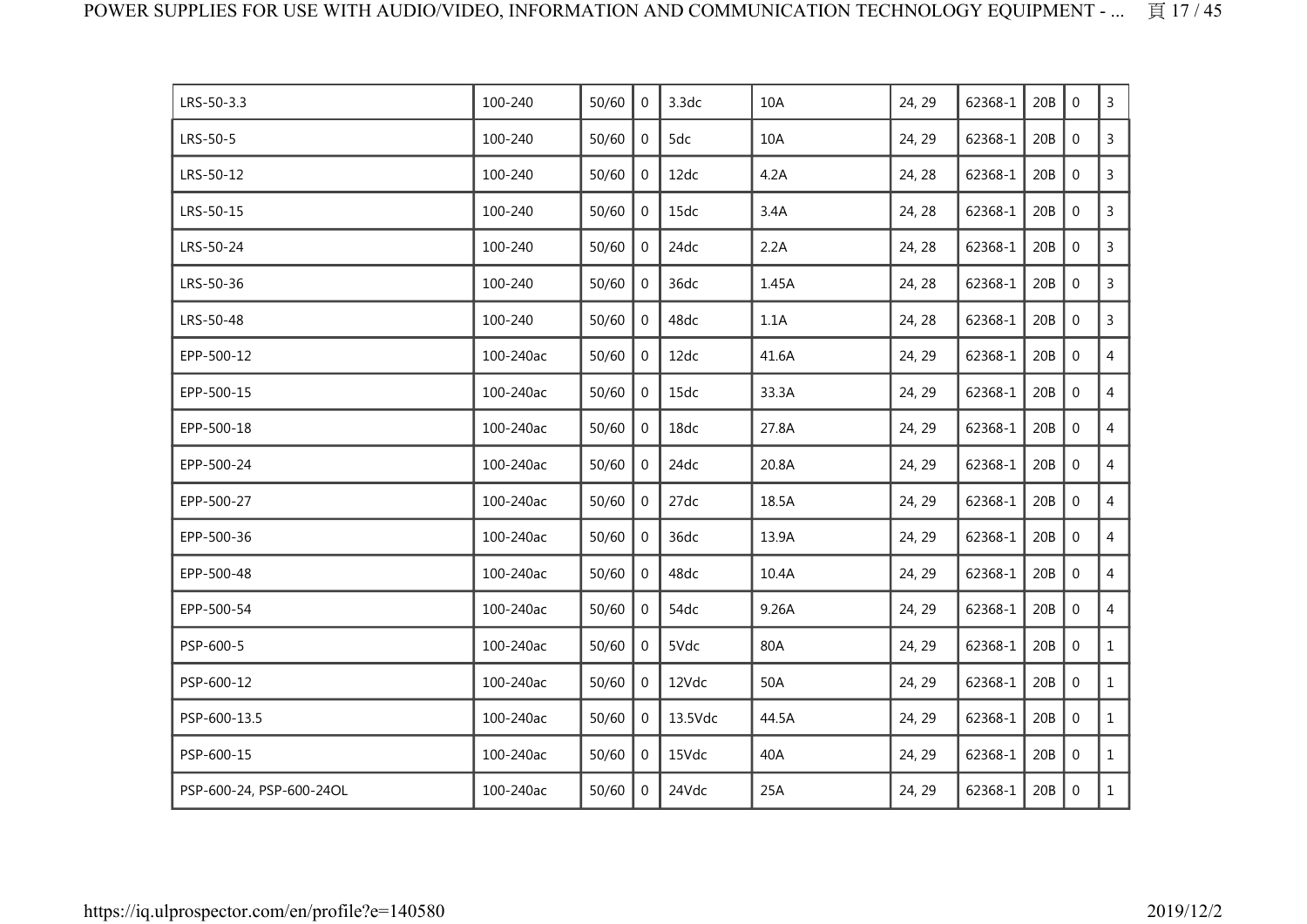| | | | | | | | | | | |
|---|---|---|---|---|---|---|---|---|---|---|
| LRS-50-3.3 | 100-240 | 50/60 | 0 | 3.3dc | 10A | 24, 29 | 62368-1 | 20B | 0 | 3 |
| LRS-50-5 | 100-240 | 50/60 | 0 | 5dc | 10A | 24, 29 | 62368-1 | 20B | 0 | 3 |
| LRS-50-12 | 100-240 | 50/60 | 0 | 12dc | 4.2A | 24, 28 | 62368-1 | 20B | 0 | 3 |
| LRS-50-15 | 100-240 | 50/60 | 0 | 15dc | 3.4A | 24, 28 | 62368-1 | 20B | 0 | 3 |
| LRS-50-24 | 100-240 | 50/60 | 0 | 24dc | 2.2A | 24, 28 | 62368-1 | 20B | 0 | 3 |
| LRS-50-36 | 100-240 | 50/60 | 0 | 36dc | 1.45A | 24, 28 | 62368-1 | 20B | 0 | 3 |
| LRS-50-48 | 100-240 | 50/60 | 0 | 48dc | 1.1A | 24, 28 | 62368-1 | 20B | 0 | 3 |
| EPP-500-12 | 100-240ac | 50/60 | 0 | 12dc | 41.6A | 24, 29 | 62368-1 | 20B | 0 | 4 |
| EPP-500-15 | 100-240ac | 50/60 | 0 | 15dc | 33.3A | 24, 29 | 62368-1 | 20B | 0 | 4 |
| EPP-500-18 | 100-240ac | 50/60 | 0 | 18dc | 27.8A | 24, 29 | 62368-1 | 20B | 0 | 4 |
| EPP-500-24 | 100-240ac | 50/60 | 0 | 24dc | 20.8A | 24, 29 | 62368-1 | 20B | 0 | 4 |
| EPP-500-27 | 100-240ac | 50/60 | 0 | 27dc | 18.5A | 24, 29 | 62368-1 | 20B | 0 | 4 |
| EPP-500-36 | 100-240ac | 50/60 | 0 | 36dc | 13.9A | 24, 29 | 62368-1 | 20B | 0 | 4 |
| EPP-500-48 | 100-240ac | 50/60 | 0 | 48dc | 10.4A | 24, 29 | 62368-1 | 20B | 0 | 4 |
| EPP-500-54 | 100-240ac | 50/60 | 0 | 54dc | 9.26A | 24, 29 | 62368-1 | 20B | 0 | 4 |
| PSP-600-5 | 100-240ac | 50/60 | 0 | 5Vdc | 80A | 24, 29 | 62368-1 | 20B | 0 | 1 |
| PSP-600-12 | 100-240ac | 50/60 | 0 | 12Vdc | 50A | 24, 29 | 62368-1 | 20B | 0 | 1 |
| PSP-600-13.5 | 100-240ac | 50/60 | 0 | 13.5Vdc | 44.5A | 24, 29 | 62368-1 | 20B | 0 | 1 |
| PSP-600-15 | 100-240ac | 50/60 | 0 | 15Vdc | 40A | 24, 29 | 62368-1 | 20B | 0 | 1 |
| PSP-600-24, PSP-600-24OL | 100-240ac | 50/60 | 0 | 24Vdc | 25A | 24, 29 | 62368-1 | 20B | 0 | 1 |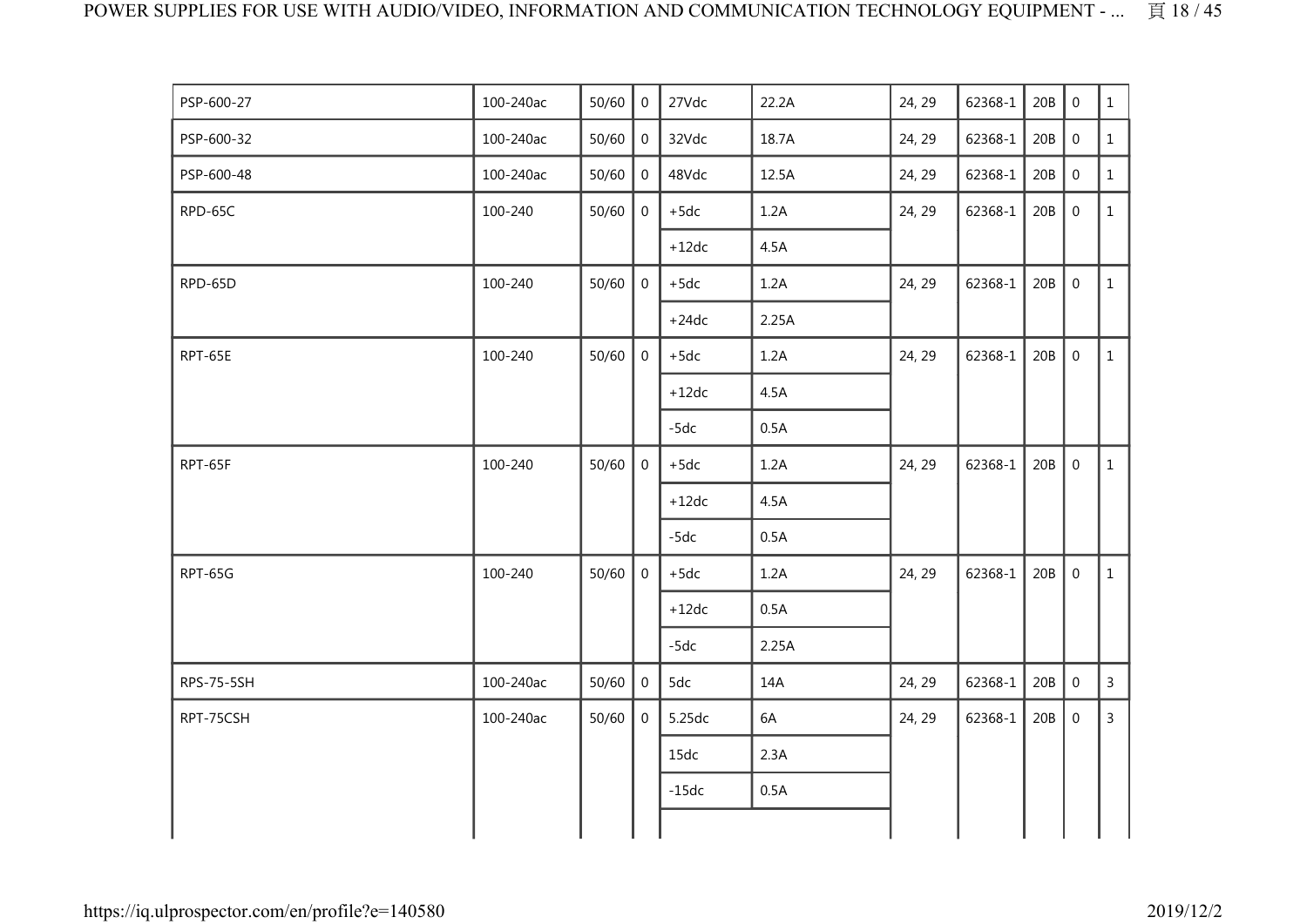| | | | | | | | | | | | |
|---|---|---|---|---|---|---|---|---|---|---|---|
| PSP-600-27 | 100-240ac | 50/60 | 0 | 27Vdc | 22.2A | 24, 29 | 62368-1 | 20B | 0 | 1 |
| PSP-600-32 | 100-240ac | 50/60 | 0 | 32Vdc | 18.7A | 24, 29 | 62368-1 | 20B | 0 | 1 |
| PSP-600-48 | 100-240ac | 50/60 | 0 | 48Vdc | 12.5A | 24, 29 | 62368-1 | 20B | 0 | 1 |
| RPD-65C | 100-240 | 50/60 | 0 | +5dc | 1.2A | 24, 29 | 62368-1 | 20B | 0 | 1 |
| | | | | +12dc | 4.5A | | | | | |
| RPD-65D | 100-240 | 50/60 | 0 | +5dc | 1.2A | 24, 29 | 62368-1 | 20B | 0 | 1 |
| | | | | +24dc | 2.25A | | | | | |
| RPT-65E | 100-240 | 50/60 | 0 | +5dc | 1.2A | 24, 29 | 62368-1 | 20B | 0 | 1 |
| | | | | +12dc | 4.5A | | | | | |
| | | | | -5dc | 0.5A | | | | | |
| RPT-65F | 100-240 | 50/60 | 0 | +5dc | 1.2A | 24, 29 | 62368-1 | 20B | 0 | 1 |
| | | | | +12dc | 4.5A | | | | | |
| | | | | -5dc | 0.5A | | | | | |
| RPT-65G | 100-240 | 50/60 | 0 | +5dc | 1.2A | 24, 29 | 62368-1 | 20B | 0 | 1 |
| | | | | +12dc | 0.5A | | | | | |
| | | | | -5dc | 2.25A | | | | | |
| RPS-75-5SH | 100-240ac | 50/60 | 0 | 5dc | 14A | 24, 29 | 62368-1 | 20B | 0 | 3 |
| RPT-75CSH | 100-240ac | 50/60 | 0 | 5.25dc | 6A | 24, 29 | 62368-1 | 20B | 0 | 3 |
| | | | | 15dc | 2.3A | | | | | |
| | | | | -15dc | 0.5A | | | | | |
| | | | | | | | | | | |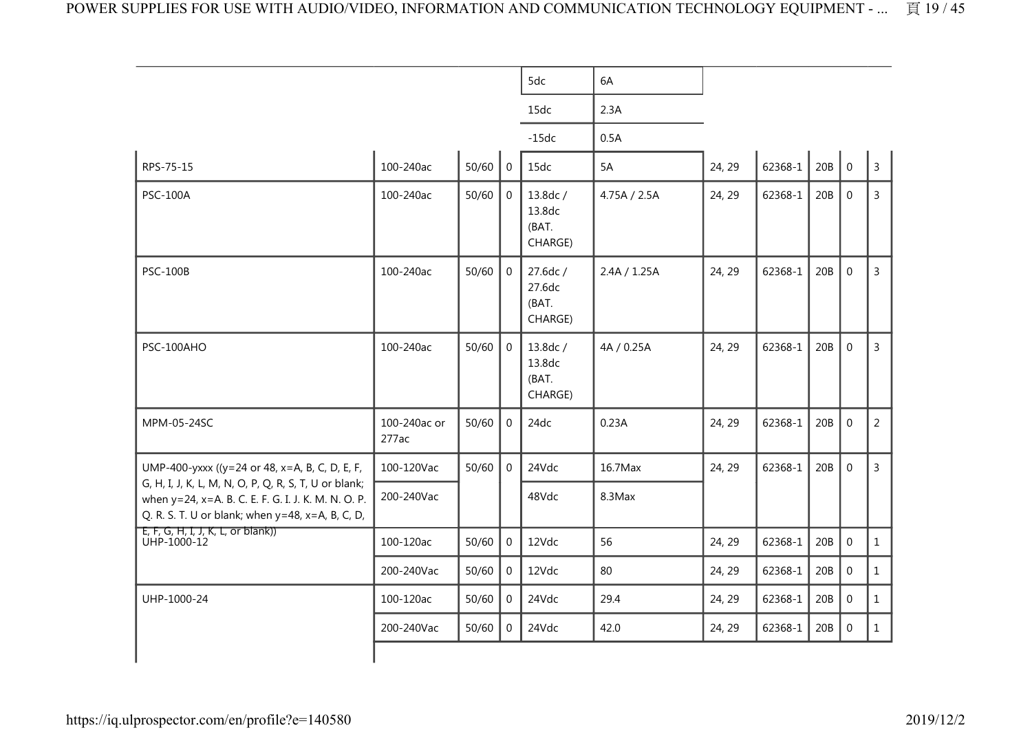| | | | | | | | | | | |
|---|---|---|---|---|---|---|---|---|---|---|
| | | | | 5dc | 6A | | | | | |
| | | | | 15dc | 2.3A | | | | | |
| | | | | -15dc | 0.5A | | | | | |
| RPS-75-15 | 100-240ac | 50/60 | 0 | 15dc | 5A | 24, 29 | 62368-1 | 20B | 0 | 3 |
| PSC-100A | 100-240ac | 50/60 | 0 | 13.8dc / 13.8dc (BAT. CHARGE) | 4.75A / 2.5A | 24, 29 | 62368-1 | 20B | 0 | 3 |
| PSC-100B | 100-240ac | 50/60 | 0 | 27.6dc / 27.6dc (BAT. CHARGE) | 2.4A / 1.25A | 24, 29 | 62368-1 | 20B | 0 | 3 |
| PSC-100AHO | 100-240ac | 50/60 | 0 | 13.8dc / 13.8dc (BAT. CHARGE) | 4A / 0.25A | 24, 29 | 62368-1 | 20B | 0 | 3 |
| MPM-05-24SC | 100-240ac or 277ac | 50/60 | 0 | 24dc | 0.23A | 24, 29 | 62368-1 | 20B | 0 | 2 |
| UMP-400-yxxx ((y=24 or 48, x=A, B, C, D, E, F, G, H, I, J, K, L, M, N, O, P, Q, R, S, T, U or blank; when y=24, x=A. B. C. E. F. G. I. J. K. M. N. O. P. Q. R. S. T. U or blank; when y=48, x=A, B, C, D, E, F, G, H, I, J, K, L, or blank)) | 100-120Vac | 50/60 | 0 | 24Vdc | 16.7Max | 24, 29 | 62368-1 | 20B | 0 | 3 |
| | 200-240Vac | | | 48Vdc | 8.3Max | | | | | |
| UHP-1000-12 | 100-120ac | 50/60 | 0 | 12Vdc | 56 | 24, 29 | 62368-1 | 20B | 0 | 1 |
| | 200-240Vac | 50/60 | 0 | 12Vdc | 80 | 24, 29 | 62368-1 | 20B | 0 | 1 |
| UHP-1000-24 | 100-120ac | 50/60 | 0 | 24Vdc | 29.4 | 24, 29 | 62368-1 | 20B | 0 | 1 |
| | 200-240Vac | 50/60 | 0 | 24Vdc | 42.0 | 24, 29 | 62368-1 | 20B | 0 | 1 |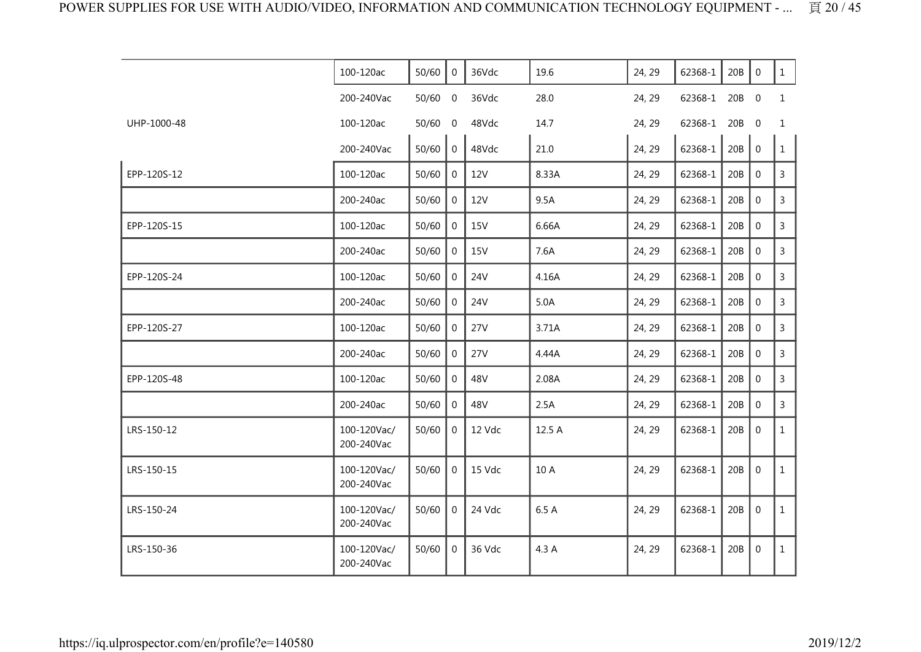| | | | | | | | | | | |
|---|---|---|---|---|---|---|---|---|---|---|
| | 100-120ac | 50/60 | 0 | 36Vdc | 19.6 | 24, 29 | 62368-1 | 20B | 0 | 1 |
| | 200-240Vac | 50/60 | 0 | 36Vdc | 28.0 | 24, 29 | 62368-1 | 20B | 0 | 1 |
| UHP-1000-48 | 100-120ac | 50/60 | 0 | 48Vdc | 14.7 | 24, 29 | 62368-1 | 20B | 0 | 1 |
| | 200-240Vac | 50/60 | 0 | 48Vdc | 21.0 | 24, 29 | 62368-1 | 20B | 0 | 1 |
| EPP-120S-12 | 100-120ac | 50/60 | 0 | 12V | 8.33A | 24, 29 | 62368-1 | 20B | 0 | 3 |
| | 200-240ac | 50/60 | 0 | 12V | 9.5A | 24, 29 | 62368-1 | 20B | 0 | 3 |
| EPP-120S-15 | 100-120ac | 50/60 | 0 | 15V | 6.66A | 24, 29 | 62368-1 | 20B | 0 | 3 |
| | 200-240ac | 50/60 | 0 | 15V | 7.6A | 24, 29 | 62368-1 | 20B | 0 | 3 |
| EPP-120S-24 | 100-120ac | 50/60 | 0 | 24V | 4.16A | 24, 29 | 62368-1 | 20B | 0 | 3 |
| | 200-240ac | 50/60 | 0 | 24V | 5.0A | 24, 29 | 62368-1 | 20B | 0 | 3 |
| EPP-120S-27 | 100-120ac | 50/60 | 0 | 27V | 3.71A | 24, 29 | 62368-1 | 20B | 0 | 3 |
| | 200-240ac | 50/60 | 0 | 27V | 4.44A | 24, 29 | 62368-1 | 20B | 0 | 3 |
| EPP-120S-48 | 100-120ac | 50/60 | 0 | 48V | 2.08A | 24, 29 | 62368-1 | 20B | 0 | 3 |
| | 200-240ac | 50/60 | 0 | 48V | 2.5A | 24, 29 | 62368-1 | 20B | 0 | 3 |
| LRS-150-12 | 100-120Vac/ 200-240Vac | 50/60 | 0 | 12 Vdc | 12.5 A | 24, 29 | 62368-1 | 20B | 0 | 1 |
| LRS-150-15 | 100-120Vac/ 200-240Vac | 50/60 | 0 | 15 Vdc | 10 A | 24, 29 | 62368-1 | 20B | 0 | 1 |
| LRS-150-24 | 100-120Vac/ 200-240Vac | 50/60 | 0 | 24 Vdc | 6.5 A | 24, 29 | 62368-1 | 20B | 0 | 1 |
| LRS-150-36 | 100-120Vac/ 200-240Vac | 50/60 | 0 | 36 Vdc | 4.3 A | 24, 29 | 62368-1 | 20B | 0 | 1 |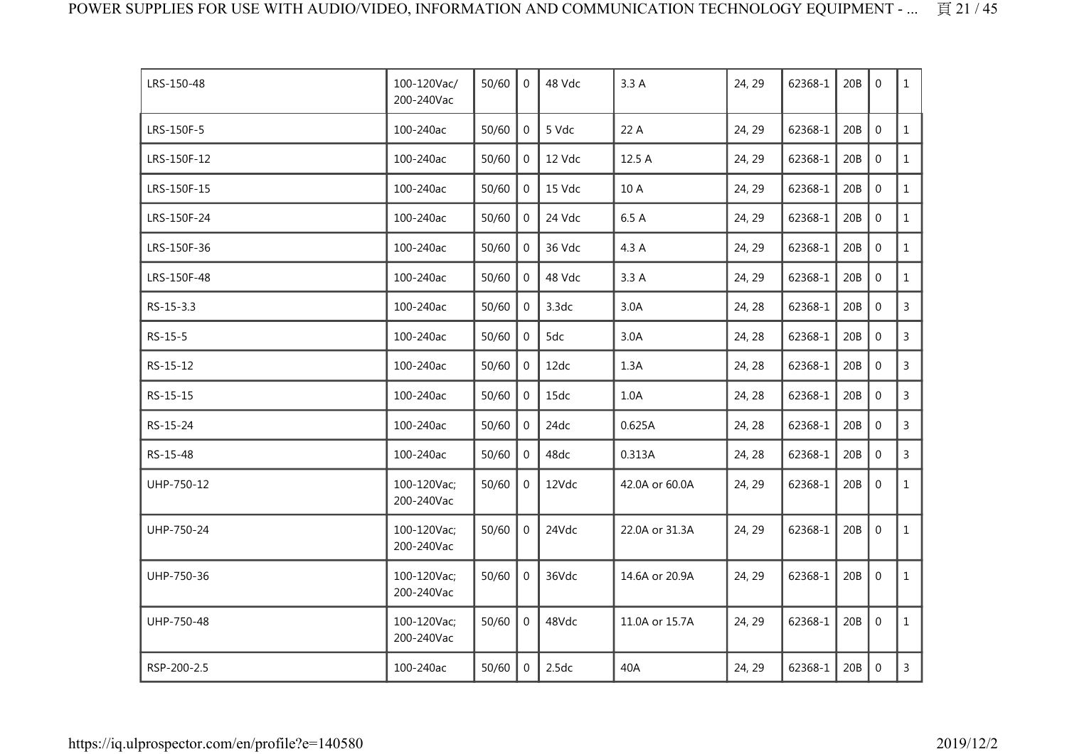| LRS-150-48 | 100-120Vac/ 200-240Vac | 50/60 | 0 | 48 Vdc | 3.3 A | 24, 29 | 62368-1 | 20B | 0 | 1 |
|---|---|---|---|---|---|---|---|---|---|---|
| LRS-150F-5 | 100-240ac | 50/60 | 0 | 5 Vdc | 22 A | 24, 29 | 62368-1 | 20B | 0 | 1 |
| LRS-150F-12 | 100-240ac | 50/60 | 0 | 12 Vdc | 12.5 A | 24, 29 | 62368-1 | 20B | 0 | 1 |
| LRS-150F-15 | 100-240ac | 50/60 | 0 | 15 Vdc | 10 A | 24, 29 | 62368-1 | 20B | 0 | 1 |
| LRS-150F-24 | 100-240ac | 50/60 | 0 | 24 Vdc | 6.5 A | 24, 29 | 62368-1 | 20B | 0 | 1 |
| LRS-150F-36 | 100-240ac | 50/60 | 0 | 36 Vdc | 4.3 A | 24, 29 | 62368-1 | 20B | 0 | 1 |
| LRS-150F-48 | 100-240ac | 50/60 | 0 | 48 Vdc | 3.3 A | 24, 29 | 62368-1 | 20B | 0 | 1 |
| RS-15-3.3 | 100-240ac | 50/60 | 0 | 3.3dc | 3.0A | 24, 28 | 62368-1 | 20B | 0 | 3 |
| RS-15-5 | 100-240ac | 50/60 | 0 | 5dc | 3.0A | 24, 28 | 62368-1 | 20B | 0 | 3 |
| RS-15-12 | 100-240ac | 50/60 | 0 | 12dc | 1.3A | 24, 28 | 62368-1 | 20B | 0 | 3 |
| RS-15-15 | 100-240ac | 50/60 | 0 | 15dc | 1.0A | 24, 28 | 62368-1 | 20B | 0 | 3 |
| RS-15-24 | 100-240ac | 50/60 | 0 | 24dc | 0.625A | 24, 28 | 62368-1 | 20B | 0 | 3 |
| RS-15-48 | 100-240ac | 50/60 | 0 | 48dc | 0.313A | 24, 28 | 62368-1 | 20B | 0 | 3 |
| UHP-750-12 | 100-120Vac; 200-240Vac | 50/60 | 0 | 12Vdc | 42.0A or 60.0A | 24, 29 | 62368-1 | 20B | 0 | 1 |
| UHP-750-24 | 100-120Vac; 200-240Vac | 50/60 | 0 | 24Vdc | 22.0A or 31.3A | 24, 29 | 62368-1 | 20B | 0 | 1 |
| UHP-750-36 | 100-120Vac; 200-240Vac | 50/60 | 0 | 36Vdc | 14.6A or 20.9A | 24, 29 | 62368-1 | 20B | 0 | 1 |
| UHP-750-48 | 100-120Vac; 200-240Vac | 50/60 | 0 | 48Vdc | 11.0A or 15.7A | 24, 29 | 62368-1 | 20B | 0 | 1 |
| RSP-200-2.5 | 100-240ac | 50/60 | 0 | 2.5dc | 40A | 24, 29 | 62368-1 | 20B | 0 | 3 |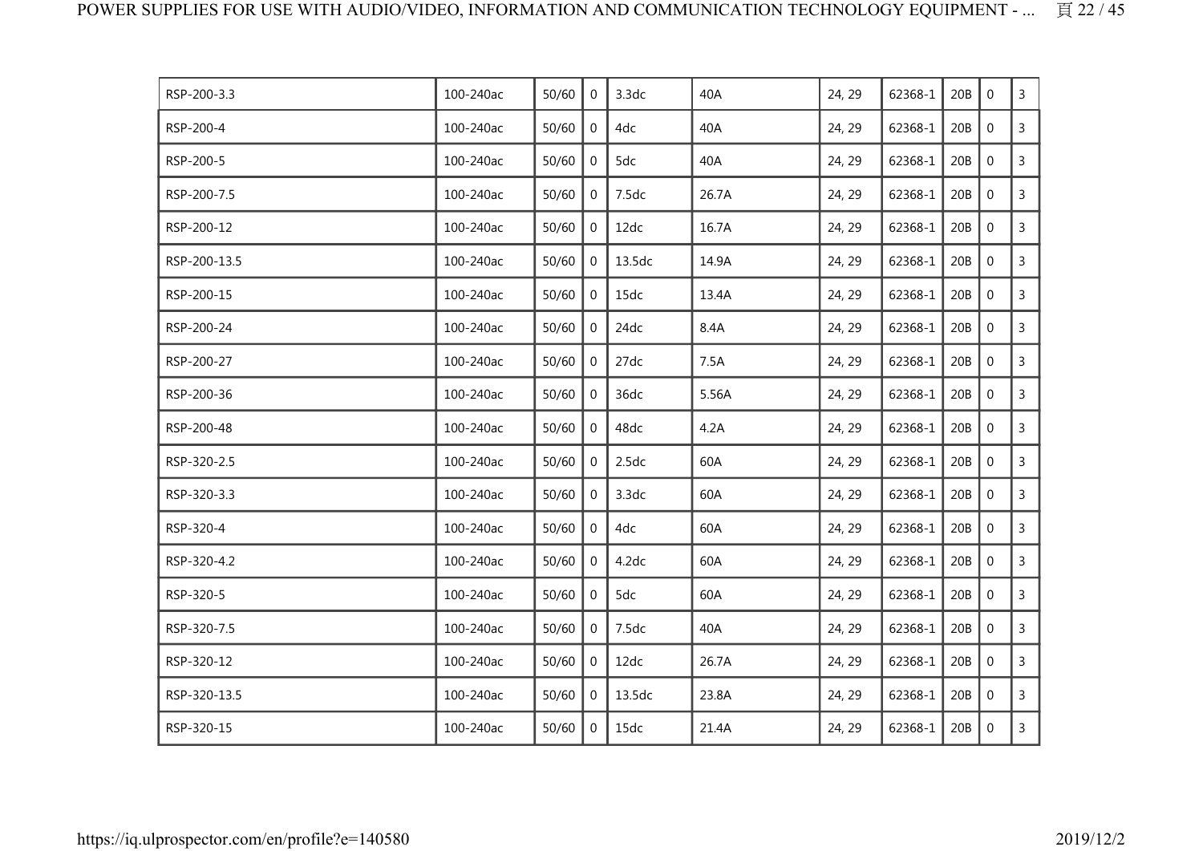| | | | | | | | | | | |
|---|---|---|---|---|---|---|---|---|---|---|
| RSP-200-3.3 | 100-240ac | 50/60 | 0 | 3.3dc | 40A | 24, 29 | 62368-1 | 20B | 0 | 3 |
| RSP-200-4 | 100-240ac | 50/60 | 0 | 4dc | 40A | 24, 29 | 62368-1 | 20B | 0 | 3 |
| RSP-200-5 | 100-240ac | 50/60 | 0 | 5dc | 40A | 24, 29 | 62368-1 | 20B | 0 | 3 |
| RSP-200-7.5 | 100-240ac | 50/60 | 0 | 7.5dc | 26.7A | 24, 29 | 62368-1 | 20B | 0 | 3 |
| RSP-200-12 | 100-240ac | 50/60 | 0 | 12dc | 16.7A | 24, 29 | 62368-1 | 20B | 0 | 3 |
| RSP-200-13.5 | 100-240ac | 50/60 | 0 | 13.5dc | 14.9A | 24, 29 | 62368-1 | 20B | 0 | 3 |
| RSP-200-15 | 100-240ac | 50/60 | 0 | 15dc | 13.4A | 24, 29 | 62368-1 | 20B | 0 | 3 |
| RSP-200-24 | 100-240ac | 50/60 | 0 | 24dc | 8.4A | 24, 29 | 62368-1 | 20B | 0 | 3 |
| RSP-200-27 | 100-240ac | 50/60 | 0 | 27dc | 7.5A | 24, 29 | 62368-1 | 20B | 0 | 3 |
| RSP-200-36 | 100-240ac | 50/60 | 0 | 36dc | 5.56A | 24, 29 | 62368-1 | 20B | 0 | 3 |
| RSP-200-48 | 100-240ac | 50/60 | 0 | 48dc | 4.2A | 24, 29 | 62368-1 | 20B | 0 | 3 |
| RSP-320-2.5 | 100-240ac | 50/60 | 0 | 2.5dc | 60A | 24, 29 | 62368-1 | 20B | 0 | 3 |
| RSP-320-3.3 | 100-240ac | 50/60 | 0 | 3.3dc | 60A | 24, 29 | 62368-1 | 20B | 0 | 3 |
| RSP-320-4 | 100-240ac | 50/60 | 0 | 4dc | 60A | 24, 29 | 62368-1 | 20B | 0 | 3 |
| RSP-320-4.2 | 100-240ac | 50/60 | 0 | 4.2dc | 60A | 24, 29 | 62368-1 | 20B | 0 | 3 |
| RSP-320-5 | 100-240ac | 50/60 | 0 | 5dc | 60A | 24, 29 | 62368-1 | 20B | 0 | 3 |
| RSP-320-7.5 | 100-240ac | 50/60 | 0 | 7.5dc | 40A | 24, 29 | 62368-1 | 20B | 0 | 3 |
| RSP-320-12 | 100-240ac | 50/60 | 0 | 12dc | 26.7A | 24, 29 | 62368-1 | 20B | 0 | 3 |
| RSP-320-13.5 | 100-240ac | 50/60 | 0 | 13.5dc | 23.8A | 24, 29 | 62368-1 | 20B | 0 | 3 |
| RSP-320-15 | 100-240ac | 50/60 | 0 | 15dc | 21.4A | 24, 29 | 62368-1 | 20B | 0 | 3 |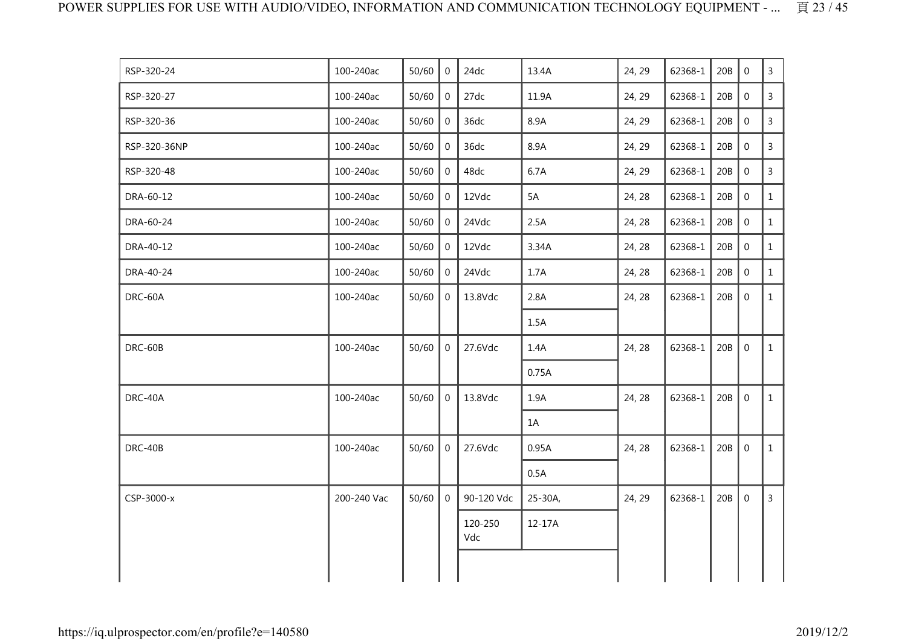| | | | | | | | | | | | |
|---|---|---|---|---|---|---|---|---|---|---|---|
| RSP-320-24 | 100-240ac | 50/60 | 0 | 24dc | 13.4A | 24, 29 | 62368-1 | 20B | 0 | 3 |
| RSP-320-27 | 100-240ac | 50/60 | 0 | 27dc | 11.9A | 24, 29 | 62368-1 | 20B | 0 | 3 |
| RSP-320-36 | 100-240ac | 50/60 | 0 | 36dc | 8.9A | 24, 29 | 62368-1 | 20B | 0 | 3 |
| RSP-320-36NP | 100-240ac | 50/60 | 0 | 36dc | 8.9A | 24, 29 | 62368-1 | 20B | 0 | 3 |
| RSP-320-48 | 100-240ac | 50/60 | 0 | 48dc | 6.7A | 24, 29 | 62368-1 | 20B | 0 | 3 |
| DRA-60-12 | 100-240ac | 50/60 | 0 | 12Vdc | 5A | 24, 28 | 62368-1 | 20B | 0 | 1 |
| DRA-60-24 | 100-240ac | 50/60 | 0 | 24Vdc | 2.5A | 24, 28 | 62368-1 | 20B | 0 | 1 |
| DRA-40-12 | 100-240ac | 50/60 | 0 | 12Vdc | 3.34A | 24, 28 | 62368-1 | 20B | 0 | 1 |
| DRA-40-24 | 100-240ac | 50/60 | 0 | 24Vdc | 1.7A | 24, 28 | 62368-1 | 20B | 0 | 1 |
| DRC-60A | 100-240ac | 50/60 | 0 | 13.8Vdc | 2.8A | 24, 28 | 62368-1 | 20B | 0 | 1 |
| | | | | | 1.5A | | | | | |
| DRC-60B | 100-240ac | 50/60 | 0 | 27.6Vdc | 1.4A | 24, 28 | 62368-1 | 20B | 0 | 1 |
| | | | | | 0.75A | | | | | |
| DRC-40A | 100-240ac | 50/60 | 0 | 13.8Vdc | 1.9A | 24, 28 | 62368-1 | 20B | 0 | 1 |
| | | | | | 1A | | | | | |
| DRC-40B | 100-240ac | 50/60 | 0 | 27.6Vdc | 0.95A | 24, 28 | 62368-1 | 20B | 0 | 1 |
| | | | | | 0.5A | | | | | |
| CSP-3000-x | 200-240 Vac | 50/60 | 0 | 90-120 Vdc | 25-30A, | 24, 29 | 62368-1 | 20B | 0 | 3 |
| | | | | 120-250 Vdc | 12-17A | | | | | |
| | | | | | | | | | | |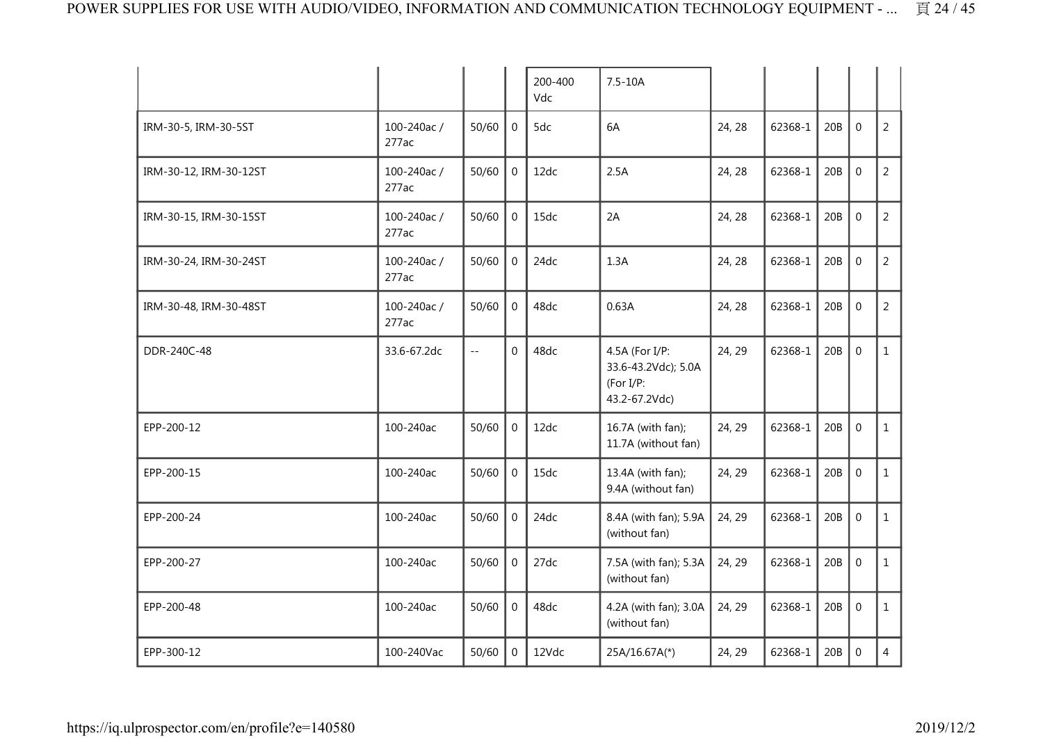| | | | | | | | | | | |
|---|---|---|---|---|---|---|---|---|---|---|
| | | | | 200-400 Vdc | 7.5-10A | | | | | |
| IRM-30-5, IRM-30-5ST | 100-240ac / 277ac | 50/60 | 0 | 5dc | 6A | 24, 28 | 62368-1 | 20B | 0 | 2 |
| IRM-30-12, IRM-30-12ST | 100-240ac / 277ac | 50/60 | 0 | 12dc | 2.5A | 24, 28 | 62368-1 | 20B | 0 | 2 |
| IRM-30-15, IRM-30-15ST | 100-240ac / 277ac | 50/60 | 0 | 15dc | 2A | 24, 28 | 62368-1 | 20B | 0 | 2 |
| IRM-30-24, IRM-30-24ST | 100-240ac / 277ac | 50/60 | 0 | 24dc | 1.3A | 24, 28 | 62368-1 | 20B | 0 | 2 |
| IRM-30-48, IRM-30-48ST | 100-240ac / 277ac | 50/60 | 0 | 48dc | 0.63A | 24, 28 | 62368-1 | 20B | 0 | 2 |
| DDR-240C-48 | 33.6-67.2dc | -- | 0 | 48dc | 4.5A (For I/P: 33.6-43.2Vdc); 5.0A (For I/P: 43.2-67.2Vdc) | 24, 29 | 62368-1 | 20B | 0 | 1 |
| EPP-200-12 | 100-240ac | 50/60 | 0 | 12dc | 16.7A (with fan); 11.7A (without fan) | 24, 29 | 62368-1 | 20B | 0 | 1 |
| EPP-200-15 | 100-240ac | 50/60 | 0 | 15dc | 13.4A (with fan); 9.4A (without fan) | 24, 29 | 62368-1 | 20B | 0 | 1 |
| EPP-200-24 | 100-240ac | 50/60 | 0 | 24dc | 8.4A (with fan); 5.9A (without fan) | 24, 29 | 62368-1 | 20B | 0 | 1 |
| EPP-200-27 | 100-240ac | 50/60 | 0 | 27dc | 7.5A (with fan); 5.3A (without fan) | 24, 29 | 62368-1 | 20B | 0 | 1 |
| EPP-200-48 | 100-240ac | 50/60 | 0 | 48dc | 4.2A (with fan); 3.0A (without fan) | 24, 29 | 62368-1 | 20B | 0 | 1 |
| EPP-300-12 | 100-240Vac | 50/60 | 0 | 12Vdc | 25A/16.67A(*) | 24, 29 | 62368-1 | 20B | 0 | 4 |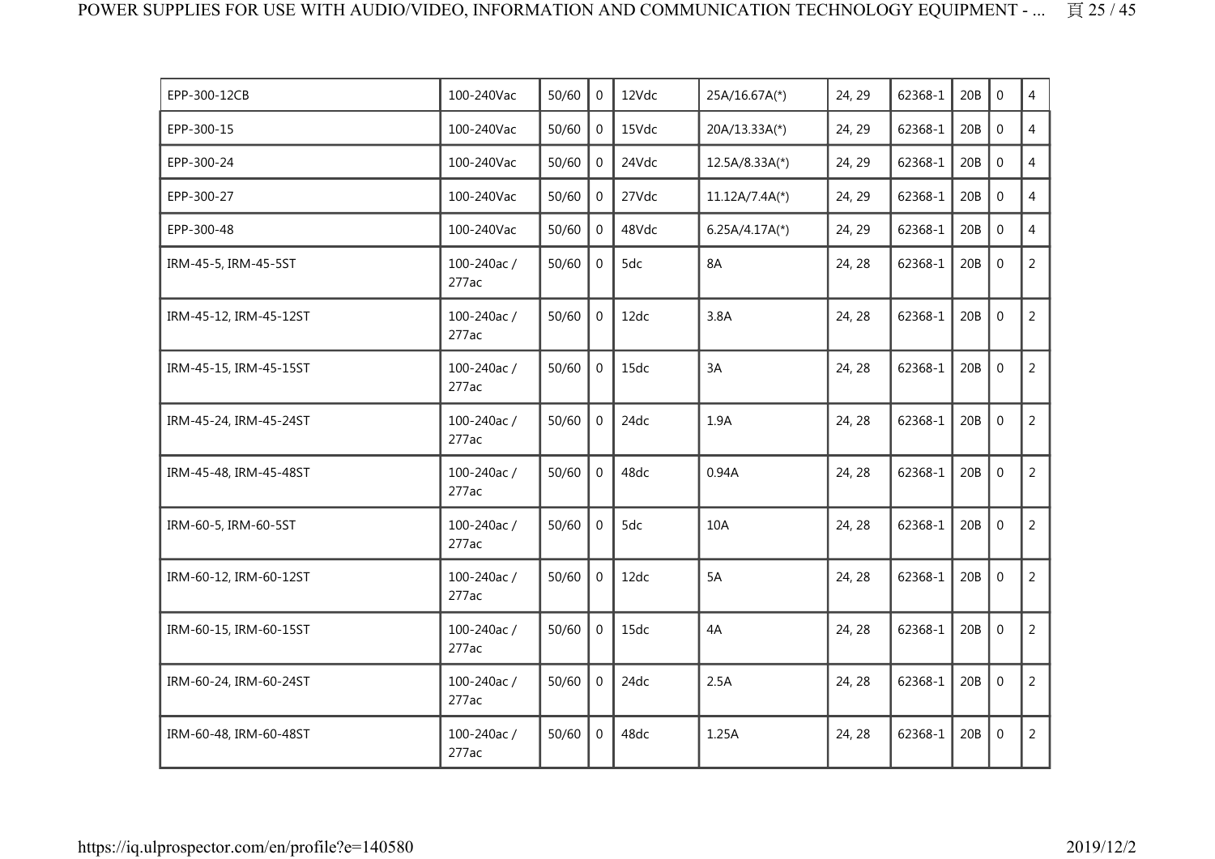| EPP-300-12CB | 100-240Vac | 50/60 | 0 | 12Vdc | 25A/16.67A(*) | 24, 29 | 62368-1 | 20B | 0 | 4 |
|---|---|---|---|---|---|---|---|---|---|---|
| EPP-300-15 | 100-240Vac | 50/60 | 0 | 15Vdc | 20A/13.33A(*) | 24, 29 | 62368-1 | 20B | 0 | 4 |
| EPP-300-24 | 100-240Vac | 50/60 | 0 | 24Vdc | 12.5A/8.33A(*) | 24, 29 | 62368-1 | 20B | 0 | 4 |
| EPP-300-27 | 100-240Vac | 50/60 | 0 | 27Vdc | 11.12A/7.4A(*) | 24, 29 | 62368-1 | 20B | 0 | 4 |
| EPP-300-48 | 100-240Vac | 50/60 | 0 | 48Vdc | 6.25A/4.17A(*) | 24, 29 | 62368-1 | 20B | 0 | 4 |
| IRM-45-5, IRM-45-5ST | 100-240ac / 277ac | 50/60 | 0 | 5dc | 8A | 24, 28 | 62368-1 | 20B | 0 | 2 |
| IRM-45-12, IRM-45-12ST | 100-240ac / 277ac | 50/60 | 0 | 12dc | 3.8A | 24, 28 | 62368-1 | 20B | 0 | 2 |
| IRM-45-15, IRM-45-15ST | 100-240ac / 277ac | 50/60 | 0 | 15dc | 3A | 24, 28 | 62368-1 | 20B | 0 | 2 |
| IRM-45-24, IRM-45-24ST | 100-240ac / 277ac | 50/60 | 0 | 24dc | 1.9A | 24, 28 | 62368-1 | 20B | 0 | 2 |
| IRM-45-48, IRM-45-48ST | 100-240ac / 277ac | 50/60 | 0 | 48dc | 0.94A | 24, 28 | 62368-1 | 20B | 0 | 2 |
| IRM-60-5, IRM-60-5ST | 100-240ac / 277ac | 50/60 | 0 | 5dc | 10A | 24, 28 | 62368-1 | 20B | 0 | 2 |
| IRM-60-12, IRM-60-12ST | 100-240ac / 277ac | 50/60 | 0 | 12dc | 5A | 24, 28 | 62368-1 | 20B | 0 | 2 |
| IRM-60-15, IRM-60-15ST | 100-240ac / 277ac | 50/60 | 0 | 15dc | 4A | 24, 28 | 62368-1 | 20B | 0 | 2 |
| IRM-60-24, IRM-60-24ST | 100-240ac / 277ac | 50/60 | 0 | 24dc | 2.5A | 24, 28 | 62368-1 | 20B | 0 | 2 |
| IRM-60-48, IRM-60-48ST | 100-240ac / 277ac | 50/60 | 0 | 48dc | 1.25A | 24, 28 | 62368-1 | 20B | 0 | 2 |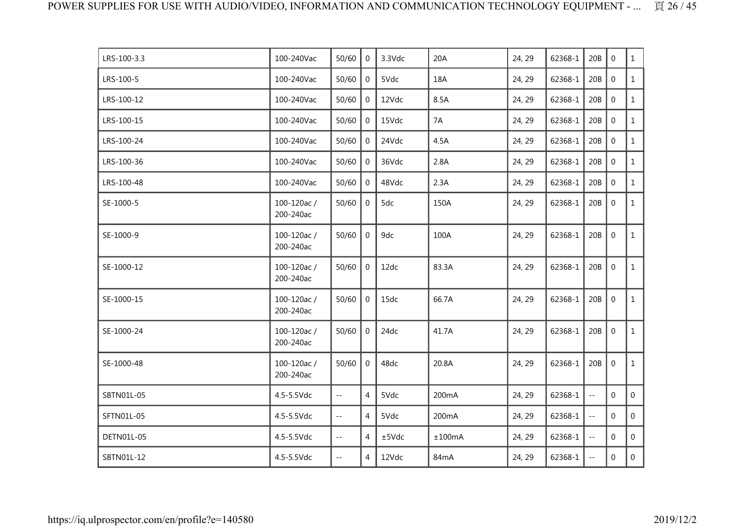| LRS-100-3.3 | 100-240Vac | 50/60 | 0 | 3.3Vdc | 20A | 24, 29 | 62368-1 | 20B | 0 | 1 |
|---|---|---|---|---|---|---|---|---|---|---|
| LRS-100-5 | 100-240Vac | 50/60 | 0 | 5Vdc | 18A | 24, 29 | 62368-1 | 20B | 0 | 1 |
| LRS-100-12 | 100-240Vac | 50/60 | 0 | 12Vdc | 8.5A | 24, 29 | 62368-1 | 20B | 0 | 1 |
| LRS-100-15 | 100-240Vac | 50/60 | 0 | 15Vdc | 7A | 24, 29 | 62368-1 | 20B | 0 | 1 |
| LRS-100-24 | 100-240Vac | 50/60 | 0 | 24Vdc | 4.5A | 24, 29 | 62368-1 | 20B | 0 | 1 |
| LRS-100-36 | 100-240Vac | 50/60 | 0 | 36Vdc | 2.8A | 24, 29 | 62368-1 | 20B | 0 | 1 |
| LRS-100-48 | 100-240Vac | 50/60 | 0 | 48Vdc | 2.3A | 24, 29 | 62368-1 | 20B | 0 | 1 |
| SE-1000-5 | 100-120ac / 200-240ac | 50/60 | 0 | 5dc | 150A | 24, 29 | 62368-1 | 20B | 0 | 1 |
| SE-1000-9 | 100-120ac / 200-240ac | 50/60 | 0 | 9dc | 100A | 24, 29 | 62368-1 | 20B | 0 | 1 |
| SE-1000-12 | 100-120ac / 200-240ac | 50/60 | 0 | 12dc | 83.3A | 24, 29 | 62368-1 | 20B | 0 | 1 |
| SE-1000-15 | 100-120ac / 200-240ac | 50/60 | 0 | 15dc | 66.7A | 24, 29 | 62368-1 | 20B | 0 | 1 |
| SE-1000-24 | 100-120ac / 200-240ac | 50/60 | 0 | 24dc | 41.7A | 24, 29 | 62368-1 | 20B | 0 | 1 |
| SE-1000-48 | 100-120ac / 200-240ac | 50/60 | 0 | 48dc | 20.8A | 24, 29 | 62368-1 | 20B | 0 | 1 |
| SBTN01L-05 | 4.5-5.5Vdc | -- | 4 | 5Vdc | 200mA | 24, 29 | 62368-1 | -- | 0 | 0 |
| SFTN01L-05 | 4.5-5.5Vdc | -- | 4 | 5Vdc | 200mA | 24, 29 | 62368-1 | -- | 0 | 0 |
| DETN01L-05 | 4.5-5.5Vdc | -- | 4 | ±5Vdc | ±100mA | 24, 29 | 62368-1 | -- | 0 | 0 |
| SBTN01L-12 | 4.5-5.5Vdc | -- | 4 | 12Vdc | 84mA | 24, 29 | 62368-1 | -- | 0 | 0 |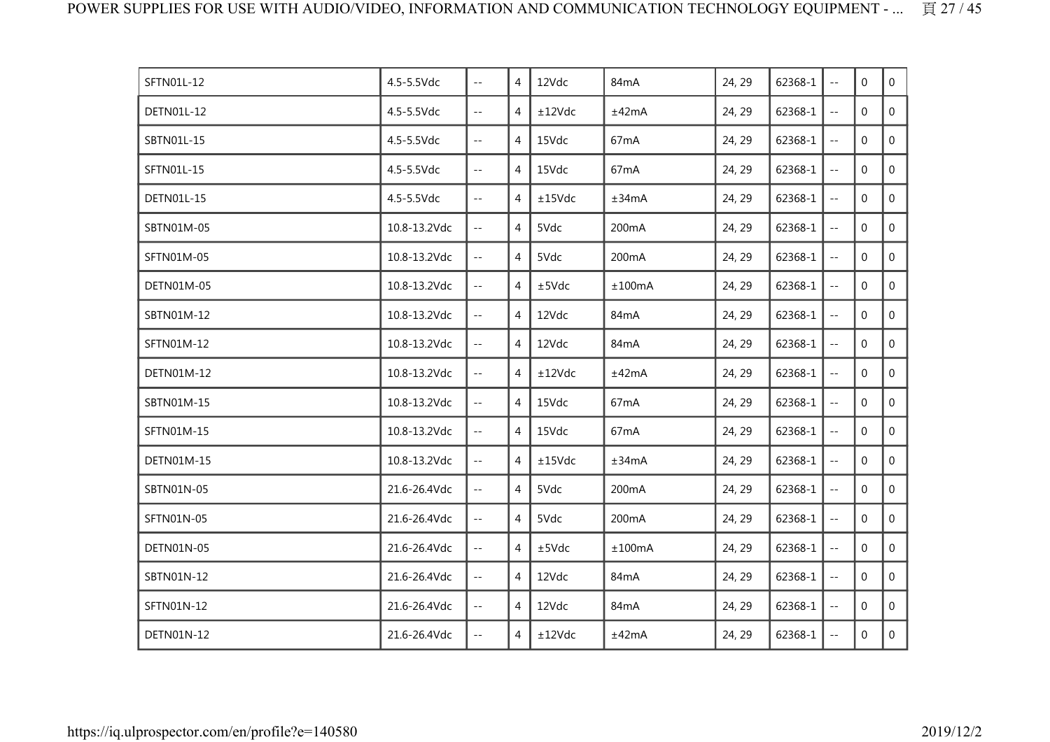| | | | | | | | | | | |
|---|---|---|---|---|---|---|---|---|---|---|
| SFTN01L-12 | 4.5-5.5Vdc | -- | 4 | 12Vdc | 84mA | 24, 29 | 62368-1 | -- | 0 | 0 |
| DETN01L-12 | 4.5-5.5Vdc | -- | 4 | ±12Vdc | ±42mA | 24, 29 | 62368-1 | -- | 0 | 0 |
| SBTN01L-15 | 4.5-5.5Vdc | -- | 4 | 15Vdc | 67mA | 24, 29 | 62368-1 | -- | 0 | 0 |
| SFTN01L-15 | 4.5-5.5Vdc | -- | 4 | 15Vdc | 67mA | 24, 29 | 62368-1 | -- | 0 | 0 |
| DETN01L-15 | 4.5-5.5Vdc | -- | 4 | ±15Vdc | ±34mA | 24, 29 | 62368-1 | -- | 0 | 0 |
| SBTN01M-05 | 10.8-13.2Vdc | -- | 4 | 5Vdc | 200mA | 24, 29 | 62368-1 | -- | 0 | 0 |
| SFTN01M-05 | 10.8-13.2Vdc | -- | 4 | 5Vdc | 200mA | 24, 29 | 62368-1 | -- | 0 | 0 |
| DETN01M-05 | 10.8-13.2Vdc | -- | 4 | ±5Vdc | ±100mA | 24, 29 | 62368-1 | -- | 0 | 0 |
| SBTN01M-12 | 10.8-13.2Vdc | -- | 4 | 12Vdc | 84mA | 24, 29 | 62368-1 | -- | 0 | 0 |
| SFTN01M-12 | 10.8-13.2Vdc | -- | 4 | 12Vdc | 84mA | 24, 29 | 62368-1 | -- | 0 | 0 |
| DETN01M-12 | 10.8-13.2Vdc | -- | 4 | ±12Vdc | ±42mA | 24, 29 | 62368-1 | -- | 0 | 0 |
| SBTN01M-15 | 10.8-13.2Vdc | -- | 4 | 15Vdc | 67mA | 24, 29 | 62368-1 | -- | 0 | 0 |
| SFTN01M-15 | 10.8-13.2Vdc | -- | 4 | 15Vdc | 67mA | 24, 29 | 62368-1 | -- | 0 | 0 |
| DETN01M-15 | 10.8-13.2Vdc | -- | 4 | ±15Vdc | ±34mA | 24, 29 | 62368-1 | -- | 0 | 0 |
| SBTN01N-05 | 21.6-26.4Vdc | -- | 4 | 5Vdc | 200mA | 24, 29 | 62368-1 | -- | 0 | 0 |
| SFTN01N-05 | 21.6-26.4Vdc | -- | 4 | 5Vdc | 200mA | 24, 29 | 62368-1 | -- | 0 | 0 |
| DETN01N-05 | 21.6-26.4Vdc | -- | 4 | ±5Vdc | ±100mA | 24, 29 | 62368-1 | -- | 0 | 0 |
| SBTN01N-12 | 21.6-26.4Vdc | -- | 4 | 12Vdc | 84mA | 24, 29 | 62368-1 | -- | 0 | 0 |
| SFTN01N-12 | 21.6-26.4Vdc | -- | 4 | 12Vdc | 84mA | 24, 29 | 62368-1 | -- | 0 | 0 |
| DETN01N-12 | 21.6-26.4Vdc | -- | 4 | ±12Vdc | ±42mA | 24, 29 | 62368-1 | -- | 0 | 0 |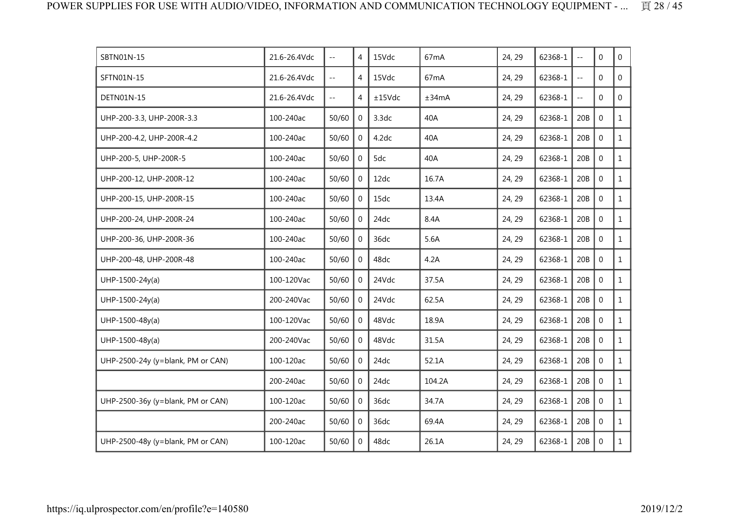| | | | | | | | | | | |
|---|---|---|---|---|---|---|---|---|---|---|
| SBTN01N-15 | 21.6-26.4Vdc | -- | 4 | 15Vdc | 67mA | 24, 29 | 62368-1 | -- | 0 | 0 |
| SFTN01N-15 | 21.6-26.4Vdc | -- | 4 | 15Vdc | 67mA | 24, 29 | 62368-1 | -- | 0 | 0 |
| DETN01N-15 | 21.6-26.4Vdc | -- | 4 | ±15Vdc | ±34mA | 24, 29 | 62368-1 | -- | 0 | 0 |
| UHP-200-3.3, UHP-200R-3.3 | 100-240ac | 50/60 | 0 | 3.3dc | 40A | 24, 29 | 62368-1 | 20B | 0 | 1 |
| UHP-200-4.2, UHP-200R-4.2 | 100-240ac | 50/60 | 0 | 4.2dc | 40A | 24, 29 | 62368-1 | 20B | 0 | 1 |
| UHP-200-5, UHP-200R-5 | 100-240ac | 50/60 | 0 | 5dc | 40A | 24, 29 | 62368-1 | 20B | 0 | 1 |
| UHP-200-12, UHP-200R-12 | 100-240ac | 50/60 | 0 | 12dc | 16.7A | 24, 29 | 62368-1 | 20B | 0 | 1 |
| UHP-200-15, UHP-200R-15 | 100-240ac | 50/60 | 0 | 15dc | 13.4A | 24, 29 | 62368-1 | 20B | 0 | 1 |
| UHP-200-24, UHP-200R-24 | 100-240ac | 50/60 | 0 | 24dc | 8.4A | 24, 29 | 62368-1 | 20B | 0 | 1 |
| UHP-200-36, UHP-200R-36 | 100-240ac | 50/60 | 0 | 36dc | 5.6A | 24, 29 | 62368-1 | 20B | 0 | 1 |
| UHP-200-48, UHP-200R-48 | 100-240ac | 50/60 | 0 | 48dc | 4.2A | 24, 29 | 62368-1 | 20B | 0 | 1 |
| UHP-1500-24y(a) | 100-120Vac | 50/60 | 0 | 24Vdc | 37.5A | 24, 29 | 62368-1 | 20B | 0 | 1 |
| UHP-1500-24y(a) | 200-240Vac | 50/60 | 0 | 24Vdc | 62.5A | 24, 29 | 62368-1 | 20B | 0 | 1 |
| UHP-1500-48y(a) | 100-120Vac | 50/60 | 0 | 48Vdc | 18.9A | 24, 29 | 62368-1 | 20B | 0 | 1 |
| UHP-1500-48y(a) | 200-240Vac | 50/60 | 0 | 48Vdc | 31.5A | 24, 29 | 62368-1 | 20B | 0 | 1 |
| UHP-2500-24y (y=blank, PM or CAN) | 100-120ac | 50/60 | 0 | 24dc | 52.1A | 24, 29 | 62368-1 | 20B | 0 | 1 |
| | 200-240ac | 50/60 | 0 | 24dc | 104.2A | 24, 29 | 62368-1 | 20B | 0 | 1 |
| UHP-2500-36y (y=blank, PM or CAN) | 100-120ac | 50/60 | 0 | 36dc | 34.7A | 24, 29 | 62368-1 | 20B | 0 | 1 |
| | 200-240ac | 50/60 | 0 | 36dc | 69.4A | 24, 29 | 62368-1 | 20B | 0 | 1 |
| UHP-2500-48y (y=blank, PM or CAN) | 100-120ac | 50/60 | 0 | 48dc | 26.1A | 24, 29 | 62368-1 | 20B | 0 | 1 |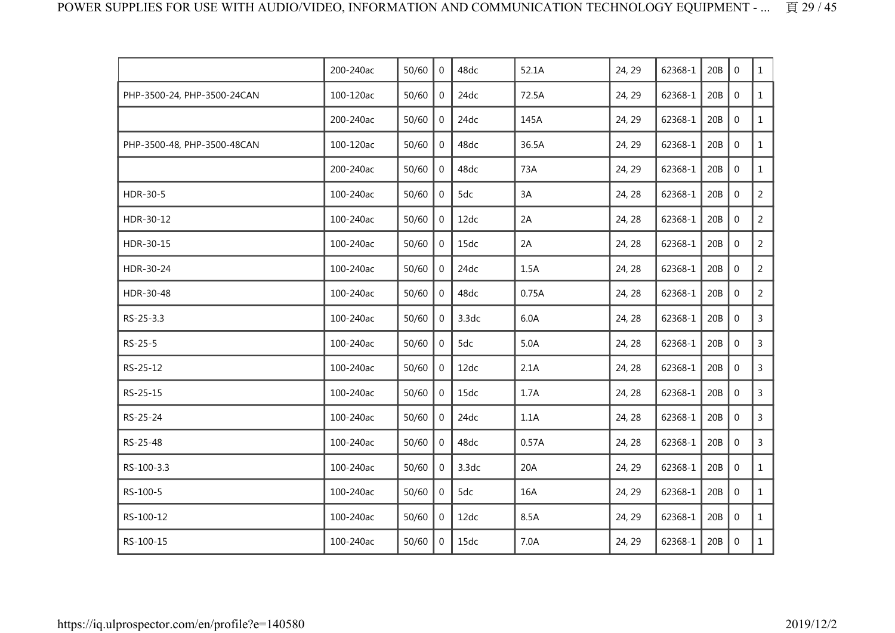| | | | | | | | | | | |
|---|---|---|---|---|---|---|---|---|---|---|
| | 200-240ac | 50/60 | 0 | 48dc | 52.1A | 24, 29 | 62368-1 | 20B | 0 | 1 |
| PHP-3500-24, PHP-3500-24CAN | 100-120ac | 50/60 | 0 | 24dc | 72.5A | 24, 29 | 62368-1 | 20B | 0 | 1 |
| | 200-240ac | 50/60 | 0 | 24dc | 145A | 24, 29 | 62368-1 | 20B | 0 | 1 |
| PHP-3500-48, PHP-3500-48CAN | 100-120ac | 50/60 | 0 | 48dc | 36.5A | 24, 29 | 62368-1 | 20B | 0 | 1 |
| | 200-240ac | 50/60 | 0 | 48dc | 73A | 24, 29 | 62368-1 | 20B | 0 | 1 |
| HDR-30-5 | 100-240ac | 50/60 | 0 | 5dc | 3A | 24, 28 | 62368-1 | 20B | 0 | 2 |
| HDR-30-12 | 100-240ac | 50/60 | 0 | 12dc | 2A | 24, 28 | 62368-1 | 20B | 0 | 2 |
| HDR-30-15 | 100-240ac | 50/60 | 0 | 15dc | 2A | 24, 28 | 62368-1 | 20B | 0 | 2 |
| HDR-30-24 | 100-240ac | 50/60 | 0 | 24dc | 1.5A | 24, 28 | 62368-1 | 20B | 0 | 2 |
| HDR-30-48 | 100-240ac | 50/60 | 0 | 48dc | 0.75A | 24, 28 | 62368-1 | 20B | 0 | 2 |
| RS-25-3.3 | 100-240ac | 50/60 | 0 | 3.3dc | 6.0A | 24, 28 | 62368-1 | 20B | 0 | 3 |
| RS-25-5 | 100-240ac | 50/60 | 0 | 5dc | 5.0A | 24, 28 | 62368-1 | 20B | 0 | 3 |
| RS-25-12 | 100-240ac | 50/60 | 0 | 12dc | 2.1A | 24, 28 | 62368-1 | 20B | 0 | 3 |
| RS-25-15 | 100-240ac | 50/60 | 0 | 15dc | 1.7A | 24, 28 | 62368-1 | 20B | 0 | 3 |
| RS-25-24 | 100-240ac | 50/60 | 0 | 24dc | 1.1A | 24, 28 | 62368-1 | 20B | 0 | 3 |
| RS-25-48 | 100-240ac | 50/60 | 0 | 48dc | 0.57A | 24, 28 | 62368-1 | 20B | 0 | 3 |
| RS-100-3.3 | 100-240ac | 50/60 | 0 | 3.3dc | 20A | 24, 29 | 62368-1 | 20B | 0 | 1 |
| RS-100-5 | 100-240ac | 50/60 | 0 | 5dc | 16A | 24, 29 | 62368-1 | 20B | 0 | 1 |
| RS-100-12 | 100-240ac | 50/60 | 0 | 12dc | 8.5A | 24, 29 | 62368-1 | 20B | 0 | 1 |
| RS-100-15 | 100-240ac | 50/60 | 0 | 15dc | 7.0A | 24, 29 | 62368-1 | 20B | 0 | 1 |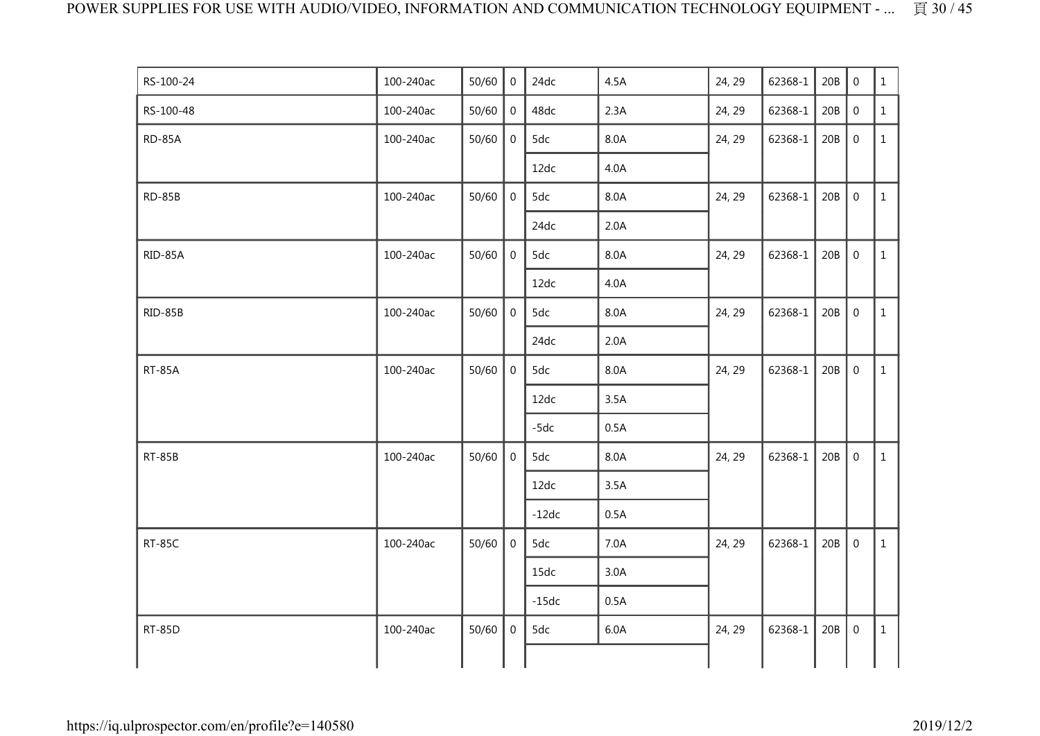| | | | | | | | | | | |
|---|---|---|---|---|---|---|---|---|---|---|
| RS-100-24 | 100-240ac | 50/60 | 0 | 24dc | 4.5A | 24, 29 | 62368-1 | 20B | 0 | 1 |
| RS-100-48 | 100-240ac | 50/60 | 0 | 48dc | 2.3A | 24, 29 | 62368-1 | 20B | 0 | 1 |
| RD-85A | 100-240ac | 50/60 | 0 | 5dc | 8.0A | 24, 29 | 62368-1 | 20B | 0 | 1 |
| | | | | 12dc | 4.0A | | | | | |
| RD-85B | 100-240ac | 50/60 | 0 | 5dc | 8.0A | 24, 29 | 62368-1 | 20B | 0 | 1 |
| | | | | 24dc | 2.0A | | | | | |
| RID-85A | 100-240ac | 50/60 | 0 | 5dc | 8.0A | 24, 29 | 62368-1 | 20B | 0 | 1 |
| | | | | 12dc | 4.0A | | | | | |
| RID-85B | 100-240ac | 50/60 | 0 | 5dc | 8.0A | 24, 29 | 62368-1 | 20B | 0 | 1 |
| | | | | 24dc | 2.0A | | | | | |
| RT-85A | 100-240ac | 50/60 | 0 | 5dc | 8.0A | 24, 29 | 62368-1 | 20B | 0 | 1 |
| | | | | 12dc | 3.5A | | | | | |
| | | | | -5dc | 0.5A | | | | | |
| RT-85B | 100-240ac | 50/60 | 0 | 5dc | 8.0A | 24, 29 | 62368-1 | 20B | 0 | 1 |
| | | | | 12dc | 3.5A | | | | | |
| | | | | -12dc | 0.5A | | | | | |
| RT-85C | 100-240ac | 50/60 | 0 | 5dc | 7.0A | 24, 29 | 62368-1 | 20B | 0 | 1 |
| | | | | 15dc | 3.0A | | | | | |
| | | | | -15dc | 0.5A | | | | | |
| RT-85D | 100-240ac | 50/60 | 0 | 5dc | 6.0A | 24, 29 | 62368-1 | 20B | 0 | 1 |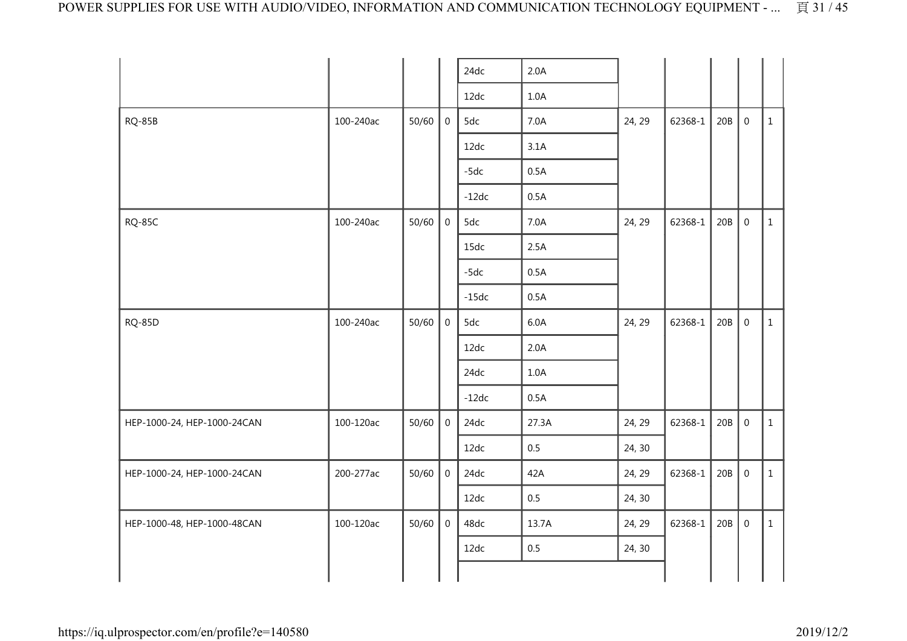| | | | | | | | | | | |
|---|---|---|---|---|---|---|---|---|---|---|
| | | | | 24dc | 2.0A | | | | | |
| | | | | 12dc | 1.0A | | | | | |
| RQ-85B | 100-240ac | 50/60 | 0 | 5dc | 7.0A | 24, 29 | 62368-1 | 20B | 0 | 1 |
| | | | | 12dc | 3.1A | | | | | |
| | | | | -5dc | 0.5A | | | | | |
| | | | | -12dc | 0.5A | | | | | |
| RQ-85C | 100-240ac | 50/60 | 0 | 5dc | 7.0A | 24, 29 | 62368-1 | 20B | 0 | 1 |
| | | | | 15dc | 2.5A | | | | | |
| | | | | -5dc | 0.5A | | | | | |
| | | | | -15dc | 0.5A | | | | | |
| RQ-85D | 100-240ac | 50/60 | 0 | 5dc | 6.0A | 24, 29 | 62368-1 | 20B | 0 | 1 |
| | | | | 12dc | 2.0A | | | | | |
| | | | | 24dc | 1.0A | | | | | |
| | | | | -12dc | 0.5A | | | | | |
| HEP-1000-24, HEP-1000-24CAN | 100-120ac | 50/60 | 0 | 24dc | 27.3A | 24, 29 | 62368-1 | 20B | 0 | 1 |
| | | | | 12dc | 0.5 | 24, 30 | | | | |
| HEP-1000-24, HEP-1000-24CAN | 200-277ac | 50/60 | 0 | 24dc | 42A | 24, 29 | 62368-1 | 20B | 0 | 1 |
| | | | | 12dc | 0.5 | 24, 30 | | | | |
| HEP-1000-48, HEP-1000-48CAN | 100-120ac | 50/60 | 0 | 48dc | 13.7A | 24, 29 | 62368-1 | 20B | 0 | 1 |
| | | | | 12dc | 0.5 | 24, 30 | | | | |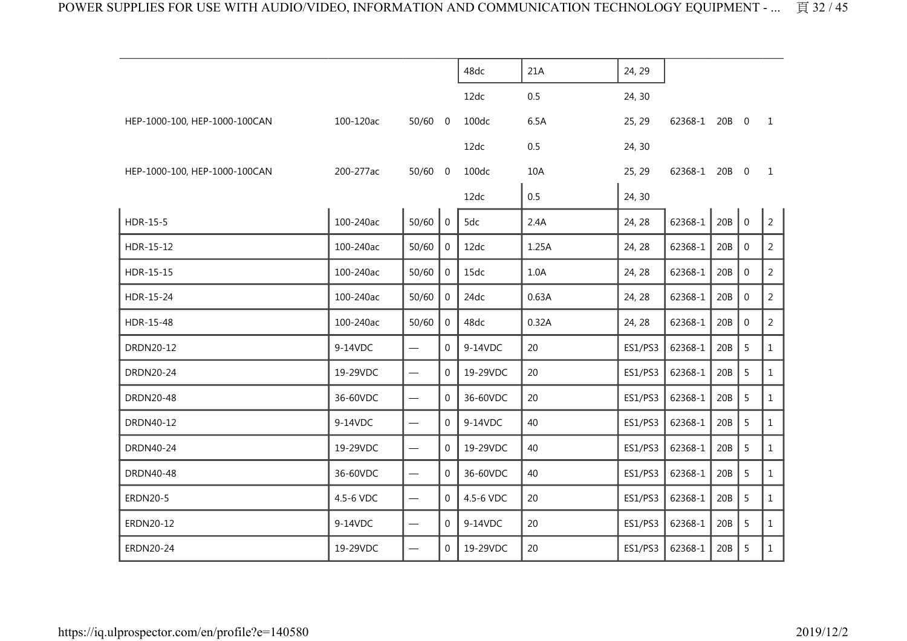| | | | | | | | | | | |
|---|---|---|---|---|---|---|---|---|---|---|
| | | | | 48dc | 21A | 24, 29 | | | | |
| | | | | 12dc | 0.5 | 24, 30 | | | | |
| HEP-1000-100, HEP-1000-100CAN | 100-120ac | 50/60 | 0 | 100dc | 6.5A | 25, 29 | 62368-1 | 20B | 0 | 1 |
| | | | | 12dc | 0.5 | 24, 30 | | | | |
| HEP-1000-100, HEP-1000-100CAN | 200-277ac | 50/60 | 0 | 100dc | 10A | 25, 29 | 62368-1 | 20B | 0 | 1 |
| | | | | 12dc | 0.5 | 24, 30 | | | | |
| HDR-15-5 | 100-240ac | 50/60 | 0 | 5dc | 2.4A | 24, 28 | 62368-1 | 20B | 0 | 2 |
| HDR-15-12 | 100-240ac | 50/60 | 0 | 12dc | 1.25A | 24, 28 | 62368-1 | 20B | 0 | 2 |
| HDR-15-15 | 100-240ac | 50/60 | 0 | 15dc | 1.0A | 24, 28 | 62368-1 | 20B | 0 | 2 |
| HDR-15-24 | 100-240ac | 50/60 | 0 | 24dc | 0.63A | 24, 28 | 62368-1 | 20B | 0 | 2 |
| HDR-15-48 | 100-240ac | 50/60 | 0 | 48dc | 0.32A | 24, 28 | 62368-1 | 20B | 0 | 2 |
| DRDN20-12 | 9-14VDC | — | 0 | 9-14VDC | 20 | ES1/PS3 | 62368-1 | 20B | 5 | 1 |
| DRDN20-24 | 19-29VDC | — | 0 | 19-29VDC | 20 | ES1/PS3 | 62368-1 | 20B | 5 | 1 |
| DRDN20-48 | 36-60VDC | — | 0 | 36-60VDC | 20 | ES1/PS3 | 62368-1 | 20B | 5 | 1 |
| DRDN40-12 | 9-14VDC | — | 0 | 9-14VDC | 40 | ES1/PS3 | 62368-1 | 20B | 5 | 1 |
| DRDN40-24 | 19-29VDC | — | 0 | 19-29VDC | 40 | ES1/PS3 | 62368-1 | 20B | 5 | 1 |
| DRDN40-48 | 36-60VDC | — | 0 | 36-60VDC | 40 | ES1/PS3 | 62368-1 | 20B | 5 | 1 |
| ERDN20-5 | 4.5-6 VDC | — | 0 | 4.5-6 VDC | 20 | ES1/PS3 | 62368-1 | 20B | 5 | 1 |
| ERDN20-12 | 9-14VDC | — | 0 | 9-14VDC | 20 | ES1/PS3 | 62368-1 | 20B | 5 | 1 |
| ERDN20-24 | 19-29VDC | — | 0 | 19-29VDC | 20 | ES1/PS3 | 62368-1 | 20B | 5 | 1 |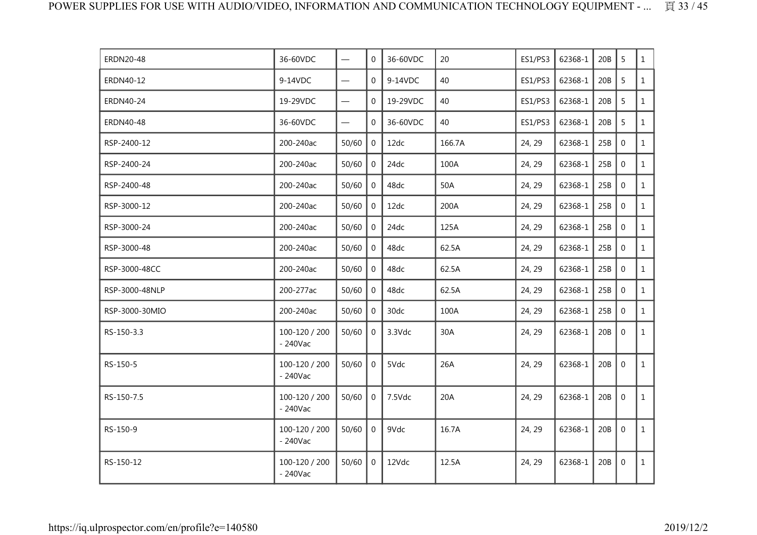| | | | | | | | | | | |
|---|---|---|---|---|---|---|---|---|---|---|
| ERDN20-48 | 36-60VDC | — | 0 | 36-60VDC | 20 | ES1/PS3 | 62368-1 | 20B | 5 | 1 |
| ERDN40-12 | 9-14VDC | — | 0 | 9-14VDC | 40 | ES1/PS3 | 62368-1 | 20B | 5 | 1 |
| ERDN40-24 | 19-29VDC | — | 0 | 19-29VDC | 40 | ES1/PS3 | 62368-1 | 20B | 5 | 1 |
| ERDN40-48 | 36-60VDC | — | 0 | 36-60VDC | 40 | ES1/PS3 | 62368-1 | 20B | 5 | 1 |
| RSP-2400-12 | 200-240ac | 50/60 | 0 | 12dc | 166.7A | 24, 29 | 62368-1 | 25B | 0 | 1 |
| RSP-2400-24 | 200-240ac | 50/60 | 0 | 24dc | 100A | 24, 29 | 62368-1 | 25B | 0 | 1 |
| RSP-2400-48 | 200-240ac | 50/60 | 0 | 48dc | 50A | 24, 29 | 62368-1 | 25B | 0 | 1 |
| RSP-3000-12 | 200-240ac | 50/60 | 0 | 12dc | 200A | 24, 29 | 62368-1 | 25B | 0 | 1 |
| RSP-3000-24 | 200-240ac | 50/60 | 0 | 24dc | 125A | 24, 29 | 62368-1 | 25B | 0 | 1 |
| RSP-3000-48 | 200-240ac | 50/60 | 0 | 48dc | 62.5A | 24, 29 | 62368-1 | 25B | 0 | 1 |
| RSP-3000-48CC | 200-240ac | 50/60 | 0 | 48dc | 62.5A | 24, 29 | 62368-1 | 25B | 0 | 1 |
| RSP-3000-48NLP | 200-277ac | 50/60 | 0 | 48dc | 62.5A | 24, 29 | 62368-1 | 25B | 0 | 1 |
| RSP-3000-30MIO | 200-240ac | 50/60 | 0 | 30dc | 100A | 24, 29 | 62368-1 | 25B | 0 | 1 |
| RS-150-3.3 | 100-120 / 200 - 240Vac | 50/60 | 0 | 3.3Vdc | 30A | 24, 29 | 62368-1 | 20B | 0 | 1 |
| RS-150-5 | 100-120 / 200 - 240Vac | 50/60 | 0 | 5Vdc | 26A | 24, 29 | 62368-1 | 20B | 0 | 1 |
| RS-150-7.5 | 100-120 / 200 - 240Vac | 50/60 | 0 | 7.5Vdc | 20A | 24, 29 | 62368-1 | 20B | 0 | 1 |
| RS-150-9 | 100-120 / 200 - 240Vac | 50/60 | 0 | 9Vdc | 16.7A | 24, 29 | 62368-1 | 20B | 0 | 1 |
| RS-150-12 | 100-120 / 200 - 240Vac | 50/60 | 0 | 12Vdc | 12.5A | 24, 29 | 62368-1 | 20B | 0 | 1 |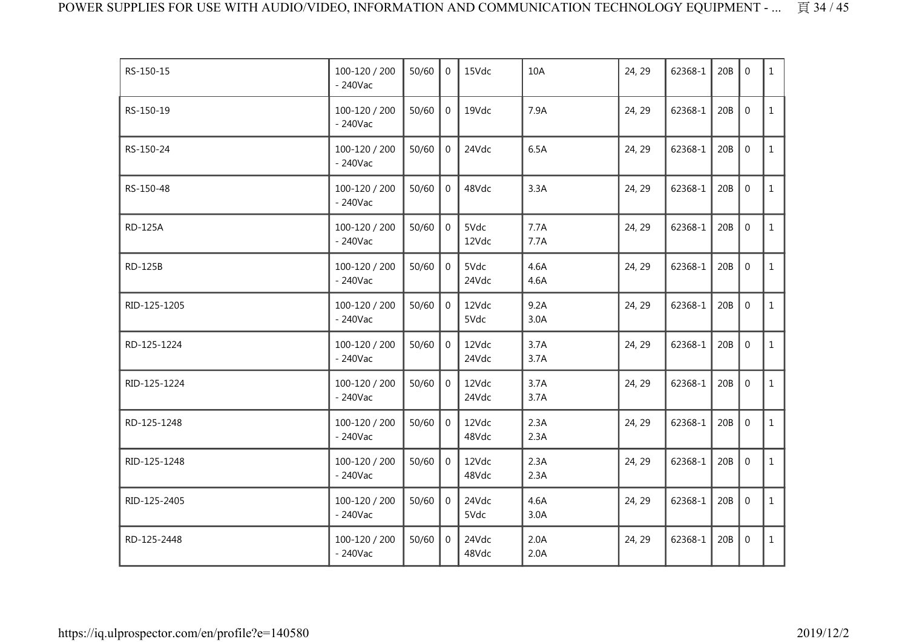| | | | | | | | | | | |
|---|---|---|---|---|---|---|---|---|---|---|
| RS-150-15 | 100-120 / 200 - 240Vac | 50/60 | 0 | 15Vdc | 10A | 24, 29 | 62368-1 | 20B | 0 | 1 |
| RS-150-19 | 100-120 / 200 - 240Vac | 50/60 | 0 | 19Vdc | 7.9A | 24, 29 | 62368-1 | 20B | 0 | 1 |
| RS-150-24 | 100-120 / 200 - 240Vac | 50/60 | 0 | 24Vdc | 6.5A | 24, 29 | 62368-1 | 20B | 0 | 1 |
| RS-150-48 | 100-120 / 200 - 240Vac | 50/60 | 0 | 48Vdc | 3.3A | 24, 29 | 62368-1 | 20B | 0 | 1 |
| RD-125A | 100-120 / 200 - 240Vac | 50/60 | 0 | 5Vdc 12Vdc | 7.7A 7.7A | 24, 29 | 62368-1 | 20B | 0 | 1 |
| RD-125B | 100-120 / 200 - 240Vac | 50/60 | 0 | 5Vdc 24Vdc | 4.6A 4.6A | 24, 29 | 62368-1 | 20B | 0 | 1 |
| RID-125-1205 | 100-120 / 200 - 240Vac | 50/60 | 0 | 12Vdc 5Vdc | 9.2A 3.0A | 24, 29 | 62368-1 | 20B | 0 | 1 |
| RD-125-1224 | 100-120 / 200 - 240Vac | 50/60 | 0 | 12Vdc 24Vdc | 3.7A 3.7A | 24, 29 | 62368-1 | 20B | 0 | 1 |
| RID-125-1224 | 100-120 / 200 - 240Vac | 50/60 | 0 | 12Vdc 24Vdc | 3.7A 3.7A | 24, 29 | 62368-1 | 20B | 0 | 1 |
| RD-125-1248 | 100-120 / 200 - 240Vac | 50/60 | 0 | 12Vdc 48Vdc | 2.3A 2.3A | 24, 29 | 62368-1 | 20B | 0 | 1 |
| RID-125-1248 | 100-120 / 200 - 240Vac | 50/60 | 0 | 12Vdc 48Vdc | 2.3A 2.3A | 24, 29 | 62368-1 | 20B | 0 | 1 |
| RID-125-2405 | 100-120 / 200 - 240Vac | 50/60 | 0 | 24Vdc 5Vdc | 4.6A 3.0A | 24, 29 | 62368-1 | 20B | 0 | 1 |
| RD-125-2448 | 100-120 / 200 - 240Vac | 50/60 | 0 | 24Vdc 48Vdc | 2.0A 2.0A | 24, 29 | 62368-1 | 20B | 0 | 1 |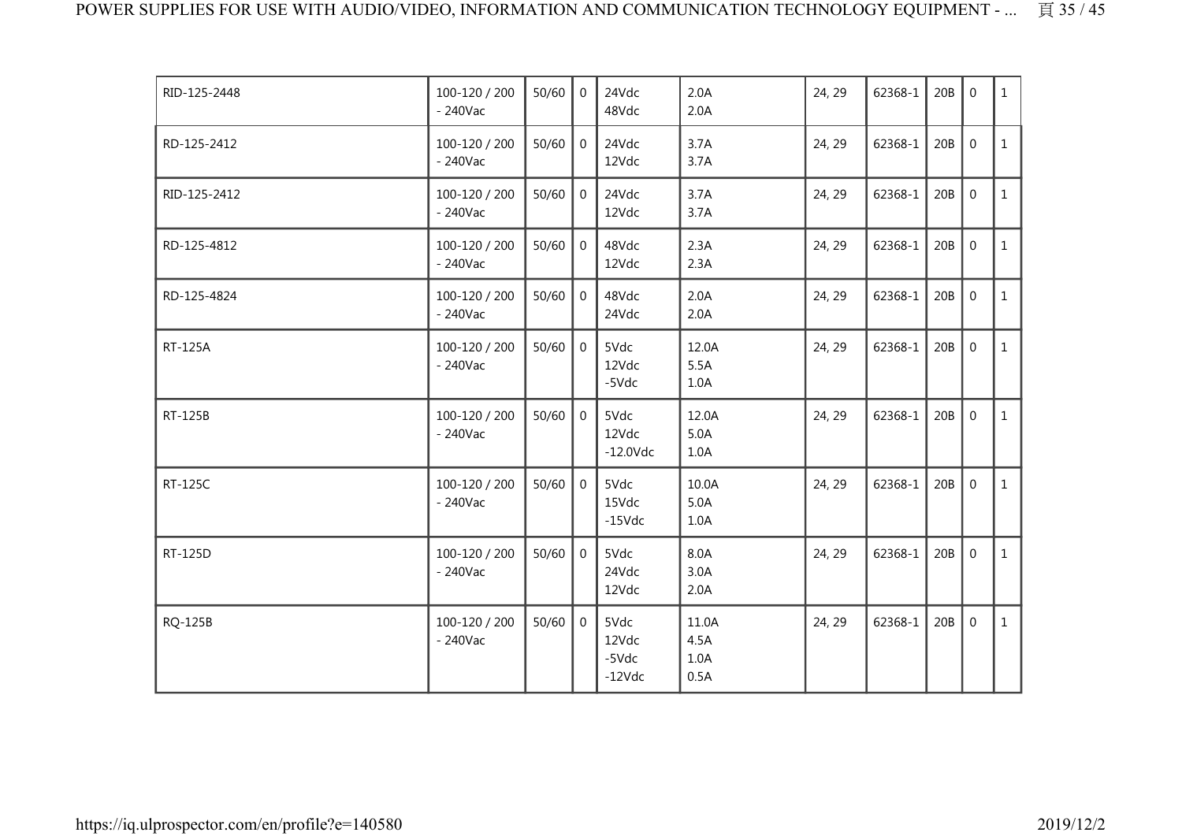| | | | | | | | | | | |
|---|---|---|---|---|---|---|---|---|---|---|
| RID-125-2448 | 100-120 / 200 - 240Vac | 50/60 | 0 | 24Vdc<br>48Vdc | 2.0A<br>2.0A | 24, 29 | 62368-1 | 20B | 0 | 1 |
| RD-125-2412 | 100-120 / 200 - 240Vac | 50/60 | 0 | 24Vdc<br>12Vdc | 3.7A<br>3.7A | 24, 29 | 62368-1 | 20B | 0 | 1 |
| RID-125-2412 | 100-120 / 200 - 240Vac | 50/60 | 0 | 24Vdc<br>12Vdc | 3.7A<br>3.7A | 24, 29 | 62368-1 | 20B | 0 | 1 |
| RD-125-4812 | 100-120 / 200 - 240Vac | 50/60 | 0 | 48Vdc<br>12Vdc | 2.3A<br>2.3A | 24, 29 | 62368-1 | 20B | 0 | 1 |
| RD-125-4824 | 100-120 / 200 - 240Vac | 50/60 | 0 | 48Vdc<br>24Vdc | 2.0A<br>2.0A | 24, 29 | 62368-1 | 20B | 0 | 1 |
| RT-125A | 100-120 / 200 - 240Vac | 50/60 | 0 | 5Vdc<br>12Vdc<br>-5Vdc | 12.0A<br>5.5A<br>1.0A | 24, 29 | 62368-1 | 20B | 0 | 1 |
| RT-125B | 100-120 / 200 - 240Vac | 50/60 | 0 | 5Vdc<br>12Vdc<br>-12.0Vdc | 12.0A<br>5.0A<br>1.0A | 24, 29 | 62368-1 | 20B | 0 | 1 |
| RT-125C | 100-120 / 200 - 240Vac | 50/60 | 0 | 5Vdc<br>15Vdc<br>-15Vdc | 10.0A<br>5.0A<br>1.0A | 24, 29 | 62368-1 | 20B | 0 | 1 |
| RT-125D | 100-120 / 200 - 240Vac | 50/60 | 0 | 5Vdc<br>24Vdc<br>12Vdc | 8.0A<br>3.0A<br>2.0A | 24, 29 | 62368-1 | 20B | 0 | 1 |
| RQ-125B | 100-120 / 200 - 240Vac | 50/60 | 0 | 5Vdc<br>12Vdc<br>-5Vdc<br>-12Vdc | 11.0A<br>4.5A<br>1.0A<br>0.5A | 24, 29 | 62368-1 | 20B | 0 | 1 |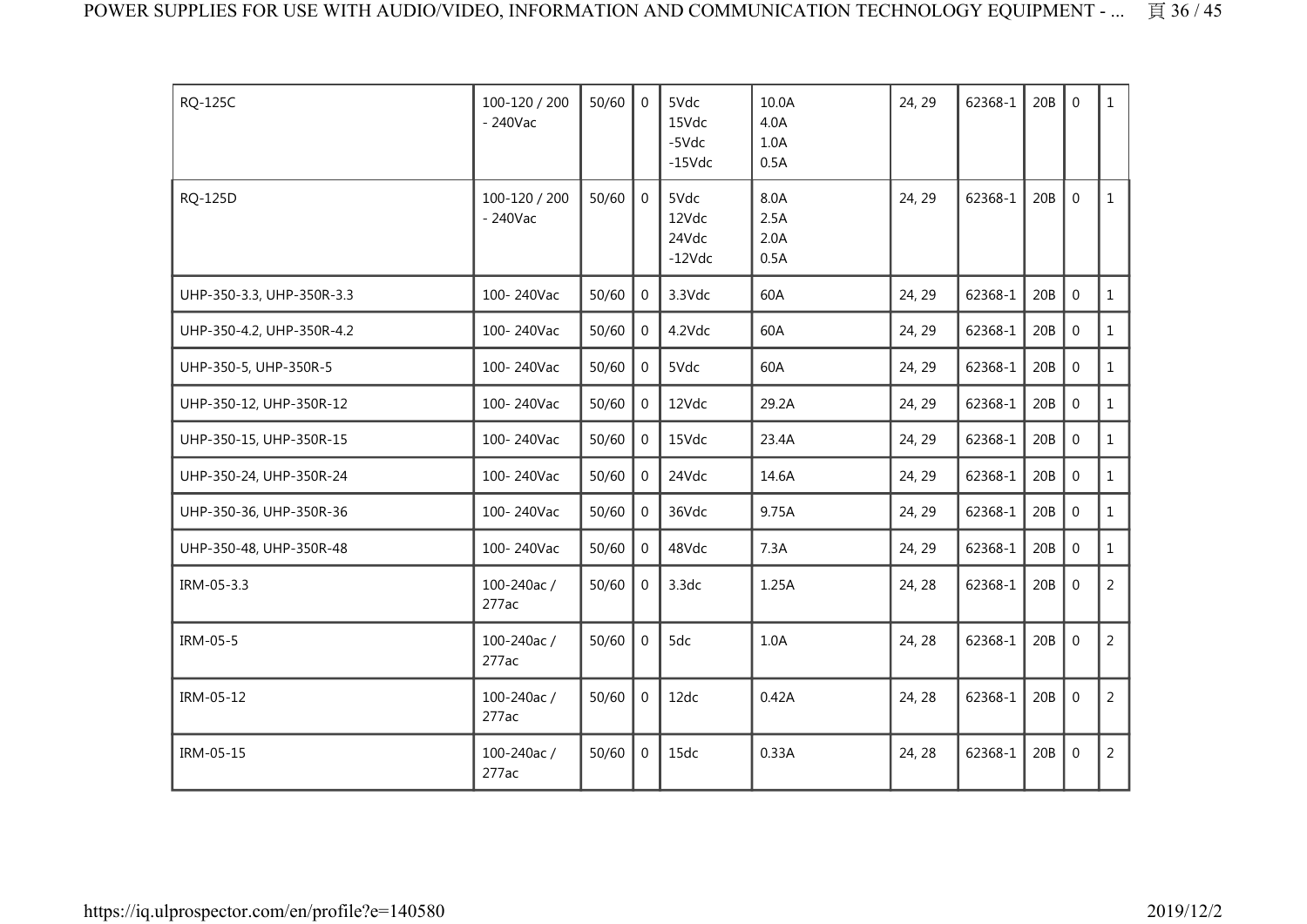| | | | | | | | | | | |
|---|---|---|---|---|---|---|---|---|---|---|
| RQ-125C | 100-120 / 200 - 240Vac | 50/60 | 0 | 5Vdc<br>15Vdc<br>-5Vdc<br>-15Vdc | 10.0A<br>4.0A<br>1.0A<br>0.5A | 24, 29 | 62368-1 | 20B | 0 | 1 |
| RQ-125D | 100-120 / 200 - 240Vac | 50/60 | 0 | 5Vdc<br>12Vdc<br>24Vdc<br>-12Vdc | 8.0A<br>2.5A<br>2.0A<br>0.5A | 24, 29 | 62368-1 | 20B | 0 | 1 |
| UHP-350-3.3, UHP-350R-3.3 | 100- 240Vac | 50/60 | 0 | 3.3Vdc | 60A | 24, 29 | 62368-1 | 20B | 0 | 1 |
| UHP-350-4.2, UHP-350R-4.2 | 100- 240Vac | 50/60 | 0 | 4.2Vdc | 60A | 24, 29 | 62368-1 | 20B | 0 | 1 |
| UHP-350-5, UHP-350R-5 | 100- 240Vac | 50/60 | 0 | 5Vdc | 60A | 24, 29 | 62368-1 | 20B | 0 | 1 |
| UHP-350-12, UHP-350R-12 | 100- 240Vac | 50/60 | 0 | 12Vdc | 29.2A | 24, 29 | 62368-1 | 20B | 0 | 1 |
| UHP-350-15, UHP-350R-15 | 100- 240Vac | 50/60 | 0 | 15Vdc | 23.4A | 24, 29 | 62368-1 | 20B | 0 | 1 |
| UHP-350-24, UHP-350R-24 | 100- 240Vac | 50/60 | 0 | 24Vdc | 14.6A | 24, 29 | 62368-1 | 20B | 0 | 1 |
| UHP-350-36, UHP-350R-36 | 100- 240Vac | 50/60 | 0 | 36Vdc | 9.75A | 24, 29 | 62368-1 | 20B | 0 | 1 |
| UHP-350-48, UHP-350R-48 | 100- 240Vac | 50/60 | 0 | 48Vdc | 7.3A | 24, 29 | 62368-1 | 20B | 0 | 1 |
| IRM-05-3.3 | 100-240ac / 277ac | 50/60 | 0 | 3.3dc | 1.25A | 24, 28 | 62368-1 | 20B | 0 | 2 |
| IRM-05-5 | 100-240ac / 277ac | 50/60 | 0 | 5dc | 1.0A | 24, 28 | 62368-1 | 20B | 0 | 2 |
| IRM-05-12 | 100-240ac / 277ac | 50/60 | 0 | 12dc | 0.42A | 24, 28 | 62368-1 | 20B | 0 | 2 |
| IRM-05-15 | 100-240ac / 277ac | 50/60 | 0 | 15dc | 0.33A | 24, 28 | 62368-1 | 20B | 0 | 2 |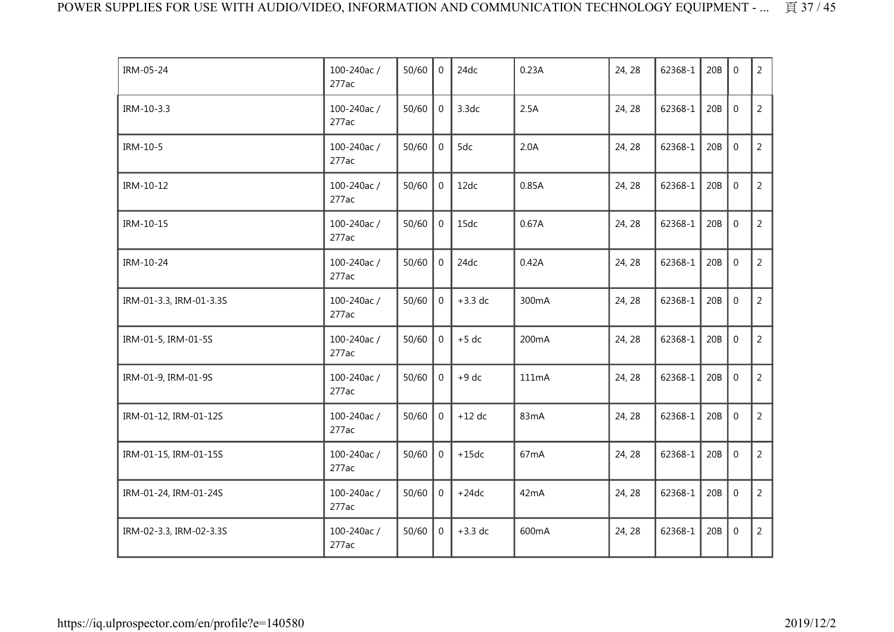| | | | | | | | | | | |
|---|---|---|---|---|---|---|---|---|---|---|
| IRM-05-24 | 100-240ac / 277ac | 50/60 | 0 | 24dc | 0.23A | 24, 28 | 62368-1 | 20B | 0 | 2 |
| IRM-10-3.3 | 100-240ac / 277ac | 50/60 | 0 | 3.3dc | 2.5A | 24, 28 | 62368-1 | 20B | 0 | 2 |
| IRM-10-5 | 100-240ac / 277ac | 50/60 | 0 | 5dc | 2.0A | 24, 28 | 62368-1 | 20B | 0 | 2 |
| IRM-10-12 | 100-240ac / 277ac | 50/60 | 0 | 12dc | 0.85A | 24, 28 | 62368-1 | 20B | 0 | 2 |
| IRM-10-15 | 100-240ac / 277ac | 50/60 | 0 | 15dc | 0.67A | 24, 28 | 62368-1 | 20B | 0 | 2 |
| IRM-10-24 | 100-240ac / 277ac | 50/60 | 0 | 24dc | 0.42A | 24, 28 | 62368-1 | 20B | 0 | 2 |
| IRM-01-3.3, IRM-01-3.3S | 100-240ac / 277ac | 50/60 | 0 | +3.3 dc | 300mA | 24, 28 | 62368-1 | 20B | 0 | 2 |
| IRM-01-5, IRM-01-5S | 100-240ac / 277ac | 50/60 | 0 | +5 dc | 200mA | 24, 28 | 62368-1 | 20B | 0 | 2 |
| IRM-01-9, IRM-01-9S | 100-240ac / 277ac | 50/60 | 0 | +9 dc | 111mA | 24, 28 | 62368-1 | 20B | 0 | 2 |
| IRM-01-12, IRM-01-12S | 100-240ac / 277ac | 50/60 | 0 | +12 dc | 83mA | 24, 28 | 62368-1 | 20B | 0 | 2 |
| IRM-01-15, IRM-01-15S | 100-240ac / 277ac | 50/60 | 0 | +15dc | 67mA | 24, 28 | 62368-1 | 20B | 0 | 2 |
| IRM-01-24, IRM-01-24S | 100-240ac / 277ac | 50/60 | 0 | +24dc | 42mA | 24, 28 | 62368-1 | 20B | 0 | 2 |
| IRM-02-3.3, IRM-02-3.3S | 100-240ac / 277ac | 50/60 | 0 | +3.3 dc | 600mA | 24, 28 | 62368-1 | 20B | 0 | 2 |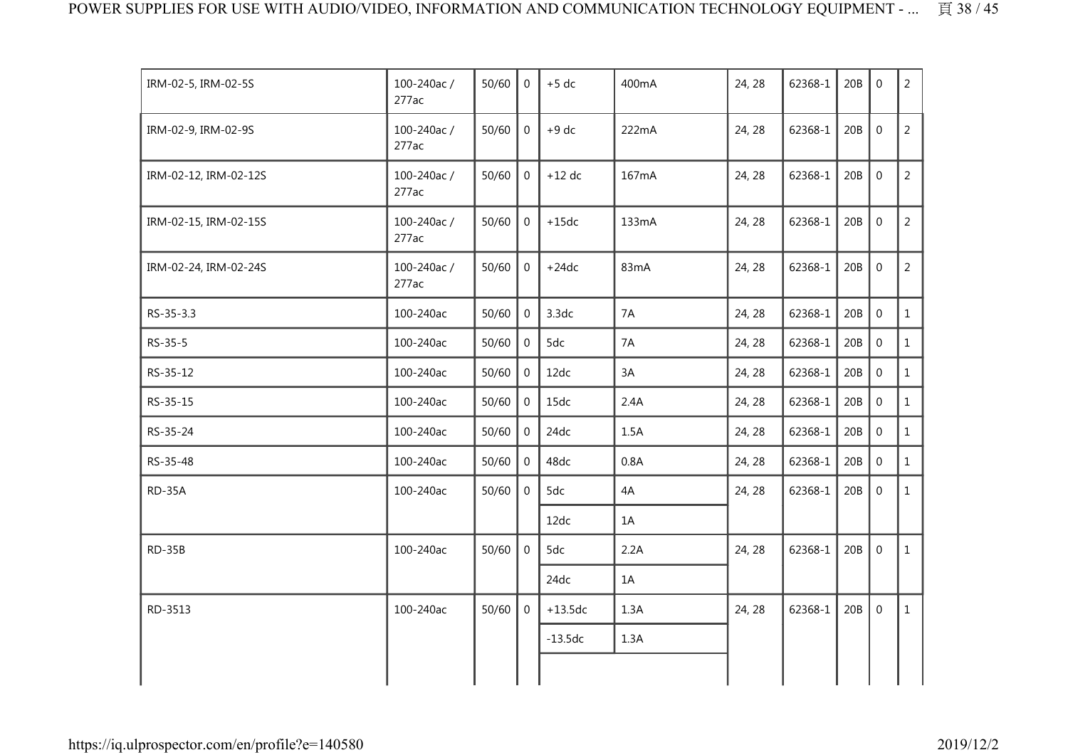| | | | | | | | | | | |
|---|---|---|---|---|---|---|---|---|---|---|
| IRM-02-5, IRM-02-5S | 100-240ac / 277ac | 50/60 | 0 | +5 dc | 400mA | 24, 28 | 62368-1 | 20B | 0 | 2 |
| IRM-02-9, IRM-02-9S | 100-240ac / 277ac | 50/60 | 0 | +9 dc | 222mA | 24, 28 | 62368-1 | 20B | 0 | 2 |
| IRM-02-12, IRM-02-12S | 100-240ac / 277ac | 50/60 | 0 | +12 dc | 167mA | 24, 28 | 62368-1 | 20B | 0 | 2 |
| IRM-02-15, IRM-02-15S | 100-240ac / 277ac | 50/60 | 0 | +15dc | 133mA | 24, 28 | 62368-1 | 20B | 0 | 2 |
| IRM-02-24, IRM-02-24S | 100-240ac / 277ac | 50/60 | 0 | +24dc | 83mA | 24, 28 | 62368-1 | 20B | 0 | 2 |
| RS-35-3.3 | 100-240ac | 50/60 | 0 | 3.3dc | 7A | 24, 28 | 62368-1 | 20B | 0 | 1 |
| RS-35-5 | 100-240ac | 50/60 | 0 | 5dc | 7A | 24, 28 | 62368-1 | 20B | 0 | 1 |
| RS-35-12 | 100-240ac | 50/60 | 0 | 12dc | 3A | 24, 28 | 62368-1 | 20B | 0 | 1 |
| RS-35-15 | 100-240ac | 50/60 | 0 | 15dc | 2.4A | 24, 28 | 62368-1 | 20B | 0 | 1 |
| RS-35-24 | 100-240ac | 50/60 | 0 | 24dc | 1.5A | 24, 28 | 62368-1 | 20B | 0 | 1 |
| RS-35-48 | 100-240ac | 50/60 | 0 | 48dc | 0.8A | 24, 28 | 62368-1 | 20B | 0 | 1 |
| RD-35A | 100-240ac | 50/60 | 0 | 5dc | 4A | 24, 28 | 62368-1 | 20B | 0 | 1 |
| | | | | 12dc | 1A | | | | | |
| RD-35B | 100-240ac | 50/60 | 0 | 5dc | 2.2A | 24, 28 | 62368-1 | 20B | 0 | 1 |
| | | | | 24dc | 1A | | | | | |
| RD-3513 | 100-240ac | 50/60 | 0 | +13.5dc | 1.3A | 24, 28 | 62368-1 | 20B | 0 | 1 |
| | | | | -13.5dc | 1.3A | | | | | |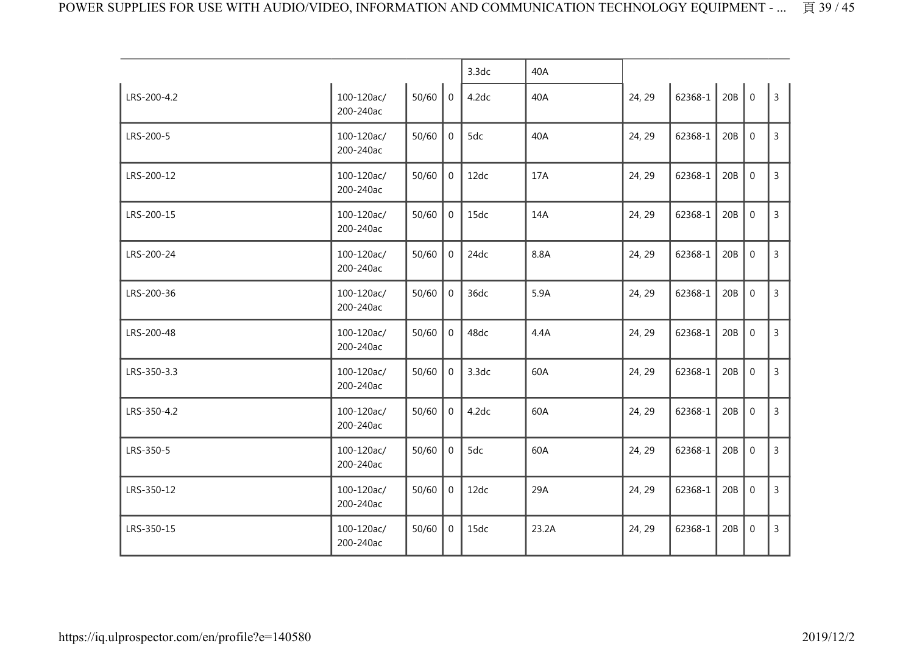| | | | | | | | | | | |
|---|---|---|---|---|---|---|---|---|---|---|
| | | | | 3.3dc | 40A | | | | | |
| LRS-200-4.2 | 100-120ac/ 200-240ac | 50/60 | 0 | 4.2dc | 40A | 24, 29 | 62368-1 | 20B | 0 | 3 |
| LRS-200-5 | 100-120ac/ 200-240ac | 50/60 | 0 | 5dc | 40A | 24, 29 | 62368-1 | 20B | 0 | 3 |
| LRS-200-12 | 100-120ac/ 200-240ac | 50/60 | 0 | 12dc | 17A | 24, 29 | 62368-1 | 20B | 0 | 3 |
| LRS-200-15 | 100-120ac/ 200-240ac | 50/60 | 0 | 15dc | 14A | 24, 29 | 62368-1 | 20B | 0 | 3 |
| LRS-200-24 | 100-120ac/ 200-240ac | 50/60 | 0 | 24dc | 8.8A | 24, 29 | 62368-1 | 20B | 0 | 3 |
| LRS-200-36 | 100-120ac/ 200-240ac | 50/60 | 0 | 36dc | 5.9A | 24, 29 | 62368-1 | 20B | 0 | 3 |
| LRS-200-48 | 100-120ac/ 200-240ac | 50/60 | 0 | 48dc | 4.4A | 24, 29 | 62368-1 | 20B | 0 | 3 |
| LRS-350-3.3 | 100-120ac/ 200-240ac | 50/60 | 0 | 3.3dc | 60A | 24, 29 | 62368-1 | 20B | 0 | 3 |
| LRS-350-4.2 | 100-120ac/ 200-240ac | 50/60 | 0 | 4.2dc | 60A | 24, 29 | 62368-1 | 20B | 0 | 3 |
| LRS-350-5 | 100-120ac/ 200-240ac | 50/60 | 0 | 5dc | 60A | 24, 29 | 62368-1 | 20B | 0 | 3 |
| LRS-350-12 | 100-120ac/ 200-240ac | 50/60 | 0 | 12dc | 29A | 24, 29 | 62368-1 | 20B | 0 | 3 |
| LRS-350-15 | 100-120ac/ 200-240ac | 50/60 | 0 | 15dc | 23.2A | 24, 29 | 62368-1 | 20B | 0 | 3 |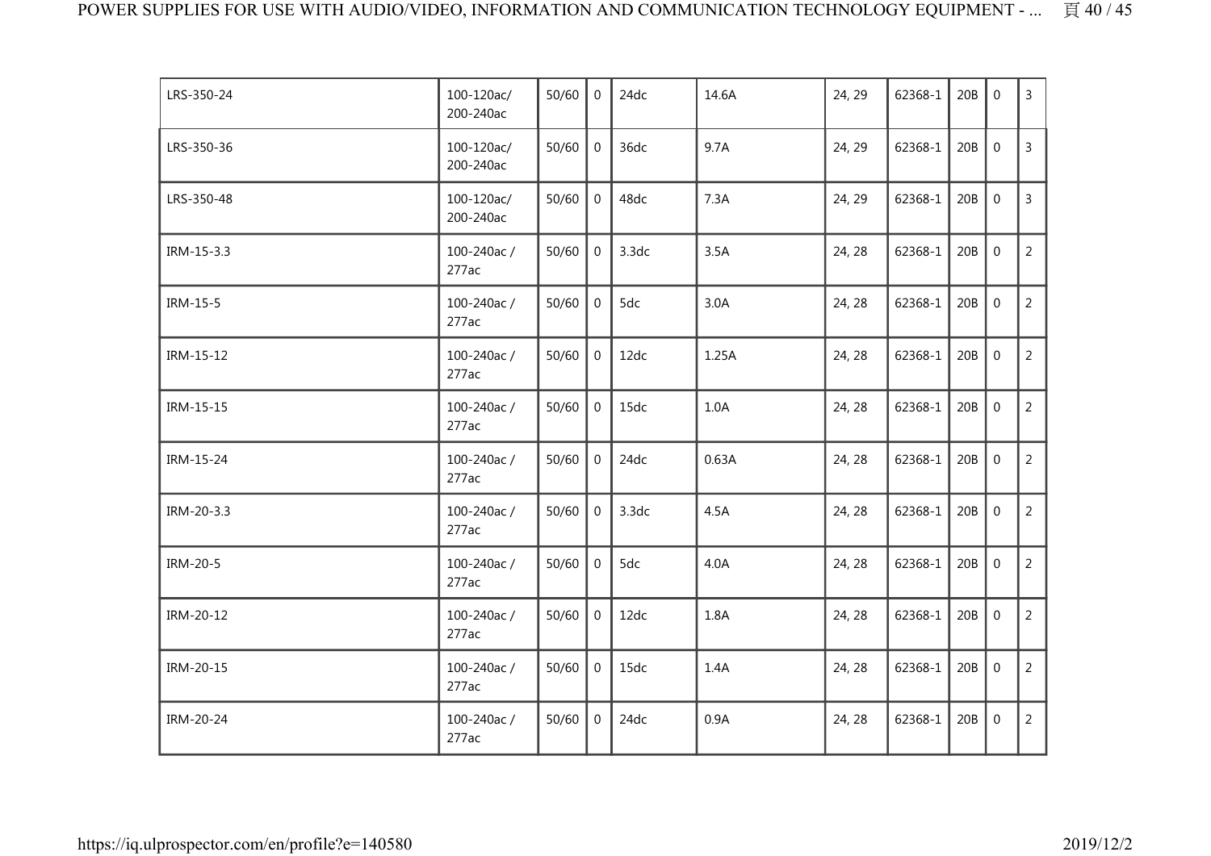| LRS-350-24 | 100-120ac/ 200-240ac | 50/60 | 0 | 24dc | 14.6A | 24, 29 | 62368-1 | 20B | 0 | 3 |
|---|---|---|---|---|---|---|---|---|---|---|
| LRS-350-36 | 100-120ac/ 200-240ac | 50/60 | 0 | 36dc | 9.7A | 24, 29 | 62368-1 | 20B | 0 | 3 |
| LRS-350-48 | 100-120ac/ 200-240ac | 50/60 | 0 | 48dc | 7.3A | 24, 29 | 62368-1 | 20B | 0 | 3 |
| IRM-15-3.3 | 100-240ac / 277ac | 50/60 | 0 | 3.3dc | 3.5A | 24, 28 | 62368-1 | 20B | 0 | 2 |
| IRM-15-5 | 100-240ac / 277ac | 50/60 | 0 | 5dc | 3.0A | 24, 28 | 62368-1 | 20B | 0 | 2 |
| IRM-15-12 | 100-240ac / 277ac | 50/60 | 0 | 12dc | 1.25A | 24, 28 | 62368-1 | 20B | 0 | 2 |
| IRM-15-15 | 100-240ac / 277ac | 50/60 | 0 | 15dc | 1.0A | 24, 28 | 62368-1 | 20B | 0 | 2 |
| IRM-15-24 | 100-240ac / 277ac | 50/60 | 0 | 24dc | 0.63A | 24, 28 | 62368-1 | 20B | 0 | 2 |
| IRM-20-3.3 | 100-240ac / 277ac | 50/60 | 0 | 3.3dc | 4.5A | 24, 28 | 62368-1 | 20B | 0 | 2 |
| IRM-20-5 | 100-240ac / 277ac | 50/60 | 0 | 5dc | 4.0A | 24, 28 | 62368-1 | 20B | 0 | 2 |
| IRM-20-12 | 100-240ac / 277ac | 50/60 | 0 | 12dc | 1.8A | 24, 28 | 62368-1 | 20B | 0 | 2 |
| IRM-20-15 | 100-240ac / 277ac | 50/60 | 0 | 15dc | 1.4A | 24, 28 | 62368-1 | 20B | 0 | 2 |
| IRM-20-24 | 100-240ac / 277ac | 50/60 | 0 | 24dc | 0.9A | 24, 28 | 62368-1 | 20B | 0 | 2 |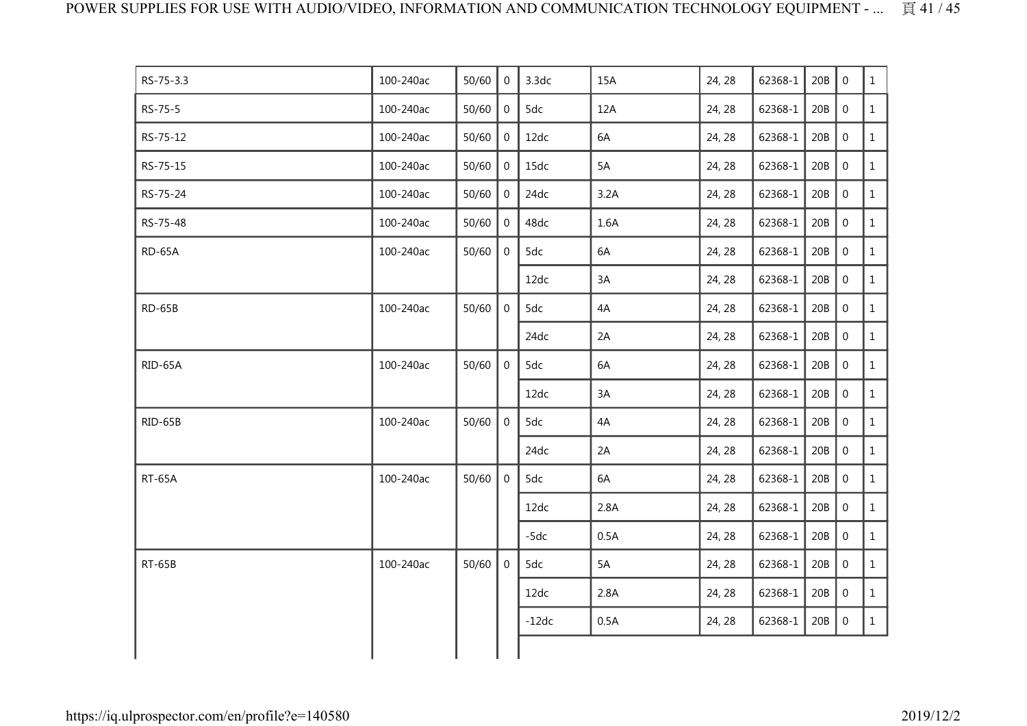| | | | | | | | | | | |
|---|---|---|---|---|---|---|---|---|---|---|
| RS-75-3.3 | 100-240ac | 50/60 | 0 | 3.3dc | 15A | 24, 28 | 62368-1 | 20B | 0 | 1 |
| RS-75-5 | 100-240ac | 50/60 | 0 | 5dc | 12A | 24, 28 | 62368-1 | 20B | 0 | 1 |
| RS-75-12 | 100-240ac | 50/60 | 0 | 12dc | 6A | 24, 28 | 62368-1 | 20B | 0 | 1 |
| RS-75-15 | 100-240ac | 50/60 | 0 | 15dc | 5A | 24, 28 | 62368-1 | 20B | 0 | 1 |
| RS-75-24 | 100-240ac | 50/60 | 0 | 24dc | 3.2A | 24, 28 | 62368-1 | 20B | 0 | 1 |
| RS-75-48 | 100-240ac | 50/60 | 0 | 48dc | 1.6A | 24, 28 | 62368-1 | 20B | 0 | 1 |
| RD-65A | 100-240ac | 50/60 | 0 | 5dc | 6A | 24, 28 | 62368-1 | 20B | 0 | 1 |
| | | | | 12dc | 3A | 24, 28 | 62368-1 | 20B | 0 | 1 |
| RD-65B | 100-240ac | 50/60 | 0 | 5dc | 4A | 24, 28 | 62368-1 | 20B | 0 | 1 |
| | | | | 24dc | 2A | 24, 28 | 62368-1 | 20B | 0 | 1 |
| RID-65A | 100-240ac | 50/60 | 0 | 5dc | 6A | 24, 28 | 62368-1 | 20B | 0 | 1 |
| | | | | 12dc | 3A | 24, 28 | 62368-1 | 20B | 0 | 1 |
| RID-65B | 100-240ac | 50/60 | 0 | 5dc | 4A | 24, 28 | 62368-1 | 20B | 0 | 1 |
| | | | | 24dc | 2A | 24, 28 | 62368-1 | 20B | 0 | 1 |
| RT-65A | 100-240ac | 50/60 | 0 | 5dc | 6A | 24, 28 | 62368-1 | 20B | 0 | 1 |
| | | | | 12dc | 2.8A | 24, 28 | 62368-1 | 20B | 0 | 1 |
| | | | | -5dc | 0.5A | 24, 28 | 62368-1 | 20B | 0 | 1 |
| RT-65B | 100-240ac | 50/60 | 0 | 5dc | 5A | 24, 28 | 62368-1 | 20B | 0 | 1 |
| | | | | 12dc | 2.8A | 24, 28 | 62368-1 | 20B | 0 | 1 |
| | | | | -12dc | 0.5A | 24, 28 | 62368-1 | 20B | 0 | 1 |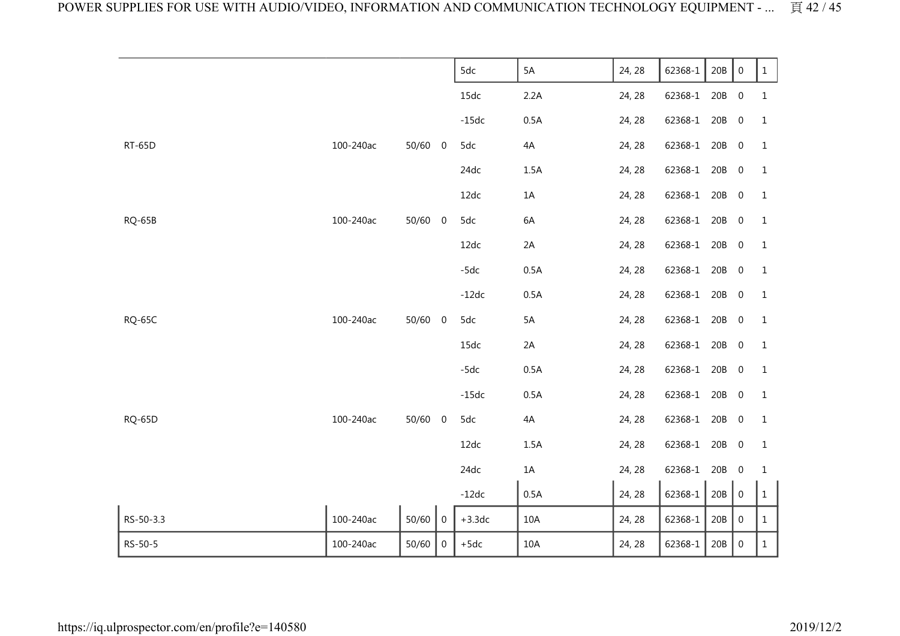| | | | | | | | | | | |
|---|---|---|---|---|---|---|---|---|---|---|
| | | | | 5dc | 5A | 24, 28 | 62368-1 | 20B | 0 | 1 |
| | | | | 15dc | 2.2A | 24, 28 | 62368-1 | 20B | 0 | 1 |
| | | | | -15dc | 0.5A | 24, 28 | 62368-1 | 20B | 0 | 1 |
| RT-65D | 100-240ac | 50/60 | 0 | 5dc | 4A | 24, 28 | 62368-1 | 20B | 0 | 1 |
| | | | | 24dc | 1.5A | 24, 28 | 62368-1 | 20B | 0 | 1 |
| | | | | 12dc | 1A | 24, 28 | 62368-1 | 20B | 0 | 1 |
| RQ-65B | 100-240ac | 50/60 | 0 | 5dc | 6A | 24, 28 | 62368-1 | 20B | 0 | 1 |
| | | | | 12dc | 2A | 24, 28 | 62368-1 | 20B | 0 | 1 |
| | | | | -5dc | 0.5A | 24, 28 | 62368-1 | 20B | 0 | 1 |
| | | | | -12dc | 0.5A | 24, 28 | 62368-1 | 20B | 0 | 1 |
| RQ-65C | 100-240ac | 50/60 | 0 | 5dc | 5A | 24, 28 | 62368-1 | 20B | 0 | 1 |
| | | | | 15dc | 2A | 24, 28 | 62368-1 | 20B | 0 | 1 |
| | | | | -5dc | 0.5A | 24, 28 | 62368-1 | 20B | 0 | 1 |
| | | | | -15dc | 0.5A | 24, 28 | 62368-1 | 20B | 0 | 1 |
| RQ-65D | 100-240ac | 50/60 | 0 | 5dc | 4A | 24, 28 | 62368-1 | 20B | 0 | 1 |
| | | | | 12dc | 1.5A | 24, 28 | 62368-1 | 20B | 0 | 1 |
| | | | | 24dc | 1A | 24, 28 | 62368-1 | 20B | 0 | 1 |
| | | | | -12dc | 0.5A | 24, 28 | 62368-1 | 20B | 0 | 1 |
| RS-50-3.3 | 100-240ac | 50/60 | 0 | +3.3dc | 10A | 24, 28 | 62368-1 | 20B | 0 | 1 |
| RS-50-5 | 100-240ac | 50/60 | 0 | +5dc | 10A | 24, 28 | 62368-1 | 20B | 0 | 1 |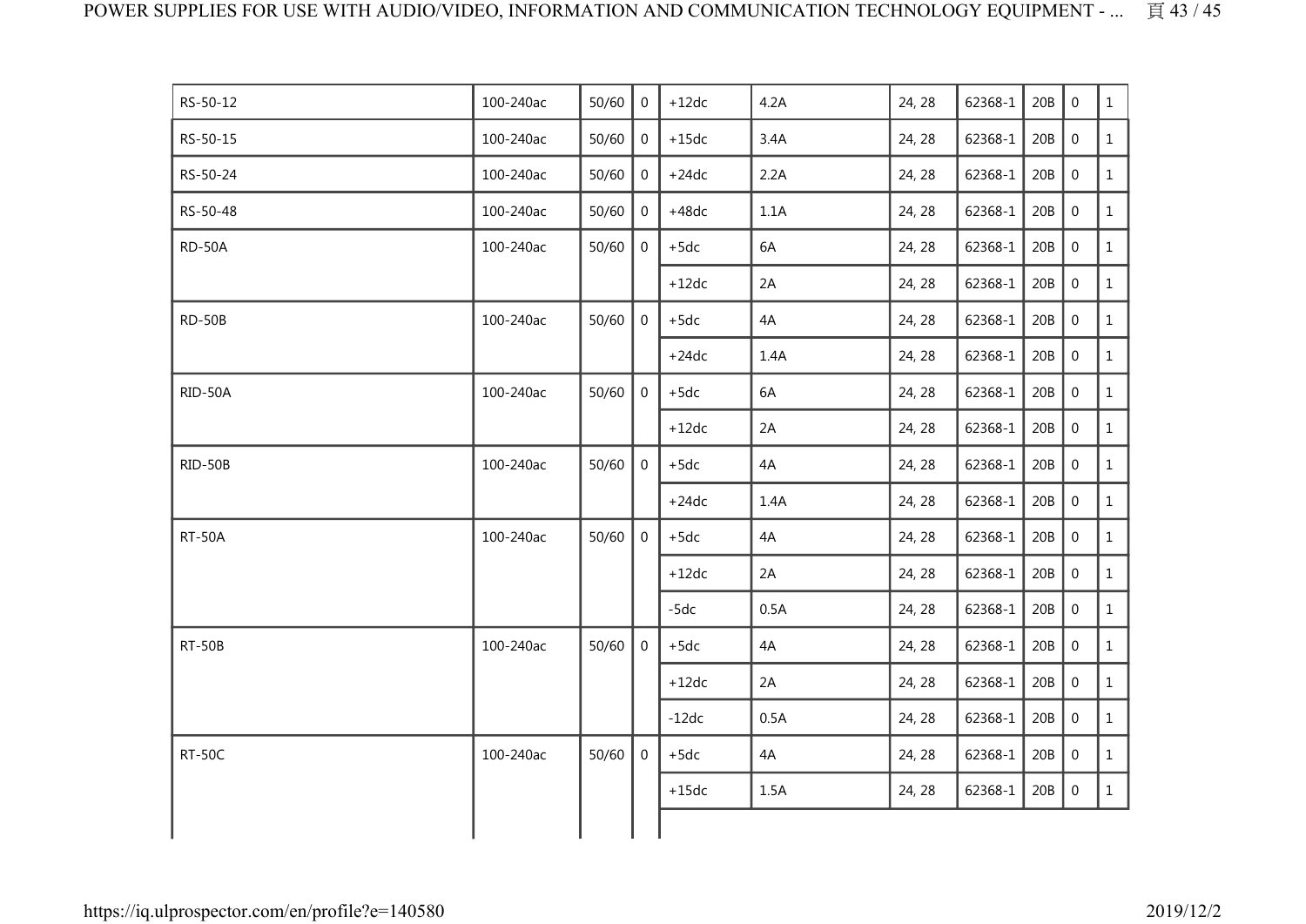| | | | | | | | | | | |
|---|---|---|---|---|---|---|---|---|---|---|
| RS-50-12 | 100-240ac | 50/60 | 0 | +12dc | 4.2A | 24, 28 | 62368-1 | 20B | 0 | 1 |
| RS-50-15 | 100-240ac | 50/60 | 0 | +15dc | 3.4A | 24, 28 | 62368-1 | 20B | 0 | 1 |
| RS-50-24 | 100-240ac | 50/60 | 0 | +24dc | 2.2A | 24, 28 | 62368-1 | 20B | 0 | 1 |
| RS-50-48 | 100-240ac | 50/60 | 0 | +48dc | 1.1A | 24, 28 | 62368-1 | 20B | 0 | 1 |
| RD-50A | 100-240ac | 50/60 | 0 | +5dc | 6A | 24, 28 | 62368-1 | 20B | 0 | 1 |
| | | | | +12dc | 2A | 24, 28 | 62368-1 | 20B | 0 | 1 |
| RD-50B | 100-240ac | 50/60 | 0 | +5dc | 4A | 24, 28 | 62368-1 | 20B | 0 | 1 |
| | | | | +24dc | 1.4A | 24, 28 | 62368-1 | 20B | 0 | 1 |
| RID-50A | 100-240ac | 50/60 | 0 | +5dc | 6A | 24, 28 | 62368-1 | 20B | 0 | 1 |
| | | | | +12dc | 2A | 24, 28 | 62368-1 | 20B | 0 | 1 |
| RID-50B | 100-240ac | 50/60 | 0 | +5dc | 4A | 24, 28 | 62368-1 | 20B | 0 | 1 |
| | | | | +24dc | 1.4A | 24, 28 | 62368-1 | 20B | 0 | 1 |
| RT-50A | 100-240ac | 50/60 | 0 | +5dc | 4A | 24, 28 | 62368-1 | 20B | 0 | 1 |
| | | | | +12dc | 2A | 24, 28 | 62368-1 | 20B | 0 | 1 |
| | | | | -5dc | 0.5A | 24, 28 | 62368-1 | 20B | 0 | 1 |
| RT-50B | 100-240ac | 50/60 | 0 | +5dc | 4A | 24, 28 | 62368-1 | 20B | 0 | 1 |
| | | | | +12dc | 2A | 24, 28 | 62368-1 | 20B | 0 | 1 |
| | | | | -12dc | 0.5A | 24, 28 | 62368-1 | 20B | 0 | 1 |
| RT-50C | 100-240ac | 50/60 | 0 | +5dc | 4A | 24, 28 | 62368-1 | 20B | 0 | 1 |
| | | | | +15dc | 1.5A | 24, 28 | 62368-1 | 20B | 0 | 1 |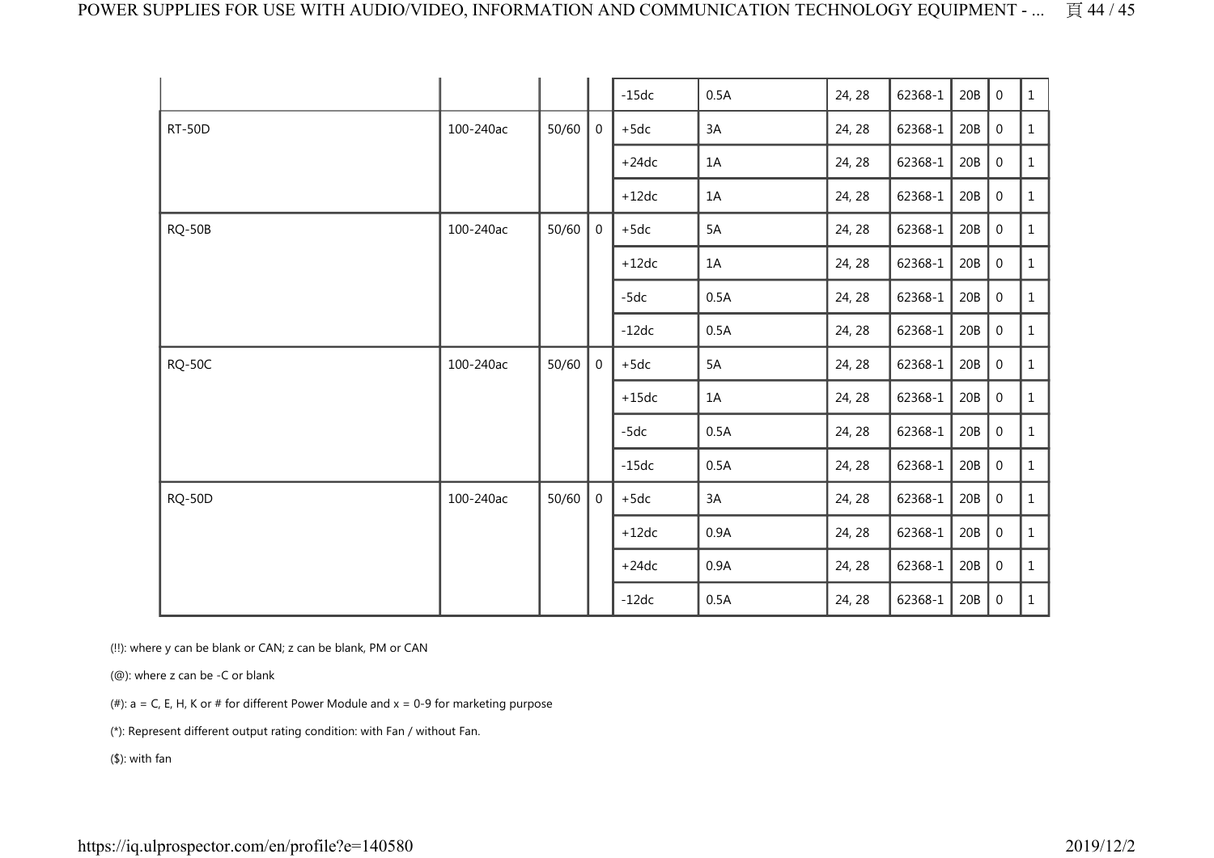| | | | | | | | | | | |
|---|---|---|---|---|---|---|---|---|---|---|
| | | | | -15dc | 0.5A | 24, 28 | 62368-1 | 20B | 0 | 1 |
| RT-50D | 100-240ac | 50/60 | 0 | +5dc | 3A | 24, 28 | 62368-1 | 20B | 0 | 1 |
| | | | | +24dc | 1A | 24, 28 | 62368-1 | 20B | 0 | 1 |
| | | | | +12dc | 1A | 24, 28 | 62368-1 | 20B | 0 | 1 |
| RQ-50B | 100-240ac | 50/60 | 0 | +5dc | 5A | 24, 28 | 62368-1 | 20B | 0 | 1 |
| | | | | +12dc | 1A | 24, 28 | 62368-1 | 20B | 0 | 1 |
| | | | | -5dc | 0.5A | 24, 28 | 62368-1 | 20B | 0 | 1 |
| | | | | -12dc | 0.5A | 24, 28 | 62368-1 | 20B | 0 | 1 |
| RQ-50C | 100-240ac | 50/60 | 0 | +5dc | 5A | 24, 28 | 62368-1 | 20B | 0 | 1 |
| | | | | +15dc | 1A | 24, 28 | 62368-1 | 20B | 0 | 1 |
| | | | | -5dc | 0.5A | 24, 28 | 62368-1 | 20B | 0 | 1 |
| | | | | -15dc | 0.5A | 24, 28 | 62368-1 | 20B | 0 | 1 |
| RQ-50D | 100-240ac | 50/60 | 0 | +5dc | 3A | 24, 28 | 62368-1 | 20B | 0 | 1 |
| | | | | +12dc | 0.9A | 24, 28 | 62368-1 | 20B | 0 | 1 |
| | | | | +24dc | 0.9A | 24, 28 | 62368-1 | 20B | 0 | 1 |
| | | | | -12dc | 0.5A | 24, 28 | 62368-1 | 20B | 0 | 1 |

(!!): where y can be blank or CAN; z can be blank, PM or CAN

(@): where z can be -C or blank

(#): a = C, E, H, K or # for different Power Module and x = 0-9 for marketing purpose

(*): Represent different output rating condition: with Fan / without Fan.

($): with fan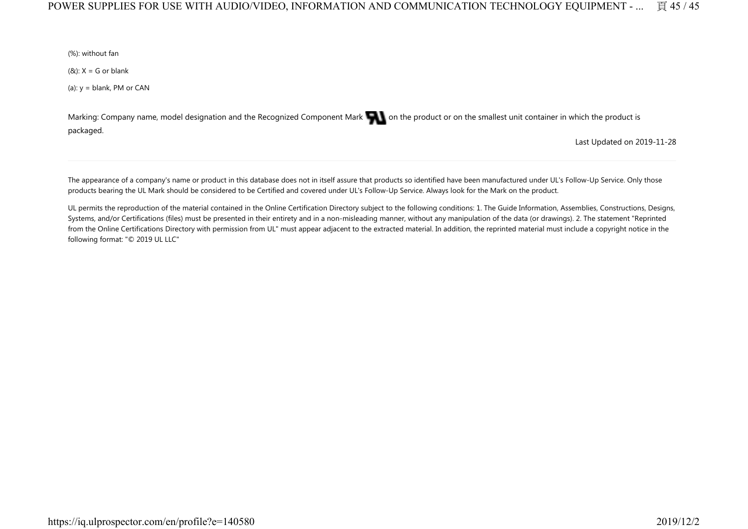(%): without fan

(&): X = G or blank

(a): y = blank, PM or CAN

Marking: Company name, model designation and the Recognized Component Mark on the product or on the smallest unit container in which the product is packaged.

Last Updated on 2019-11-28

---

The appearance of a company's name or product in this database does not in itself assure that products so identified have been manufactured under UL's Follow-Up Service. Only those products bearing the UL Mark should be considered to be Certified and covered under UL's Follow-Up Service. Always look for the Mark on the product.

UL permits the reproduction of the material contained in the Online Certification Directory subject to the following conditions: 1. The Guide Information, Assemblies, Constructions, Designs, Systems, and/or Certifications (files) must be presented in their entirety and in a non-misleading manner, without any manipulation of the data (or drawings). 2. The statement "Reprinted from the Online Certifications Directory with permission from UL" must appear adjacent to the extracted material. In addition, the reprinted material must include a copyright notice in the following format: "© 2019 UL LLC"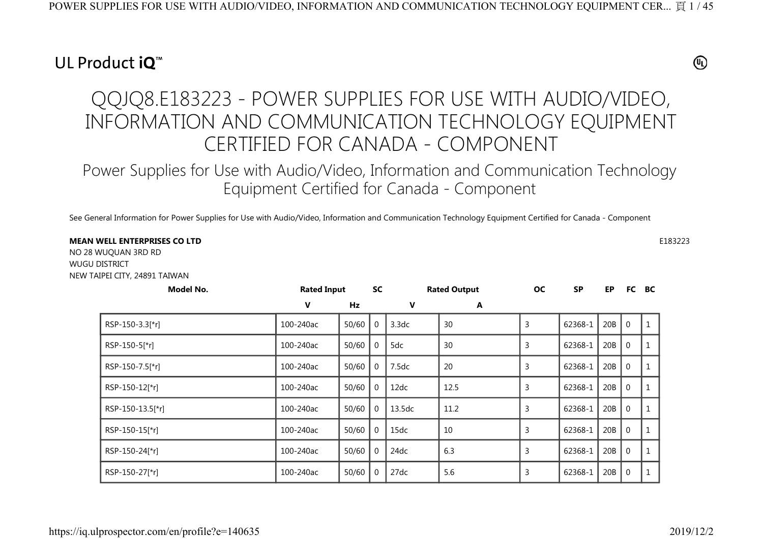UL Product iQ™

# QQJQ8.E183223 - POWER SUPPLIES FOR USE WITH AUDIO/VIDEO, INFORMATION AND COMMUNICATION TECHNOLOGY EQUIPMENT CERTIFIED FOR CANADA - COMPONENT

## Power Supplies for Use with Audio/Video, Information and Communication Technology Equipment Certified for Canada - Component

See General Information for Power Supplies for Use with Audio/Video, Information and Communication Technology Equipment Certified for Canada - Component

**MEAN WELL ENTERPRISES CO LTD**
NO 28 WUQUAN 3RD RD
WUGU DISTRICT
NEW TAIPEI CITY, 24891 TAIWAN

E183223

| Model No. | Rated Input | | SC | Rated Output | | OC | SP | EP | FC | BC |
|---|---|---|---|---|---|---|---|---|---|---|
| | V | Hz | | V | A | | | | | |
| RSP-150-3.3[*r] | 100-240ac | 50/60 | 0 | 3.3dc | 30 | 3 | 62368-1 | 20B | 0 | 1 |
| RSP-150-5[*r] | 100-240ac | 50/60 | 0 | 5dc | 30 | 3 | 62368-1 | 20B | 0 | 1 |
| RSP-150-7.5[*r] | 100-240ac | 50/60 | 0 | 7.5dc | 20 | 3 | 62368-1 | 20B | 0 | 1 |
| RSP-150-12[*r] | 100-240ac | 50/60 | 0 | 12dc | 12.5 | 3 | 62368-1 | 20B | 0 | 1 |
| RSP-150-13.5[*r] | 100-240ac | 50/60 | 0 | 13.5dc | 11.2 | 3 | 62368-1 | 20B | 0 | 1 |
| RSP-150-15[*r] | 100-240ac | 50/60 | 0 | 15dc | 10 | 3 | 62368-1 | 20B | 0 | 1 |
| RSP-150-24[*r] | 100-240ac | 50/60 | 0 | 24dc | 6.3 | 3 | 62368-1 | 20B | 0 | 1 |
| RSP-150-27[*r] | 100-240ac | 50/60 | 0 | 27dc | 5.6 | 3 | 62368-1 | 20B | 0 | 1 |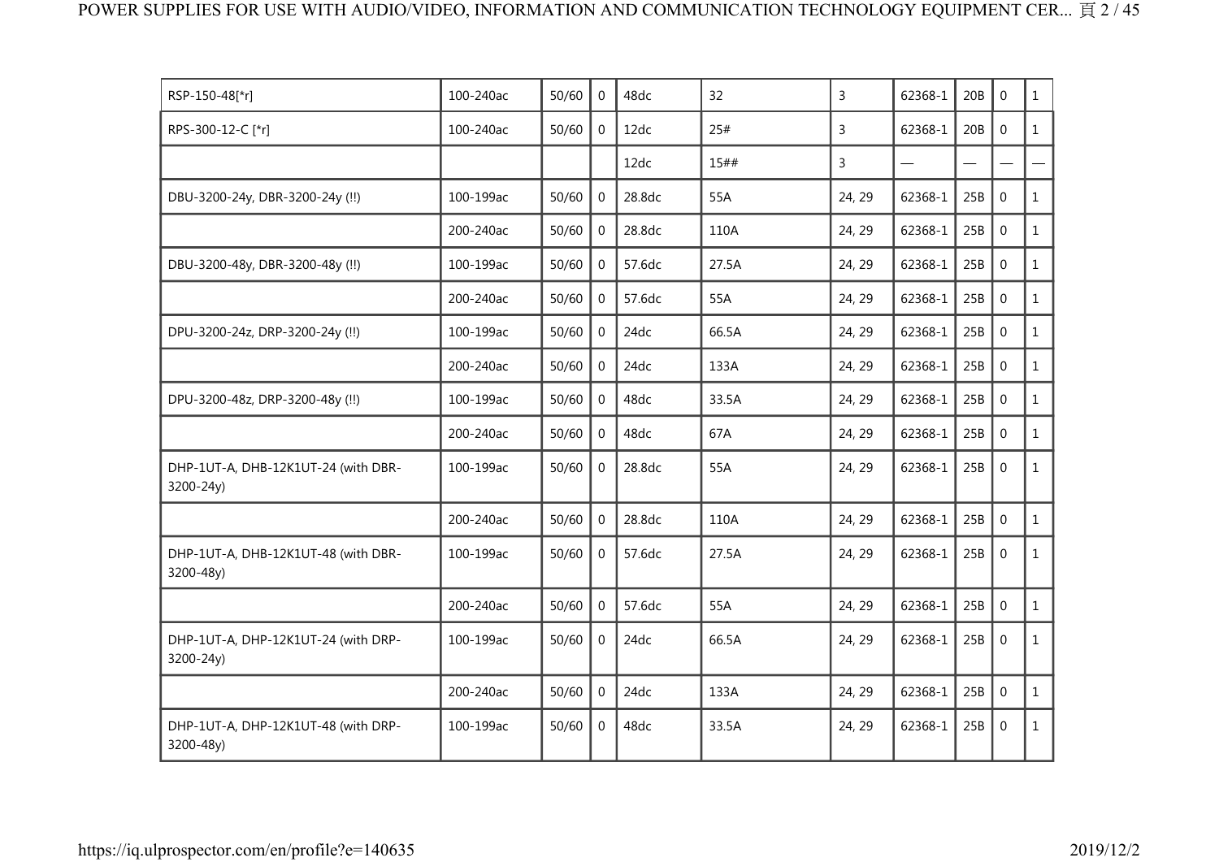| | | | | | | | | | | |
|---|---|---|---|---|---|---|---|---|---|---|
| RSP-150-48[*r] | 100-240ac | 50/60 | 0 | 48dc | 32 | 3 | 62368-1 | 20B | 0 | 1 |
| RPS-300-12-C [*r] | 100-240ac | 50/60 | 0 | 12dc | 25# | 3 | 62368-1 | 20B | 0 | 1 |
| | | | | 12dc | 15## | 3 | — | — | — | — |
| DBU-3200-24y, DBR-3200-24y (!!) | 100-199ac | 50/60 | 0 | 28.8dc | 55A | 24, 29 | 62368-1 | 25B | 0 | 1 |
| | 200-240ac | 50/60 | 0 | 28.8dc | 110A | 24, 29 | 62368-1 | 25B | 0 | 1 |
| DBU-3200-48y, DBR-3200-48y (!!) | 100-199ac | 50/60 | 0 | 57.6dc | 27.5A | 24, 29 | 62368-1 | 25B | 0 | 1 |
| | 200-240ac | 50/60 | 0 | 57.6dc | 55A | 24, 29 | 62368-1 | 25B | 0 | 1 |
| DPU-3200-24z, DRP-3200-24y (!!) | 100-199ac | 50/60 | 0 | 24dc | 66.5A | 24, 29 | 62368-1 | 25B | 0 | 1 |
| | 200-240ac | 50/60 | 0 | 24dc | 133A | 24, 29 | 62368-1 | 25B | 0 | 1 |
| DPU-3200-48z, DRP-3200-48y (!!) | 100-199ac | 50/60 | 0 | 48dc | 33.5A | 24, 29 | 62368-1 | 25B | 0 | 1 |
| | 200-240ac | 50/60 | 0 | 48dc | 67A | 24, 29 | 62368-1 | 25B | 0 | 1 |
| DHP-1UT-A, DHB-12K1UT-24 (with DBR-3200-24y) | 100-199ac | 50/60 | 0 | 28.8dc | 55A | 24, 29 | 62368-1 | 25B | 0 | 1 |
| | 200-240ac | 50/60 | 0 | 28.8dc | 110A | 24, 29 | 62368-1 | 25B | 0 | 1 |
| DHP-1UT-A, DHB-12K1UT-48 (with DBR-3200-48y) | 100-199ac | 50/60 | 0 | 57.6dc | 27.5A | 24, 29 | 62368-1 | 25B | 0 | 1 |
| | 200-240ac | 50/60 | 0 | 57.6dc | 55A | 24, 29 | 62368-1 | 25B | 0 | 1 |
| DHP-1UT-A, DHP-12K1UT-24 (with DRP-3200-24y) | 100-199ac | 50/60 | 0 | 24dc | 66.5A | 24, 29 | 62368-1 | 25B | 0 | 1 |
| | 200-240ac | 50/60 | 0 | 24dc | 133A | 24, 29 | 62368-1 | 25B | 0 | 1 |
| DHP-1UT-A, DHP-12K1UT-48 (with DRP-3200-48y) | 100-199ac | 50/60 | 0 | 48dc | 33.5A | 24, 29 | 62368-1 | 25B | 0 | 1 |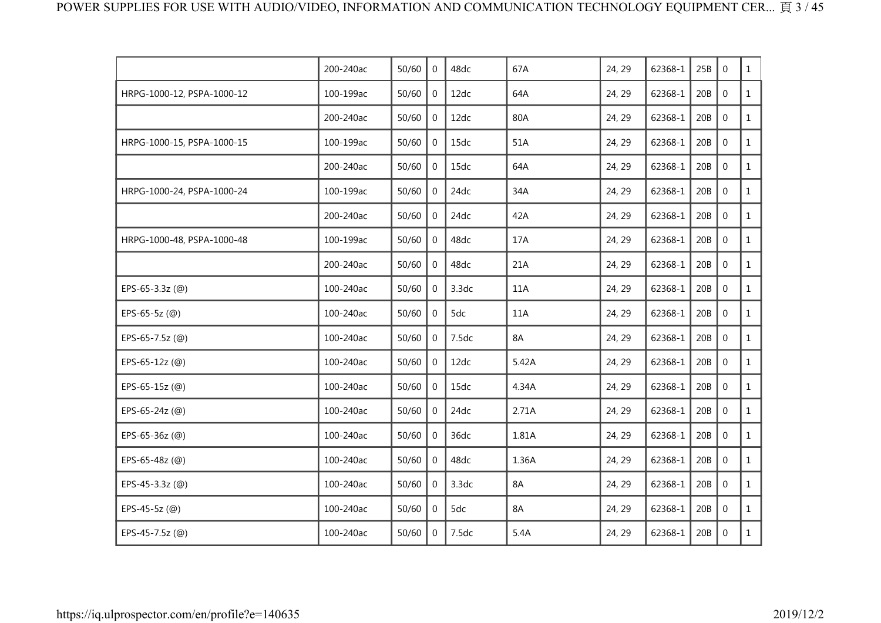| | | | | | | | | | | |
|---|---|---|---|---|---|---|---|---|---|---|
| | 200-240ac | 50/60 | 0 | 48dc | 67A | 24, 29 | 62368-1 | 25B | 0 | 1 |
| HRPG-1000-12, PSPA-1000-12 | 100-199ac | 50/60 | 0 | 12dc | 64A | 24, 29 | 62368-1 | 20B | 0 | 1 |
| | 200-240ac | 50/60 | 0 | 12dc | 80A | 24, 29 | 62368-1 | 20B | 0 | 1 |
| HRPG-1000-15, PSPA-1000-15 | 100-199ac | 50/60 | 0 | 15dc | 51A | 24, 29 | 62368-1 | 20B | 0 | 1 |
| | 200-240ac | 50/60 | 0 | 15dc | 64A | 24, 29 | 62368-1 | 20B | 0 | 1 |
| HRPG-1000-24, PSPA-1000-24 | 100-199ac | 50/60 | 0 | 24dc | 34A | 24, 29 | 62368-1 | 20B | 0 | 1 |
| | 200-240ac | 50/60 | 0 | 24dc | 42A | 24, 29 | 62368-1 | 20B | 0 | 1 |
| HRPG-1000-48, PSPA-1000-48 | 100-199ac | 50/60 | 0 | 48dc | 17A | 24, 29 | 62368-1 | 20B | 0 | 1 |
| | 200-240ac | 50/60 | 0 | 48dc | 21A | 24, 29 | 62368-1 | 20B | 0 | 1 |
| EPS-65-3.3z (@) | 100-240ac | 50/60 | 0 | 3.3dc | 11A | 24, 29 | 62368-1 | 20B | 0 | 1 |
| EPS-65-5z (@) | 100-240ac | 50/60 | 0 | 5dc | 11A | 24, 29 | 62368-1 | 20B | 0 | 1 |
| EPS-65-7.5z (@) | 100-240ac | 50/60 | 0 | 7.5dc | 8A | 24, 29 | 62368-1 | 20B | 0 | 1 |
| EPS-65-12z (@) | 100-240ac | 50/60 | 0 | 12dc | 5.42A | 24, 29 | 62368-1 | 20B | 0 | 1 |
| EPS-65-15z (@) | 100-240ac | 50/60 | 0 | 15dc | 4.34A | 24, 29 | 62368-1 | 20B | 0 | 1 |
| EPS-65-24z (@) | 100-240ac | 50/60 | 0 | 24dc | 2.71A | 24, 29 | 62368-1 | 20B | 0 | 1 |
| EPS-65-36z (@) | 100-240ac | 50/60 | 0 | 36dc | 1.81A | 24, 29 | 62368-1 | 20B | 0 | 1 |
| EPS-65-48z (@) | 100-240ac | 50/60 | 0 | 48dc | 1.36A | 24, 29 | 62368-1 | 20B | 0 | 1 |
| EPS-45-3.3z (@) | 100-240ac | 50/60 | 0 | 3.3dc | 8A | 24, 29 | 62368-1 | 20B | 0 | 1 |
| EPS-45-5z (@) | 100-240ac | 50/60 | 0 | 5dc | 8A | 24, 29 | 62368-1 | 20B | 0 | 1 |
| EPS-45-7.5z (@) | 100-240ac | 50/60 | 0 | 7.5dc | 5.4A | 24, 29 | 62368-1 | 20B | 0 | 1 |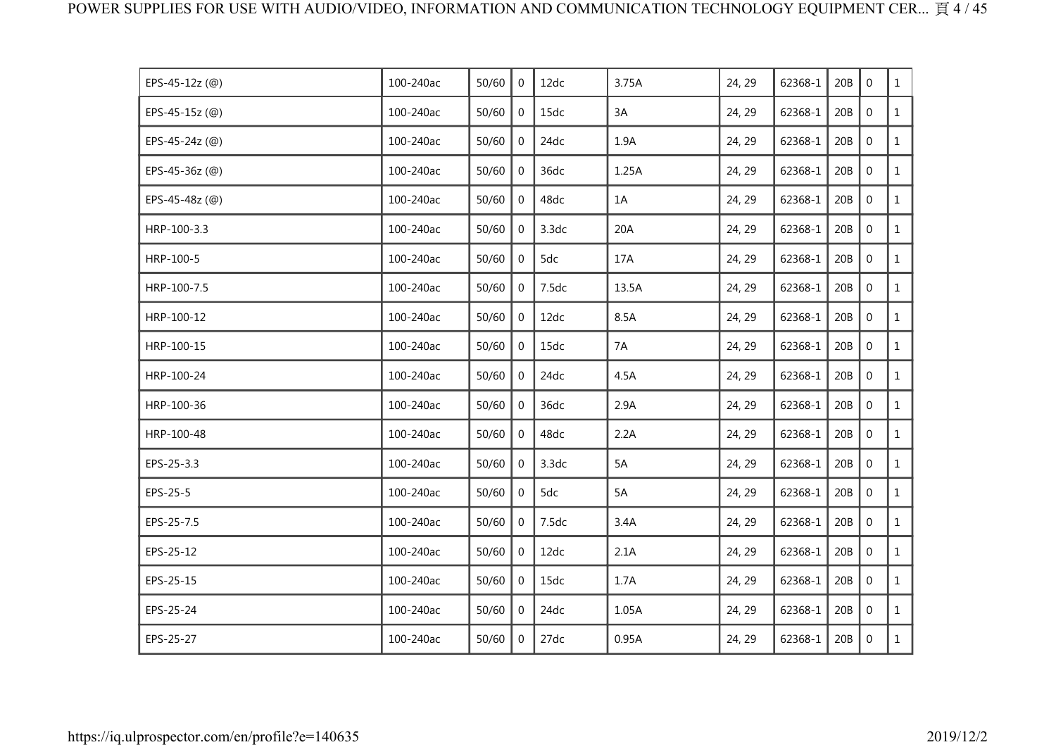| | | | | | | | | | | |
|---|---|---|---|---|---|---|---|---|---|---|
| EPS-45-12z (@) | 100-240ac | 50/60 | 0 | 12dc | 3.75A | 24, 29 | 62368-1 | 20B | 0 | 1 |
| EPS-45-15z (@) | 100-240ac | 50/60 | 0 | 15dc | 3A | 24, 29 | 62368-1 | 20B | 0 | 1 |
| EPS-45-24z (@) | 100-240ac | 50/60 | 0 | 24dc | 1.9A | 24, 29 | 62368-1 | 20B | 0 | 1 |
| EPS-45-36z (@) | 100-240ac | 50/60 | 0 | 36dc | 1.25A | 24, 29 | 62368-1 | 20B | 0 | 1 |
| EPS-45-48z (@) | 100-240ac | 50/60 | 0 | 48dc | 1A | 24, 29 | 62368-1 | 20B | 0 | 1 |
| HRP-100-3.3 | 100-240ac | 50/60 | 0 | 3.3dc | 20A | 24, 29 | 62368-1 | 20B | 0 | 1 |
| HRP-100-5 | 100-240ac | 50/60 | 0 | 5dc | 17A | 24, 29 | 62368-1 | 20B | 0 | 1 |
| HRP-100-7.5 | 100-240ac | 50/60 | 0 | 7.5dc | 13.5A | 24, 29 | 62368-1 | 20B | 0 | 1 |
| HRP-100-12 | 100-240ac | 50/60 | 0 | 12dc | 8.5A | 24, 29 | 62368-1 | 20B | 0 | 1 |
| HRP-100-15 | 100-240ac | 50/60 | 0 | 15dc | 7A | 24, 29 | 62368-1 | 20B | 0 | 1 |
| HRP-100-24 | 100-240ac | 50/60 | 0 | 24dc | 4.5A | 24, 29 | 62368-1 | 20B | 0 | 1 |
| HRP-100-36 | 100-240ac | 50/60 | 0 | 36dc | 2.9A | 24, 29 | 62368-1 | 20B | 0 | 1 |
| HRP-100-48 | 100-240ac | 50/60 | 0 | 48dc | 2.2A | 24, 29 | 62368-1 | 20B | 0 | 1 |
| EPS-25-3.3 | 100-240ac | 50/60 | 0 | 3.3dc | 5A | 24, 29 | 62368-1 | 20B | 0 | 1 |
| EPS-25-5 | 100-240ac | 50/60 | 0 | 5dc | 5A | 24, 29 | 62368-1 | 20B | 0 | 1 |
| EPS-25-7.5 | 100-240ac | 50/60 | 0 | 7.5dc | 3.4A | 24, 29 | 62368-1 | 20B | 0 | 1 |
| EPS-25-12 | 100-240ac | 50/60 | 0 | 12dc | 2.1A | 24, 29 | 62368-1 | 20B | 0 | 1 |
| EPS-25-15 | 100-240ac | 50/60 | 0 | 15dc | 1.7A | 24, 29 | 62368-1 | 20B | 0 | 1 |
| EPS-25-24 | 100-240ac | 50/60 | 0 | 24dc | 1.05A | 24, 29 | 62368-1 | 20B | 0 | 1 |
| EPS-25-27 | 100-240ac | 50/60 | 0 | 27dc | 0.95A | 24, 29 | 62368-1 | 20B | 0 | 1 |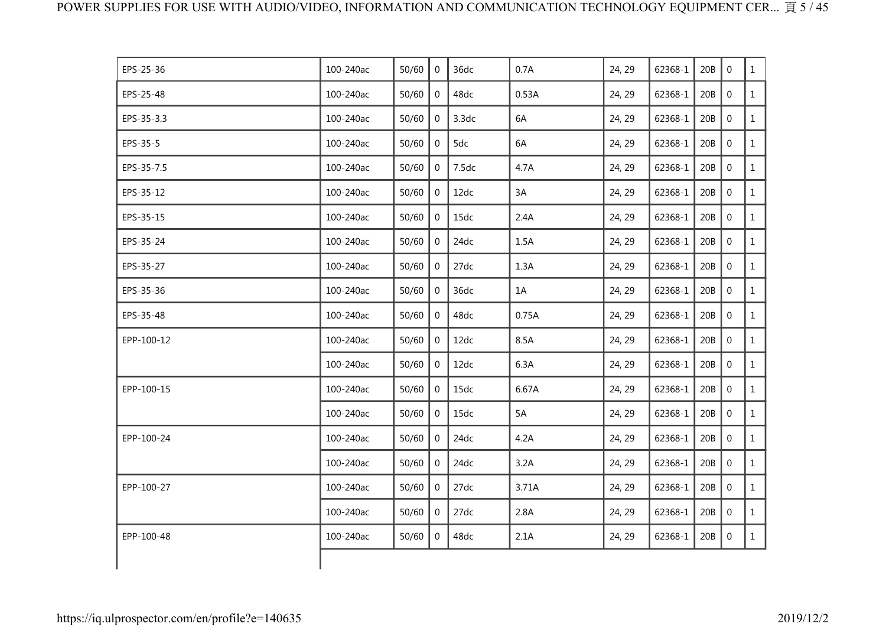| | | | | | | | | | | |
|---|---|---|---|---|---|---|---|---|---|---|
| EPS-25-36 | 100-240ac | 50/60 | 0 | 36dc | 0.7A | 24, 29 | 62368-1 | 20B | 0 | 1 |
| EPS-25-48 | 100-240ac | 50/60 | 0 | 48dc | 0.53A | 24, 29 | 62368-1 | 20B | 0 | 1 |
| EPS-35-3.3 | 100-240ac | 50/60 | 0 | 3.3dc | 6A | 24, 29 | 62368-1 | 20B | 0 | 1 |
| EPS-35-5 | 100-240ac | 50/60 | 0 | 5dc | 6A | 24, 29 | 62368-1 | 20B | 0 | 1 |
| EPS-35-7.5 | 100-240ac | 50/60 | 0 | 7.5dc | 4.7A | 24, 29 | 62368-1 | 20B | 0 | 1 |
| EPS-35-12 | 100-240ac | 50/60 | 0 | 12dc | 3A | 24, 29 | 62368-1 | 20B | 0 | 1 |
| EPS-35-15 | 100-240ac | 50/60 | 0 | 15dc | 2.4A | 24, 29 | 62368-1 | 20B | 0 | 1 |
| EPS-35-24 | 100-240ac | 50/60 | 0 | 24dc | 1.5A | 24, 29 | 62368-1 | 20B | 0 | 1 |
| EPS-35-27 | 100-240ac | 50/60 | 0 | 27dc | 1.3A | 24, 29 | 62368-1 | 20B | 0 | 1 |
| EPS-35-36 | 100-240ac | 50/60 | 0 | 36dc | 1A | 24, 29 | 62368-1 | 20B | 0 | 1 |
| EPS-35-48 | 100-240ac | 50/60 | 0 | 48dc | 0.75A | 24, 29 | 62368-1 | 20B | 0 | 1 |
| EPP-100-12 | 100-240ac | 50/60 | 0 | 12dc | 8.5A | 24, 29 | 62368-1 | 20B | 0 | 1 |
| | 100-240ac | 50/60 | 0 | 12dc | 6.3A | 24, 29 | 62368-1 | 20B | 0 | 1 |
| EPP-100-15 | 100-240ac | 50/60 | 0 | 15dc | 6.67A | 24, 29 | 62368-1 | 20B | 0 | 1 |
| | 100-240ac | 50/60 | 0 | 15dc | 5A | 24, 29 | 62368-1 | 20B | 0 | 1 |
| EPP-100-24 | 100-240ac | 50/60 | 0 | 24dc | 4.2A | 24, 29 | 62368-1 | 20B | 0 | 1 |
| | 100-240ac | 50/60 | 0 | 24dc | 3.2A | 24, 29 | 62368-1 | 20B | 0 | 1 |
| EPP-100-27 | 100-240ac | 50/60 | 0 | 27dc | 3.71A | 24, 29 | 62368-1 | 20B | 0 | 1 |
| | 100-240ac | 50/60 | 0 | 27dc | 2.8A | 24, 29 | 62368-1 | 20B | 0 | 1 |
| EPP-100-48 | 100-240ac | 50/60 | 0 | 48dc | 2.1A | 24, 29 | 62368-1 | 20B | 0 | 1 |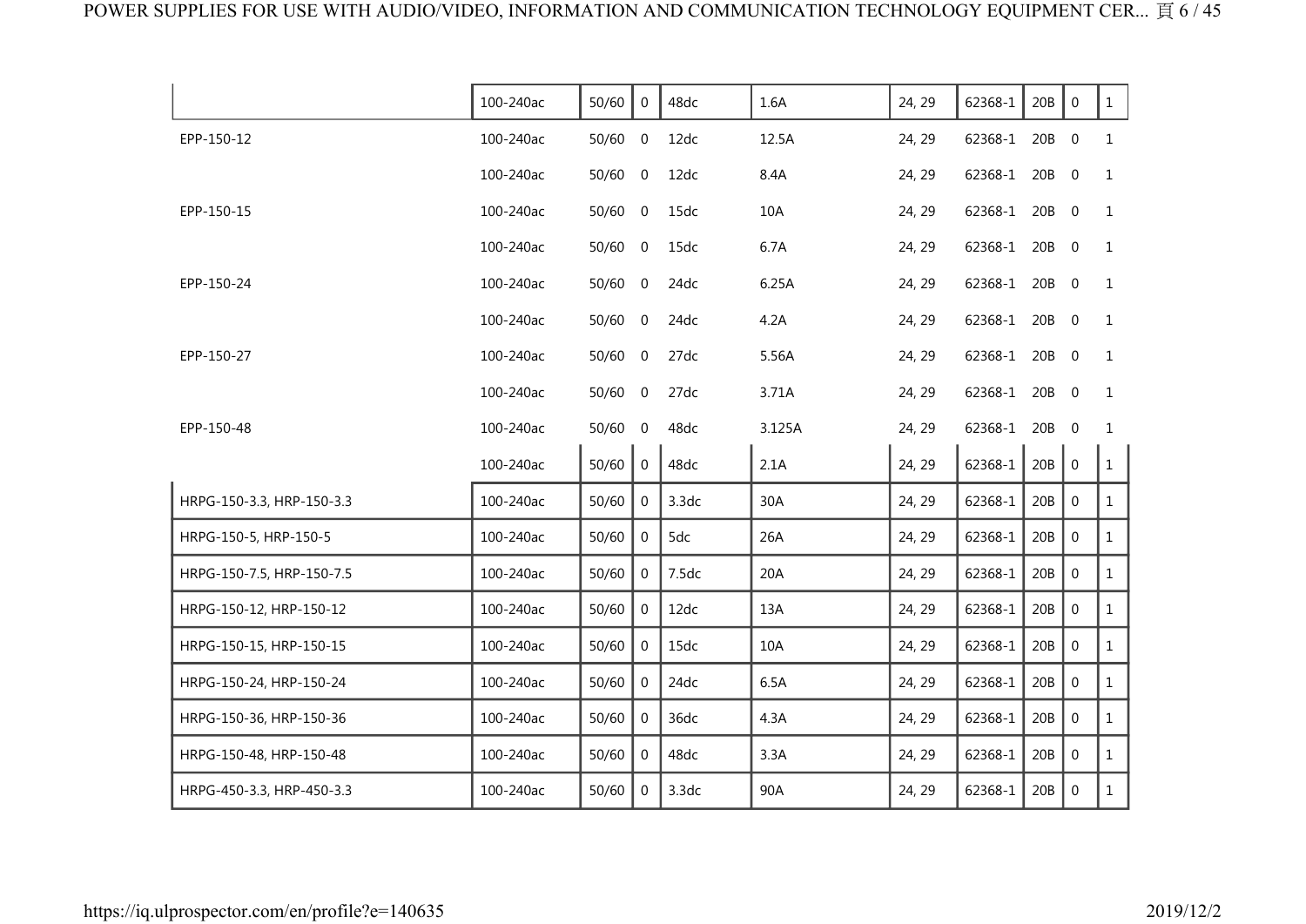| | | | | | | | | | | |
|---|---|---|---|---|---|---|---|---|---|---|
| | 100-240ac | 50/60 | 0 | 48dc | 1.6A | 24, 29 | 62368-1 | 20B | 0 | 1 |
| EPP-150-12 | 100-240ac | 50/60 | 0 | 12dc | 12.5A | 24, 29 | 62368-1 | 20B | 0 | 1 |
| | 100-240ac | 50/60 | 0 | 12dc | 8.4A | 24, 29 | 62368-1 | 20B | 0 | 1 |
| EPP-150-15 | 100-240ac | 50/60 | 0 | 15dc | 10A | 24, 29 | 62368-1 | 20B | 0 | 1 |
| | 100-240ac | 50/60 | 0 | 15dc | 6.7A | 24, 29 | 62368-1 | 20B | 0 | 1 |
| EPP-150-24 | 100-240ac | 50/60 | 0 | 24dc | 6.25A | 24, 29 | 62368-1 | 20B | 0 | 1 |
| | 100-240ac | 50/60 | 0 | 24dc | 4.2A | 24, 29 | 62368-1 | 20B | 0 | 1 |
| EPP-150-27 | 100-240ac | 50/60 | 0 | 27dc | 5.56A | 24, 29 | 62368-1 | 20B | 0 | 1 |
| | 100-240ac | 50/60 | 0 | 27dc | 3.71A | 24, 29 | 62368-1 | 20B | 0 | 1 |
| EPP-150-48 | 100-240ac | 50/60 | 0 | 48dc | 3.125A | 24, 29 | 62368-1 | 20B | 0 | 1 |
| | 100-240ac | 50/60 | 0 | 48dc | 2.1A | 24, 29 | 62368-1 | 20B | 0 | 1 |
| HRPG-150-3.3, HRP-150-3.3 | 100-240ac | 50/60 | 0 | 3.3dc | 30A | 24, 29 | 62368-1 | 20B | 0 | 1 |
| HRPG-150-5, HRP-150-5 | 100-240ac | 50/60 | 0 | 5dc | 26A | 24, 29 | 62368-1 | 20B | 0 | 1 |
| HRPG-150-7.5, HRP-150-7.5 | 100-240ac | 50/60 | 0 | 7.5dc | 20A | 24, 29 | 62368-1 | 20B | 0 | 1 |
| HRPG-150-12, HRP-150-12 | 100-240ac | 50/60 | 0 | 12dc | 13A | 24, 29 | 62368-1 | 20B | 0 | 1 |
| HRPG-150-15, HRP-150-15 | 100-240ac | 50/60 | 0 | 15dc | 10A | 24, 29 | 62368-1 | 20B | 0 | 1 |
| HRPG-150-24, HRP-150-24 | 100-240ac | 50/60 | 0 | 24dc | 6.5A | 24, 29 | 62368-1 | 20B | 0 | 1 |
| HRPG-150-36, HRP-150-36 | 100-240ac | 50/60 | 0 | 36dc | 4.3A | 24, 29 | 62368-1 | 20B | 0 | 1 |
| HRPG-150-48, HRP-150-48 | 100-240ac | 50/60 | 0 | 48dc | 3.3A | 24, 29 | 62368-1 | 20B | 0 | 1 |
| HRPG-450-3.3, HRP-450-3.3 | 100-240ac | 50/60 | 0 | 3.3dc | 90A | 24, 29 | 62368-1 | 20B | 0 | 1 |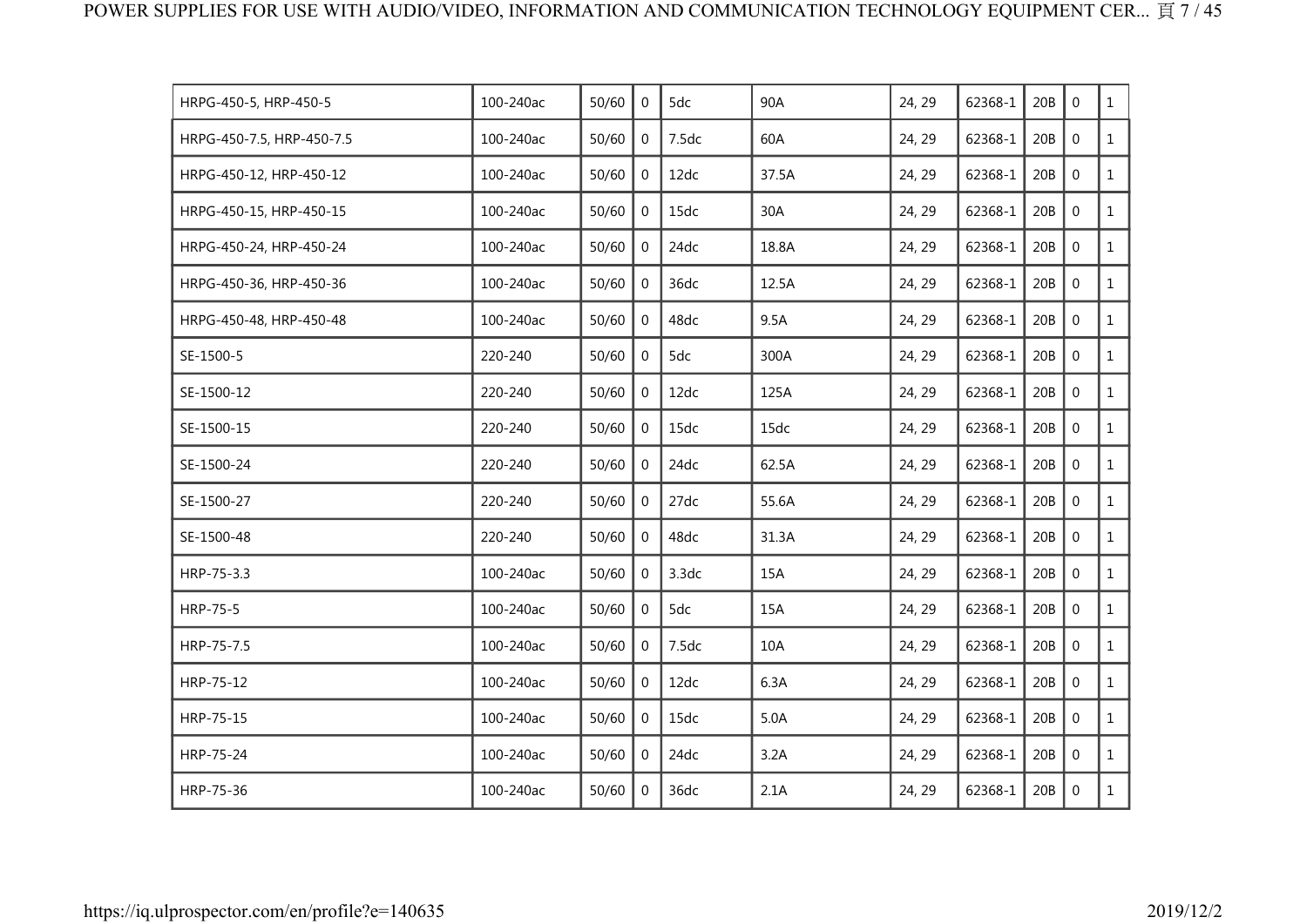| HRPG-450-5, HRP-450-5 | 100-240ac | 50/60 | 0 | 5dc | 90A | 24, 29 | 62368-1 | 20B | 0 | 1 |
|---|---|---|---|---|---|---|---|---|---|---|
| HRPG-450-7.5, HRP-450-7.5 | 100-240ac | 50/60 | 0 | 7.5dc | 60A | 24, 29 | 62368-1 | 20B | 0 | 1 |
| HRPG-450-12, HRP-450-12 | 100-240ac | 50/60 | 0 | 12dc | 37.5A | 24, 29 | 62368-1 | 20B | 0 | 1 |
| HRPG-450-15, HRP-450-15 | 100-240ac | 50/60 | 0 | 15dc | 30A | 24, 29 | 62368-1 | 20B | 0 | 1 |
| HRPG-450-24, HRP-450-24 | 100-240ac | 50/60 | 0 | 24dc | 18.8A | 24, 29 | 62368-1 | 20B | 0 | 1 |
| HRPG-450-36, HRP-450-36 | 100-240ac | 50/60 | 0 | 36dc | 12.5A | 24, 29 | 62368-1 | 20B | 0 | 1 |
| HRPG-450-48, HRP-450-48 | 100-240ac | 50/60 | 0 | 48dc | 9.5A | 24, 29 | 62368-1 | 20B | 0 | 1 |
| SE-1500-5 | 220-240 | 50/60 | 0 | 5dc | 300A | 24, 29 | 62368-1 | 20B | 0 | 1 |
| SE-1500-12 | 220-240 | 50/60 | 0 | 12dc | 125A | 24, 29 | 62368-1 | 20B | 0 | 1 |
| SE-1500-15 | 220-240 | 50/60 | 0 | 15dc | 15dc | 24, 29 | 62368-1 | 20B | 0 | 1 |
| SE-1500-24 | 220-240 | 50/60 | 0 | 24dc | 62.5A | 24, 29 | 62368-1 | 20B | 0 | 1 |
| SE-1500-27 | 220-240 | 50/60 | 0 | 27dc | 55.6A | 24, 29 | 62368-1 | 20B | 0 | 1 |
| SE-1500-48 | 220-240 | 50/60 | 0 | 48dc | 31.3A | 24, 29 | 62368-1 | 20B | 0 | 1 |
| HRP-75-3.3 | 100-240ac | 50/60 | 0 | 3.3dc | 15A | 24, 29 | 62368-1 | 20B | 0 | 1 |
| HRP-75-5 | 100-240ac | 50/60 | 0 | 5dc | 15A | 24, 29 | 62368-1 | 20B | 0 | 1 |
| HRP-75-7.5 | 100-240ac | 50/60 | 0 | 7.5dc | 10A | 24, 29 | 62368-1 | 20B | 0 | 1 |
| HRP-75-12 | 100-240ac | 50/60 | 0 | 12dc | 6.3A | 24, 29 | 62368-1 | 20B | 0 | 1 |
| HRP-75-15 | 100-240ac | 50/60 | 0 | 15dc | 5.0A | 24, 29 | 62368-1 | 20B | 0 | 1 |
| HRP-75-24 | 100-240ac | 50/60 | 0 | 24dc | 3.2A | 24, 29 | 62368-1 | 20B | 0 | 1 |
| HRP-75-36 | 100-240ac | 50/60 | 0 | 36dc | 2.1A | 24, 29 | 62368-1 | 20B | 0 | 1 |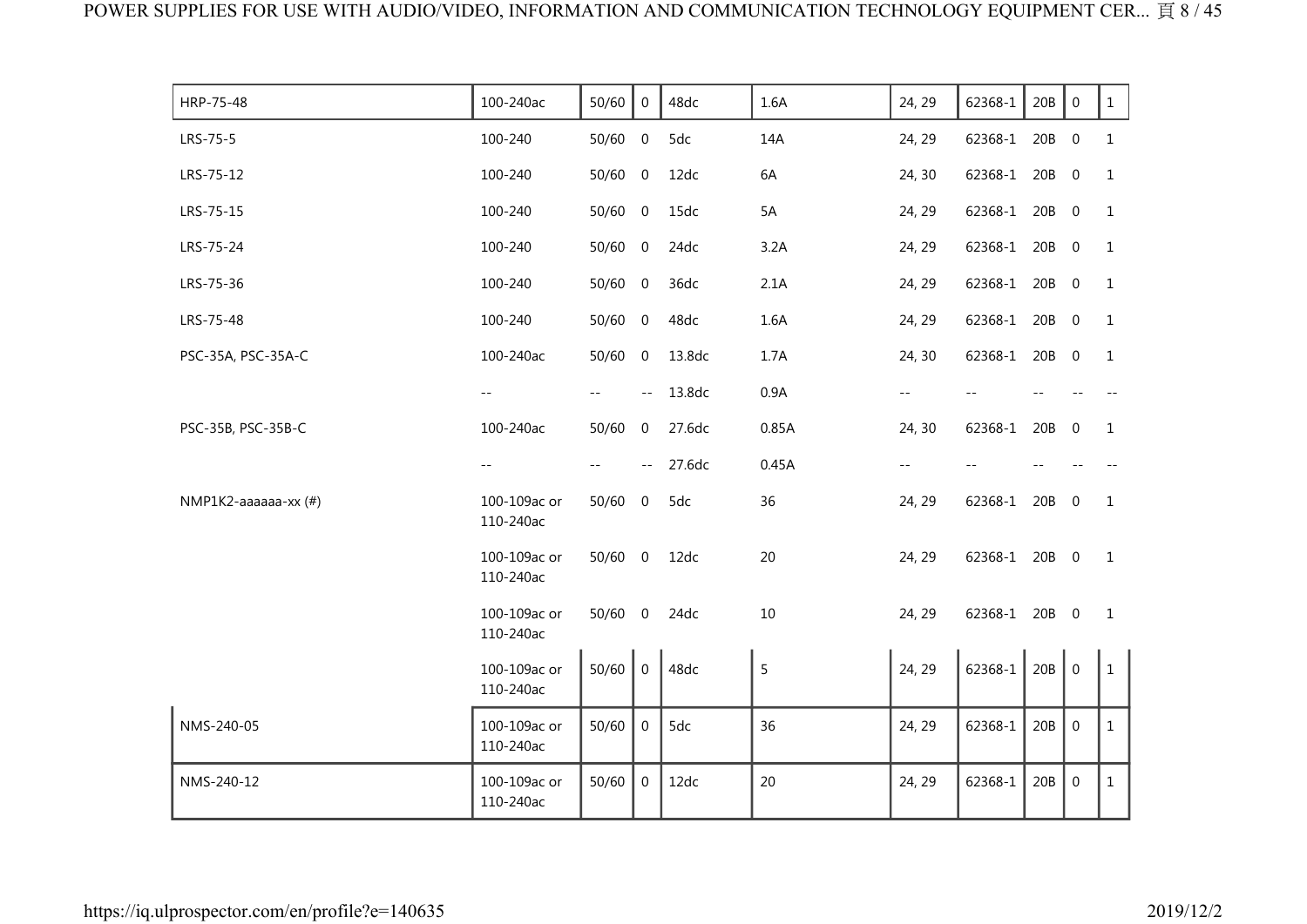| HRP-75-48 | 100-240ac | 50/60 | 0 | 48dc | 1.6A | 24, 29 | 62368-1 | 20B | 0 | 1 |
|---|---|---|---|---|---|---|---|---|---|---|
| LRS-75-5 | 100-240 | 50/60 | 0 | 5dc | 14A | 24, 29 | 62368-1 | 20B | 0 | 1 |
| LRS-75-12 | 100-240 | 50/60 | 0 | 12dc | 6A | 24, 30 | 62368-1 | 20B | 0 | 1 |
| LRS-75-15 | 100-240 | 50/60 | 0 | 15dc | 5A | 24, 29 | 62368-1 | 20B | 0 | 1 |
| LRS-75-24 | 100-240 | 50/60 | 0 | 24dc | 3.2A | 24, 29 | 62368-1 | 20B | 0 | 1 |
| LRS-75-36 | 100-240 | 50/60 | 0 | 36dc | 2.1A | 24, 29 | 62368-1 | 20B | 0 | 1 |
| LRS-75-48 | 100-240 | 50/60 | 0 | 48dc | 1.6A | 24, 29 | 62368-1 | 20B | 0 | 1 |
| PSC-35A, PSC-35A-C | 100-240ac | 50/60 | 0 | 13.8dc | 1.7A | 24, 30 | 62368-1 | 20B | 0 | 1 |
| | -- | -- | -- | 13.8dc | 0.9A | -- | -- | -- | -- | -- |
| PSC-35B, PSC-35B-C | 100-240ac | 50/60 | 0 | 27.6dc | 0.85A | 24, 30 | 62368-1 | 20B | 0 | 1 |
| | -- | -- | -- | 27.6dc | 0.45A | -- | -- | -- | -- | -- |
| NMP1K2-aaaaaa-xx (#) | 100-109ac or 110-240ac | 50/60 | 0 | 5dc | 36 | 24, 29 | 62368-1 | 20B | 0 | 1 |
| | 100-109ac or 110-240ac | 50/60 | 0 | 12dc | 20 | 24, 29 | 62368-1 | 20B | 0 | 1 |
| | 100-109ac or 110-240ac | 50/60 | 0 | 24dc | 10 | 24, 29 | 62368-1 | 20B | 0 | 1 |
| | 100-109ac or 110-240ac | 50/60 | 0 | 48dc | 5 | 24, 29 | 62368-1 | 20B | 0 | 1 |
| NMS-240-05 | 100-109ac or 110-240ac | 50/60 | 0 | 5dc | 36 | 24, 29 | 62368-1 | 20B | 0 | 1 |
| NMS-240-12 | 100-109ac or 110-240ac | 50/60 | 0 | 12dc | 20 | 24, 29 | 62368-1 | 20B | 0 | 1 |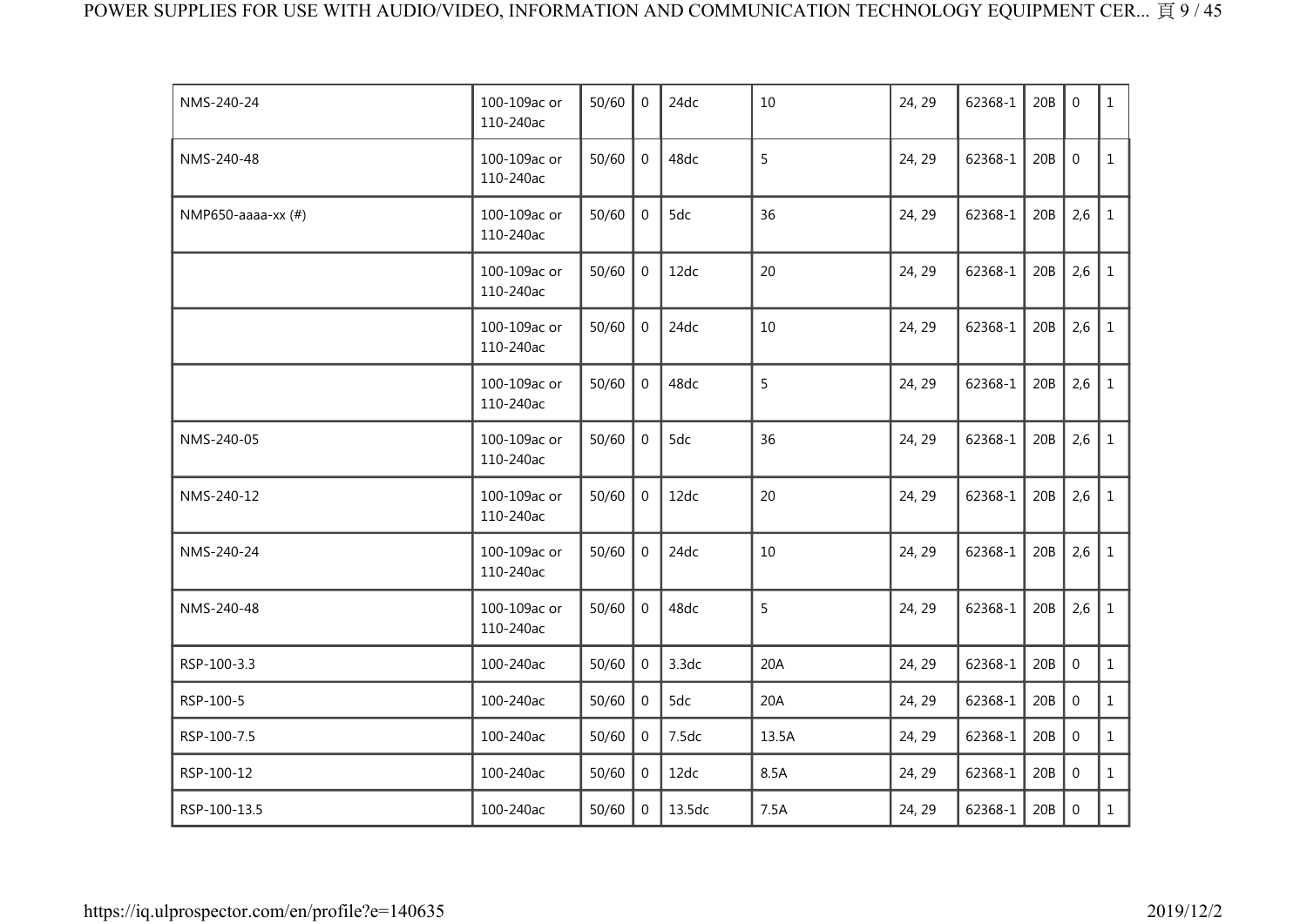| | | | | | | | | | | |
|---|---|---|---|---|---|---|---|---|---|---|
| NMS-240-24 | 100-109ac or 110-240ac | 50/60 | 0 | 24dc | 10 | 24, 29 | 62368-1 | 20B | 0 | 1 |
| NMS-240-48 | 100-109ac or 110-240ac | 50/60 | 0 | 48dc | 5 | 24, 29 | 62368-1 | 20B | 0 | 1 |
| NMP650-aaaa-xx (#) | 100-109ac or 110-240ac | 50/60 | 0 | 5dc | 36 | 24, 29 | 62368-1 | 20B | 2,6 | 1 |
| | 100-109ac or 110-240ac | 50/60 | 0 | 12dc | 20 | 24, 29 | 62368-1 | 20B | 2,6 | 1 |
| | 100-109ac or 110-240ac | 50/60 | 0 | 24dc | 10 | 24, 29 | 62368-1 | 20B | 2,6 | 1 |
| | 100-109ac or 110-240ac | 50/60 | 0 | 48dc | 5 | 24, 29 | 62368-1 | 20B | 2,6 | 1 |
| NMS-240-05 | 100-109ac or 110-240ac | 50/60 | 0 | 5dc | 36 | 24, 29 | 62368-1 | 20B | 2,6 | 1 |
| NMS-240-12 | 100-109ac or 110-240ac | 50/60 | 0 | 12dc | 20 | 24, 29 | 62368-1 | 20B | 2,6 | 1 |
| NMS-240-24 | 100-109ac or 110-240ac | 50/60 | 0 | 24dc | 10 | 24, 29 | 62368-1 | 20B | 2,6 | 1 |
| NMS-240-48 | 100-109ac or 110-240ac | 50/60 | 0 | 48dc | 5 | 24, 29 | 62368-1 | 20B | 2,6 | 1 |
| RSP-100-3.3 | 100-240ac | 50/60 | 0 | 3.3dc | 20A | 24, 29 | 62368-1 | 20B | 0 | 1 |
| RSP-100-5 | 100-240ac | 50/60 | 0 | 5dc | 20A | 24, 29 | 62368-1 | 20B | 0 | 1 |
| RSP-100-7.5 | 100-240ac | 50/60 | 0 | 7.5dc | 13.5A | 24, 29 | 62368-1 | 20B | 0 | 1 |
| RSP-100-12 | 100-240ac | 50/60 | 0 | 12dc | 8.5A | 24, 29 | 62368-1 | 20B | 0 | 1 |
| RSP-100-13.5 | 100-240ac | 50/60 | 0 | 13.5dc | 7.5A | 24, 29 | 62368-1 | 20B | 0 | 1 |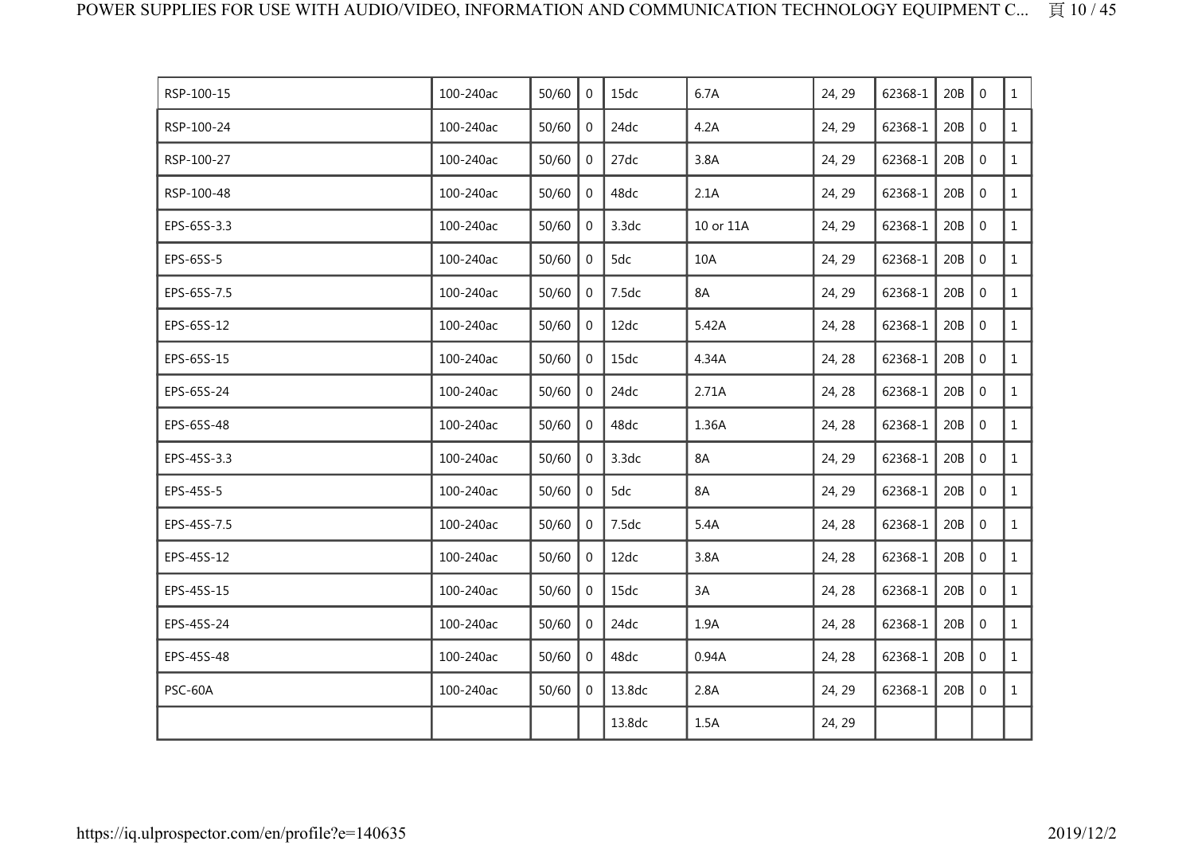| | | | | | | | | | | |
|---|---|---|---|---|---|---|---|---|---|---|
| RSP-100-15 | 100-240ac | 50/60 | 0 | 15dc | 6.7A | 24, 29 | 62368-1 | 20B | 0 | 1 |
| RSP-100-24 | 100-240ac | 50/60 | 0 | 24dc | 4.2A | 24, 29 | 62368-1 | 20B | 0 | 1 |
| RSP-100-27 | 100-240ac | 50/60 | 0 | 27dc | 3.8A | 24, 29 | 62368-1 | 20B | 0 | 1 |
| RSP-100-48 | 100-240ac | 50/60 | 0 | 48dc | 2.1A | 24, 29 | 62368-1 | 20B | 0 | 1 |
| EPS-65S-3.3 | 100-240ac | 50/60 | 0 | 3.3dc | 10 or 11A | 24, 29 | 62368-1 | 20B | 0 | 1 |
| EPS-65S-5 | 100-240ac | 50/60 | 0 | 5dc | 10A | 24, 29 | 62368-1 | 20B | 0 | 1 |
| EPS-65S-7.5 | 100-240ac | 50/60 | 0 | 7.5dc | 8A | 24, 29 | 62368-1 | 20B | 0 | 1 |
| EPS-65S-12 | 100-240ac | 50/60 | 0 | 12dc | 5.42A | 24, 28 | 62368-1 | 20B | 0 | 1 |
| EPS-65S-15 | 100-240ac | 50/60 | 0 | 15dc | 4.34A | 24, 28 | 62368-1 | 20B | 0 | 1 |
| EPS-65S-24 | 100-240ac | 50/60 | 0 | 24dc | 2.71A | 24, 28 | 62368-1 | 20B | 0 | 1 |
| EPS-65S-48 | 100-240ac | 50/60 | 0 | 48dc | 1.36A | 24, 28 | 62368-1 | 20B | 0 | 1 |
| EPS-45S-3.3 | 100-240ac | 50/60 | 0 | 3.3dc | 8A | 24, 29 | 62368-1 | 20B | 0 | 1 |
| EPS-45S-5 | 100-240ac | 50/60 | 0 | 5dc | 8A | 24, 29 | 62368-1 | 20B | 0 | 1 |
| EPS-45S-7.5 | 100-240ac | 50/60 | 0 | 7.5dc | 5.4A | 24, 28 | 62368-1 | 20B | 0 | 1 |
| EPS-45S-12 | 100-240ac | 50/60 | 0 | 12dc | 3.8A | 24, 28 | 62368-1 | 20B | 0 | 1 |
| EPS-45S-15 | 100-240ac | 50/60 | 0 | 15dc | 3A | 24, 28 | 62368-1 | 20B | 0 | 1 |
| EPS-45S-24 | 100-240ac | 50/60 | 0 | 24dc | 1.9A | 24, 28 | 62368-1 | 20B | 0 | 1 |
| EPS-45S-48 | 100-240ac | 50/60 | 0 | 48dc | 0.94A | 24, 28 | 62368-1 | 20B | 0 | 1 |
| PSC-60A | 100-240ac | 50/60 | 0 | 13.8dc | 2.8A | 24, 29 | 62368-1 | 20B | 0 | 1 |
| | | | | 13.8dc | 1.5A | 24, 29 | | | | |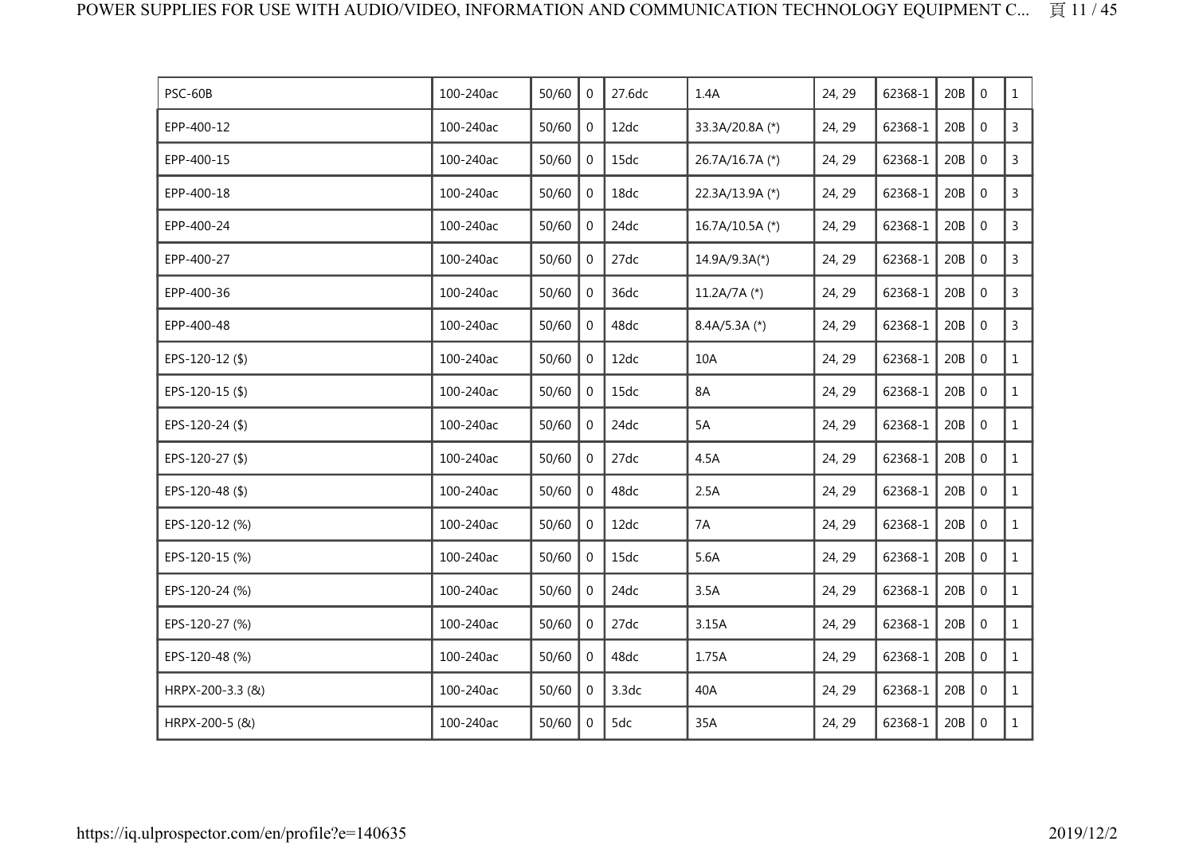| PSC-60B | 100-240ac | 50/60 | 0 | 27.6dc | 1.4A | 24, 29 | 62368-1 | 20B | 0 | 1 |
|---|---|---|---|---|---|---|---|---|---|---|
| EPP-400-12 | 100-240ac | 50/60 | 0 | 12dc | 33.3A/20.8A (*) | 24, 29 | 62368-1 | 20B | 0 | 3 |
| EPP-400-15 | 100-240ac | 50/60 | 0 | 15dc | 26.7A/16.7A (*) | 24, 29 | 62368-1 | 20B | 0 | 3 |
| EPP-400-18 | 100-240ac | 50/60 | 0 | 18dc | 22.3A/13.9A (*) | 24, 29 | 62368-1 | 20B | 0 | 3 |
| EPP-400-24 | 100-240ac | 50/60 | 0 | 24dc | 16.7A/10.5A (*) | 24, 29 | 62368-1 | 20B | 0 | 3 |
| EPP-400-27 | 100-240ac | 50/60 | 0 | 27dc | 14.9A/9.3A(*) | 24, 29 | 62368-1 | 20B | 0 | 3 |
| EPP-400-36 | 100-240ac | 50/60 | 0 | 36dc | 11.2A/7A (*) | 24, 29 | 62368-1 | 20B | 0 | 3 |
| EPP-400-48 | 100-240ac | 50/60 | 0 | 48dc | 8.4A/5.3A (*) | 24, 29 | 62368-1 | 20B | 0 | 3 |
| EPS-120-12 ($) | 100-240ac | 50/60 | 0 | 12dc | 10A | 24, 29 | 62368-1 | 20B | 0 | 1 |
| EPS-120-15 ($) | 100-240ac | 50/60 | 0 | 15dc | 8A | 24, 29 | 62368-1 | 20B | 0 | 1 |
| EPS-120-24 ($) | 100-240ac | 50/60 | 0 | 24dc | 5A | 24, 29 | 62368-1 | 20B | 0 | 1 |
| EPS-120-27 ($) | 100-240ac | 50/60 | 0 | 27dc | 4.5A | 24, 29 | 62368-1 | 20B | 0 | 1 |
| EPS-120-48 ($) | 100-240ac | 50/60 | 0 | 48dc | 2.5A | 24, 29 | 62368-1 | 20B | 0 | 1 |
| EPS-120-12 (%) | 100-240ac | 50/60 | 0 | 12dc | 7A | 24, 29 | 62368-1 | 20B | 0 | 1 |
| EPS-120-15 (%) | 100-240ac | 50/60 | 0 | 15dc | 5.6A | 24, 29 | 62368-1 | 20B | 0 | 1 |
| EPS-120-24 (%) | 100-240ac | 50/60 | 0 | 24dc | 3.5A | 24, 29 | 62368-1 | 20B | 0 | 1 |
| EPS-120-27 (%) | 100-240ac | 50/60 | 0 | 27dc | 3.15A | 24, 29 | 62368-1 | 20B | 0 | 1 |
| EPS-120-48 (%) | 100-240ac | 50/60 | 0 | 48dc | 1.75A | 24, 29 | 62368-1 | 20B | 0 | 1 |
| HRPX-200-3.3 (&) | 100-240ac | 50/60 | 0 | 3.3dc | 40A | 24, 29 | 62368-1 | 20B | 0 | 1 |
| HRPX-200-5 (&) | 100-240ac | 50/60 | 0 | 5dc | 35A | 24, 29 | 62368-1 | 20B | 0 | 1 |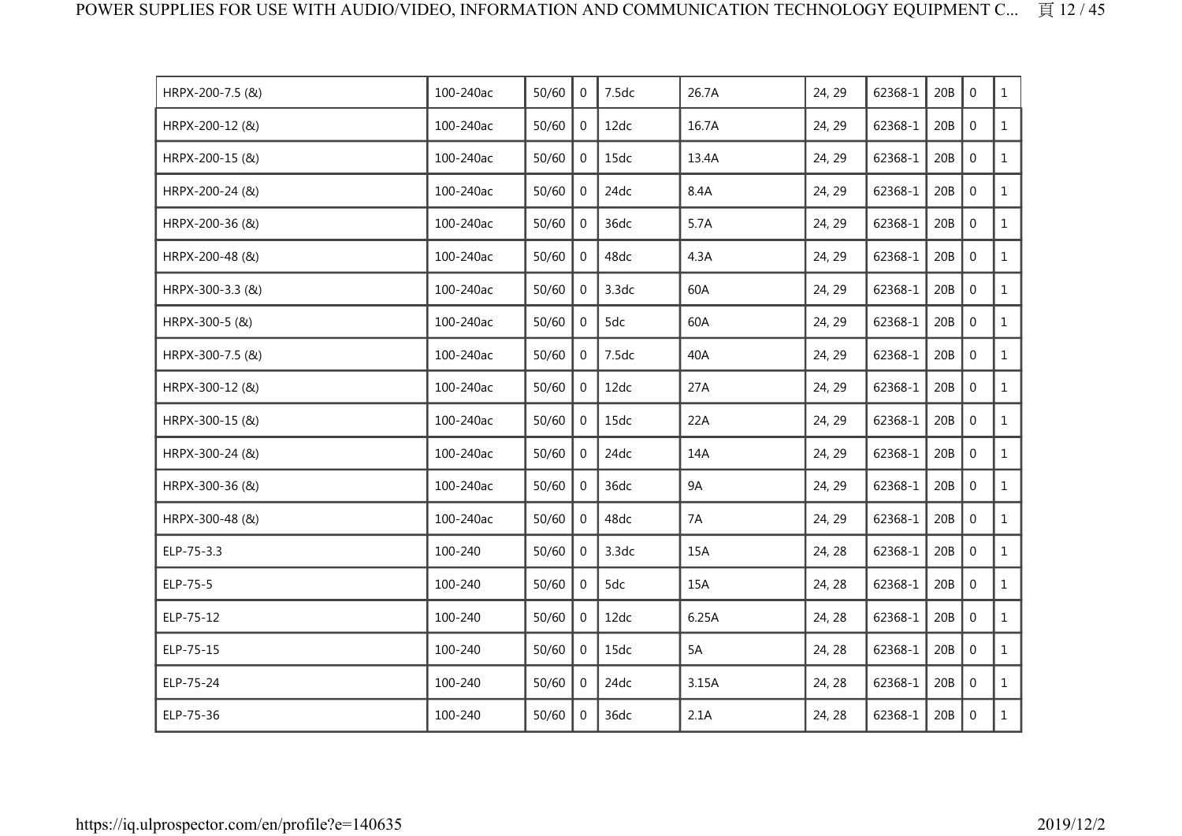| | | | | | | | | | | |
|---|---|---|---|---|---|---|---|---|---|---|
| HRPX-200-7.5 (&) | 100-240ac | 50/60 | 0 | 7.5dc | 26.7A | 24, 29 | 62368-1 | 20B | 0 | 1 |
| HRPX-200-12 (&) | 100-240ac | 50/60 | 0 | 12dc | 16.7A | 24, 29 | 62368-1 | 20B | 0 | 1 |
| HRPX-200-15 (&) | 100-240ac | 50/60 | 0 | 15dc | 13.4A | 24, 29 | 62368-1 | 20B | 0 | 1 |
| HRPX-200-24 (&) | 100-240ac | 50/60 | 0 | 24dc | 8.4A | 24, 29 | 62368-1 | 20B | 0 | 1 |
| HRPX-200-36 (&) | 100-240ac | 50/60 | 0 | 36dc | 5.7A | 24, 29 | 62368-1 | 20B | 0 | 1 |
| HRPX-200-48 (&) | 100-240ac | 50/60 | 0 | 48dc | 4.3A | 24, 29 | 62368-1 | 20B | 0 | 1 |
| HRPX-300-3.3 (&) | 100-240ac | 50/60 | 0 | 3.3dc | 60A | 24, 29 | 62368-1 | 20B | 0 | 1 |
| HRPX-300-5 (&) | 100-240ac | 50/60 | 0 | 5dc | 60A | 24, 29 | 62368-1 | 20B | 0 | 1 |
| HRPX-300-7.5 (&) | 100-240ac | 50/60 | 0 | 7.5dc | 40A | 24, 29 | 62368-1 | 20B | 0 | 1 |
| HRPX-300-12 (&) | 100-240ac | 50/60 | 0 | 12dc | 27A | 24, 29 | 62368-1 | 20B | 0 | 1 |
| HRPX-300-15 (&) | 100-240ac | 50/60 | 0 | 15dc | 22A | 24, 29 | 62368-1 | 20B | 0 | 1 |
| HRPX-300-24 (&) | 100-240ac | 50/60 | 0 | 24dc | 14A | 24, 29 | 62368-1 | 20B | 0 | 1 |
| HRPX-300-36 (&) | 100-240ac | 50/60 | 0 | 36dc | 9A | 24, 29 | 62368-1 | 20B | 0 | 1 |
| HRPX-300-48 (&) | 100-240ac | 50/60 | 0 | 48dc | 7A | 24, 29 | 62368-1 | 20B | 0 | 1 |
| ELP-75-3.3 | 100-240 | 50/60 | 0 | 3.3dc | 15A | 24, 28 | 62368-1 | 20B | 0 | 1 |
| ELP-75-5 | 100-240 | 50/60 | 0 | 5dc | 15A | 24, 28 | 62368-1 | 20B | 0 | 1 |
| ELP-75-12 | 100-240 | 50/60 | 0 | 12dc | 6.25A | 24, 28 | 62368-1 | 20B | 0 | 1 |
| ELP-75-15 | 100-240 | 50/60 | 0 | 15dc | 5A | 24, 28 | 62368-1 | 20B | 0 | 1 |
| ELP-75-24 | 100-240 | 50/60 | 0 | 24dc | 3.15A | 24, 28 | 62368-1 | 20B | 0 | 1 |
| ELP-75-36 | 100-240 | 50/60 | 0 | 36dc | 2.1A | 24, 28 | 62368-1 | 20B | 0 | 1 |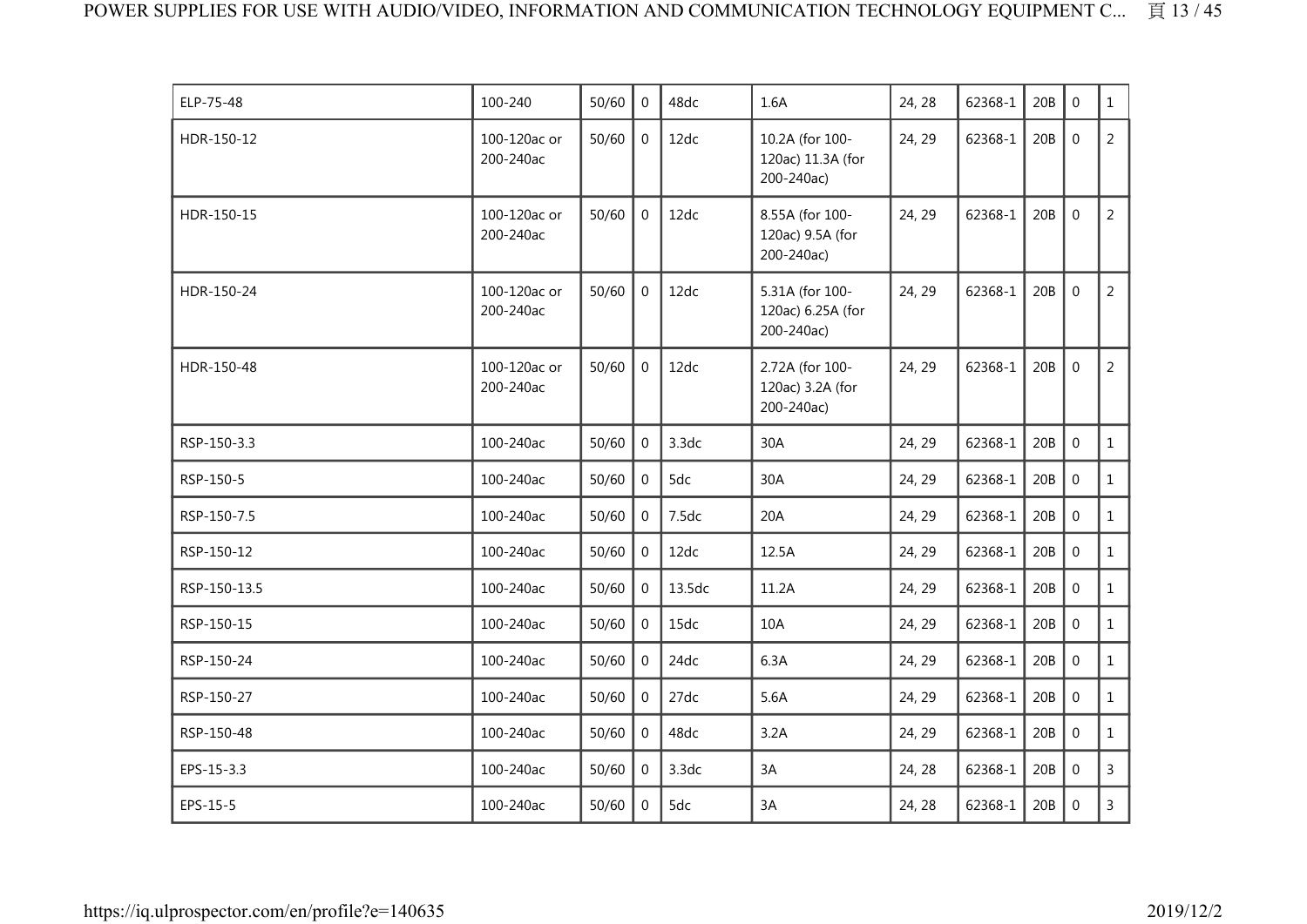| | | | | | | | | | | |
|---|---|---|---|---|---|---|---|---|---|---|
| ELP-75-48 | 100-240 | 50/60 | 0 | 48dc | 1.6A | 24, 28 | 62368-1 | 20B | 0 | 1 |
| HDR-150-12 | 100-120ac or 200-240ac | 50/60 | 0 | 12dc | 10.2A (for 100-120ac) 11.3A (for 200-240ac) | 24, 29 | 62368-1 | 20B | 0 | 2 |
| HDR-150-15 | 100-120ac or 200-240ac | 50/60 | 0 | 12dc | 8.55A (for 100-120ac) 9.5A (for 200-240ac) | 24, 29 | 62368-1 | 20B | 0 | 2 |
| HDR-150-24 | 100-120ac or 200-240ac | 50/60 | 0 | 12dc | 5.31A (for 100-120ac) 6.25A (for 200-240ac) | 24, 29 | 62368-1 | 20B | 0 | 2 |
| HDR-150-48 | 100-120ac or 200-240ac | 50/60 | 0 | 12dc | 2.72A (for 100-120ac) 3.2A (for 200-240ac) | 24, 29 | 62368-1 | 20B | 0 | 2 |
| RSP-150-3.3 | 100-240ac | 50/60 | 0 | 3.3dc | 30A | 24, 29 | 62368-1 | 20B | 0 | 1 |
| RSP-150-5 | 100-240ac | 50/60 | 0 | 5dc | 30A | 24, 29 | 62368-1 | 20B | 0 | 1 |
| RSP-150-7.5 | 100-240ac | 50/60 | 0 | 7.5dc | 20A | 24, 29 | 62368-1 | 20B | 0 | 1 |
| RSP-150-12 | 100-240ac | 50/60 | 0 | 12dc | 12.5A | 24, 29 | 62368-1 | 20B | 0 | 1 |
| RSP-150-13.5 | 100-240ac | 50/60 | 0 | 13.5dc | 11.2A | 24, 29 | 62368-1 | 20B | 0 | 1 |
| RSP-150-15 | 100-240ac | 50/60 | 0 | 15dc | 10A | 24, 29 | 62368-1 | 20B | 0 | 1 |
| RSP-150-24 | 100-240ac | 50/60 | 0 | 24dc | 6.3A | 24, 29 | 62368-1 | 20B | 0 | 1 |
| RSP-150-27 | 100-240ac | 50/60 | 0 | 27dc | 5.6A | 24, 29 | 62368-1 | 20B | 0 | 1 |
| RSP-150-48 | 100-240ac | 50/60 | 0 | 48dc | 3.2A | 24, 29 | 62368-1 | 20B | 0 | 1 |
| EPS-15-3.3 | 100-240ac | 50/60 | 0 | 3.3dc | 3A | 24, 28 | 62368-1 | 20B | 0 | 3 |
| EPS-15-5 | 100-240ac | 50/60 | 0 | 5dc | 3A | 24, 28 | 62368-1 | 20B | 0 | 3 |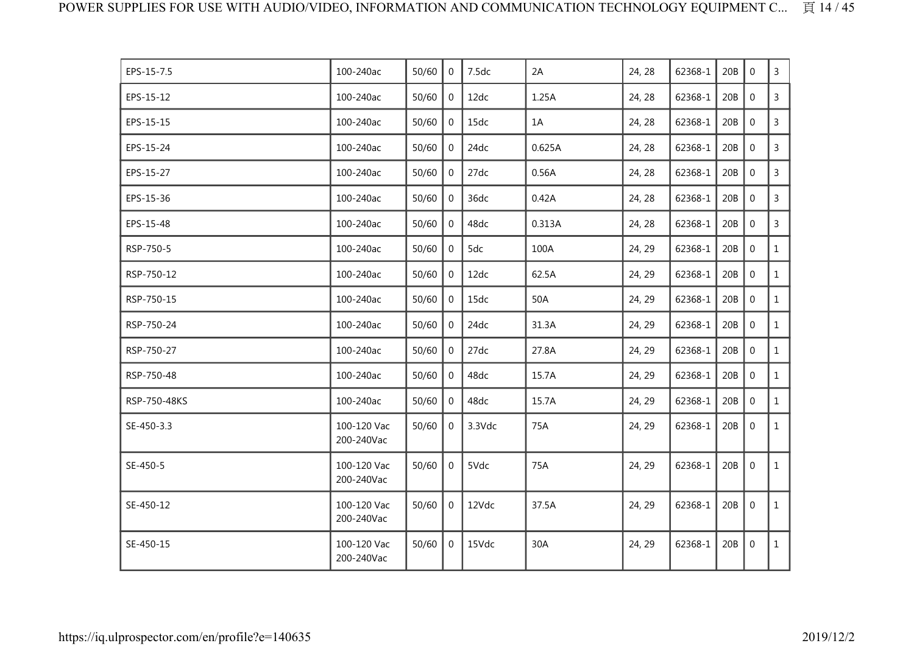| | | | | | | | | | | |
|---|---|---|---|---|---|---|---|---|---|---|
| EPS-15-7.5 | 100-240ac | 50/60 | 0 | 7.5dc | 2A | 24, 28 | 62368-1 | 20B | 0 | 3 |
| EPS-15-12 | 100-240ac | 50/60 | 0 | 12dc | 1.25A | 24, 28 | 62368-1 | 20B | 0 | 3 |
| EPS-15-15 | 100-240ac | 50/60 | 0 | 15dc | 1A | 24, 28 | 62368-1 | 20B | 0 | 3 |
| EPS-15-24 | 100-240ac | 50/60 | 0 | 24dc | 0.625A | 24, 28 | 62368-1 | 20B | 0 | 3 |
| EPS-15-27 | 100-240ac | 50/60 | 0 | 27dc | 0.56A | 24, 28 | 62368-1 | 20B | 0 | 3 |
| EPS-15-36 | 100-240ac | 50/60 | 0 | 36dc | 0.42A | 24, 28 | 62368-1 | 20B | 0 | 3 |
| EPS-15-48 | 100-240ac | 50/60 | 0 | 48dc | 0.313A | 24, 28 | 62368-1 | 20B | 0 | 3 |
| RSP-750-5 | 100-240ac | 50/60 | 0 | 5dc | 100A | 24, 29 | 62368-1 | 20B | 0 | 1 |
| RSP-750-12 | 100-240ac | 50/60 | 0 | 12dc | 62.5A | 24, 29 | 62368-1 | 20B | 0 | 1 |
| RSP-750-15 | 100-240ac | 50/60 | 0 | 15dc | 50A | 24, 29 | 62368-1 | 20B | 0 | 1 |
| RSP-750-24 | 100-240ac | 50/60 | 0 | 24dc | 31.3A | 24, 29 | 62368-1 | 20B | 0 | 1 |
| RSP-750-27 | 100-240ac | 50/60 | 0 | 27dc | 27.8A | 24, 29 | 62368-1 | 20B | 0 | 1 |
| RSP-750-48 | 100-240ac | 50/60 | 0 | 48dc | 15.7A | 24, 29 | 62368-1 | 20B | 0 | 1 |
| RSP-750-48KS | 100-240ac | 50/60 | 0 | 48dc | 15.7A | 24, 29 | 62368-1 | 20B | 0 | 1 |
| SE-450-3.3 | 100-120 Vac 200-240Vac | 50/60 | 0 | 3.3Vdc | 75A | 24, 29 | 62368-1 | 20B | 0 | 1 |
| SE-450-5 | 100-120 Vac 200-240Vac | 50/60 | 0 | 5Vdc | 75A | 24, 29 | 62368-1 | 20B | 0 | 1 |
| SE-450-12 | 100-120 Vac 200-240Vac | 50/60 | 0 | 12Vdc | 37.5A | 24, 29 | 62368-1 | 20B | 0 | 1 |
| SE-450-15 | 100-120 Vac 200-240Vac | 50/60 | 0 | 15Vdc | 30A | 24, 29 | 62368-1 | 20B | 0 | 1 |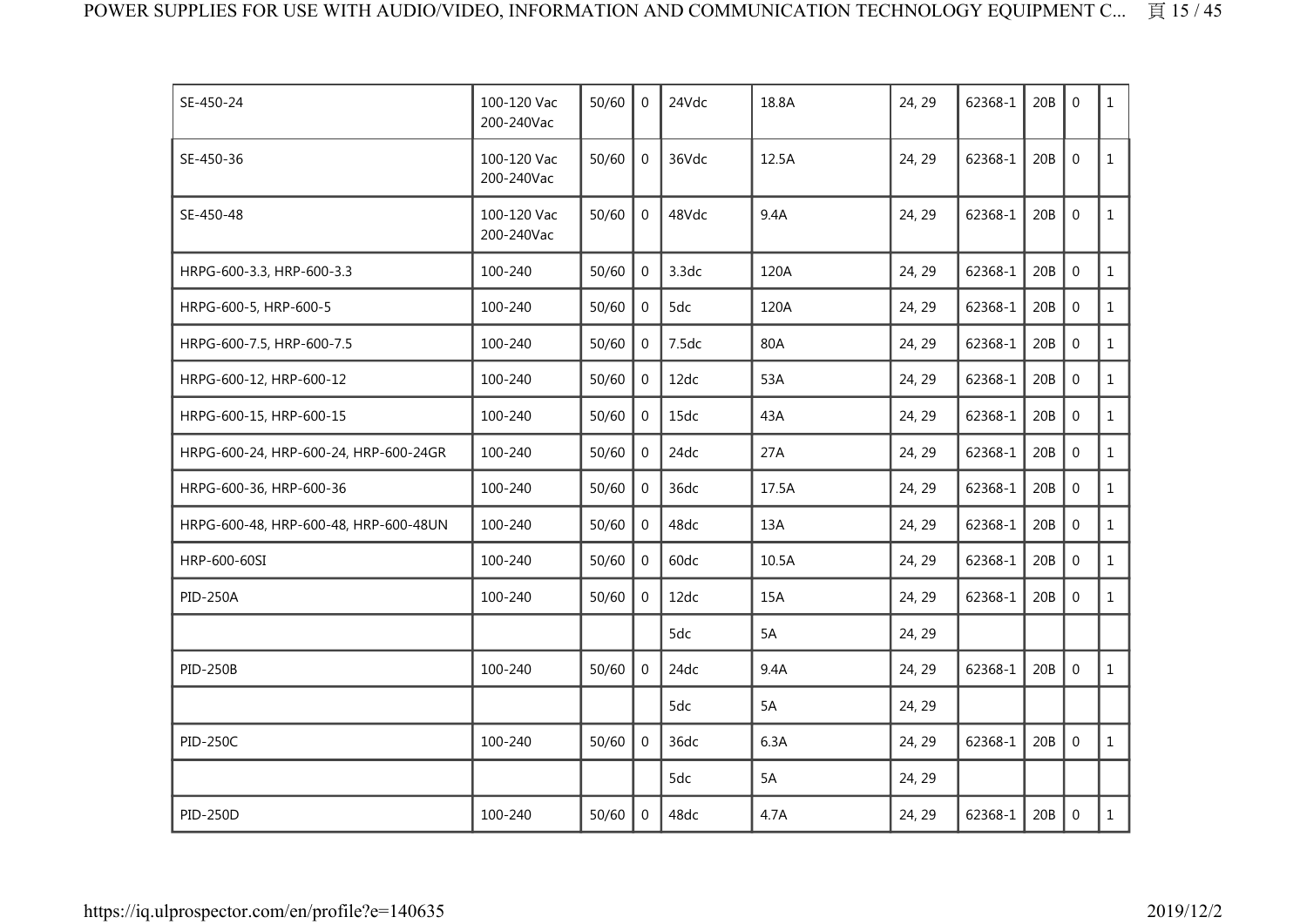| | | | | | | | | | | |
|---|---|---|---|---|---|---|---|---|---|---|
| SE-450-24 | 100-120 Vac 200-240Vac | 50/60 | 0 | 24Vdc | 18.8A | 24, 29 | 62368-1 | 20B | 0 | 1 |
| SE-450-36 | 100-120 Vac 200-240Vac | 50/60 | 0 | 36Vdc | 12.5A | 24, 29 | 62368-1 | 20B | 0 | 1 |
| SE-450-48 | 100-120 Vac 200-240Vac | 50/60 | 0 | 48Vdc | 9.4A | 24, 29 | 62368-1 | 20B | 0 | 1 |
| HRPG-600-3.3, HRP-600-3.3 | 100-240 | 50/60 | 0 | 3.3dc | 120A | 24, 29 | 62368-1 | 20B | 0 | 1 |
| HRPG-600-5, HRP-600-5 | 100-240 | 50/60 | 0 | 5dc | 120A | 24, 29 | 62368-1 | 20B | 0 | 1 |
| HRPG-600-7.5, HRP-600-7.5 | 100-240 | 50/60 | 0 | 7.5dc | 80A | 24, 29 | 62368-1 | 20B | 0 | 1 |
| HRPG-600-12, HRP-600-12 | 100-240 | 50/60 | 0 | 12dc | 53A | 24, 29 | 62368-1 | 20B | 0 | 1 |
| HRPG-600-15, HRP-600-15 | 100-240 | 50/60 | 0 | 15dc | 43A | 24, 29 | 62368-1 | 20B | 0 | 1 |
| HRPG-600-24, HRP-600-24, HRP-600-24GR | 100-240 | 50/60 | 0 | 24dc | 27A | 24, 29 | 62368-1 | 20B | 0 | 1 |
| HRPG-600-36, HRP-600-36 | 100-240 | 50/60 | 0 | 36dc | 17.5A | 24, 29 | 62368-1 | 20B | 0 | 1 |
| HRPG-600-48, HRP-600-48, HRP-600-48UN | 100-240 | 50/60 | 0 | 48dc | 13A | 24, 29 | 62368-1 | 20B | 0 | 1 |
| HRP-600-60SI | 100-240 | 50/60 | 0 | 60dc | 10.5A | 24, 29 | 62368-1 | 20B | 0 | 1 |
| PID-250A | 100-240 | 50/60 | 0 | 12dc | 15A | 24, 29 | 62368-1 | 20B | 0 | 1 |
| | | | | 5dc | 5A | 24, 29 | | | | |
| PID-250B | 100-240 | 50/60 | 0 | 24dc | 9.4A | 24, 29 | 62368-1 | 20B | 0 | 1 |
| | | | | 5dc | 5A | 24, 29 | | | | |
| PID-250C | 100-240 | 50/60 | 0 | 36dc | 6.3A | 24, 29 | 62368-1 | 20B | 0 | 1 |
| | | | | 5dc | 5A | 24, 29 | | | | |
| PID-250D | 100-240 | 50/60 | 0 | 48dc | 4.7A | 24, 29 | 62368-1 | 20B | 0 | 1 |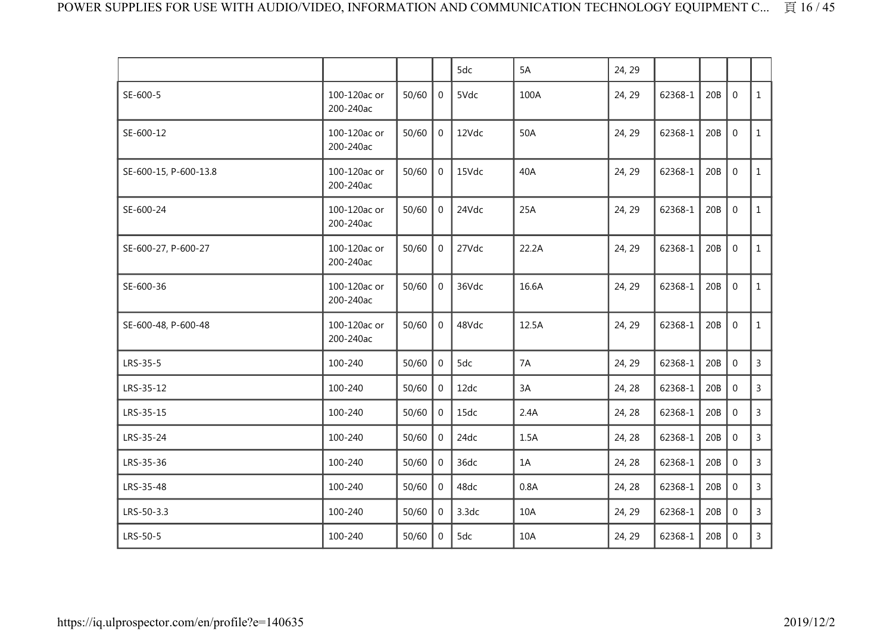| | | | | | | | | | | |
|---|---|---|---|---|---|---|---|---|---|---|
| | | | | 5dc | 5A | 24, 29 | | | | |
| SE-600-5 | 100-120ac or 200-240ac | 50/60 | 0 | 5Vdc | 100A | 24, 29 | 62368-1 | 20B | 0 | 1 |
| SE-600-12 | 100-120ac or 200-240ac | 50/60 | 0 | 12Vdc | 50A | 24, 29 | 62368-1 | 20B | 0 | 1 |
| SE-600-15, P-600-13.8 | 100-120ac or 200-240ac | 50/60 | 0 | 15Vdc | 40A | 24, 29 | 62368-1 | 20B | 0 | 1 |
| SE-600-24 | 100-120ac or 200-240ac | 50/60 | 0 | 24Vdc | 25A | 24, 29 | 62368-1 | 20B | 0 | 1 |
| SE-600-27, P-600-27 | 100-120ac or 200-240ac | 50/60 | 0 | 27Vdc | 22.2A | 24, 29 | 62368-1 | 20B | 0 | 1 |
| SE-600-36 | 100-120ac or 200-240ac | 50/60 | 0 | 36Vdc | 16.6A | 24, 29 | 62368-1 | 20B | 0 | 1 |
| SE-600-48, P-600-48 | 100-120ac or 200-240ac | 50/60 | 0 | 48Vdc | 12.5A | 24, 29 | 62368-1 | 20B | 0 | 1 |
| LRS-35-5 | 100-240 | 50/60 | 0 | 5dc | 7A | 24, 29 | 62368-1 | 20B | 0 | 3 |
| LRS-35-12 | 100-240 | 50/60 | 0 | 12dc | 3A | 24, 28 | 62368-1 | 20B | 0 | 3 |
| LRS-35-15 | 100-240 | 50/60 | 0 | 15dc | 2.4A | 24, 28 | 62368-1 | 20B | 0 | 3 |
| LRS-35-24 | 100-240 | 50/60 | 0 | 24dc | 1.5A | 24, 28 | 62368-1 | 20B | 0 | 3 |
| LRS-35-36 | 100-240 | 50/60 | 0 | 36dc | 1A | 24, 28 | 62368-1 | 20B | 0 | 3 |
| LRS-35-48 | 100-240 | 50/60 | 0 | 48dc | 0.8A | 24, 28 | 62368-1 | 20B | 0 | 3 |
| LRS-50-3.3 | 100-240 | 50/60 | 0 | 3.3dc | 10A | 24, 29 | 62368-1 | 20B | 0 | 3 |
| LRS-50-5 | 100-240 | 50/60 | 0 | 5dc | 10A | 24, 29 | 62368-1 | 20B | 0 | 3 |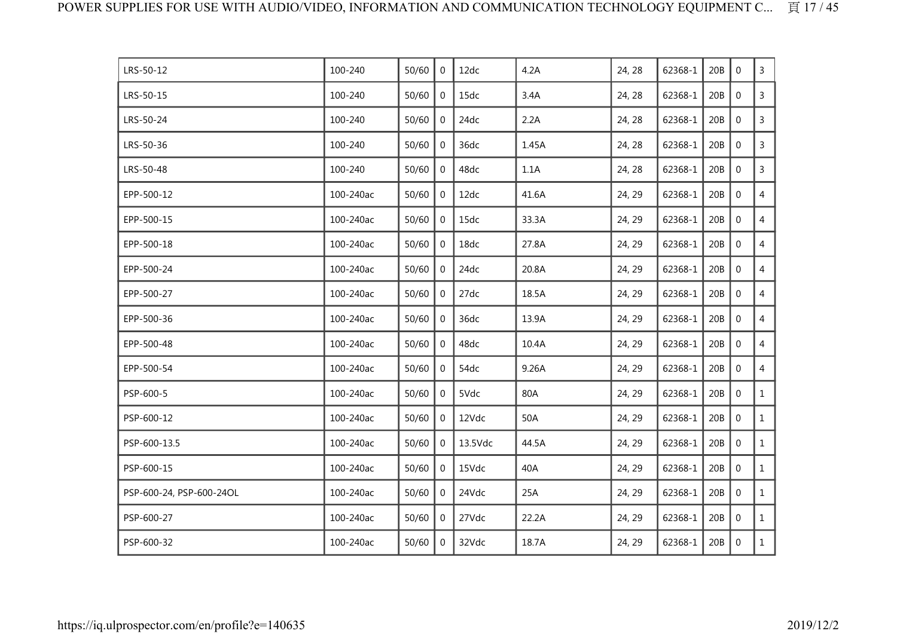| | | | | | | | | | | |
|---|---|---|---|---|---|---|---|---|---|---|
| LRS-50-12 | 100-240 | 50/60 | 0 | 12dc | 4.2A | 24, 28 | 62368-1 | 20B | 0 | 3 |
| LRS-50-15 | 100-240 | 50/60 | 0 | 15dc | 3.4A | 24, 28 | 62368-1 | 20B | 0 | 3 |
| LRS-50-24 | 100-240 | 50/60 | 0 | 24dc | 2.2A | 24, 28 | 62368-1 | 20B | 0 | 3 |
| LRS-50-36 | 100-240 | 50/60 | 0 | 36dc | 1.45A | 24, 28 | 62368-1 | 20B | 0 | 3 |
| LRS-50-48 | 100-240 | 50/60 | 0 | 48dc | 1.1A | 24, 28 | 62368-1 | 20B | 0 | 3 |
| EPP-500-12 | 100-240ac | 50/60 | 0 | 12dc | 41.6A | 24, 29 | 62368-1 | 20B | 0 | 4 |
| EPP-500-15 | 100-240ac | 50/60 | 0 | 15dc | 33.3A | 24, 29 | 62368-1 | 20B | 0 | 4 |
| EPP-500-18 | 100-240ac | 50/60 | 0 | 18dc | 27.8A | 24, 29 | 62368-1 | 20B | 0 | 4 |
| EPP-500-24 | 100-240ac | 50/60 | 0 | 24dc | 20.8A | 24, 29 | 62368-1 | 20B | 0 | 4 |
| EPP-500-27 | 100-240ac | 50/60 | 0 | 27dc | 18.5A | 24, 29 | 62368-1 | 20B | 0 | 4 |
| EPP-500-36 | 100-240ac | 50/60 | 0 | 36dc | 13.9A | 24, 29 | 62368-1 | 20B | 0 | 4 |
| EPP-500-48 | 100-240ac | 50/60 | 0 | 48dc | 10.4A | 24, 29 | 62368-1 | 20B | 0 | 4 |
| EPP-500-54 | 100-240ac | 50/60 | 0 | 54dc | 9.26A | 24, 29 | 62368-1 | 20B | 0 | 4 |
| PSP-600-5 | 100-240ac | 50/60 | 0 | 5Vdc | 80A | 24, 29 | 62368-1 | 20B | 0 | 1 |
| PSP-600-12 | 100-240ac | 50/60 | 0 | 12Vdc | 50A | 24, 29 | 62368-1 | 20B | 0 | 1 |
| PSP-600-13.5 | 100-240ac | 50/60 | 0 | 13.5Vdc | 44.5A | 24, 29 | 62368-1 | 20B | 0 | 1 |
| PSP-600-15 | 100-240ac | 50/60 | 0 | 15Vdc | 40A | 24, 29 | 62368-1 | 20B | 0 | 1 |
| PSP-600-24, PSP-600-24OL | 100-240ac | 50/60 | 0 | 24Vdc | 25A | 24, 29 | 62368-1 | 20B | 0 | 1 |
| PSP-600-27 | 100-240ac | 50/60 | 0 | 27Vdc | 22.2A | 24, 29 | 62368-1 | 20B | 0 | 1 |
| PSP-600-32 | 100-240ac | 50/60 | 0 | 32Vdc | 18.7A | 24, 29 | 62368-1 | 20B | 0 | 1 |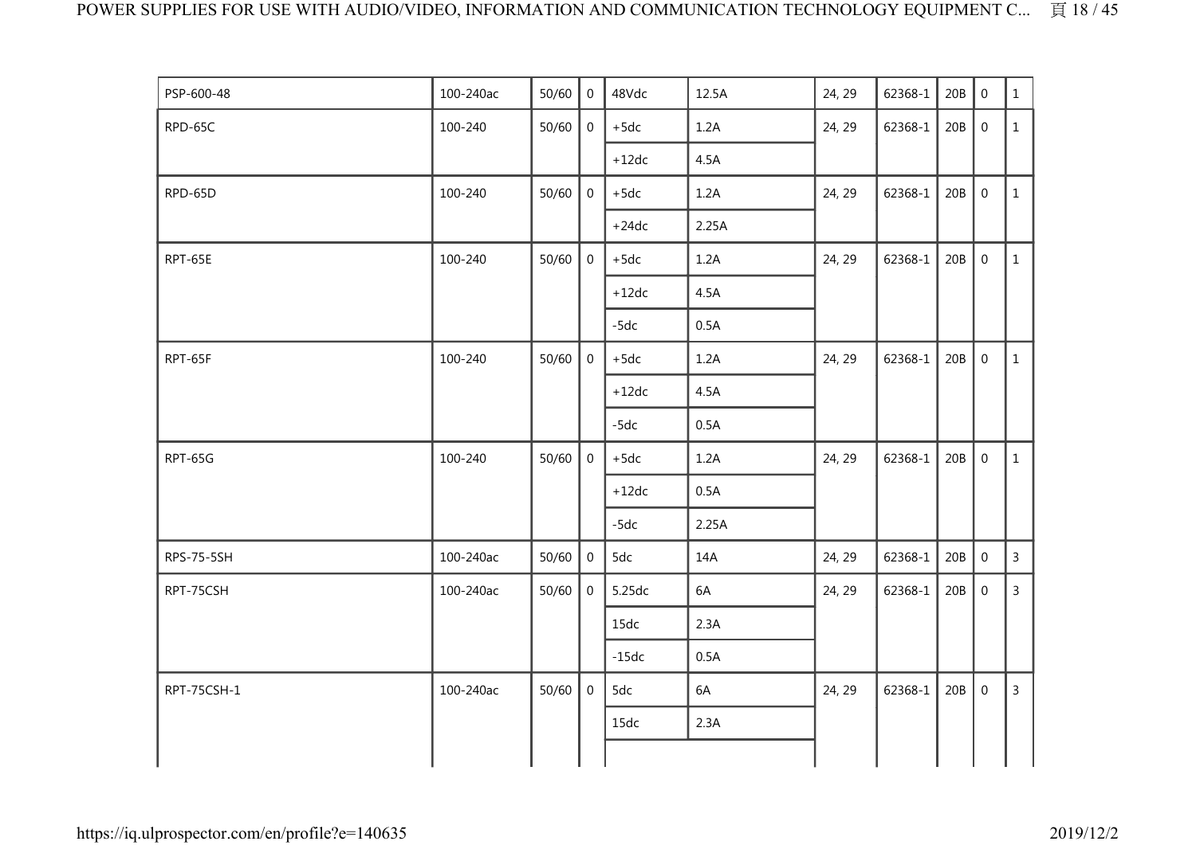| | | | | | | | | | | |
|---|---|---|---|---|---|---|---|---|---|---|
| PSP-600-48 | 100-240ac | 50/60 | 0 | 48Vdc | 12.5A | 24, 29 | 62368-1 | 20B | 0 | 1 |
| RPD-65C | 100-240 | 50/60 | 0 | +5dc | 1.2A | 24, 29 | 62368-1 | 20B | 0 | 1 |
| | | | | +12dc | 4.5A | | | | | |
| RPD-65D | 100-240 | 50/60 | 0 | +5dc | 1.2A | 24, 29 | 62368-1 | 20B | 0 | 1 |
| | | | | +24dc | 2.25A | | | | | |
| RPT-65E | 100-240 | 50/60 | 0 | +5dc | 1.2A | 24, 29 | 62368-1 | 20B | 0 | 1 |
| | | | | +12dc | 4.5A | | | | | |
| | | | | -5dc | 0.5A | | | | | |
| RPT-65F | 100-240 | 50/60 | 0 | +5dc | 1.2A | 24, 29 | 62368-1 | 20B | 0 | 1 |
| | | | | +12dc | 4.5A | | | | | |
| | | | | -5dc | 0.5A | | | | | |
| RPT-65G | 100-240 | 50/60 | 0 | +5dc | 1.2A | 24, 29 | 62368-1 | 20B | 0 | 1 |
| | | | | +12dc | 0.5A | | | | | |
| | | | | -5dc | 2.25A | | | | | |
| RPS-75-5SH | 100-240ac | 50/60 | 0 | 5dc | 14A | 24, 29 | 62368-1 | 20B | 0 | 3 |
| RPT-75CSH | 100-240ac | 50/60 | 0 | 5.25dc | 6A | 24, 29 | 62368-1 | 20B | 0 | 3 |
| | | | | 15dc | 2.3A | | | | | |
| | | | | -15dc | 0.5A | | | | | |
| RPT-75CSH-1 | 100-240ac | 50/60 | 0 | 5dc | 6A | 24, 29 | 62368-1 | 20B | 0 | 3 |
| | | | | 15dc | 2.3A | | | | | |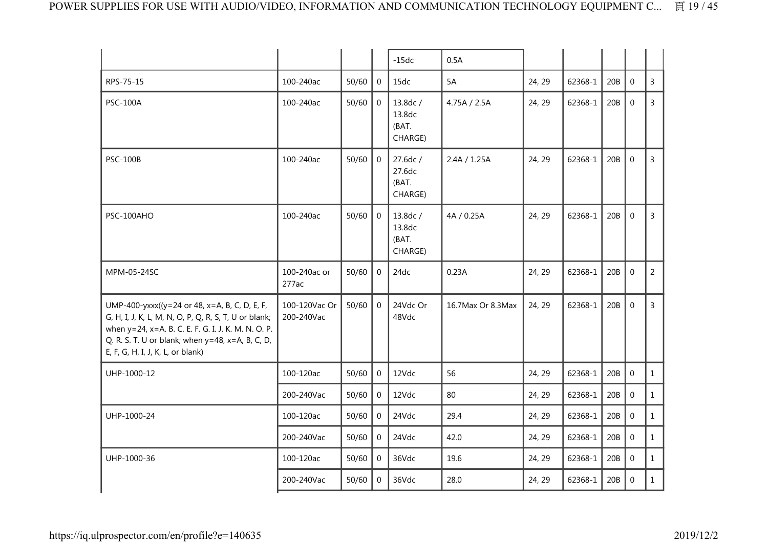| | | | | | | | | | | |
|---|---|---|---|---|---|---|---|---|---|---|
| | | | | -15dc | 0.5A | | | | | |
| RPS-75-15 | 100-240ac | 50/60 | 0 | 15dc | 5A | 24, 29 | 62368-1 | 20B | 0 | 3 |
| PSC-100A | 100-240ac | 50/60 | 0 | 13.8dc / 13.8dc (BAT. CHARGE) | 4.75A / 2.5A | 24, 29 | 62368-1 | 20B | 0 | 3 |
| PSC-100B | 100-240ac | 50/60 | 0 | 27.6dc / 27.6dc (BAT. CHARGE) | 2.4A / 1.25A | 24, 29 | 62368-1 | 20B | 0 | 3 |
| PSC-100AHO | 100-240ac | 50/60 | 0 | 13.8dc / 13.8dc (BAT. CHARGE) | 4A / 0.25A | 24, 29 | 62368-1 | 20B | 0 | 3 |
| MPM-05-24SC | 100-240ac or 277ac | 50/60 | 0 | 24dc | 0.23A | 24, 29 | 62368-1 | 20B | 0 | 2 |
| UMP-400-yxxx((y=24 or 48, x=A, B, C, D, E, F, G, H, I, J, K, L, M, N, O, P, Q, R, S, T, U or blank; when y=24, x=A. B. C. E. F. G. I. J. K. M. N. O. P. Q. R. S. T. U or blank; when y=48, x=A, B, C, D, E, F, G, H, I, J, K, L, or blank) | 100-120Vac Or 200-240Vac | 50/60 | 0 | 24Vdc Or 48Vdc | 16.7Max Or 8.3Max | 24, 29 | 62368-1 | 20B | 0 | 3 |
| UHP-1000-12 | 100-120ac | 50/60 | 0 | 12Vdc | 56 | 24, 29 | 62368-1 | 20B | 0 | 1 |
| | 200-240Vac | 50/60 | 0 | 12Vdc | 80 | 24, 29 | 62368-1 | 20B | 0 | 1 |
| UHP-1000-24 | 100-120ac | 50/60 | 0 | 24Vdc | 29.4 | 24, 29 | 62368-1 | 20B | 0 | 1 |
| | 200-240Vac | 50/60 | 0 | 24Vdc | 42.0 | 24, 29 | 62368-1 | 20B | 0 | 1 |
| UHP-1000-36 | 100-120ac | 50/60 | 0 | 36Vdc | 19.6 | 24, 29 | 62368-1 | 20B | 0 | 1 |
| | 200-240Vac | 50/60 | 0 | 36Vdc | 28.0 | 24, 29 | 62368-1 | 20B | 0 | 1 |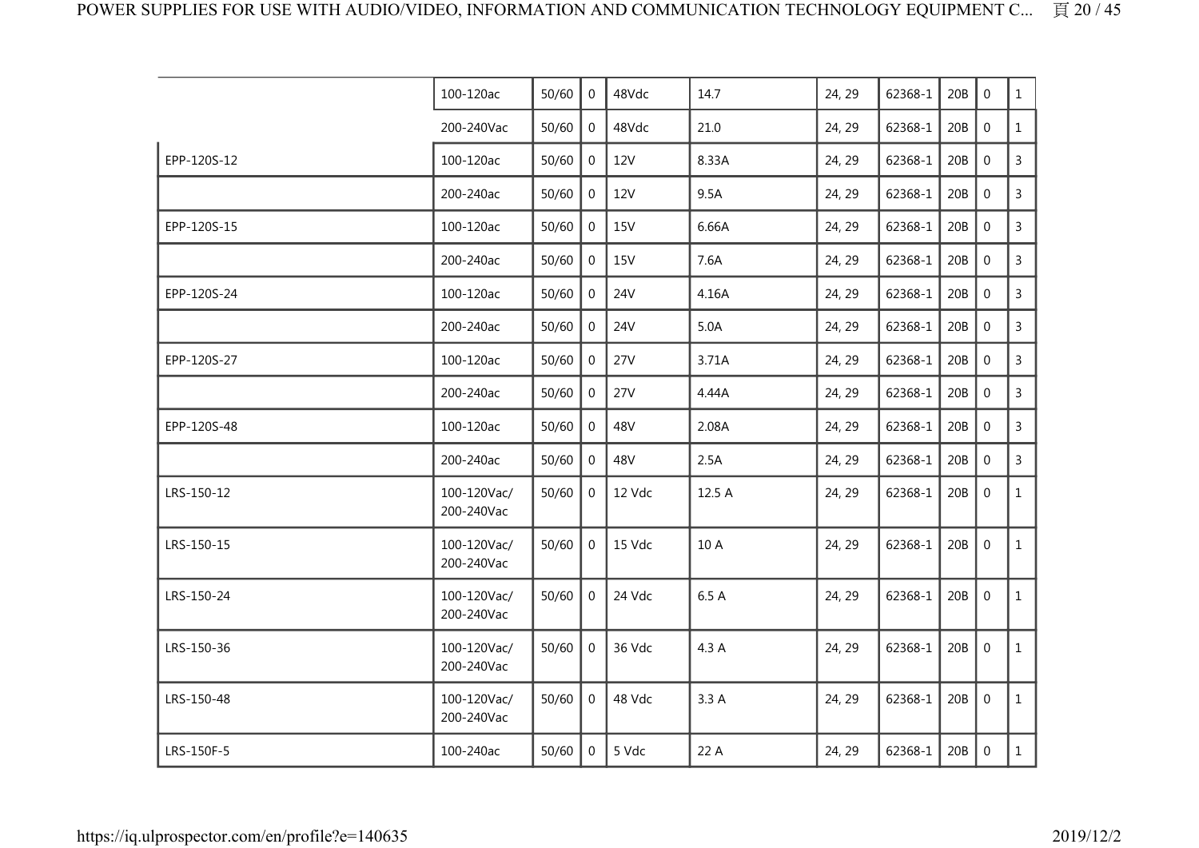| | | | | | | | | | | |
|---|---|---|---|---|---|---|---|---|---|---|
| | 100-120ac | 50/60 | 0 | 48Vdc | 14.7 | 24, 29 | 62368-1 | 20B | 0 | 1 |
| | 200-240Vac | 50/60 | 0 | 48Vdc | 21.0 | 24, 29 | 62368-1 | 20B | 0 | 1 |
| EPP-120S-12 | 100-120ac | 50/60 | 0 | 12V | 8.33A | 24, 29 | 62368-1 | 20B | 0 | 3 |
| | 200-240ac | 50/60 | 0 | 12V | 9.5A | 24, 29 | 62368-1 | 20B | 0 | 3 |
| EPP-120S-15 | 100-120ac | 50/60 | 0 | 15V | 6.66A | 24, 29 | 62368-1 | 20B | 0 | 3 |
| | 200-240ac | 50/60 | 0 | 15V | 7.6A | 24, 29 | 62368-1 | 20B | 0 | 3 |
| EPP-120S-24 | 100-120ac | 50/60 | 0 | 24V | 4.16A | 24, 29 | 62368-1 | 20B | 0 | 3 |
| | 200-240ac | 50/60 | 0 | 24V | 5.0A | 24, 29 | 62368-1 | 20B | 0 | 3 |
| EPP-120S-27 | 100-120ac | 50/60 | 0 | 27V | 3.71A | 24, 29 | 62368-1 | 20B | 0 | 3 |
| | 200-240ac | 50/60 | 0 | 27V | 4.44A | 24, 29 | 62368-1 | 20B | 0 | 3 |
| EPP-120S-48 | 100-120ac | 50/60 | 0 | 48V | 2.08A | 24, 29 | 62368-1 | 20B | 0 | 3 |
| | 200-240ac | 50/60 | 0 | 48V | 2.5A | 24, 29 | 62368-1 | 20B | 0 | 3 |
| LRS-150-12 | 100-120Vac/ 200-240Vac | 50/60 | 0 | 12 Vdc | 12.5 A | 24, 29 | 62368-1 | 20B | 0 | 1 |
| LRS-150-15 | 100-120Vac/ 200-240Vac | 50/60 | 0 | 15 Vdc | 10 A | 24, 29 | 62368-1 | 20B | 0 | 1 |
| LRS-150-24 | 100-120Vac/ 200-240Vac | 50/60 | 0 | 24 Vdc | 6.5 A | 24, 29 | 62368-1 | 20B | 0 | 1 |
| LRS-150-36 | 100-120Vac/ 200-240Vac | 50/60 | 0 | 36 Vdc | 4.3 A | 24, 29 | 62368-1 | 20B | 0 | 1 |
| LRS-150-48 | 100-120Vac/ 200-240Vac | 50/60 | 0 | 48 Vdc | 3.3 A | 24, 29 | 62368-1 | 20B | 0 | 1 |
| LRS-150F-5 | 100-240ac | 50/60 | 0 | 5 Vdc | 22 A | 24, 29 | 62368-1 | 20B | 0 | 1 |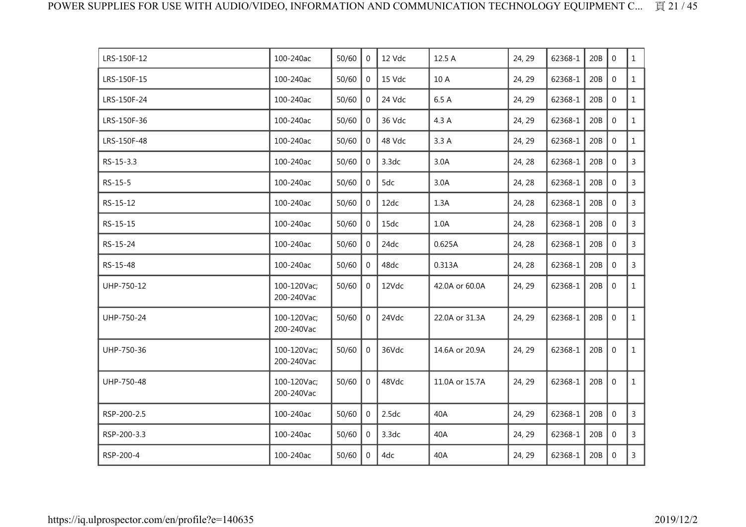| LRS-150F-12 | 100-240ac | 50/60 | 0 | 12 Vdc | 12.5 A | 24, 29 | 62368-1 | 20B | 0 | 1 |
|---|---|---|---|---|---|---|---|---|---|---|
| LRS-150F-15 | 100-240ac | 50/60 | 0 | 15 Vdc | 10 A | 24, 29 | 62368-1 | 20B | 0 | 1 |
| LRS-150F-24 | 100-240ac | 50/60 | 0 | 24 Vdc | 6.5 A | 24, 29 | 62368-1 | 20B | 0 | 1 |
| LRS-150F-36 | 100-240ac | 50/60 | 0 | 36 Vdc | 4.3 A | 24, 29 | 62368-1 | 20B | 0 | 1 |
| LRS-150F-48 | 100-240ac | 50/60 | 0 | 48 Vdc | 3.3 A | 24, 29 | 62368-1 | 20B | 0 | 1 |
| RS-15-3.3 | 100-240ac | 50/60 | 0 | 3.3dc | 3.0A | 24, 28 | 62368-1 | 20B | 0 | 3 |
| RS-15-5 | 100-240ac | 50/60 | 0 | 5dc | 3.0A | 24, 28 | 62368-1 | 20B | 0 | 3 |
| RS-15-12 | 100-240ac | 50/60 | 0 | 12dc | 1.3A | 24, 28 | 62368-1 | 20B | 0 | 3 |
| RS-15-15 | 100-240ac | 50/60 | 0 | 15dc | 1.0A | 24, 28 | 62368-1 | 20B | 0 | 3 |
| RS-15-24 | 100-240ac | 50/60 | 0 | 24dc | 0.625A | 24, 28 | 62368-1 | 20B | 0 | 3 |
| RS-15-48 | 100-240ac | 50/60 | 0 | 48dc | 0.313A | 24, 28 | 62368-1 | 20B | 0 | 3 |
| UHP-750-12 | 100-120Vac; 200-240Vac | 50/60 | 0 | 12Vdc | 42.0A or 60.0A | 24, 29 | 62368-1 | 20B | 0 | 1 |
| UHP-750-24 | 100-120Vac; 200-240Vac | 50/60 | 0 | 24Vdc | 22.0A or 31.3A | 24, 29 | 62368-1 | 20B | 0 | 1 |
| UHP-750-36 | 100-120Vac; 200-240Vac | 50/60 | 0 | 36Vdc | 14.6A or 20.9A | 24, 29 | 62368-1 | 20B | 0 | 1 |
| UHP-750-48 | 100-120Vac; 200-240Vac | 50/60 | 0 | 48Vdc | 11.0A or 15.7A | 24, 29 | 62368-1 | 20B | 0 | 1 |
| RSP-200-2.5 | 100-240ac | 50/60 | 0 | 2.5dc | 40A | 24, 29 | 62368-1 | 20B | 0 | 3 |
| RSP-200-3.3 | 100-240ac | 50/60 | 0 | 3.3dc | 40A | 24, 29 | 62368-1 | 20B | 0 | 3 |
| RSP-200-4 | 100-240ac | 50/60 | 0 | 4dc | 40A | 24, 29 | 62368-1 | 20B | 0 | 3 |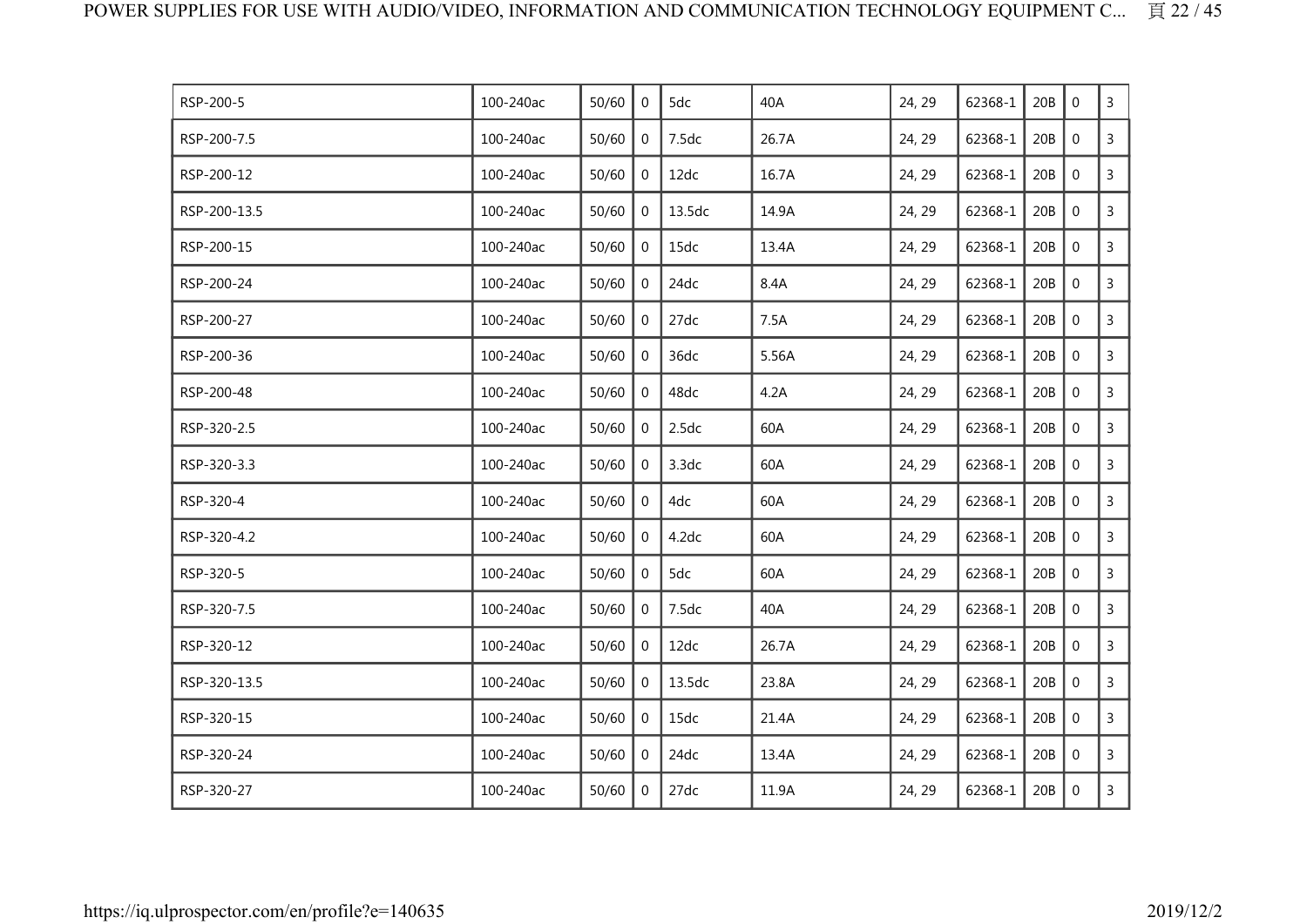| RSP-200-5 | 100-240ac | 50/60 | 0 | 5dc | 40A | 24, 29 | 62368-1 | 20B | 0 | 3 |
|---|---|---|---|---|---|---|---|---|---|---|
| RSP-200-7.5 | 100-240ac | 50/60 | 0 | 7.5dc | 26.7A | 24, 29 | 62368-1 | 20B | 0 | 3 |
| RSP-200-12 | 100-240ac | 50/60 | 0 | 12dc | 16.7A | 24, 29 | 62368-1 | 20B | 0 | 3 |
| RSP-200-13.5 | 100-240ac | 50/60 | 0 | 13.5dc | 14.9A | 24, 29 | 62368-1 | 20B | 0 | 3 |
| RSP-200-15 | 100-240ac | 50/60 | 0 | 15dc | 13.4A | 24, 29 | 62368-1 | 20B | 0 | 3 |
| RSP-200-24 | 100-240ac | 50/60 | 0 | 24dc | 8.4A | 24, 29 | 62368-1 | 20B | 0 | 3 |
| RSP-200-27 | 100-240ac | 50/60 | 0 | 27dc | 7.5A | 24, 29 | 62368-1 | 20B | 0 | 3 |
| RSP-200-36 | 100-240ac | 50/60 | 0 | 36dc | 5.56A | 24, 29 | 62368-1 | 20B | 0 | 3 |
| RSP-200-48 | 100-240ac | 50/60 | 0 | 48dc | 4.2A | 24, 29 | 62368-1 | 20B | 0 | 3 |
| RSP-320-2.5 | 100-240ac | 50/60 | 0 | 2.5dc | 60A | 24, 29 | 62368-1 | 20B | 0 | 3 |
| RSP-320-3.3 | 100-240ac | 50/60 | 0 | 3.3dc | 60A | 24, 29 | 62368-1 | 20B | 0 | 3 |
| RSP-320-4 | 100-240ac | 50/60 | 0 | 4dc | 60A | 24, 29 | 62368-1 | 20B | 0 | 3 |
| RSP-320-4.2 | 100-240ac | 50/60 | 0 | 4.2dc | 60A | 24, 29 | 62368-1 | 20B | 0 | 3 |
| RSP-320-5 | 100-240ac | 50/60 | 0 | 5dc | 60A | 24, 29 | 62368-1 | 20B | 0 | 3 |
| RSP-320-7.5 | 100-240ac | 50/60 | 0 | 7.5dc | 40A | 24, 29 | 62368-1 | 20B | 0 | 3 |
| RSP-320-12 | 100-240ac | 50/60 | 0 | 12dc | 26.7A | 24, 29 | 62368-1 | 20B | 0 | 3 |
| RSP-320-13.5 | 100-240ac | 50/60 | 0 | 13.5dc | 23.8A | 24, 29 | 62368-1 | 20B | 0 | 3 |
| RSP-320-15 | 100-240ac | 50/60 | 0 | 15dc | 21.4A | 24, 29 | 62368-1 | 20B | 0 | 3 |
| RSP-320-24 | 100-240ac | 50/60 | 0 | 24dc | 13.4A | 24, 29 | 62368-1 | 20B | 0 | 3 |
| RSP-320-27 | 100-240ac | 50/60 | 0 | 27dc | 11.9A | 24, 29 | 62368-1 | 20B | 0 | 3 |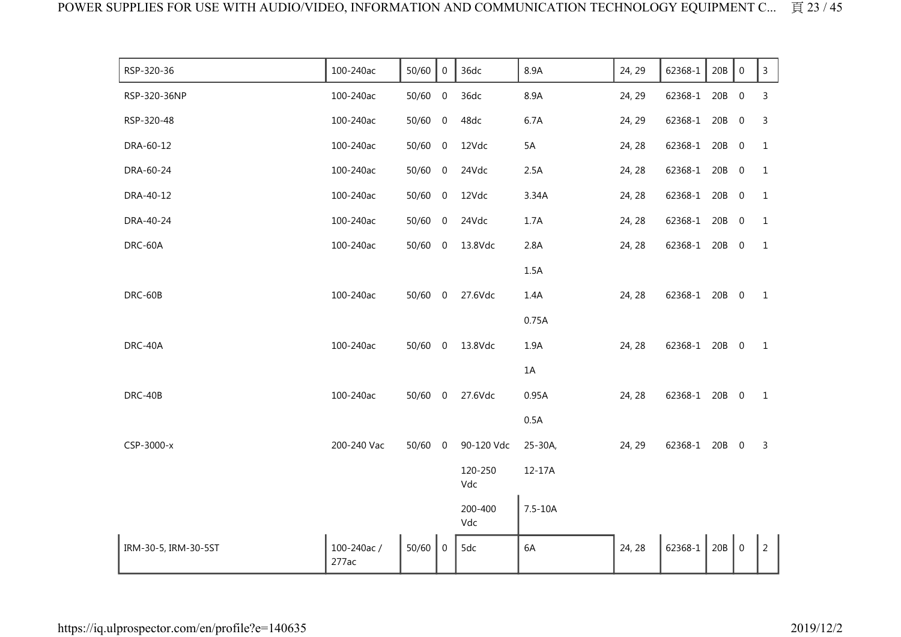| | | | | | | | | | | | |
|---|---|---|---|---|---|---|---|---|---|---|---|
| RSP-320-36 | 100-240ac | 50/60 | 0 | 36dc | 8.9A | 24, 29 | 62368-1 | 20B | 0 | 3 |
| RSP-320-36NP | 100-240ac | 50/60 | 0 | 36dc | 8.9A | 24, 29 | 62368-1 | 20B | 0 | 3 |
| RSP-320-48 | 100-240ac | 50/60 | 0 | 48dc | 6.7A | 24, 29 | 62368-1 | 20B | 0 | 3 |
| DRA-60-12 | 100-240ac | 50/60 | 0 | 12Vdc | 5A | 24, 28 | 62368-1 | 20B | 0 | 1 |
| DRA-60-24 | 100-240ac | 50/60 | 0 | 24Vdc | 2.5A | 24, 28 | 62368-1 | 20B | 0 | 1 |
| DRA-40-12 | 100-240ac | 50/60 | 0 | 12Vdc | 3.34A | 24, 28 | 62368-1 | 20B | 0 | 1 |
| DRA-40-24 | 100-240ac | 50/60 | 0 | 24Vdc | 1.7A | 24, 28 | 62368-1 | 20B | 0 | 1 |
| DRC-60A | 100-240ac | 50/60 | 0 | 13.8Vdc | 2.8A | 24, 28 | 62368-1 | 20B | 0 | 1 |
| | | | | | 1.5A | | | | | |
| DRC-60B | 100-240ac | 50/60 | 0 | 27.6Vdc | 1.4A | 24, 28 | 62368-1 | 20B | 0 | 1 |
| | | | | | 0.75A | | | | | |
| DRC-40A | 100-240ac | 50/60 | 0 | 13.8Vdc | 1.9A | 24, 28 | 62368-1 | 20B | 0 | 1 |
| | | | | | 1A | | | | | |
| DRC-40B | 100-240ac | 50/60 | 0 | 27.6Vdc | 0.95A | 24, 28 | 62368-1 | 20B | 0 | 1 |
| | | | | | 0.5A | | | | | |
| CSP-3000-x | 200-240 Vac | 50/60 | 0 | 90-120 Vdc | 25-30A, | 24, 29 | 62368-1 | 20B | 0 | 3 |
| | | | | 120-250 Vdc | 12-17A | | | | | |
| | | | | 200-400 Vdc | 7.5-10A | | | | | |
| IRM-30-5, IRM-30-5ST | 100-240ac / 277ac | 50/60 | 0 | 5dc | 6A | 24, 28 | 62368-1 | 20B | 0 | 2 |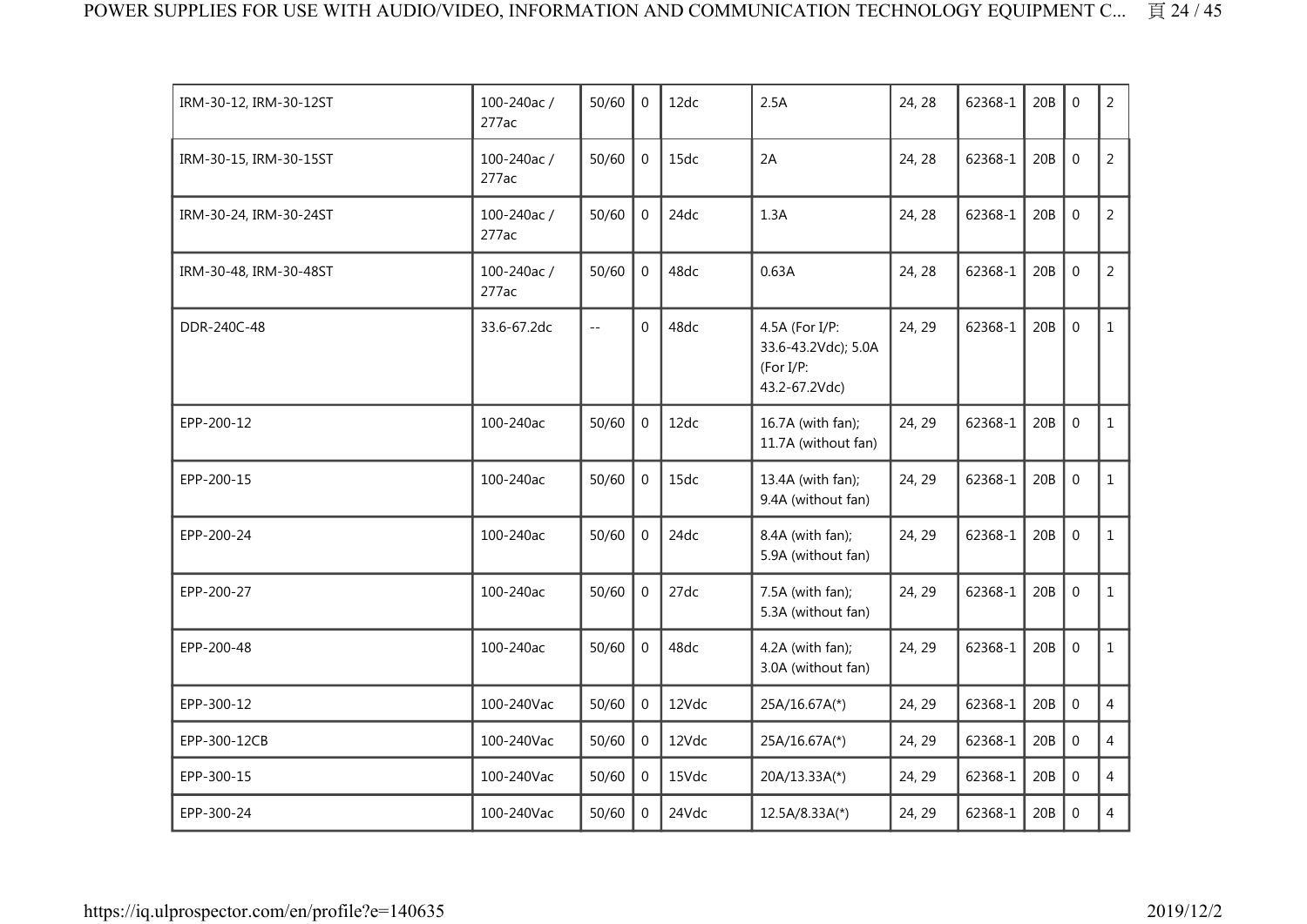| | | | | | | | | | | |
|---|---|---|---|---|---|---|---|---|---|---|
| IRM-30-12, IRM-30-12ST | 100-240ac / 277ac | 50/60 | 0 | 12dc | 2.5A | 24, 28 | 62368-1 | 20B | 0 | 2 |
| IRM-30-15, IRM-30-15ST | 100-240ac / 277ac | 50/60 | 0 | 15dc | 2A | 24, 28 | 62368-1 | 20B | 0 | 2 |
| IRM-30-24, IRM-30-24ST | 100-240ac / 277ac | 50/60 | 0 | 24dc | 1.3A | 24, 28 | 62368-1 | 20B | 0 | 2 |
| IRM-30-48, IRM-30-48ST | 100-240ac / 277ac | 50/60 | 0 | 48dc | 0.63A | 24, 28 | 62368-1 | 20B | 0 | 2 |
| DDR-240C-48 | 33.6-67.2dc | -- | 0 | 48dc | 4.5A (For I/P: 33.6-43.2Vdc); 5.0A (For I/P: 43.2-67.2Vdc) | 24, 29 | 62368-1 | 20B | 0 | 1 |
| EPP-200-12 | 100-240ac | 50/60 | 0 | 12dc | 16.7A (with fan); 11.7A (without fan) | 24, 29 | 62368-1 | 20B | 0 | 1 |
| EPP-200-15 | 100-240ac | 50/60 | 0 | 15dc | 13.4A (with fan); 9.4A (without fan) | 24, 29 | 62368-1 | 20B | 0 | 1 |
| EPP-200-24 | 100-240ac | 50/60 | 0 | 24dc | 8.4A (with fan); 5.9A (without fan) | 24, 29 | 62368-1 | 20B | 0 | 1 |
| EPP-200-27 | 100-240ac | 50/60 | 0 | 27dc | 7.5A (with fan); 5.3A (without fan) | 24, 29 | 62368-1 | 20B | 0 | 1 |
| EPP-200-48 | 100-240ac | 50/60 | 0 | 48dc | 4.2A (with fan); 3.0A (without fan) | 24, 29 | 62368-1 | 20B | 0 | 1 |
| EPP-300-12 | 100-240Vac | 50/60 | 0 | 12Vdc | 25A/16.67A(*) | 24, 29 | 62368-1 | 20B | 0 | 4 |
| EPP-300-12CB | 100-240Vac | 50/60 | 0 | 12Vdc | 25A/16.67A(*) | 24, 29 | 62368-1 | 20B | 0 | 4 |
| EPP-300-15 | 100-240Vac | 50/60 | 0 | 15Vdc | 20A/13.33A(*) | 24, 29 | 62368-1 | 20B | 0 | 4 |
| EPP-300-24 | 100-240Vac | 50/60 | 0 | 24Vdc | 12.5A/8.33A(*) | 24, 29 | 62368-1 | 20B | 0 | 4 |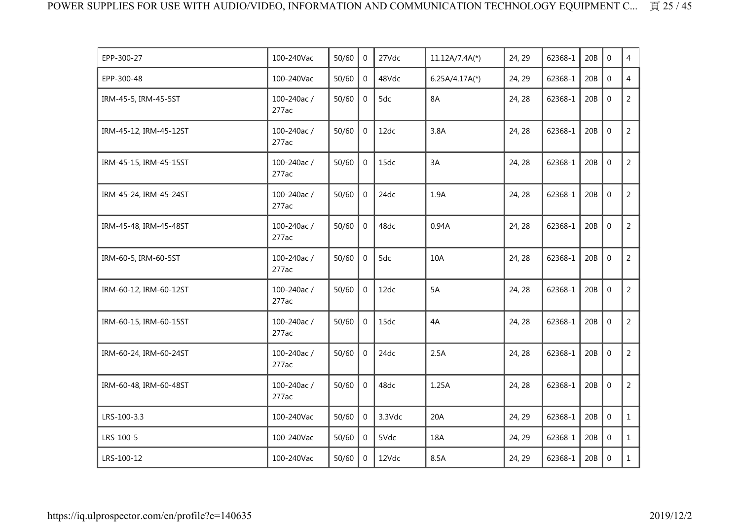| | | | | | | | | | | |
|---|---|---|---|---|---|---|---|---|---|---|
| EPP-300-27 | 100-240Vac | 50/60 | 0 | 27Vdc | 11.12A/7.4A(*) | 24, 29 | 62368-1 | 20B | 0 | 4 |
| EPP-300-48 | 100-240Vac | 50/60 | 0 | 48Vdc | 6.25A/4.17A(*) | 24, 29 | 62368-1 | 20B | 0 | 4 |
| IRM-45-5, IRM-45-5ST | 100-240ac / 277ac | 50/60 | 0 | 5dc | 8A | 24, 28 | 62368-1 | 20B | 0 | 2 |
| IRM-45-12, IRM-45-12ST | 100-240ac / 277ac | 50/60 | 0 | 12dc | 3.8A | 24, 28 | 62368-1 | 20B | 0 | 2 |
| IRM-45-15, IRM-45-15ST | 100-240ac / 277ac | 50/60 | 0 | 15dc | 3A | 24, 28 | 62368-1 | 20B | 0 | 2 |
| IRM-45-24, IRM-45-24ST | 100-240ac / 277ac | 50/60 | 0 | 24dc | 1.9A | 24, 28 | 62368-1 | 20B | 0 | 2 |
| IRM-45-48, IRM-45-48ST | 100-240ac / 277ac | 50/60 | 0 | 48dc | 0.94A | 24, 28 | 62368-1 | 20B | 0 | 2 |
| IRM-60-5, IRM-60-5ST | 100-240ac / 277ac | 50/60 | 0 | 5dc | 10A | 24, 28 | 62368-1 | 20B | 0 | 2 |
| IRM-60-12, IRM-60-12ST | 100-240ac / 277ac | 50/60 | 0 | 12dc | 5A | 24, 28 | 62368-1 | 20B | 0 | 2 |
| IRM-60-15, IRM-60-15ST | 100-240ac / 277ac | 50/60 | 0 | 15dc | 4A | 24, 28 | 62368-1 | 20B | 0 | 2 |
| IRM-60-24, IRM-60-24ST | 100-240ac / 277ac | 50/60 | 0 | 24dc | 2.5A | 24, 28 | 62368-1 | 20B | 0 | 2 |
| IRM-60-48, IRM-60-48ST | 100-240ac / 277ac | 50/60 | 0 | 48dc | 1.25A | 24, 28 | 62368-1 | 20B | 0 | 2 |
| LRS-100-3.3 | 100-240Vac | 50/60 | 0 | 3.3Vdc | 20A | 24, 29 | 62368-1 | 20B | 0 | 1 |
| LRS-100-5 | 100-240Vac | 50/60 | 0 | 5Vdc | 18A | 24, 29 | 62368-1 | 20B | 0 | 1 |
| LRS-100-12 | 100-240Vac | 50/60 | 0 | 12Vdc | 8.5A | 24, 29 | 62368-1 | 20B | 0 | 1 |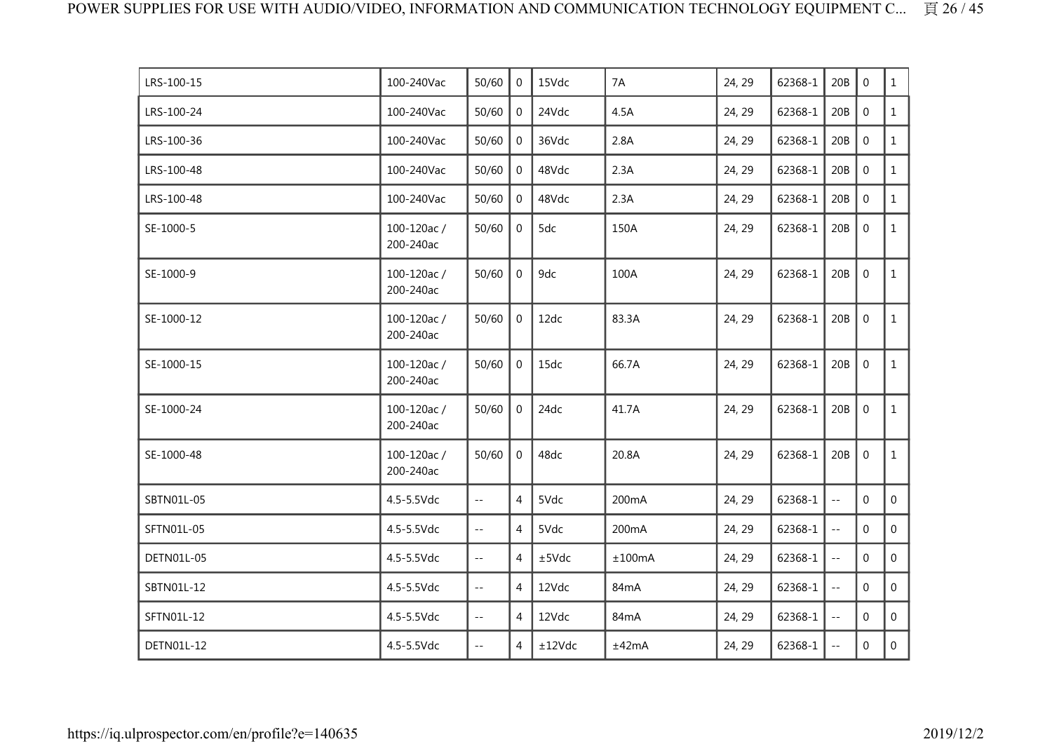| | | | | | | | | | | |
|---|---|---|---|---|---|---|---|---|---|---|
| LRS-100-15 | 100-240Vac | 50/60 | 0 | 15Vdc | 7A | 24, 29 | 62368-1 | 20B | 0 | 1 |
| LRS-100-24 | 100-240Vac | 50/60 | 0 | 24Vdc | 4.5A | 24, 29 | 62368-1 | 20B | 0 | 1 |
| LRS-100-36 | 100-240Vac | 50/60 | 0 | 36Vdc | 2.8A | 24, 29 | 62368-1 | 20B | 0 | 1 |
| LRS-100-48 | 100-240Vac | 50/60 | 0 | 48Vdc | 2.3A | 24, 29 | 62368-1 | 20B | 0 | 1 |
| LRS-100-48 | 100-240Vac | 50/60 | 0 | 48Vdc | 2.3A | 24, 29 | 62368-1 | 20B | 0 | 1 |
| SE-1000-5 | 100-120ac / 200-240ac | 50/60 | 0 | 5dc | 150A | 24, 29 | 62368-1 | 20B | 0 | 1 |
| SE-1000-9 | 100-120ac / 200-240ac | 50/60 | 0 | 9dc | 100A | 24, 29 | 62368-1 | 20B | 0 | 1 |
| SE-1000-12 | 100-120ac / 200-240ac | 50/60 | 0 | 12dc | 83.3A | 24, 29 | 62368-1 | 20B | 0 | 1 |
| SE-1000-15 | 100-120ac / 200-240ac | 50/60 | 0 | 15dc | 66.7A | 24, 29 | 62368-1 | 20B | 0 | 1 |
| SE-1000-24 | 100-120ac / 200-240ac | 50/60 | 0 | 24dc | 41.7A | 24, 29 | 62368-1 | 20B | 0 | 1 |
| SE-1000-48 | 100-120ac / 200-240ac | 50/60 | 0 | 48dc | 20.8A | 24, 29 | 62368-1 | 20B | 0 | 1 |
| SBTN01L-05 | 4.5-5.5Vdc | -- | 4 | 5Vdc | 200mA | 24, 29 | 62368-1 | -- | 0 | 0 |
| SFTN01L-05 | 4.5-5.5Vdc | -- | 4 | 5Vdc | 200mA | 24, 29 | 62368-1 | -- | 0 | 0 |
| DETN01L-05 | 4.5-5.5Vdc | -- | 4 | ±5Vdc | ±100mA | 24, 29 | 62368-1 | -- | 0 | 0 |
| SBTN01L-12 | 4.5-5.5Vdc | -- | 4 | 12Vdc | 84mA | 24, 29 | 62368-1 | -- | 0 | 0 |
| SFTN01L-12 | 4.5-5.5Vdc | -- | 4 | 12Vdc | 84mA | 24, 29 | 62368-1 | -- | 0 | 0 |
| DETN01L-12 | 4.5-5.5Vdc | -- | 4 | ±12Vdc | ±42mA | 24, 29 | 62368-1 | -- | 0 | 0 |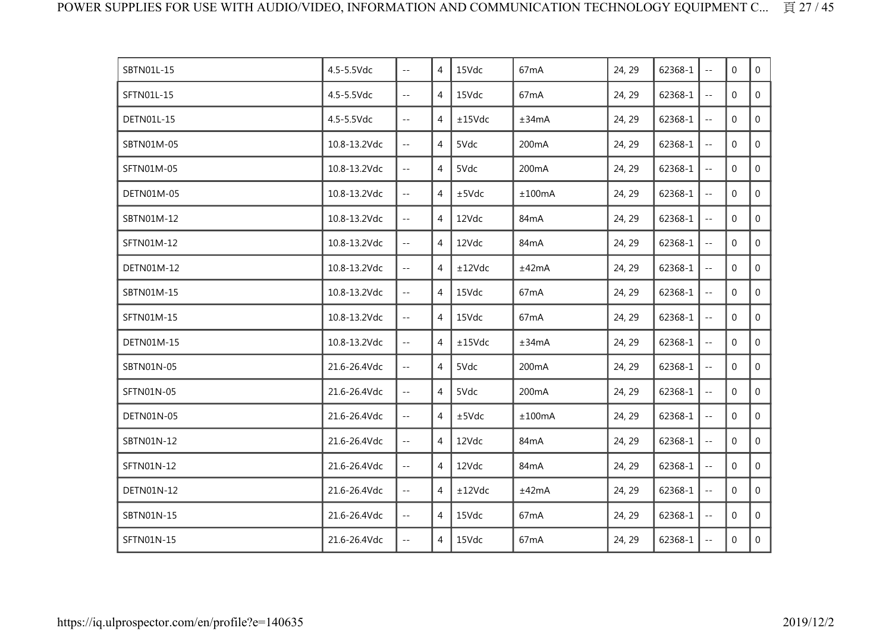| | | | | | | | | | | |
|---|---|---|---|---|---|---|---|---|---|---|
| SBTN01L-15 | 4.5-5.5Vdc | -- | 4 | 15Vdc | 67mA | 24, 29 | 62368-1 | -- | 0 | 0 |
| SFTN01L-15 | 4.5-5.5Vdc | -- | 4 | 15Vdc | 67mA | 24, 29 | 62368-1 | -- | 0 | 0 |
| DETN01L-15 | 4.5-5.5Vdc | -- | 4 | ±15Vdc | ±34mA | 24, 29 | 62368-1 | -- | 0 | 0 |
| SBTN01M-05 | 10.8-13.2Vdc | -- | 4 | 5Vdc | 200mA | 24, 29 | 62368-1 | -- | 0 | 0 |
| SFTN01M-05 | 10.8-13.2Vdc | -- | 4 | 5Vdc | 200mA | 24, 29 | 62368-1 | -- | 0 | 0 |
| DETN01M-05 | 10.8-13.2Vdc | -- | 4 | ±5Vdc | ±100mA | 24, 29 | 62368-1 | -- | 0 | 0 |
| SBTN01M-12 | 10.8-13.2Vdc | -- | 4 | 12Vdc | 84mA | 24, 29 | 62368-1 | -- | 0 | 0 |
| SFTN01M-12 | 10.8-13.2Vdc | -- | 4 | 12Vdc | 84mA | 24, 29 | 62368-1 | -- | 0 | 0 |
| DETN01M-12 | 10.8-13.2Vdc | -- | 4 | ±12Vdc | ±42mA | 24, 29 | 62368-1 | -- | 0 | 0 |
| SBTN01M-15 | 10.8-13.2Vdc | -- | 4 | 15Vdc | 67mA | 24, 29 | 62368-1 | -- | 0 | 0 |
| SFTN01M-15 | 10.8-13.2Vdc | -- | 4 | 15Vdc | 67mA | 24, 29 | 62368-1 | -- | 0 | 0 |
| DETN01M-15 | 10.8-13.2Vdc | -- | 4 | ±15Vdc | ±34mA | 24, 29 | 62368-1 | -- | 0 | 0 |
| SBTN01N-05 | 21.6-26.4Vdc | -- | 4 | 5Vdc | 200mA | 24, 29 | 62368-1 | -- | 0 | 0 |
| SFTN01N-05 | 21.6-26.4Vdc | -- | 4 | 5Vdc | 200mA | 24, 29 | 62368-1 | -- | 0 | 0 |
| DETN01N-05 | 21.6-26.4Vdc | -- | 4 | ±5Vdc | ±100mA | 24, 29 | 62368-1 | -- | 0 | 0 |
| SBTN01N-12 | 21.6-26.4Vdc | -- | 4 | 12Vdc | 84mA | 24, 29 | 62368-1 | -- | 0 | 0 |
| SFTN01N-12 | 21.6-26.4Vdc | -- | 4 | 12Vdc | 84mA | 24, 29 | 62368-1 | -- | 0 | 0 |
| DETN01N-12 | 21.6-26.4Vdc | -- | 4 | ±12Vdc | ±42mA | 24, 29 | 62368-1 | -- | 0 | 0 |
| SBTN01N-15 | 21.6-26.4Vdc | -- | 4 | 15Vdc | 67mA | 24, 29 | 62368-1 | -- | 0 | 0 |
| SFTN01N-15 | 21.6-26.4Vdc | -- | 4 | 15Vdc | 67mA | 24, 29 | 62368-1 | -- | 0 | 0 |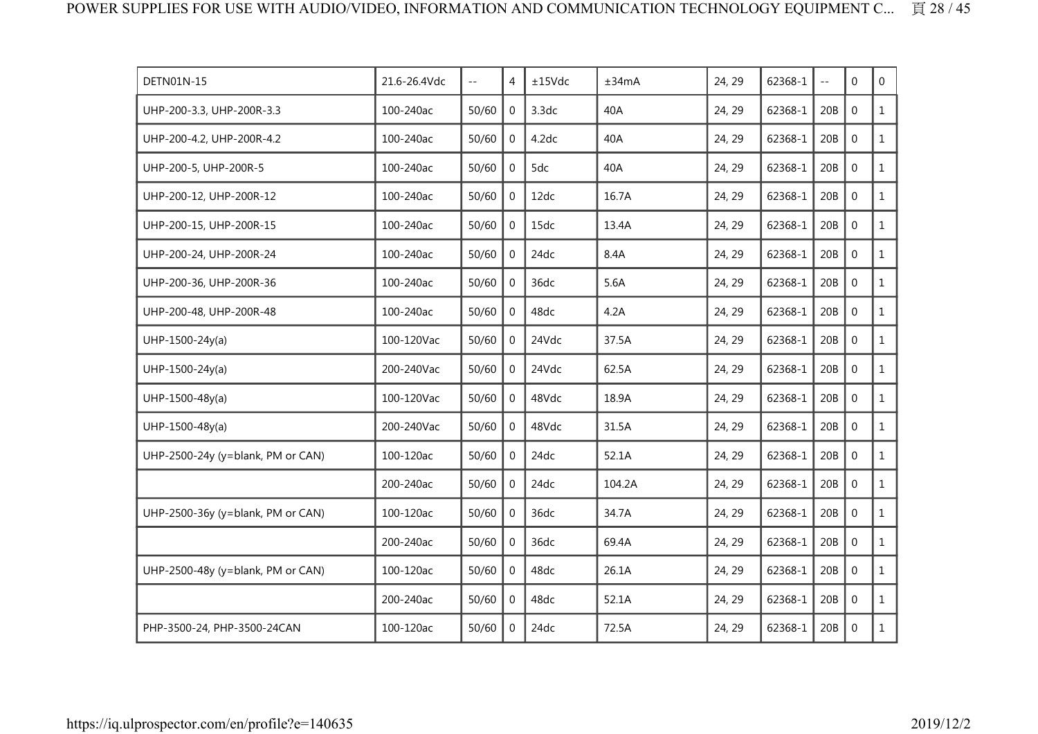| DETN01N-15 | 21.6-26.4Vdc | -- | 4 | ±15Vdc | ±34mA | 24, 29 | 62368-1 | -- | 0 | 0 |
|---|---|---|---|---|---|---|---|---|---|---|
| UHP-200-3.3, UHP-200R-3.3 | 100-240ac | 50/60 | 0 | 3.3dc | 40A | 24, 29 | 62368-1 | 20B | 0 | 1 |
| UHP-200-4.2, UHP-200R-4.2 | 100-240ac | 50/60 | 0 | 4.2dc | 40A | 24, 29 | 62368-1 | 20B | 0 | 1 |
| UHP-200-5, UHP-200R-5 | 100-240ac | 50/60 | 0 | 5dc | 40A | 24, 29 | 62368-1 | 20B | 0 | 1 |
| UHP-200-12, UHP-200R-12 | 100-240ac | 50/60 | 0 | 12dc | 16.7A | 24, 29 | 62368-1 | 20B | 0 | 1 |
| UHP-200-15, UHP-200R-15 | 100-240ac | 50/60 | 0 | 15dc | 13.4A | 24, 29 | 62368-1 | 20B | 0 | 1 |
| UHP-200-24, UHP-200R-24 | 100-240ac | 50/60 | 0 | 24dc | 8.4A | 24, 29 | 62368-1 | 20B | 0 | 1 |
| UHP-200-36, UHP-200R-36 | 100-240ac | 50/60 | 0 | 36dc | 5.6A | 24, 29 | 62368-1 | 20B | 0 | 1 |
| UHP-200-48, UHP-200R-48 | 100-240ac | 50/60 | 0 | 48dc | 4.2A | 24, 29 | 62368-1 | 20B | 0 | 1 |
| UHP-1500-24y(a) | 100-120Vac | 50/60 | 0 | 24Vdc | 37.5A | 24, 29 | 62368-1 | 20B | 0 | 1 |
| UHP-1500-24y(a) | 200-240Vac | 50/60 | 0 | 24Vdc | 62.5A | 24, 29 | 62368-1 | 20B | 0 | 1 |
| UHP-1500-48y(a) | 100-120Vac | 50/60 | 0 | 48Vdc | 18.9A | 24, 29 | 62368-1 | 20B | 0 | 1 |
| UHP-1500-48y(a) | 200-240Vac | 50/60 | 0 | 48Vdc | 31.5A | 24, 29 | 62368-1 | 20B | 0 | 1 |
| UHP-2500-24y (y=blank, PM or CAN) | 100-120ac | 50/60 | 0 | 24dc | 52.1A | 24, 29 | 62368-1 | 20B | 0 | 1 |
| | 200-240ac | 50/60 | 0 | 24dc | 104.2A | 24, 29 | 62368-1 | 20B | 0 | 1 |
| UHP-2500-36y (y=blank, PM or CAN) | 100-120ac | 50/60 | 0 | 36dc | 34.7A | 24, 29 | 62368-1 | 20B | 0 | 1 |
| | 200-240ac | 50/60 | 0 | 36dc | 69.4A | 24, 29 | 62368-1 | 20B | 0 | 1 |
| UHP-2500-48y (y=blank, PM or CAN) | 100-120ac | 50/60 | 0 | 48dc | 26.1A | 24, 29 | 62368-1 | 20B | 0 | 1 |
| | 200-240ac | 50/60 | 0 | 48dc | 52.1A | 24, 29 | 62368-1 | 20B | 0 | 1 |
| PHP-3500-24, PHP-3500-24CAN | 100-120ac | 50/60 | 0 | 24dc | 72.5A | 24, 29 | 62368-1 | 20B | 0 | 1 |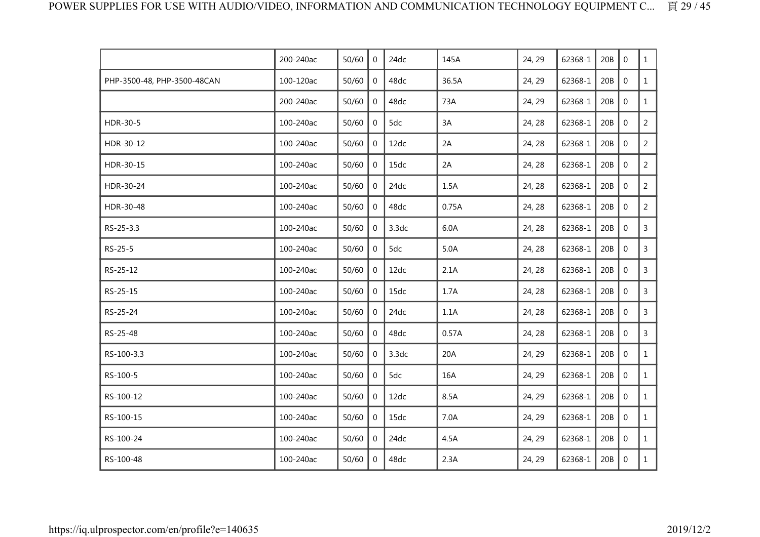| | | | | | | | | | | |
|---|---|---|---|---|---|---|---|---|---|---|
| | 200-240ac | 50/60 | 0 | 24dc | 145A | 24, 29 | 62368-1 | 20B | 0 | 1 |
| PHP-3500-48, PHP-3500-48CAN | 100-120ac | 50/60 | 0 | 48dc | 36.5A | 24, 29 | 62368-1 | 20B | 0 | 1 |
| | 200-240ac | 50/60 | 0 | 48dc | 73A | 24, 29 | 62368-1 | 20B | 0 | 1 |
| HDR-30-5 | 100-240ac | 50/60 | 0 | 5dc | 3A | 24, 28 | 62368-1 | 20B | 0 | 2 |
| HDR-30-12 | 100-240ac | 50/60 | 0 | 12dc | 2A | 24, 28 | 62368-1 | 20B | 0 | 2 |
| HDR-30-15 | 100-240ac | 50/60 | 0 | 15dc | 2A | 24, 28 | 62368-1 | 20B | 0 | 2 |
| HDR-30-24 | 100-240ac | 50/60 | 0 | 24dc | 1.5A | 24, 28 | 62368-1 | 20B | 0 | 2 |
| HDR-30-48 | 100-240ac | 50/60 | 0 | 48dc | 0.75A | 24, 28 | 62368-1 | 20B | 0 | 2 |
| RS-25-3.3 | 100-240ac | 50/60 | 0 | 3.3dc | 6.0A | 24, 28 | 62368-1 | 20B | 0 | 3 |
| RS-25-5 | 100-240ac | 50/60 | 0 | 5dc | 5.0A | 24, 28 | 62368-1 | 20B | 0 | 3 |
| RS-25-12 | 100-240ac | 50/60 | 0 | 12dc | 2.1A | 24, 28 | 62368-1 | 20B | 0 | 3 |
| RS-25-15 | 100-240ac | 50/60 | 0 | 15dc | 1.7A | 24, 28 | 62368-1 | 20B | 0 | 3 |
| RS-25-24 | 100-240ac | 50/60 | 0 | 24dc | 1.1A | 24, 28 | 62368-1 | 20B | 0 | 3 |
| RS-25-48 | 100-240ac | 50/60 | 0 | 48dc | 0.57A | 24, 28 | 62368-1 | 20B | 0 | 3 |
| RS-100-3.3 | 100-240ac | 50/60 | 0 | 3.3dc | 20A | 24, 29 | 62368-1 | 20B | 0 | 1 |
| RS-100-5 | 100-240ac | 50/60 | 0 | 5dc | 16A | 24, 29 | 62368-1 | 20B | 0 | 1 |
| RS-100-12 | 100-240ac | 50/60 | 0 | 12dc | 8.5A | 24, 29 | 62368-1 | 20B | 0 | 1 |
| RS-100-15 | 100-240ac | 50/60 | 0 | 15dc | 7.0A | 24, 29 | 62368-1 | 20B | 0 | 1 |
| RS-100-24 | 100-240ac | 50/60 | 0 | 24dc | 4.5A | 24, 29 | 62368-1 | 20B | 0 | 1 |
| RS-100-48 | 100-240ac | 50/60 | 0 | 48dc | 2.3A | 24, 29 | 62368-1 | 20B | 0 | 1 |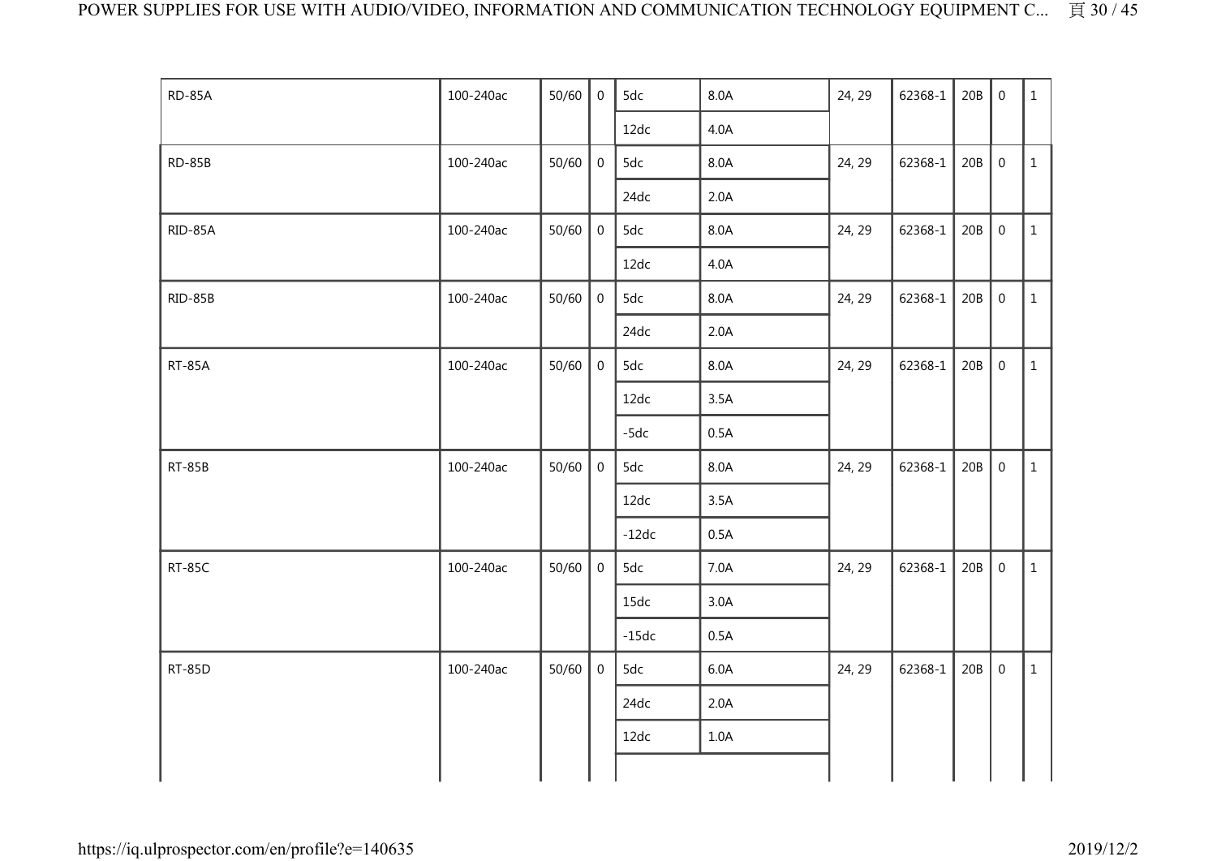| | | | | | | | | | | |
|---|---|---|---|---|---|---|---|---|---|---|
| RD-85A | 100-240ac | 50/60 | 0 | 5dc | 8.0A | 24, 29 | 62368-1 | 20B | 0 | 1 |
| | | | | 12dc | 4.0A | | | | | |
| RD-85B | 100-240ac | 50/60 | 0 | 5dc | 8.0A | 24, 29 | 62368-1 | 20B | 0 | 1 |
| | | | | 24dc | 2.0A | | | | | |
| RID-85A | 100-240ac | 50/60 | 0 | 5dc | 8.0A | 24, 29 | 62368-1 | 20B | 0 | 1 |
| | | | | 12dc | 4.0A | | | | | |
| RID-85B | 100-240ac | 50/60 | 0 | 5dc | 8.0A | 24, 29 | 62368-1 | 20B | 0 | 1 |
| | | | | 24dc | 2.0A | | | | | |
| RT-85A | 100-240ac | 50/60 | 0 | 5dc | 8.0A | 24, 29 | 62368-1 | 20B | 0 | 1 |
| | | | | 12dc | 3.5A | | | | | |
| | | | | -5dc | 0.5A | | | | | |
| RT-85B | 100-240ac | 50/60 | 0 | 5dc | 8.0A | 24, 29 | 62368-1 | 20B | 0 | 1 |
| | | | | 12dc | 3.5A | | | | | |
| | | | | -12dc | 0.5A | | | | | |
| RT-85C | 100-240ac | 50/60 | 0 | 5dc | 7.0A | 24, 29 | 62368-1 | 20B | 0 | 1 |
| | | | | 15dc | 3.0A | | | | | |
| | | | | -15dc | 0.5A | | | | | |
| RT-85D | 100-240ac | 50/60 | 0 | 5dc | 6.0A | 24, 29 | 62368-1 | 20B | 0 | 1 |
| | | | | 24dc | 2.0A | | | | | |
| | | | | 12dc | 1.0A | | | | | |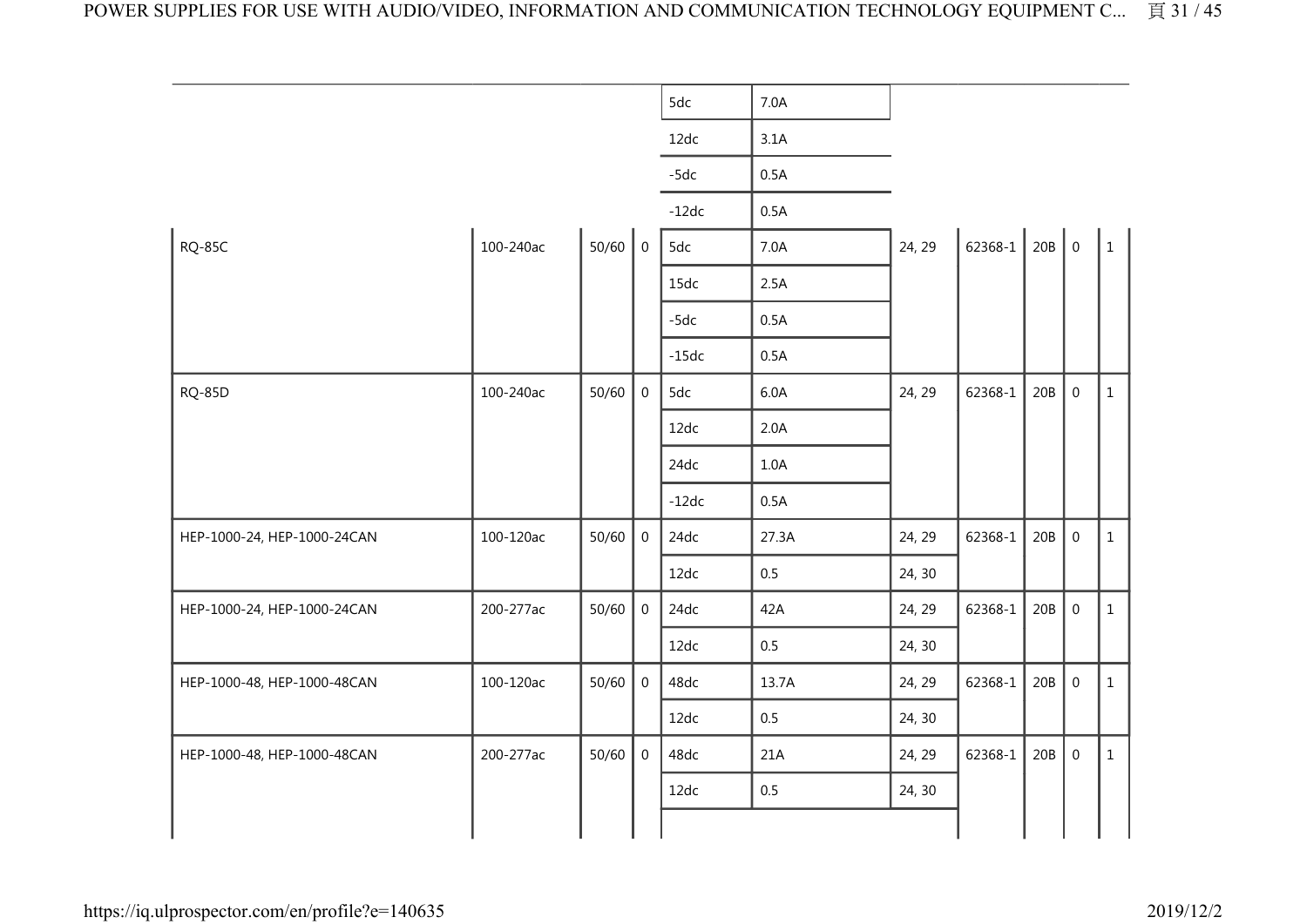| | | | | | | | | | | |
|---|---|---|---|---|---|---|---|---|---|---|
| | | | | 5dc | 7.0A | | | | | |
| | | | | 12dc | 3.1A | | | | | |
| | | | | -5dc | 0.5A | | | | | |
| | | | | -12dc | 0.5A | | | | | |
| RQ-85C | 100-240ac | 50/60 | 0 | 5dc | 7.0A | 24, 29 | 62368-1 | 20B | 0 | 1 |
| | | | | 15dc | 2.5A | | | | | |
| | | | | -5dc | 0.5A | | | | | |
| | | | | -15dc | 0.5A | | | | | |
| RQ-85D | 100-240ac | 50/60 | 0 | 5dc | 6.0A | 24, 29 | 62368-1 | 20B | 0 | 1 |
| | | | | 12dc | 2.0A | | | | | |
| | | | | 24dc | 1.0A | | | | | |
| | | | | -12dc | 0.5A | | | | | |
| HEP-1000-24, HEP-1000-24CAN | 100-120ac | 50/60 | 0 | 24dc | 27.3A | 24, 29 | 62368-1 | 20B | 0 | 1 |
| | | | | 12dc | 0.5 | 24, 30 | | | | |
| HEP-1000-24, HEP-1000-24CAN | 200-277ac | 50/60 | 0 | 24dc | 42A | 24, 29 | 62368-1 | 20B | 0 | 1 |
| | | | | 12dc | 0.5 | 24, 30 | | | | |
| HEP-1000-48, HEP-1000-48CAN | 100-120ac | 50/60 | 0 | 48dc | 13.7A | 24, 29 | 62368-1 | 20B | 0 | 1 |
| | | | | 12dc | 0.5 | 24, 30 | | | | |
| HEP-1000-48, HEP-1000-48CAN | 200-277ac | 50/60 | 0 | 48dc | 21A | 24, 29 | 62368-1 | 20B | 0 | 1 |
| | | | | 12dc | 0.5 | 24, 30 | | | | |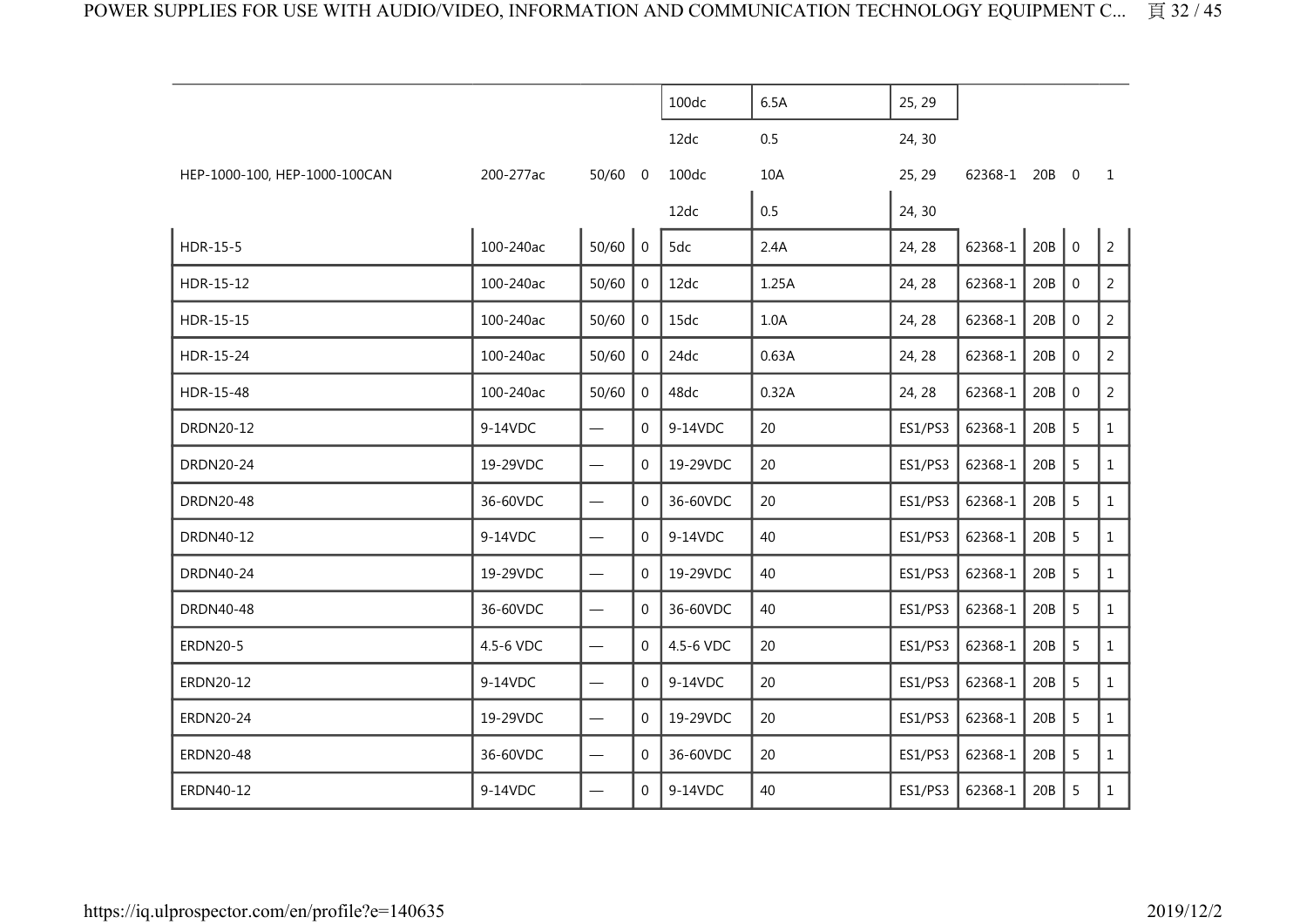| | | | | | | | | | | | |
|---|---|---|---|---|---|---|---|---|---|---|---|
| | | | | 100dc | 6.5A | 25, 29 | | | | |
| | | | | 12dc | 0.5 | 24, 30 | | | | |
| HEP-1000-100, HEP-1000-100CAN | 200-277ac | 50/60 | 0 | 100dc | 10A | 25, 29 | 62368-1 | 20B | 0 | 1 |
| | | | | 12dc | 0.5 | 24, 30 | | | | |
| HDR-15-5 | 100-240ac | 50/60 | 0 | 5dc | 2.4A | 24, 28 | 62368-1 | 20B | 0 | 2 |
| HDR-15-12 | 100-240ac | 50/60 | 0 | 12dc | 1.25A | 24, 28 | 62368-1 | 20B | 0 | 2 |
| HDR-15-15 | 100-240ac | 50/60 | 0 | 15dc | 1.0A | 24, 28 | 62368-1 | 20B | 0 | 2 |
| HDR-15-24 | 100-240ac | 50/60 | 0 | 24dc | 0.63A | 24, 28 | 62368-1 | 20B | 0 | 2 |
| HDR-15-48 | 100-240ac | 50/60 | 0 | 48dc | 0.32A | 24, 28 | 62368-1 | 20B | 0 | 2 |
| DRDN20-12 | 9-14VDC | — | 0 | 9-14VDC | 20 | ES1/PS3 | 62368-1 | 20B | 5 | 1 |
| DRDN20-24 | 19-29VDC | — | 0 | 19-29VDC | 20 | ES1/PS3 | 62368-1 | 20B | 5 | 1 |
| DRDN20-48 | 36-60VDC | — | 0 | 36-60VDC | 20 | ES1/PS3 | 62368-1 | 20B | 5 | 1 |
| DRDN40-12 | 9-14VDC | — | 0 | 9-14VDC | 40 | ES1/PS3 | 62368-1 | 20B | 5 | 1 |
| DRDN40-24 | 19-29VDC | — | 0 | 19-29VDC | 40 | ES1/PS3 | 62368-1 | 20B | 5 | 1 |
| DRDN40-48 | 36-60VDC | — | 0 | 36-60VDC | 40 | ES1/PS3 | 62368-1 | 20B | 5 | 1 |
| ERDN20-5 | 4.5-6 VDC | — | 0 | 4.5-6 VDC | 20 | ES1/PS3 | 62368-1 | 20B | 5 | 1 |
| ERDN20-12 | 9-14VDC | — | 0 | 9-14VDC | 20 | ES1/PS3 | 62368-1 | 20B | 5 | 1 |
| ERDN20-24 | 19-29VDC | — | 0 | 19-29VDC | 20 | ES1/PS3 | 62368-1 | 20B | 5 | 1 |
| ERDN20-48 | 36-60VDC | — | 0 | 36-60VDC | 20 | ES1/PS3 | 62368-1 | 20B | 5 | 1 |
| ERDN40-12 | 9-14VDC | — | 0 | 9-14VDC | 40 | ES1/PS3 | 62368-1 | 20B | 5 | 1 |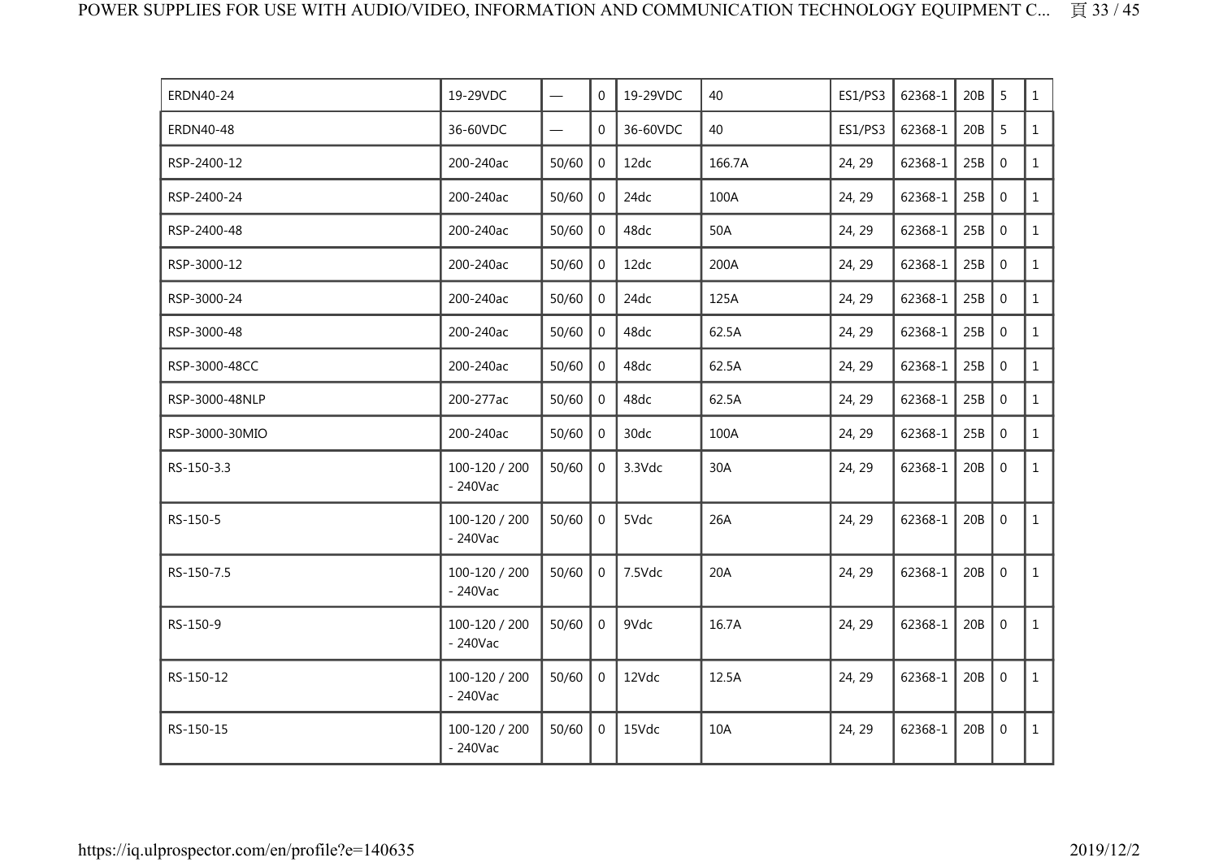| | | | | | | | | | | |
|---|---|---|---|---|---|---|---|---|---|---|
| ERDN40-24 | 19-29VDC | — | 0 | 19-29VDC | 40 | ES1/PS3 | 62368-1 | 20B | 5 | 1 |
| ERDN40-48 | 36-60VDC | — | 0 | 36-60VDC | 40 | ES1/PS3 | 62368-1 | 20B | 5 | 1 |
| RSP-2400-12 | 200-240ac | 50/60 | 0 | 12dc | 166.7A | 24, 29 | 62368-1 | 25B | 0 | 1 |
| RSP-2400-24 | 200-240ac | 50/60 | 0 | 24dc | 100A | 24, 29 | 62368-1 | 25B | 0 | 1 |
| RSP-2400-48 | 200-240ac | 50/60 | 0 | 48dc | 50A | 24, 29 | 62368-1 | 25B | 0 | 1 |
| RSP-3000-12 | 200-240ac | 50/60 | 0 | 12dc | 200A | 24, 29 | 62368-1 | 25B | 0 | 1 |
| RSP-3000-24 | 200-240ac | 50/60 | 0 | 24dc | 125A | 24, 29 | 62368-1 | 25B | 0 | 1 |
| RSP-3000-48 | 200-240ac | 50/60 | 0 | 48dc | 62.5A | 24, 29 | 62368-1 | 25B | 0 | 1 |
| RSP-3000-48CC | 200-240ac | 50/60 | 0 | 48dc | 62.5A | 24, 29 | 62368-1 | 25B | 0 | 1 |
| RSP-3000-48NLP | 200-277ac | 50/60 | 0 | 48dc | 62.5A | 24, 29 | 62368-1 | 25B | 0 | 1 |
| RSP-3000-30MIO | 200-240ac | 50/60 | 0 | 30dc | 100A | 24, 29 | 62368-1 | 25B | 0 | 1 |
| RS-150-3.3 | 100-120 / 200 - 240Vac | 50/60 | 0 | 3.3Vdc | 30A | 24, 29 | 62368-1 | 20B | 0 | 1 |
| RS-150-5 | 100-120 / 200 - 240Vac | 50/60 | 0 | 5Vdc | 26A | 24, 29 | 62368-1 | 20B | 0 | 1 |
| RS-150-7.5 | 100-120 / 200 - 240Vac | 50/60 | 0 | 7.5Vdc | 20A | 24, 29 | 62368-1 | 20B | 0 | 1 |
| RS-150-9 | 100-120 / 200 - 240Vac | 50/60 | 0 | 9Vdc | 16.7A | 24, 29 | 62368-1 | 20B | 0 | 1 |
| RS-150-12 | 100-120 / 200 - 240Vac | 50/60 | 0 | 12Vdc | 12.5A | 24, 29 | 62368-1 | 20B | 0 | 1 |
| RS-150-15 | 100-120 / 200 - 240Vac | 50/60 | 0 | 15Vdc | 10A | 24, 29 | 62368-1 | 20B | 0 | 1 |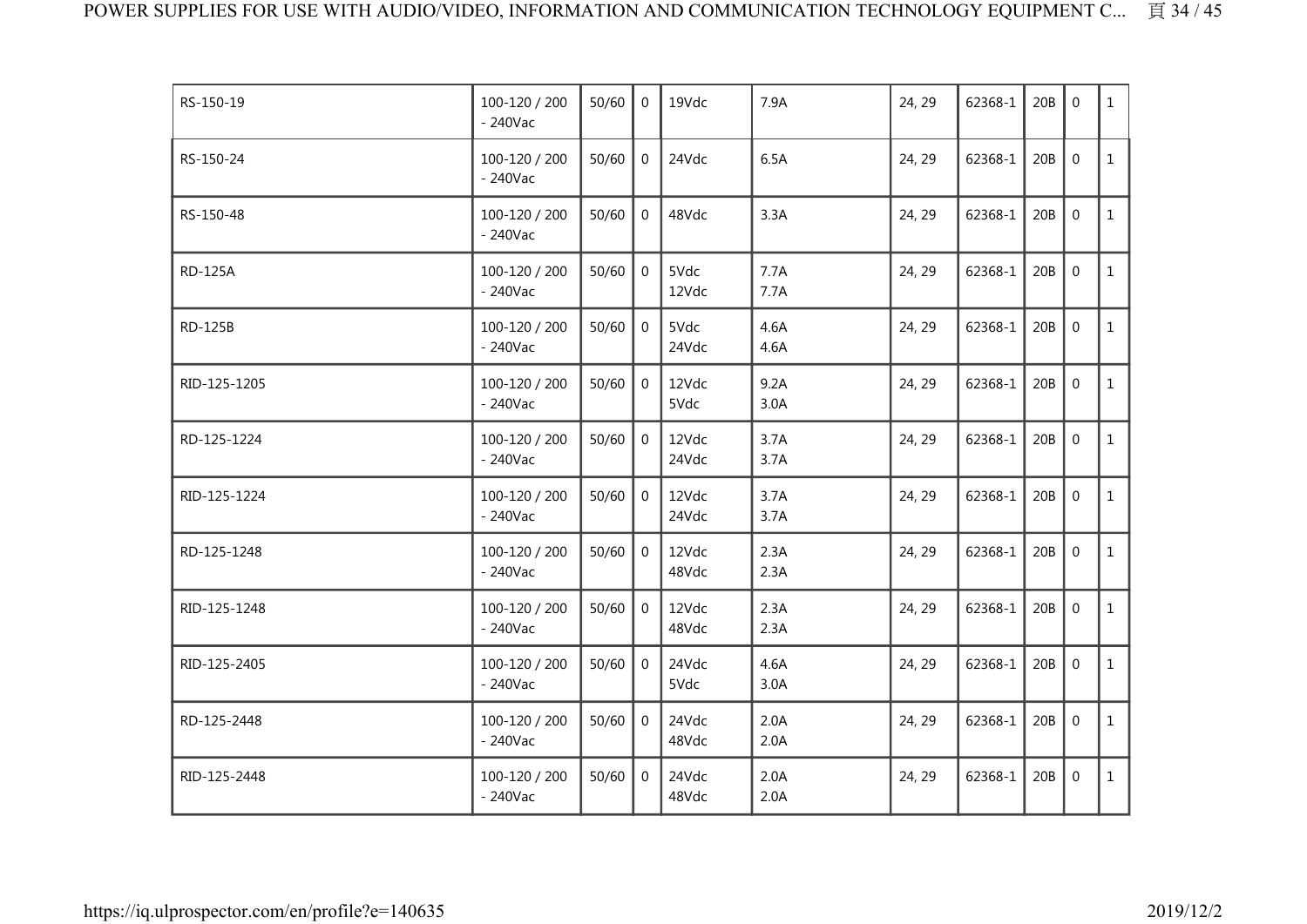| | | | | | | | | | | |
|---|---|---|---|---|---|---|---|---|---|---|
| RS-150-19 | 100-120 / 200 - 240Vac | 50/60 | 0 | 19Vdc | 7.9A | 24, 29 | 62368-1 | 20B | 0 | 1 |
| RS-150-24 | 100-120 / 200 - 240Vac | 50/60 | 0 | 24Vdc | 6.5A | 24, 29 | 62368-1 | 20B | 0 | 1 |
| RS-150-48 | 100-120 / 200 - 240Vac | 50/60 | 0 | 48Vdc | 3.3A | 24, 29 | 62368-1 | 20B | 0 | 1 |
| RD-125A | 100-120 / 200 - 240Vac | 50/60 | 0 | 5Vdc<br>12Vdc | 7.7A<br>7.7A | 24, 29 | 62368-1 | 20B | 0 | 1 |
| RD-125B | 100-120 / 200 - 240Vac | 50/60 | 0 | 5Vdc<br>24Vdc | 4.6A<br>4.6A | 24, 29 | 62368-1 | 20B | 0 | 1 |
| RID-125-1205 | 100-120 / 200 - 240Vac | 50/60 | 0 | 12Vdc<br>5Vdc | 9.2A<br>3.0A | 24, 29 | 62368-1 | 20B | 0 | 1 |
| RD-125-1224 | 100-120 / 200 - 240Vac | 50/60 | 0 | 12Vdc<br>24Vdc | 3.7A<br>3.7A | 24, 29 | 62368-1 | 20B | 0 | 1 |
| RID-125-1224 | 100-120 / 200 - 240Vac | 50/60 | 0 | 12Vdc<br>24Vdc | 3.7A<br>3.7A | 24, 29 | 62368-1 | 20B | 0 | 1 |
| RD-125-1248 | 100-120 / 200 - 240Vac | 50/60 | 0 | 12Vdc<br>48Vdc | 2.3A<br>2.3A | 24, 29 | 62368-1 | 20B | 0 | 1 |
| RID-125-1248 | 100-120 / 200 - 240Vac | 50/60 | 0 | 12Vdc<br>48Vdc | 2.3A<br>2.3A | 24, 29 | 62368-1 | 20B | 0 | 1 |
| RID-125-2405 | 100-120 / 200 - 240Vac | 50/60 | 0 | 24Vdc<br>5Vdc | 4.6A<br>3.0A | 24, 29 | 62368-1 | 20B | 0 | 1 |
| RD-125-2448 | 100-120 / 200 - 240Vac | 50/60 | 0 | 24Vdc<br>48Vdc | 2.0A<br>2.0A | 24, 29 | 62368-1 | 20B | 0 | 1 |
| RID-125-2448 | 100-120 / 200 - 240Vac | 50/60 | 0 | 24Vdc<br>48Vdc | 2.0A<br>2.0A | 24, 29 | 62368-1 | 20B | 0 | 1 |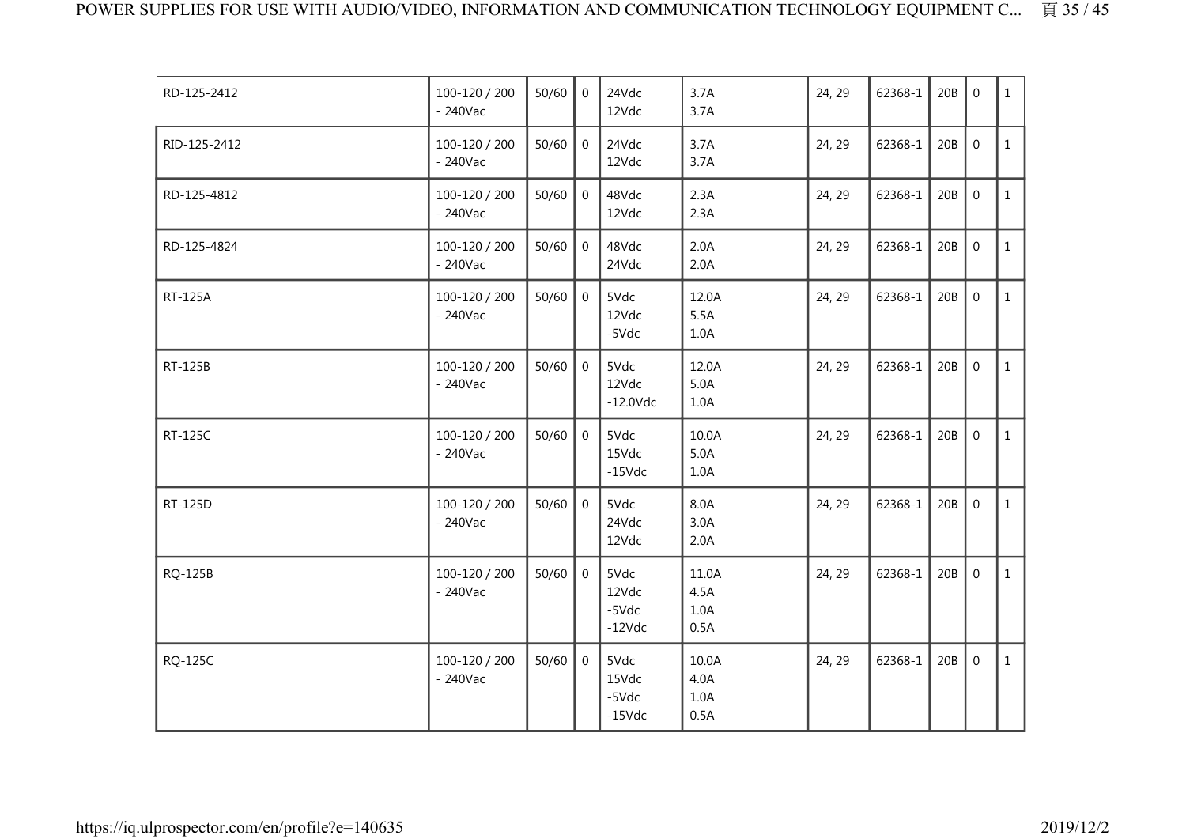| | | | | | | | | | | |
|---|---|---|---|---|---|---|---|---|---|---|
| RD-125-2412 | 100-120 / 200 - 240Vac | 50/60 | 0 | 24Vdc<br>12Vdc | 3.7A<br>3.7A | 24, 29 | 62368-1 | 20B | 0 | 1 |
| RID-125-2412 | 100-120 / 200 - 240Vac | 50/60 | 0 | 24Vdc<br>12Vdc | 3.7A<br>3.7A | 24, 29 | 62368-1 | 20B | 0 | 1 |
| RD-125-4812 | 100-120 / 200 - 240Vac | 50/60 | 0 | 48Vdc<br>12Vdc | 2.3A<br>2.3A | 24, 29 | 62368-1 | 20B | 0 | 1 |
| RD-125-4824 | 100-120 / 200 - 240Vac | 50/60 | 0 | 48Vdc<br>24Vdc | 2.0A<br>2.0A | 24, 29 | 62368-1 | 20B | 0 | 1 |
| RT-125A | 100-120 / 200 - 240Vac | 50/60 | 0 | 5Vdc<br>12Vdc<br>-5Vdc | 12.0A<br>5.5A<br>1.0A | 24, 29 | 62368-1 | 20B | 0 | 1 |
| RT-125B | 100-120 / 200 - 240Vac | 50/60 | 0 | 5Vdc<br>12Vdc<br>-12.0Vdc | 12.0A<br>5.0A<br>1.0A | 24, 29 | 62368-1 | 20B | 0 | 1 |
| RT-125C | 100-120 / 200 - 240Vac | 50/60 | 0 | 5Vdc<br>15Vdc<br>-15Vdc | 10.0A<br>5.0A<br>1.0A | 24, 29 | 62368-1 | 20B | 0 | 1 |
| RT-125D | 100-120 / 200 - 240Vac | 50/60 | 0 | 5Vdc<br>24Vdc<br>12Vdc | 8.0A<br>3.0A<br>2.0A | 24, 29 | 62368-1 | 20B | 0 | 1 |
| RQ-125B | 100-120 / 200 - 240Vac | 50/60 | 0 | 5Vdc<br>12Vdc<br>-5Vdc<br>-12Vdc | 11.0A<br>4.5A<br>1.0A<br>0.5A | 24, 29 | 62368-1 | 20B | 0 | 1 |
| RQ-125C | 100-120 / 200 - 240Vac | 50/60 | 0 | 5Vdc<br>15Vdc<br>-5Vdc<br>-15Vdc | 10.0A<br>4.0A<br>1.0A<br>0.5A | 24, 29 | 62368-1 | 20B | 0 | 1 |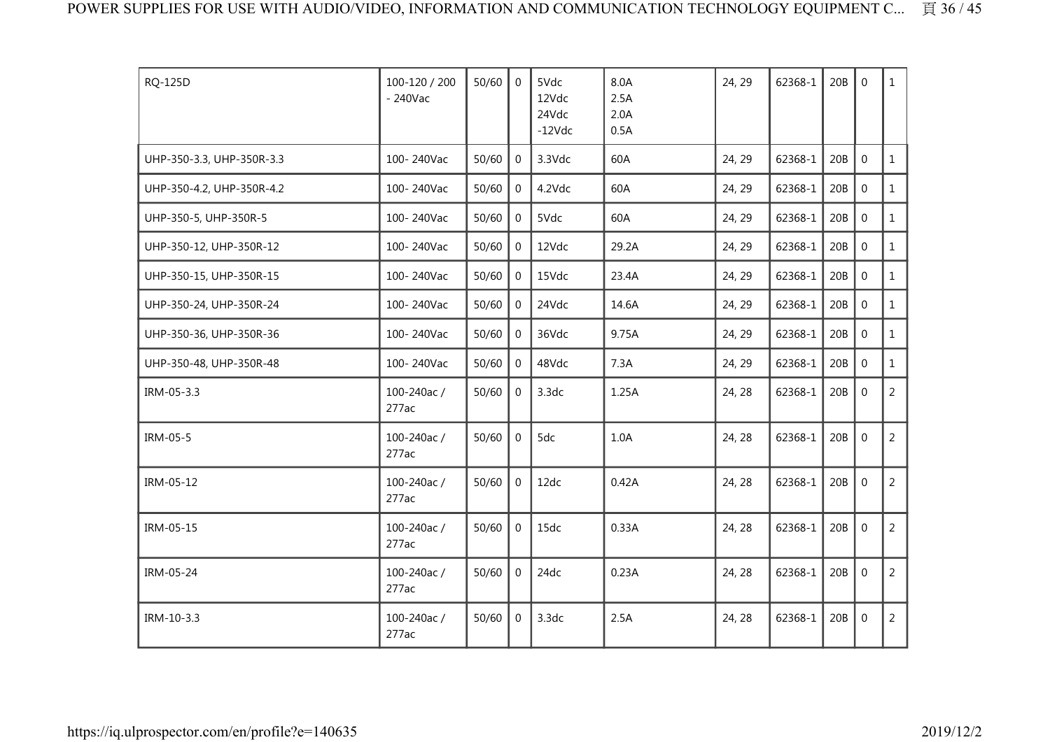| | | | | | | | | | | |
|---|---|---|---|---|---|---|---|---|---|---|
| RQ-125D | 100-120 / 200 - 240Vac | 50/60 | 0 | 5Vdc<br>12Vdc<br>24Vdc<br>-12Vdc | 8.0A<br>2.5A<br>2.0A<br>0.5A | 24, 29 | 62368-1 | 20B | 0 | 1 |
| UHP-350-3.3, UHP-350R-3.3 | 100- 240Vac | 50/60 | 0 | 3.3Vdc | 60A | 24, 29 | 62368-1 | 20B | 0 | 1 |
| UHP-350-4.2, UHP-350R-4.2 | 100- 240Vac | 50/60 | 0 | 4.2Vdc | 60A | 24, 29 | 62368-1 | 20B | 0 | 1 |
| UHP-350-5, UHP-350R-5 | 100- 240Vac | 50/60 | 0 | 5Vdc | 60A | 24, 29 | 62368-1 | 20B | 0 | 1 |
| UHP-350-12, UHP-350R-12 | 100- 240Vac | 50/60 | 0 | 12Vdc | 29.2A | 24, 29 | 62368-1 | 20B | 0 | 1 |
| UHP-350-15, UHP-350R-15 | 100- 240Vac | 50/60 | 0 | 15Vdc | 23.4A | 24, 29 | 62368-1 | 20B | 0 | 1 |
| UHP-350-24, UHP-350R-24 | 100- 240Vac | 50/60 | 0 | 24Vdc | 14.6A | 24, 29 | 62368-1 | 20B | 0 | 1 |
| UHP-350-36, UHP-350R-36 | 100- 240Vac | 50/60 | 0 | 36Vdc | 9.75A | 24, 29 | 62368-1 | 20B | 0 | 1 |
| UHP-350-48, UHP-350R-48 | 100- 240Vac | 50/60 | 0 | 48Vdc | 7.3A | 24, 29 | 62368-1 | 20B | 0 | 1 |
| IRM-05-3.3 | 100-240ac / 277ac | 50/60 | 0 | 3.3dc | 1.25A | 24, 28 | 62368-1 | 20B | 0 | 2 |
| IRM-05-5 | 100-240ac / 277ac | 50/60 | 0 | 5dc | 1.0A | 24, 28 | 62368-1 | 20B | 0 | 2 |
| IRM-05-12 | 100-240ac / 277ac | 50/60 | 0 | 12dc | 0.42A | 24, 28 | 62368-1 | 20B | 0 | 2 |
| IRM-05-15 | 100-240ac / 277ac | 50/60 | 0 | 15dc | 0.33A | 24, 28 | 62368-1 | 20B | 0 | 2 |
| IRM-05-24 | 100-240ac / 277ac | 50/60 | 0 | 24dc | 0.23A | 24, 28 | 62368-1 | 20B | 0 | 2 |
| IRM-10-3.3 | 100-240ac / 277ac | 50/60 | 0 | 3.3dc | 2.5A | 24, 28 | 62368-1 | 20B | 0 | 2 |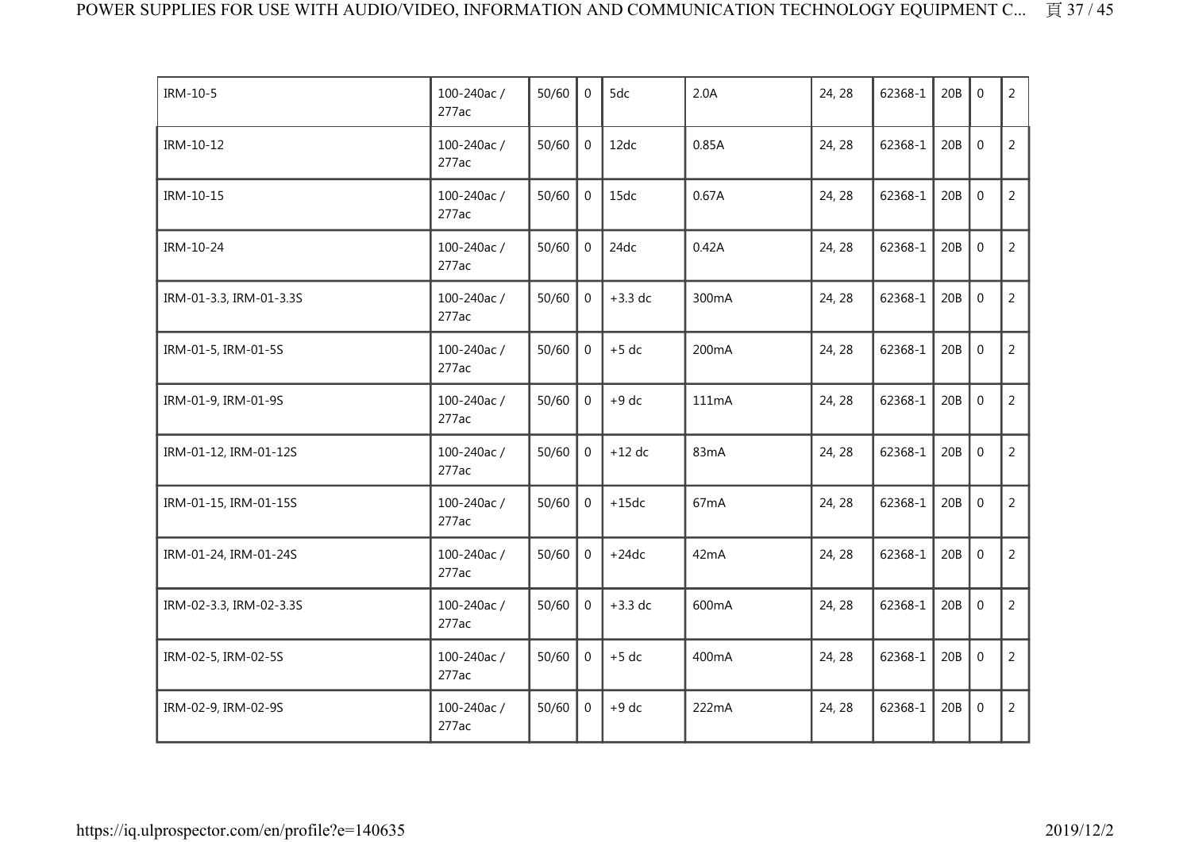| | | | | | | | | | | |
|---|---|---|---|---|---|---|---|---|---|---|
| IRM-10-5 | 100-240ac / 277ac | 50/60 | 0 | 5dc | 2.0A | 24, 28 | 62368-1 | 20B | 0 | 2 |
| IRM-10-12 | 100-240ac / 277ac | 50/60 | 0 | 12dc | 0.85A | 24, 28 | 62368-1 | 20B | 0 | 2 |
| IRM-10-15 | 100-240ac / 277ac | 50/60 | 0 | 15dc | 0.67A | 24, 28 | 62368-1 | 20B | 0 | 2 |
| IRM-10-24 | 100-240ac / 277ac | 50/60 | 0 | 24dc | 0.42A | 24, 28 | 62368-1 | 20B | 0 | 2 |
| IRM-01-3.3, IRM-01-3.3S | 100-240ac / 277ac | 50/60 | 0 | +3.3 dc | 300mA | 24, 28 | 62368-1 | 20B | 0 | 2 |
| IRM-01-5, IRM-01-5S | 100-240ac / 277ac | 50/60 | 0 | +5 dc | 200mA | 24, 28 | 62368-1 | 20B | 0 | 2 |
| IRM-01-9, IRM-01-9S | 100-240ac / 277ac | 50/60 | 0 | +9 dc | 111mA | 24, 28 | 62368-1 | 20B | 0 | 2 |
| IRM-01-12, IRM-01-12S | 100-240ac / 277ac | 50/60 | 0 | +12 dc | 83mA | 24, 28 | 62368-1 | 20B | 0 | 2 |
| IRM-01-15, IRM-01-15S | 100-240ac / 277ac | 50/60 | 0 | +15dc | 67mA | 24, 28 | 62368-1 | 20B | 0 | 2 |
| IRM-01-24, IRM-01-24S | 100-240ac / 277ac | 50/60 | 0 | +24dc | 42mA | 24, 28 | 62368-1 | 20B | 0 | 2 |
| IRM-02-3.3, IRM-02-3.3S | 100-240ac / 277ac | 50/60 | 0 | +3.3 dc | 600mA | 24, 28 | 62368-1 | 20B | 0 | 2 |
| IRM-02-5, IRM-02-5S | 100-240ac / 277ac | 50/60 | 0 | +5 dc | 400mA | 24, 28 | 62368-1 | 20B | 0 | 2 |
| IRM-02-9, IRM-02-9S | 100-240ac / 277ac | 50/60 | 0 | +9 dc | 222mA | 24, 28 | 62368-1 | 20B | 0 | 2 |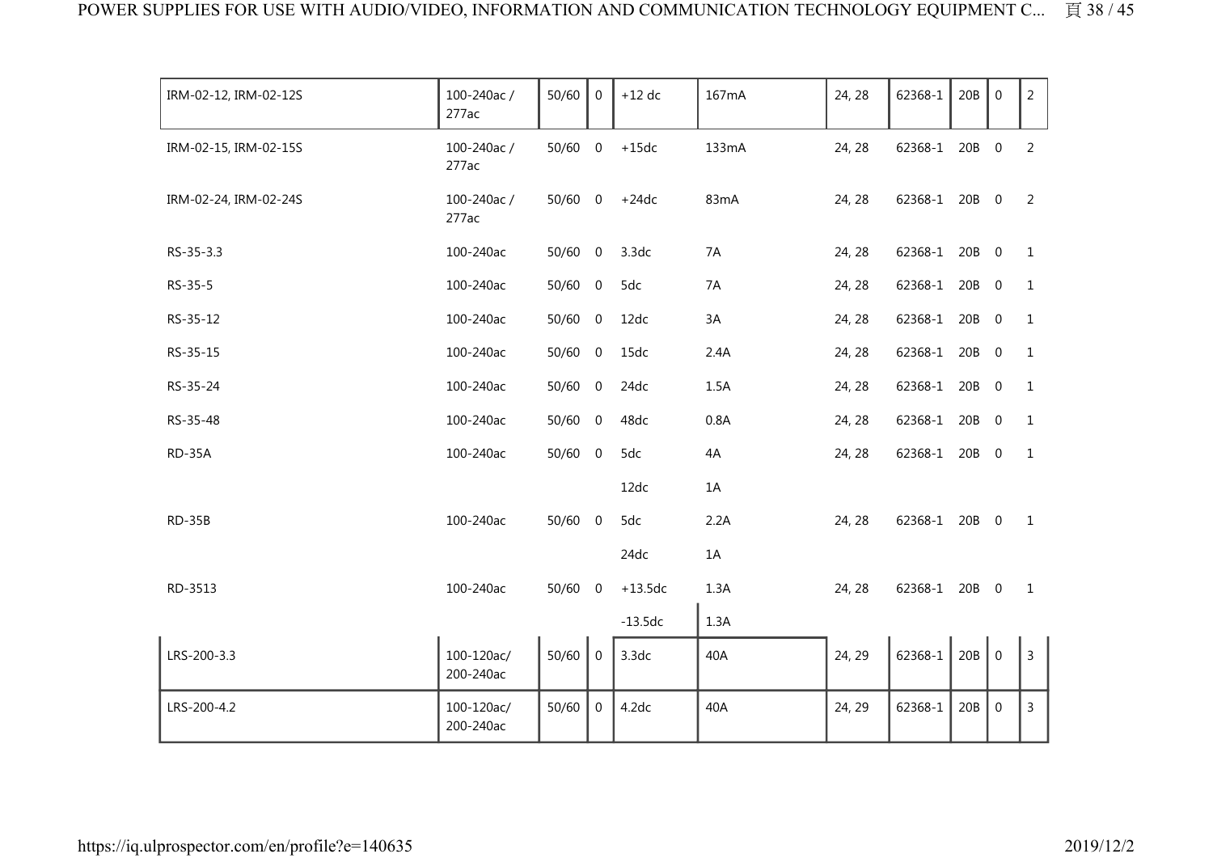| | | | | | | | | | | |
|---|---|---|---|---|---|---|---|---|---|---|
| IRM-02-12, IRM-02-12S | 100-240ac / 277ac | 50/60 | 0 | +12 dc | 167mA | 24, 28 | 62368-1 | 20B | 0 | 2 |
| IRM-02-15, IRM-02-15S | 100-240ac / 277ac | 50/60 | 0 | +15dc | 133mA | 24, 28 | 62368-1 | 20B | 0 | 2 |
| IRM-02-24, IRM-02-24S | 100-240ac / 277ac | 50/60 | 0 | +24dc | 83mA | 24, 28 | 62368-1 | 20B | 0 | 2 |
| RS-35-3.3 | 100-240ac | 50/60 | 0 | 3.3dc | 7A | 24, 28 | 62368-1 | 20B | 0 | 1 |
| RS-35-5 | 100-240ac | 50/60 | 0 | 5dc | 7A | 24, 28 | 62368-1 | 20B | 0 | 1 |
| RS-35-12 | 100-240ac | 50/60 | 0 | 12dc | 3A | 24, 28 | 62368-1 | 20B | 0 | 1 |
| RS-35-15 | 100-240ac | 50/60 | 0 | 15dc | 2.4A | 24, 28 | 62368-1 | 20B | 0 | 1 |
| RS-35-24 | 100-240ac | 50/60 | 0 | 24dc | 1.5A | 24, 28 | 62368-1 | 20B | 0 | 1 |
| RS-35-48 | 100-240ac | 50/60 | 0 | 48dc | 0.8A | 24, 28 | 62368-1 | 20B | 0 | 1 |
| RD-35A | 100-240ac | 50/60 | 0 | 5dc | 4A | 24, 28 | 62368-1 | 20B | 0 | 1 |
| | | | | 12dc | 1A | | | | | |
| RD-35B | 100-240ac | 50/60 | 0 | 5dc | 2.2A | 24, 28 | 62368-1 | 20B | 0 | 1 |
| | | | | 24dc | 1A | | | | | |
| RD-3513 | 100-240ac | 50/60 | 0 | +13.5dc | 1.3A | 24, 28 | 62368-1 | 20B | 0 | 1 |
| | | | | -13.5dc | 1.3A | | | | | |
| LRS-200-3.3 | 100-120ac/ 200-240ac | 50/60 | 0 | 3.3dc | 40A | 24, 29 | 62368-1 | 20B | 0 | 3 |
| LRS-200-4.2 | 100-120ac/ 200-240ac | 50/60 | 0 | 4.2dc | 40A | 24, 29 | 62368-1 | 20B | 0 | 3 |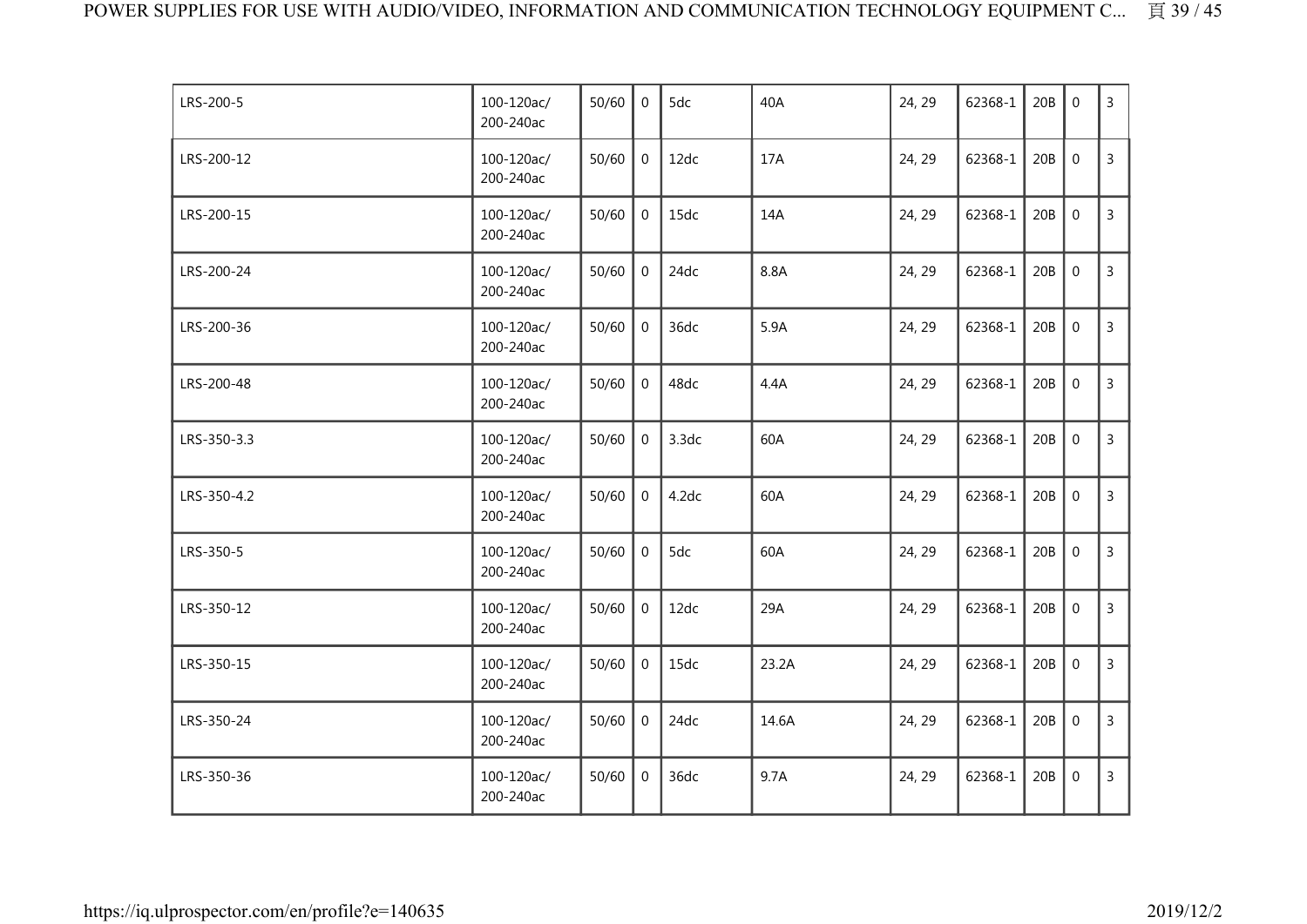| | | | | | | | | | | |
|---|---|---|---|---|---|---|---|---|---|---|
| LRS-200-5 | 100-120ac/ 200-240ac | 50/60 | 0 | 5dc | 40A | 24, 29 | 62368-1 | 20B | 0 | 3 |
| LRS-200-12 | 100-120ac/ 200-240ac | 50/60 | 0 | 12dc | 17A | 24, 29 | 62368-1 | 20B | 0 | 3 |
| LRS-200-15 | 100-120ac/ 200-240ac | 50/60 | 0 | 15dc | 14A | 24, 29 | 62368-1 | 20B | 0 | 3 |
| LRS-200-24 | 100-120ac/ 200-240ac | 50/60 | 0 | 24dc | 8.8A | 24, 29 | 62368-1 | 20B | 0 | 3 |
| LRS-200-36 | 100-120ac/ 200-240ac | 50/60 | 0 | 36dc | 5.9A | 24, 29 | 62368-1 | 20B | 0 | 3 |
| LRS-200-48 | 100-120ac/ 200-240ac | 50/60 | 0 | 48dc | 4.4A | 24, 29 | 62368-1 | 20B | 0 | 3 |
| LRS-350-3.3 | 100-120ac/ 200-240ac | 50/60 | 0 | 3.3dc | 60A | 24, 29 | 62368-1 | 20B | 0 | 3 |
| LRS-350-4.2 | 100-120ac/ 200-240ac | 50/60 | 0 | 4.2dc | 60A | 24, 29 | 62368-1 | 20B | 0 | 3 |
| LRS-350-5 | 100-120ac/ 200-240ac | 50/60 | 0 | 5dc | 60A | 24, 29 | 62368-1 | 20B | 0 | 3 |
| LRS-350-12 | 100-120ac/ 200-240ac | 50/60 | 0 | 12dc | 29A | 24, 29 | 62368-1 | 20B | 0 | 3 |
| LRS-350-15 | 100-120ac/ 200-240ac | 50/60 | 0 | 15dc | 23.2A | 24, 29 | 62368-1 | 20B | 0 | 3 |
| LRS-350-24 | 100-120ac/ 200-240ac | 50/60 | 0 | 24dc | 14.6A | 24, 29 | 62368-1 | 20B | 0 | 3 |
| LRS-350-36 | 100-120ac/ 200-240ac | 50/60 | 0 | 36dc | 9.7A | 24, 29 | 62368-1 | 20B | 0 | 3 |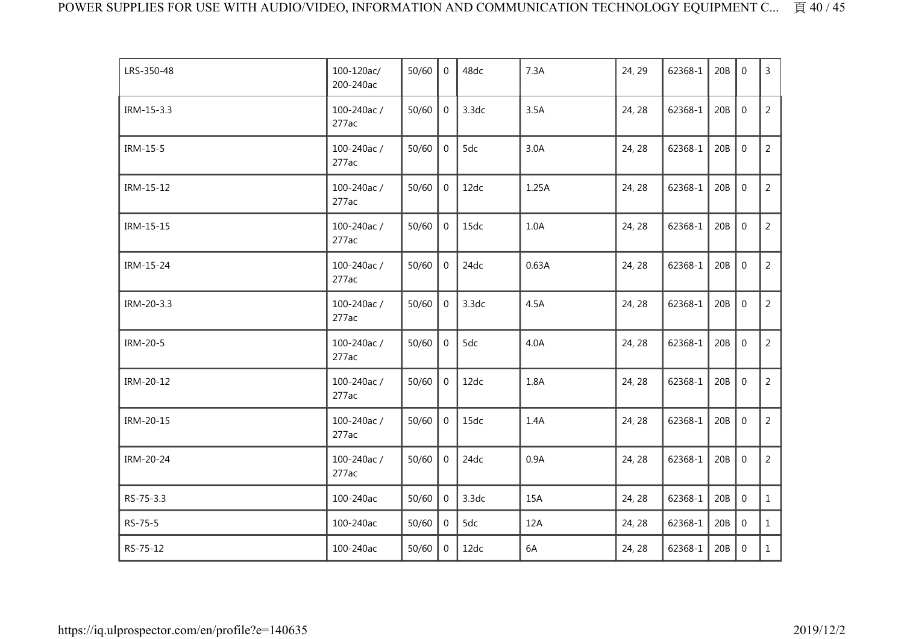| LRS-350-48 | 100-120ac/ 200-240ac | 50/60 | 0 | 48dc | 7.3A | 24, 29 | 62368-1 | 20B | 0 | 3 |
|---|---|---|---|---|---|---|---|---|---|---|
| IRM-15-3.3 | 100-240ac / 277ac | 50/60 | 0 | 3.3dc | 3.5A | 24, 28 | 62368-1 | 20B | 0 | 2 |
| IRM-15-5 | 100-240ac / 277ac | 50/60 | 0 | 5dc | 3.0A | 24, 28 | 62368-1 | 20B | 0 | 2 |
| IRM-15-12 | 100-240ac / 277ac | 50/60 | 0 | 12dc | 1.25A | 24, 28 | 62368-1 | 20B | 0 | 2 |
| IRM-15-15 | 100-240ac / 277ac | 50/60 | 0 | 15dc | 1.0A | 24, 28 | 62368-1 | 20B | 0 | 2 |
| IRM-15-24 | 100-240ac / 277ac | 50/60 | 0 | 24dc | 0.63A | 24, 28 | 62368-1 | 20B | 0 | 2 |
| IRM-20-3.3 | 100-240ac / 277ac | 50/60 | 0 | 3.3dc | 4.5A | 24, 28 | 62368-1 | 20B | 0 | 2 |
| IRM-20-5 | 100-240ac / 277ac | 50/60 | 0 | 5dc | 4.0A | 24, 28 | 62368-1 | 20B | 0 | 2 |
| IRM-20-12 | 100-240ac / 277ac | 50/60 | 0 | 12dc | 1.8A | 24, 28 | 62368-1 | 20B | 0 | 2 |
| IRM-20-15 | 100-240ac / 277ac | 50/60 | 0 | 15dc | 1.4A | 24, 28 | 62368-1 | 20B | 0 | 2 |
| IRM-20-24 | 100-240ac / 277ac | 50/60 | 0 | 24dc | 0.9A | 24, 28 | 62368-1 | 20B | 0 | 2 |
| RS-75-3.3 | 100-240ac | 50/60 | 0 | 3.3dc | 15A | 24, 28 | 62368-1 | 20B | 0 | 1 |
| RS-75-5 | 100-240ac | 50/60 | 0 | 5dc | 12A | 24, 28 | 62368-1 | 20B | 0 | 1 |
| RS-75-12 | 100-240ac | 50/60 | 0 | 12dc | 6A | 24, 28 | 62368-1 | 20B | 0 | 1 |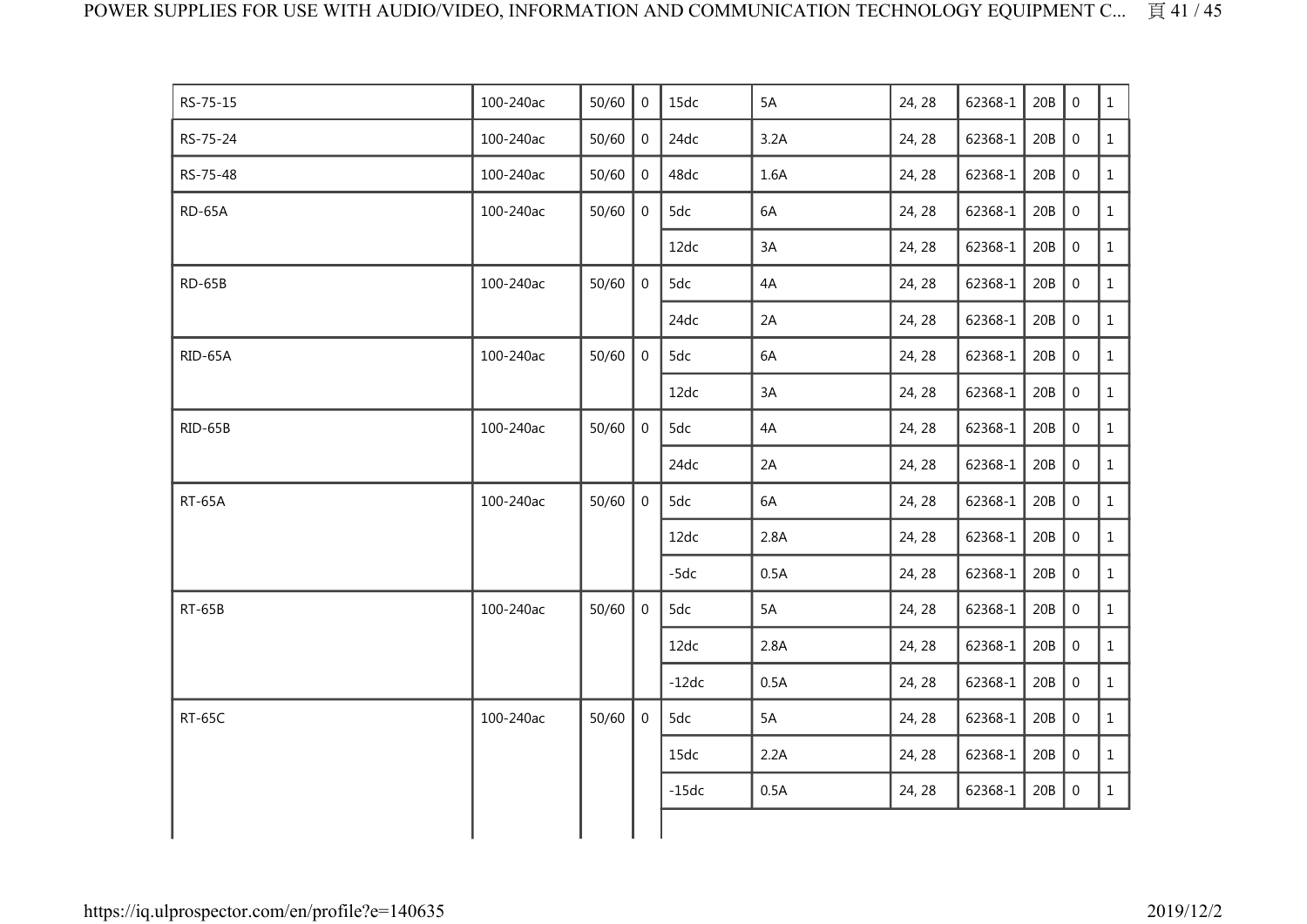| | | | | | | | | | | |
|---|---|---|---|---|---|---|---|---|---|---|
| RS-75-15 | 100-240ac | 50/60 | 0 | 15dc | 5A | 24, 28 | 62368-1 | 20B | 0 | 1 |
| RS-75-24 | 100-240ac | 50/60 | 0 | 24dc | 3.2A | 24, 28 | 62368-1 | 20B | 0 | 1 |
| RS-75-48 | 100-240ac | 50/60 | 0 | 48dc | 1.6A | 24, 28 | 62368-1 | 20B | 0 | 1 |
| RD-65A | 100-240ac | 50/60 | 0 | 5dc | 6A | 24, 28 | 62368-1 | 20B | 0 | 1 |
| | | | | 12dc | 3A | 24, 28 | 62368-1 | 20B | 0 | 1 |
| RD-65B | 100-240ac | 50/60 | 0 | 5dc | 4A | 24, 28 | 62368-1 | 20B | 0 | 1 |
| | | | | 24dc | 2A | 24, 28 | 62368-1 | 20B | 0 | 1 |
| RID-65A | 100-240ac | 50/60 | 0 | 5dc | 6A | 24, 28 | 62368-1 | 20B | 0 | 1 |
| | | | | 12dc | 3A | 24, 28 | 62368-1 | 20B | 0 | 1 |
| RID-65B | 100-240ac | 50/60 | 0 | 5dc | 4A | 24, 28 | 62368-1 | 20B | 0 | 1 |
| | | | | 24dc | 2A | 24, 28 | 62368-1 | 20B | 0 | 1 |
| RT-65A | 100-240ac | 50/60 | 0 | 5dc | 6A | 24, 28 | 62368-1 | 20B | 0 | 1 |
| | | | | 12dc | 2.8A | 24, 28 | 62368-1 | 20B | 0 | 1 |
| | | | | -5dc | 0.5A | 24, 28 | 62368-1 | 20B | 0 | 1 |
| RT-65B | 100-240ac | 50/60 | 0 | 5dc | 5A | 24, 28 | 62368-1 | 20B | 0 | 1 |
| | | | | 12dc | 2.8A | 24, 28 | 62368-1 | 20B | 0 | 1 |
| | | | | -12dc | 0.5A | 24, 28 | 62368-1 | 20B | 0 | 1 |
| RT-65C | 100-240ac | 50/60 | 0 | 5dc | 5A | 24, 28 | 62368-1 | 20B | 0 | 1 |
| | | | | 15dc | 2.2A | 24, 28 | 62368-1 | 20B | 0 | 1 |
| | | | | -15dc | 0.5A | 24, 28 | 62368-1 | 20B | 0 | 1 |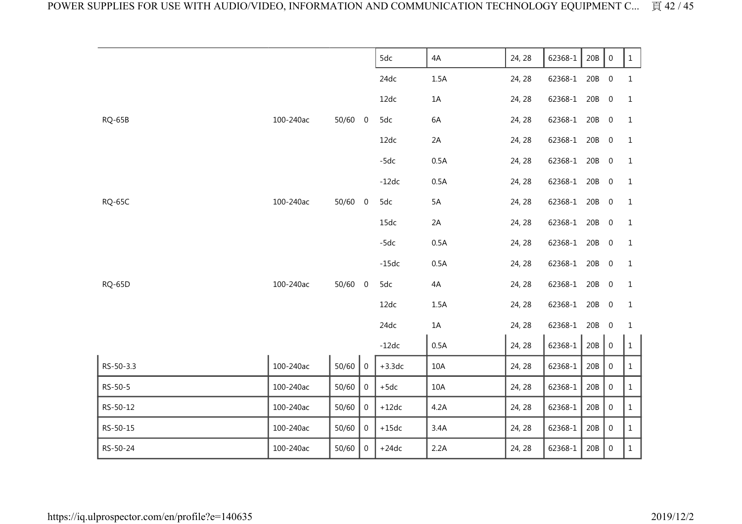| | | | | | | | | | | |
|---|---|---|---|---|---|---|---|---|---|---|
| | | | | 5dc | 4A | 24, 28 | 62368-1 | 20B | 0 | 1 |
| | | | | 24dc | 1.5A | 24, 28 | 62368-1 | 20B | 0 | 1 |
| | | | | 12dc | 1A | 24, 28 | 62368-1 | 20B | 0 | 1 |
| RQ-65B | 100-240ac | 50/60 | 0 | 5dc | 6A | 24, 28 | 62368-1 | 20B | 0 | 1 |
| | | | | 12dc | 2A | 24, 28 | 62368-1 | 20B | 0 | 1 |
| | | | | -5dc | 0.5A | 24, 28 | 62368-1 | 20B | 0 | 1 |
| | | | | -12dc | 0.5A | 24, 28 | 62368-1 | 20B | 0 | 1 |
| RQ-65C | 100-240ac | 50/60 | 0 | 5dc | 5A | 24, 28 | 62368-1 | 20B | 0 | 1 |
| | | | | 15dc | 2A | 24, 28 | 62368-1 | 20B | 0 | 1 |
| | | | | -5dc | 0.5A | 24, 28 | 62368-1 | 20B | 0 | 1 |
| | | | | -15dc | 0.5A | 24, 28 | 62368-1 | 20B | 0 | 1 |
| RQ-65D | 100-240ac | 50/60 | 0 | 5dc | 4A | 24, 28 | 62368-1 | 20B | 0 | 1 |
| | | | | 12dc | 1.5A | 24, 28 | 62368-1 | 20B | 0 | 1 |
| | | | | 24dc | 1A | 24, 28 | 62368-1 | 20B | 0 | 1 |
| | | | | -12dc | 0.5A | 24, 28 | 62368-1 | 20B | 0 | 1 |
| RS-50-3.3 | 100-240ac | 50/60 | 0 | +3.3dc | 10A | 24, 28 | 62368-1 | 20B | 0 | 1 |
| RS-50-5 | 100-240ac | 50/60 | 0 | +5dc | 10A | 24, 28 | 62368-1 | 20B | 0 | 1 |
| RS-50-12 | 100-240ac | 50/60 | 0 | +12dc | 4.2A | 24, 28 | 62368-1 | 20B | 0 | 1 |
| RS-50-15 | 100-240ac | 50/60 | 0 | +15dc | 3.4A | 24, 28 | 62368-1 | 20B | 0 | 1 |
| RS-50-24 | 100-240ac | 50/60 | 0 | +24dc | 2.2A | 24, 28 | 62368-1 | 20B | 0 | 1 |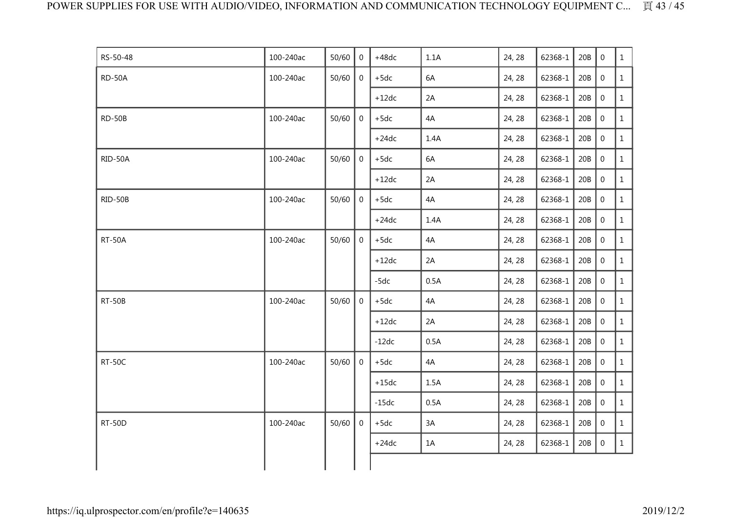| | | | | | | | | | | |
|---|---|---|---|---|---|---|---|---|---|---|
| RS-50-48 | 100-240ac | 50/60 | 0 | +48dc | 1.1A | 24, 28 | 62368-1 | 20B | 0 | 1 |
| RD-50A | 100-240ac | 50/60 | 0 | +5dc | 6A | 24, 28 | 62368-1 | 20B | 0 | 1 |
| | | | | +12dc | 2A | 24, 28 | 62368-1 | 20B | 0 | 1 |
| RD-50B | 100-240ac | 50/60 | 0 | +5dc | 4A | 24, 28 | 62368-1 | 20B | 0 | 1 |
| | | | | +24dc | 1.4A | 24, 28 | 62368-1 | 20B | 0 | 1 |
| RID-50A | 100-240ac | 50/60 | 0 | +5dc | 6A | 24, 28 | 62368-1 | 20B | 0 | 1 |
| | | | | +12dc | 2A | 24, 28 | 62368-1 | 20B | 0 | 1 |
| RID-50B | 100-240ac | 50/60 | 0 | +5dc | 4A | 24, 28 | 62368-1 | 20B | 0 | 1 |
| | | | | +24dc | 1.4A | 24, 28 | 62368-1 | 20B | 0 | 1 |
| RT-50A | 100-240ac | 50/60 | 0 | +5dc | 4A | 24, 28 | 62368-1 | 20B | 0 | 1 |
| | | | | +12dc | 2A | 24, 28 | 62368-1 | 20B | 0 | 1 |
| | | | | -5dc | 0.5A | 24, 28 | 62368-1 | 20B | 0 | 1 |
| RT-50B | 100-240ac | 50/60 | 0 | +5dc | 4A | 24, 28 | 62368-1 | 20B | 0 | 1 |
| | | | | +12dc | 2A | 24, 28 | 62368-1 | 20B | 0 | 1 |
| | | | | -12dc | 0.5A | 24, 28 | 62368-1 | 20B | 0 | 1 |
| RT-50C | 100-240ac | 50/60 | 0 | +5dc | 4A | 24, 28 | 62368-1 | 20B | 0 | 1 |
| | | | | +15dc | 1.5A | 24, 28 | 62368-1 | 20B | 0 | 1 |
| | | | | -15dc | 0.5A | 24, 28 | 62368-1 | 20B | 0 | 1 |
| RT-50D | 100-240ac | 50/60 | 0 | +5dc | 3A | 24, 28 | 62368-1 | 20B | 0 | 1 |
| | | | | +24dc | 1A | 24, 28 | 62368-1 | 20B | 0 | 1 |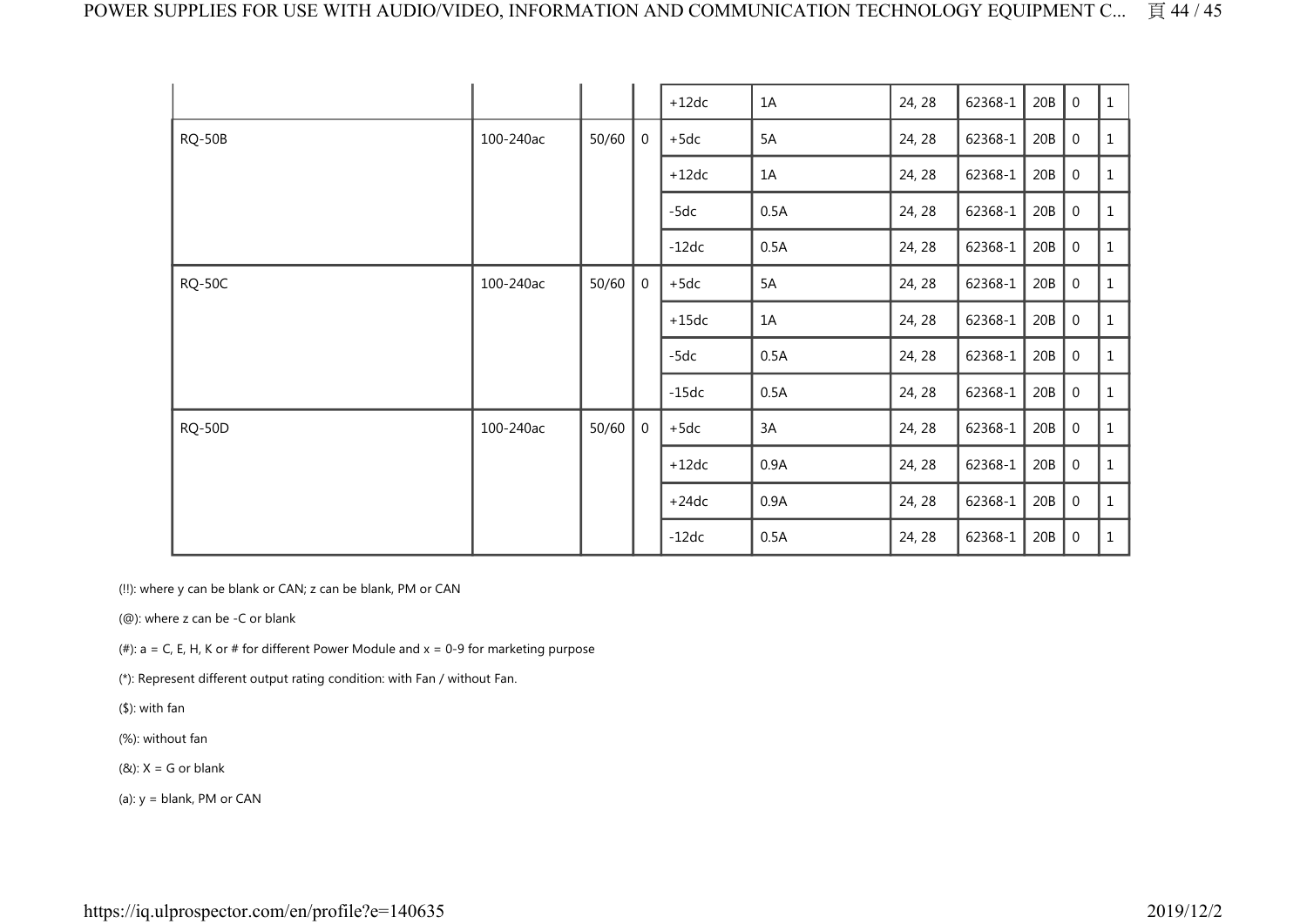| | | | | | | | | | | |
|---|---|---|---|---|---|---|---|---|---|---|
| | | | | +12dc | 1A | 24, 28 | 62368-1 | 20B | 0 | 1 |
| RQ-50B | 100-240ac | 50/60 | 0 | +5dc | 5A | 24, 28 | 62368-1 | 20B | 0 | 1 |
| | | | | +12dc | 1A | 24, 28 | 62368-1 | 20B | 0 | 1 |
| | | | | -5dc | 0.5A | 24, 28 | 62368-1 | 20B | 0 | 1 |
| | | | | -12dc | 0.5A | 24, 28 | 62368-1 | 20B | 0 | 1 |
| RQ-50C | 100-240ac | 50/60 | 0 | +5dc | 5A | 24, 28 | 62368-1 | 20B | 0 | 1 |
| | | | | +15dc | 1A | 24, 28 | 62368-1 | 20B | 0 | 1 |
| | | | | -5dc | 0.5A | 24, 28 | 62368-1 | 20B | 0 | 1 |
| | | | | -15dc | 0.5A | 24, 28 | 62368-1 | 20B | 0 | 1 |
| RQ-50D | 100-240ac | 50/60 | 0 | +5dc | 3A | 24, 28 | 62368-1 | 20B | 0 | 1 |
| | | | | +12dc | 0.9A | 24, 28 | 62368-1 | 20B | 0 | 1 |
| | | | | +24dc | 0.9A | 24, 28 | 62368-1 | 20B | 0 | 1 |
| | | | | -12dc | 0.5A | 24, 28 | 62368-1 | 20B | 0 | 1 |

(!!): where y can be blank or CAN; z can be blank, PM or CAN

(@): where z can be -C or blank

(#): a = C, E, H, K or # for different Power Module and x = 0-9 for marketing purpose

(*): Represent different output rating condition: with Fan / without Fan.

($): with fan

(%): without fan

(&): X = G or blank

(a): y = blank, PM or CAN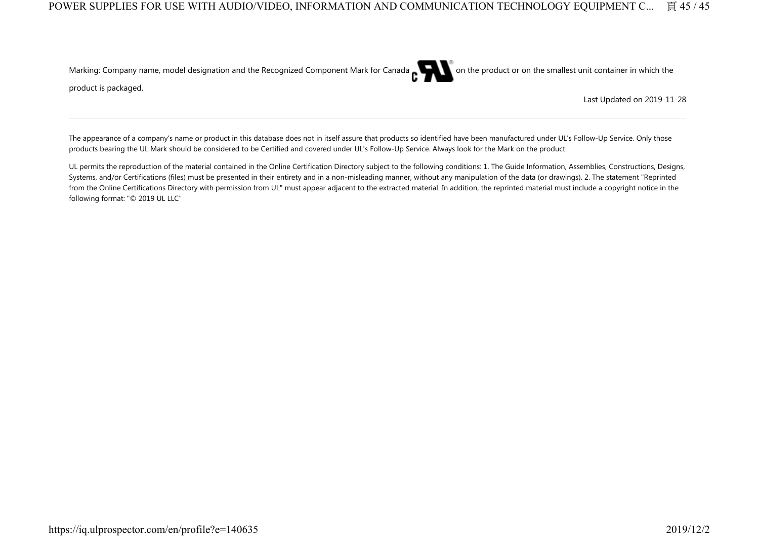Marking: Company name, model designation and the Recognized Component Mark for Canada on the product or on the smallest unit container in which the product is packaged.

Last Updated on 2019-11-28

---

The appearance of a company's name or product in this database does not in itself assure that products so identified have been manufactured under UL's Follow-Up Service. Only those products bearing the UL Mark should be considered to be Certified and covered under UL's Follow-Up Service. Always look for the Mark on the product.

UL permits the reproduction of the material contained in the Online Certification Directory subject to the following conditions: 1. The Guide Information, Assemblies, Constructions, Designs, Systems, and/or Certifications (files) must be presented in their entirety and in a non-misleading manner, without any manipulation of the data (or drawings). 2. The statement "Reprinted from the Online Certifications Directory with permission from UL" must appear adjacent to the extracted material. In addition, the reprinted material must include a copyright notice in the following format: "© 2019 UL LLC"